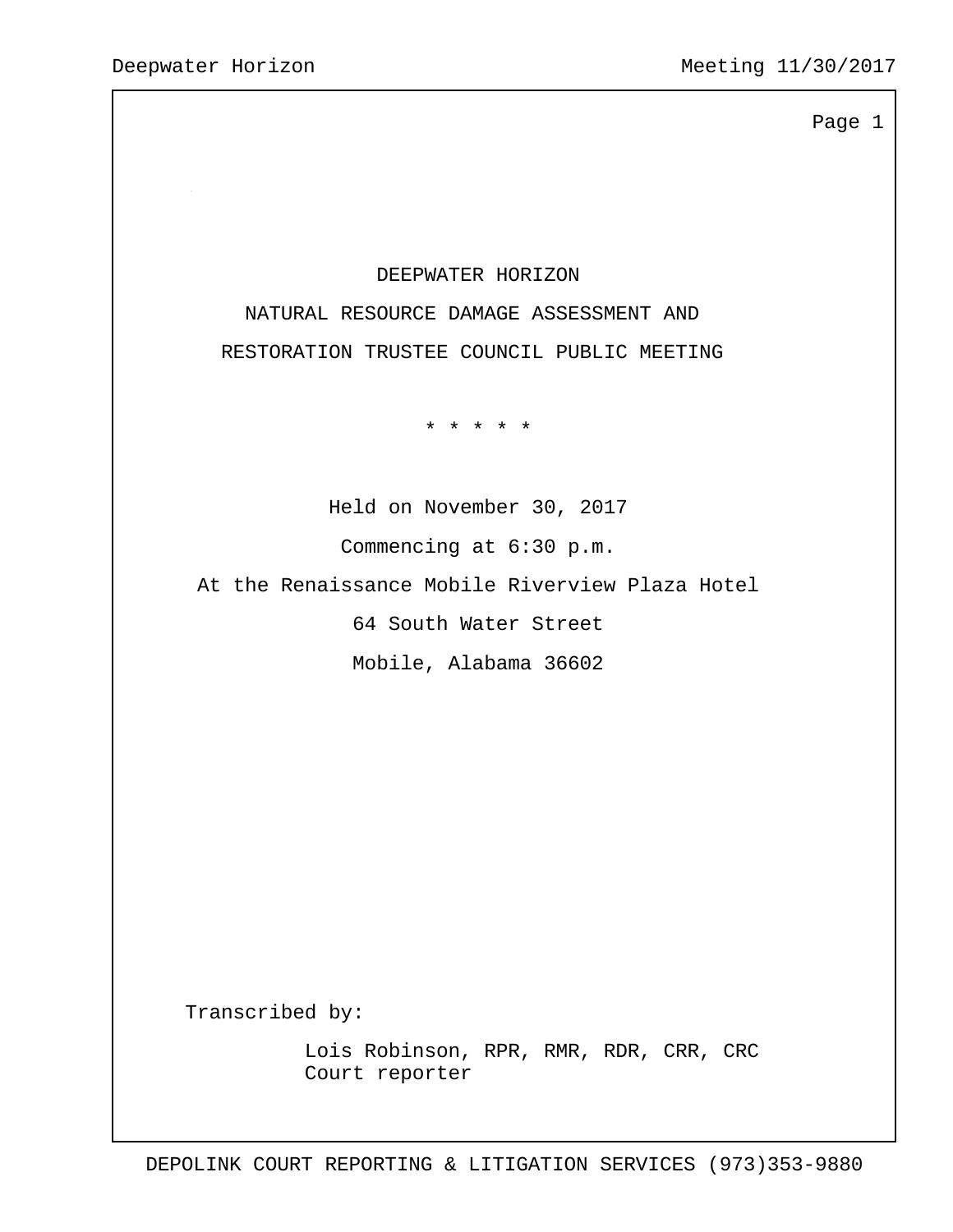# DEEPWATER HORIZON

## NATURAL RESOURCE DAMAGE ASSESSMENT AND RESTORATION TRUSTEE COUNCIL PUBLIC MEETING

* * * * *

Held on November 30, 2017

Commencing at 6:30 p.m.

At the Renaissance Mobile Riverview Plaza Hotel

64 South Water Street

Mobile, Alabama 36602

Transcribed by:

Lois Robinson, RPR, RMR, RDR, CRR, CRC
Court reporter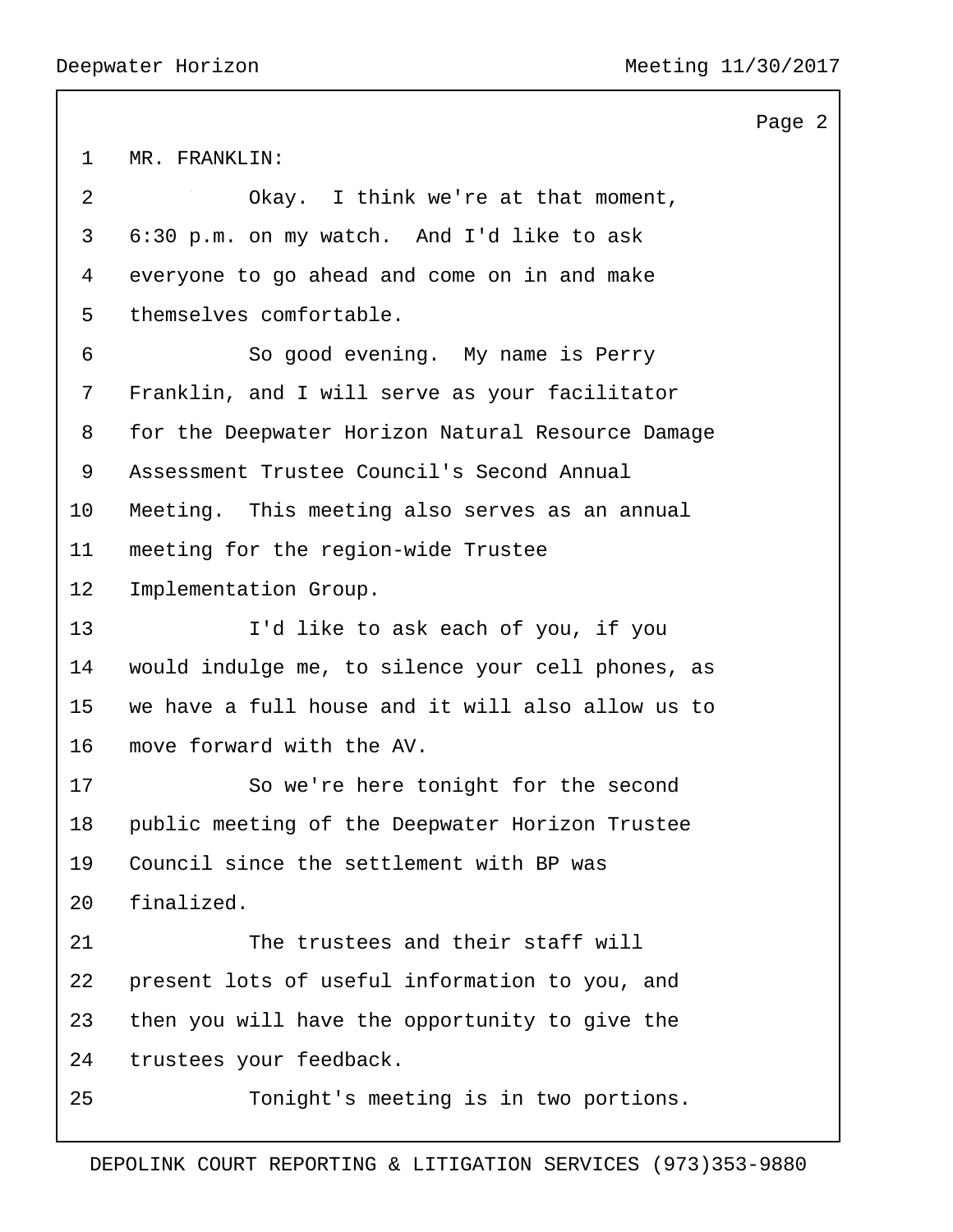MR. FRANKLIN:

Okay. I think we're at that moment, 6:30 p.m. on my watch. And I'd like to ask everyone to go ahead and come on in and make themselves comfortable.

So good evening. My name is Perry Franklin, and I will serve as your facilitator for the Deepwater Horizon Natural Resource Damage Assessment Trustee Council's Second Annual Meeting. This meeting also serves as an annual meeting for the region-wide Trustee Implementation Group.

I'd like to ask each of you, if you would indulge me, to silence your cell phones, as we have a full house and it will also allow us to move forward with the AV.

So we're here tonight for the second public meeting of the Deepwater Horizon Trustee Council since the settlement with BP was finalized.

The trustees and their staff will present lots of useful information to you, and then you will have the opportunity to give the trustees your feedback.

Tonight's meeting is in two portions.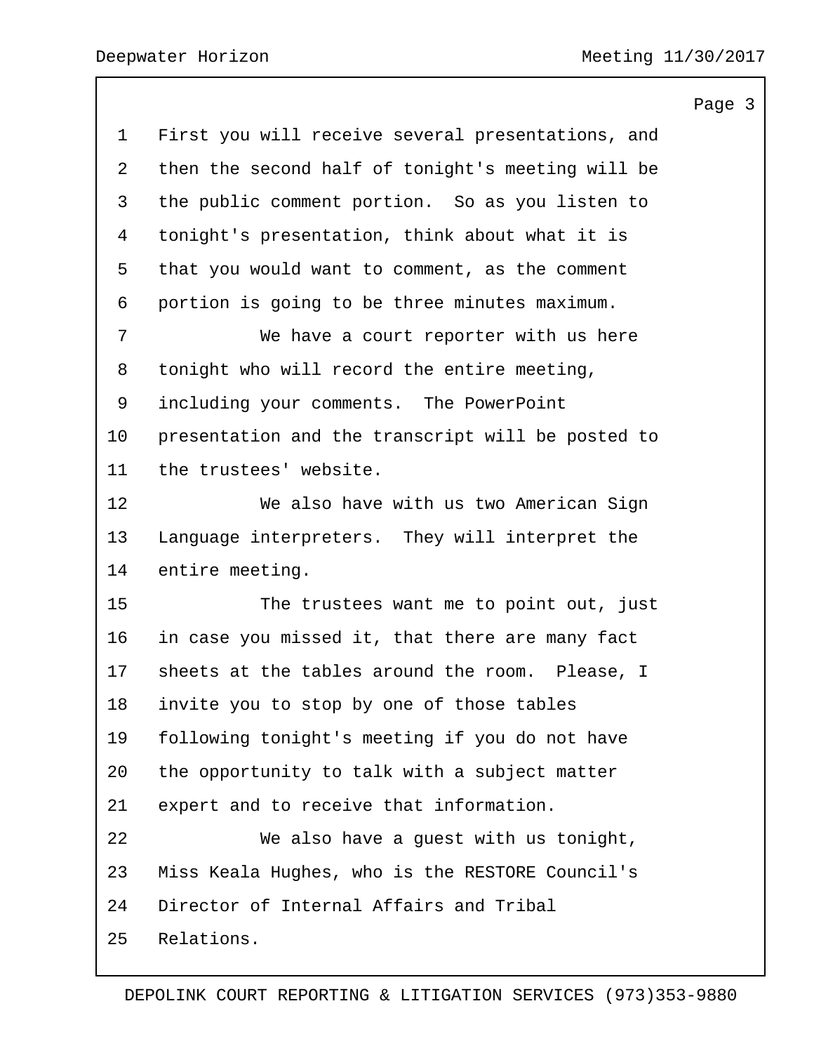First you will receive several presentations, and then the second half of tonight's meeting will be the public comment portion. So as you listen to tonight's presentation, think about what it is that you would want to comment, as the comment portion is going to be three minutes maximum.

We have a court reporter with us here tonight who will record the entire meeting, including your comments. The PowerPoint presentation and the transcript will be posted to the trustees' website.

We also have with us two American Sign Language interpreters. They will interpret the entire meeting.

The trustees want me to point out, just in case you missed it, that there are many fact sheets at the tables around the room. Please, I invite you to stop by one of those tables following tonight's meeting if you do not have the opportunity to talk with a subject matter expert and to receive that information.

We also have a guest with us tonight, Miss Keala Hughes, who is the RESTORE Council's Director of Internal Affairs and Tribal Relations.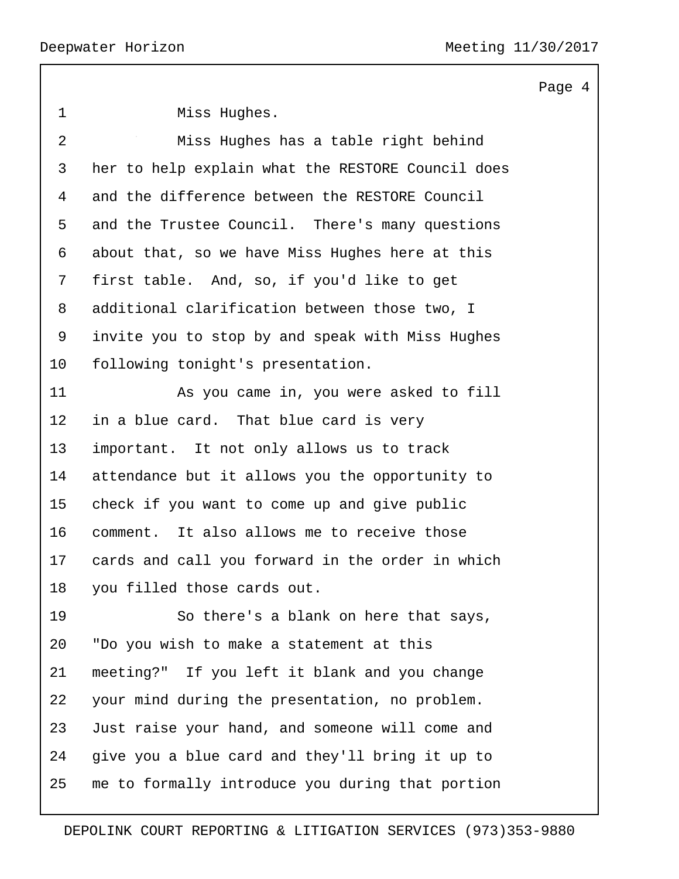Miss Hughes.

Miss Hughes has a table right behind her to help explain what the RESTORE Council does and the difference between the RESTORE Council and the Trustee Council. There's many questions about that, so we have Miss Hughes here at this first table. And, so, if you'd like to get additional clarification between those two, I invite you to stop by and speak with Miss Hughes following tonight's presentation.

As you came in, you were asked to fill in a blue card. That blue card is very important. It not only allows us to track attendance but it allows you the opportunity to check if you want to come up and give public comment. It also allows me to receive those cards and call you forward in the order in which you filled those cards out.

So there's a blank on here that says, "Do you wish to make a statement at this meeting?" If you left it blank and you change your mind during the presentation, no problem. Just raise your hand, and someone will come and give you a blue card and they'll bring it up to me to formally introduce you during that portion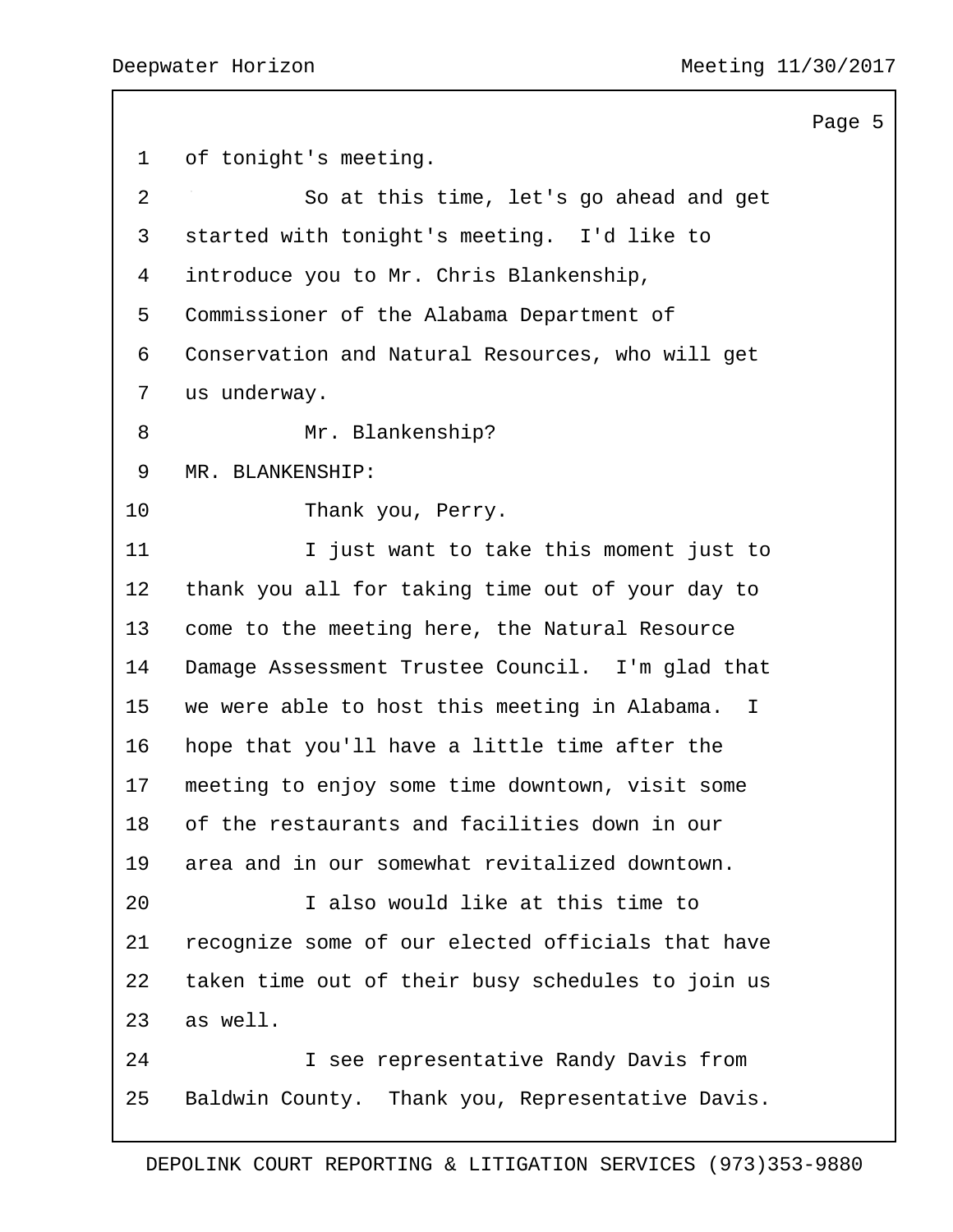of tonight's meeting.

So at this time, let's go ahead and get started with tonight's meeting. I'd like to introduce you to Mr. Chris Blankenship, Commissioner of the Alabama Department of Conservation and Natural Resources, who will get us underway.

Mr. Blankenship?

MR. BLANKENSHIP:

Thank you, Perry.

I just want to take this moment just to thank you all for taking time out of your day to come to the meeting here, the Natural Resource Damage Assessment Trustee Council. I'm glad that we were able to host this meeting in Alabama. I hope that you'll have a little time after the meeting to enjoy some time downtown, visit some of the restaurants and facilities down in our area and in our somewhat revitalized downtown.

I also would like at this time to recognize some of our elected officials that have taken time out of their busy schedules to join us as well.

I see representative Randy Davis from Baldwin County. Thank you, Representative Davis.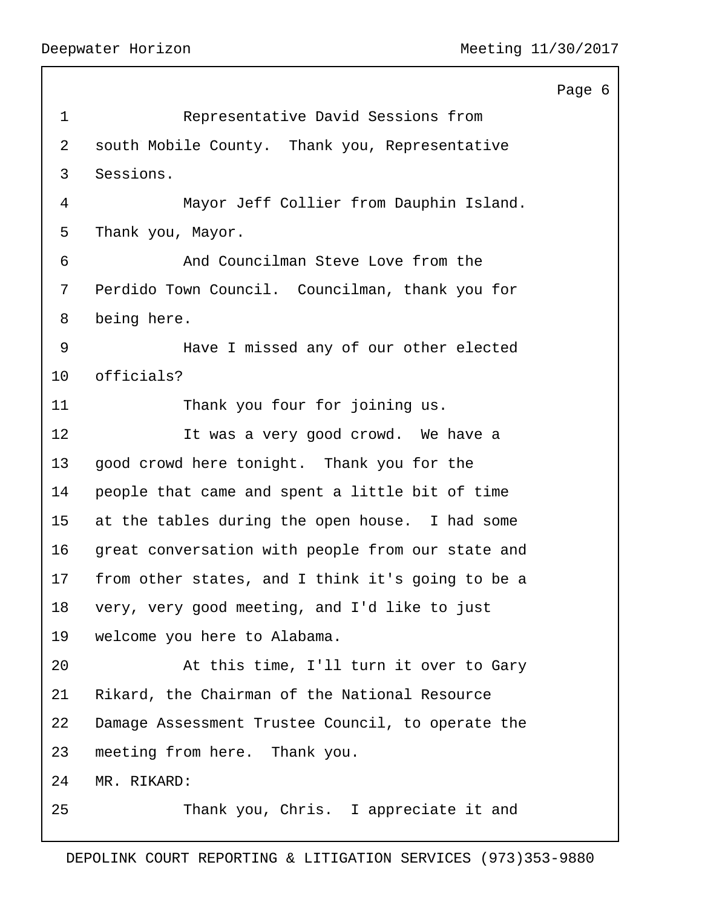Representative David Sessions from south Mobile County. Thank you, Representative Sessions.

Mayor Jeff Collier from Dauphin Island. Thank you, Mayor.

And Councilman Steve Love from the Perdido Town Council. Councilman, thank you for being here.

Have I missed any of our other elected officials?

Thank you four for joining us.

It was a very good crowd. We have a good crowd here tonight. Thank you for the people that came and spent a little bit of time at the tables during the open house. I had some great conversation with people from our state and from other states, and I think it's going to be a very, very good meeting, and I'd like to just welcome you here to Alabama.

At this time, I'll turn it over to Gary Rikard, the Chairman of the National Resource Damage Assessment Trustee Council, to operate the meeting from here. Thank you.

MR. RIKARD:

Thank you, Chris. I appreciate it and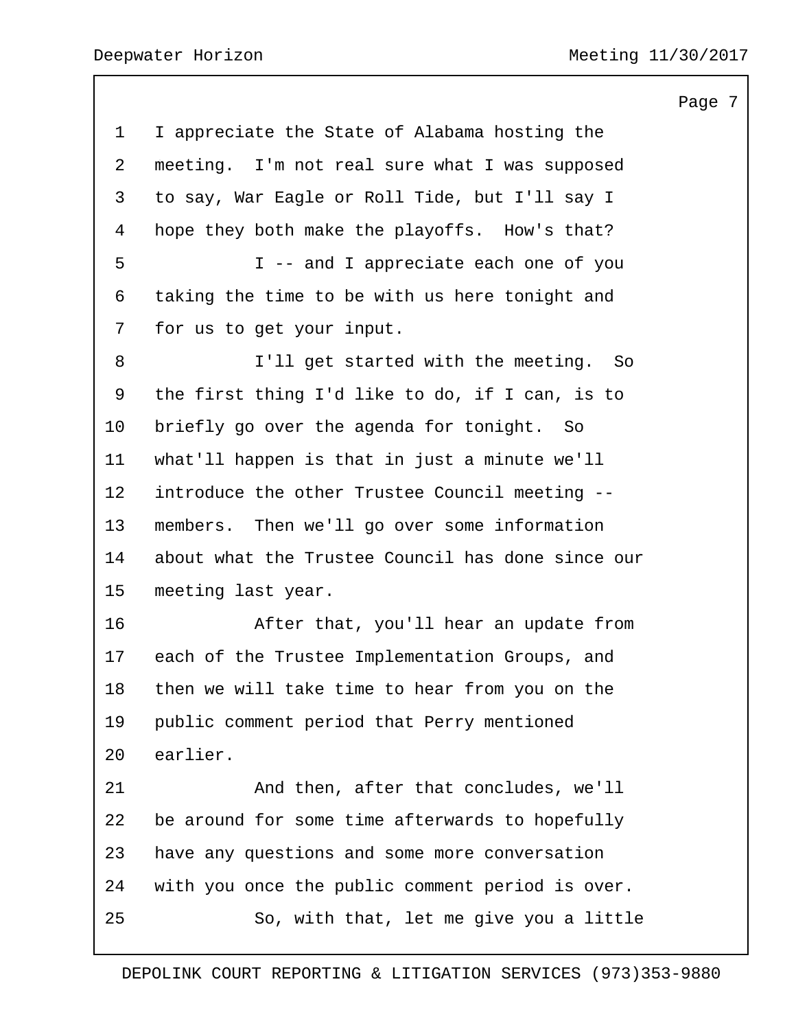1 I appreciate the State of Alabama hosting the
2 meeting. I'm not real sure what I was supposed
3 to say, War Eagle or Roll Tide, but I'll say I
4 hope they both make the playoffs. How's that?
5 I -- and I appreciate each one of you
6 taking the time to be with us here tonight and
7 for us to get your input.
8 I'll get started with the meeting. So
9 the first thing I'd like to do, if I can, is to
10 briefly go over the agenda for tonight. So
11 what'll happen is that in just a minute we'll
12 introduce the other Trustee Council meeting --
13 members. Then we'll go over some information
14 about what the Trustee Council has done since our
15 meeting last year.
16 After that, you'll hear an update from
17 each of the Trustee Implementation Groups, and
18 then we will take time to hear from you on the
19 public comment period that Perry mentioned
20 earlier.
21 And then, after that concludes, we'll
22 be around for some time afterwards to hopefully
23 have any questions and some more conversation
24 with you once the public comment period is over.
25 So, with that, let me give you a little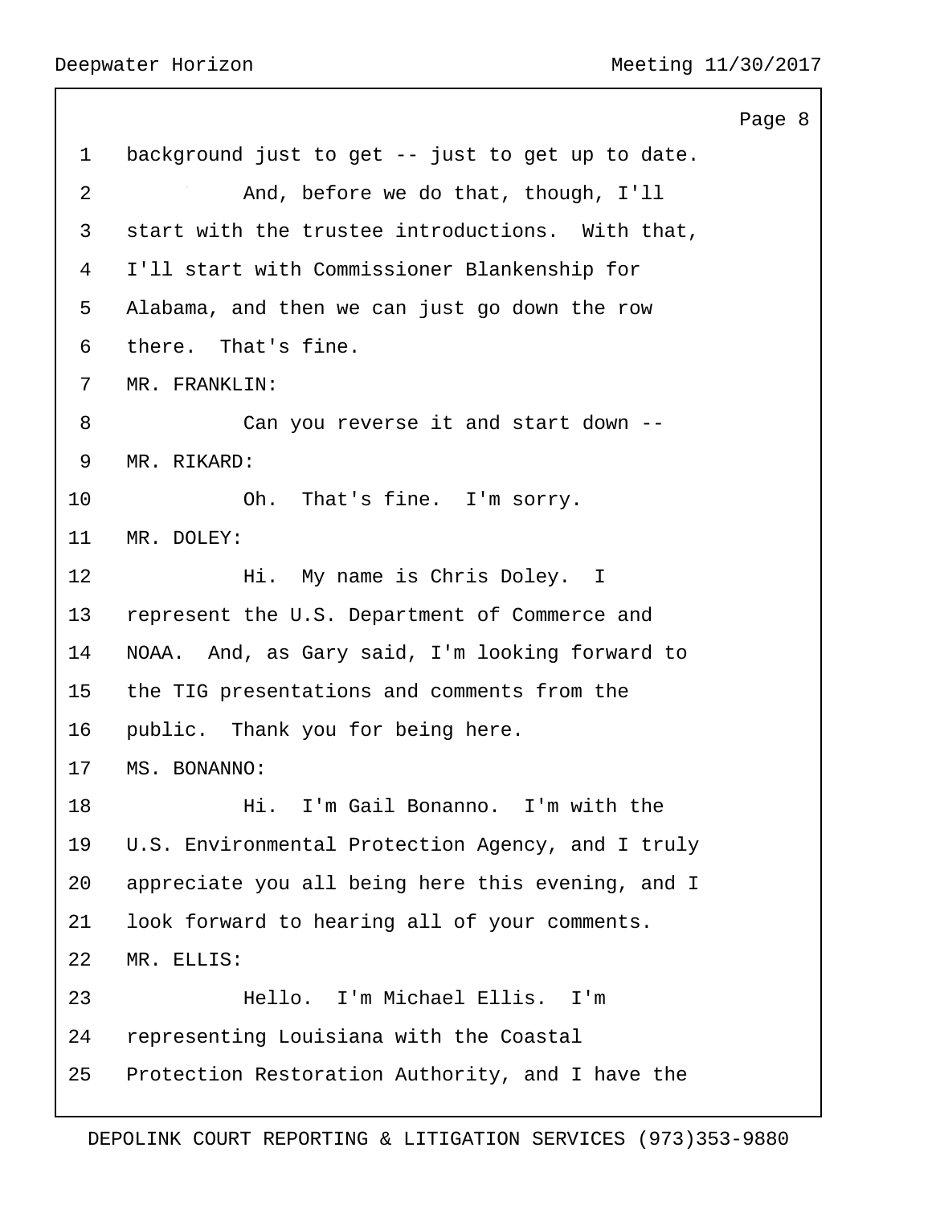background just to get -- just to get up to date.

And, before we do that, though, I'll start with the trustee introductions. With that, I'll start with Commissioner Blankenship for Alabama, and then we can just go down the row there. That's fine.

MR. FRANKLIN:

Can you reverse it and start down --

MR. RIKARD:

Oh. That's fine. I'm sorry.

MR. DOLEY:

Hi. My name is Chris Doley. I represent the U.S. Department of Commerce and NOAA. And, as Gary said, I'm looking forward to the TIG presentations and comments from the public. Thank you for being here.

MS. BONANNO:

Hi. I'm Gail Bonanno. I'm with the U.S. Environmental Protection Agency, and I truly appreciate you all being here this evening, and I look forward to hearing all of your comments.

MR. ELLIS:

Hello. I'm Michael Ellis. I'm representing Louisiana with the Coastal Protection Restoration Authority, and I have the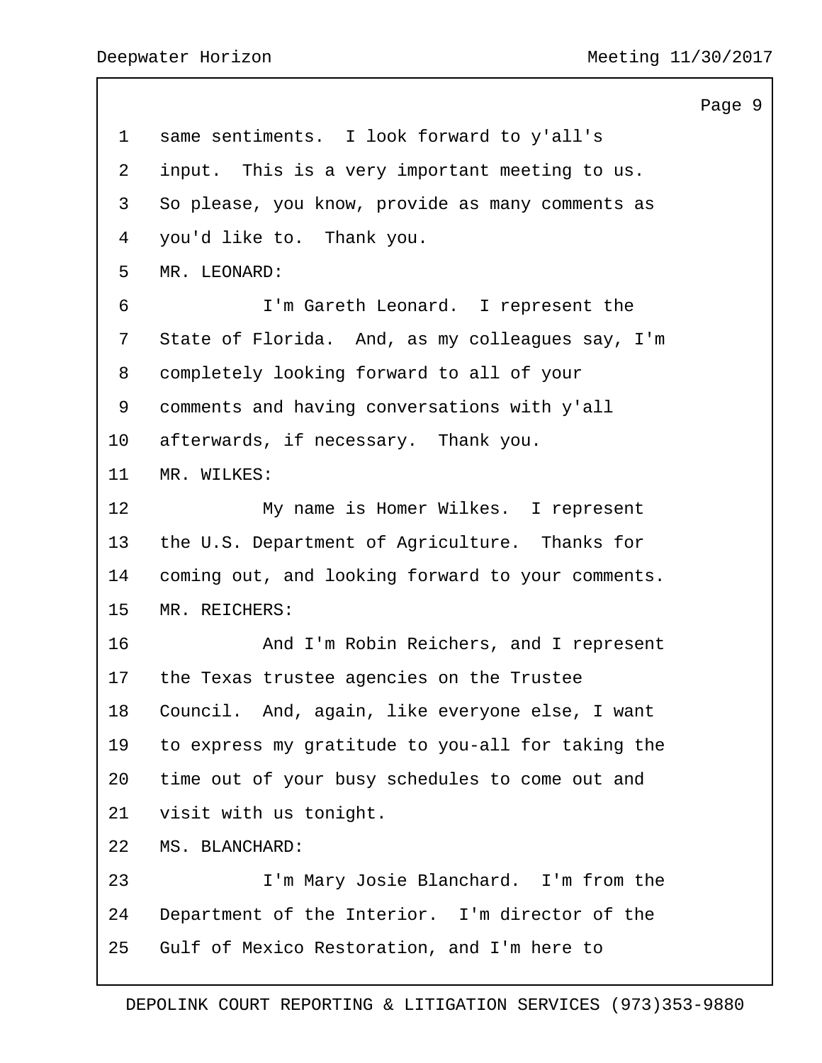same sentiments. I look forward to y'all's input. This is a very important meeting to us. So please, you know, provide as many comments as you'd like to. Thank you.

MR. LEONARD:

I'm Gareth Leonard. I represent the State of Florida. And, as my colleagues say, I'm completely looking forward to all of your comments and having conversations with y'all afterwards, if necessary. Thank you.

MR. WILKES:

My name is Homer Wilkes. I represent the U.S. Department of Agriculture. Thanks for coming out, and looking forward to your comments.

MR. REICHERS:

And I'm Robin Reichers, and I represent the Texas trustee agencies on the Trustee Council. And, again, like everyone else, I want to express my gratitude to you-all for taking the time out of your busy schedules to come out and visit with us tonight.

MS. BLANCHARD:

I'm Mary Josie Blanchard. I'm from the Department of the Interior. I'm director of the Gulf of Mexico Restoration, and I'm here to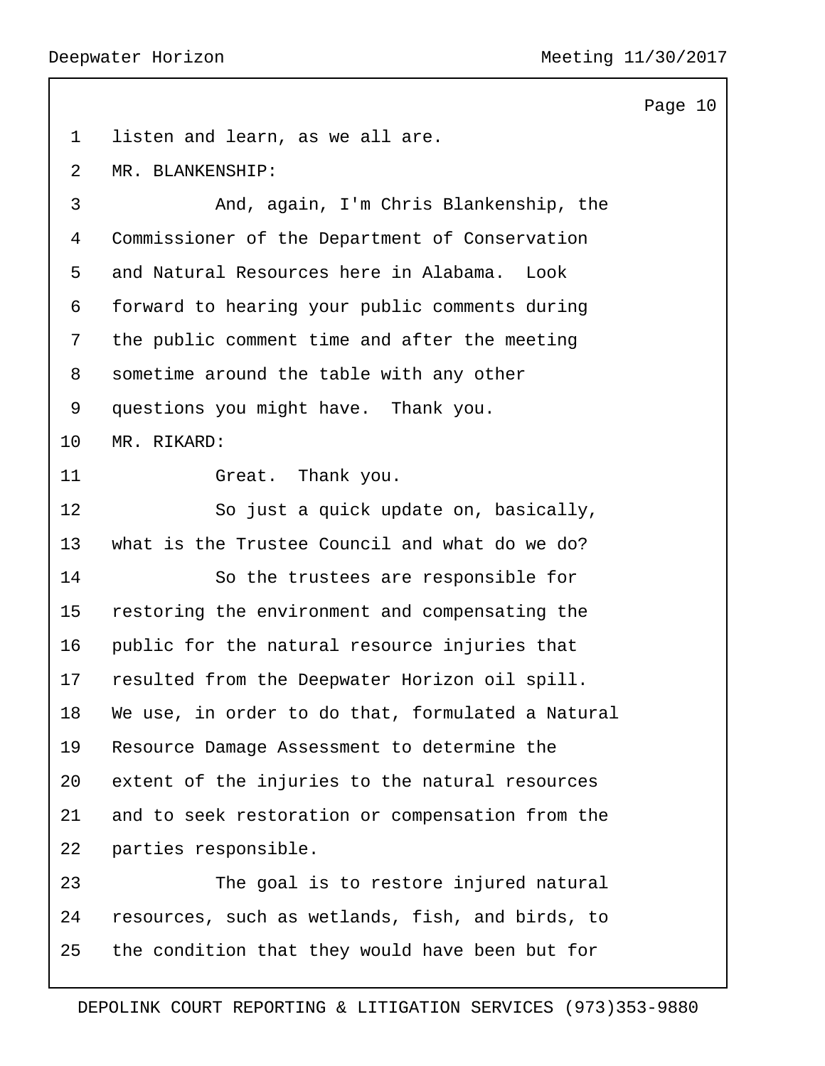listen and learn, as we all are.

MR. BLANKENSHIP:

And, again, I'm Chris Blankenship, the Commissioner of the Department of Conservation and Natural Resources here in Alabama. Look forward to hearing your public comments during the public comment time and after the meeting sometime around the table with any other questions you might have. Thank you.

MR. RIKARD:

Great. Thank you.

So just a quick update on, basically, what is the Trustee Council and what do we do?

So the trustees are responsible for restoring the environment and compensating the public for the natural resource injuries that resulted from the Deepwater Horizon oil spill. We use, in order to do that, formulated a Natural Resource Damage Assessment to determine the extent of the injuries to the natural resources and to seek restoration or compensation from the parties responsible.

The goal is to restore injured natural resources, such as wetlands, fish, and birds, to the condition that they would have been but for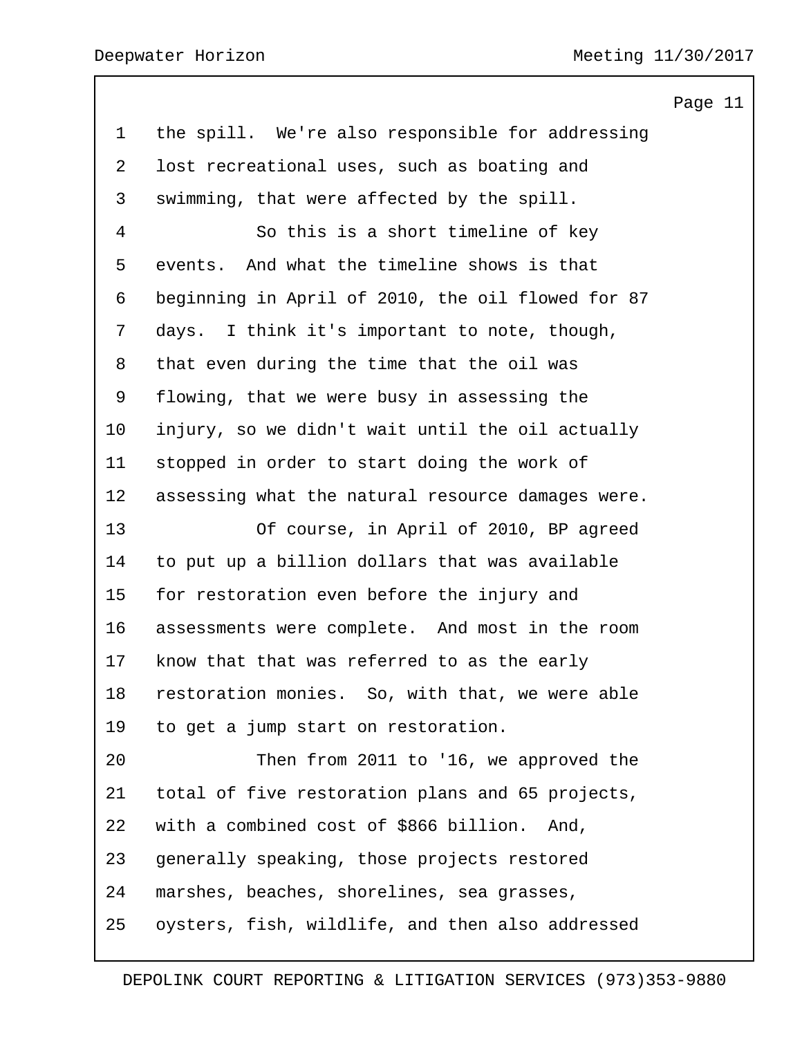the spill. We're also responsible for addressing lost recreational uses, such as boating and swimming, that were affected by the spill.

So this is a short timeline of key events. And what the timeline shows is that beginning in April of 2010, the oil flowed for 87 days. I think it's important to note, though, that even during the time that the oil was flowing, that we were busy in assessing the injury, so we didn't wait until the oil actually stopped in order to start doing the work of assessing what the natural resource damages were.

Of course, in April of 2010, BP agreed to put up a billion dollars that was available for restoration even before the injury and assessments were complete. And most in the room know that that was referred to as the early restoration monies. So, with that, we were able to get a jump start on restoration.

Then from 2011 to '16, we approved the total of five restoration plans and 65 projects, with a combined cost of $866 billion. And, generally speaking, those projects restored marshes, beaches, shorelines, sea grasses, oysters, fish, wildlife, and then also addressed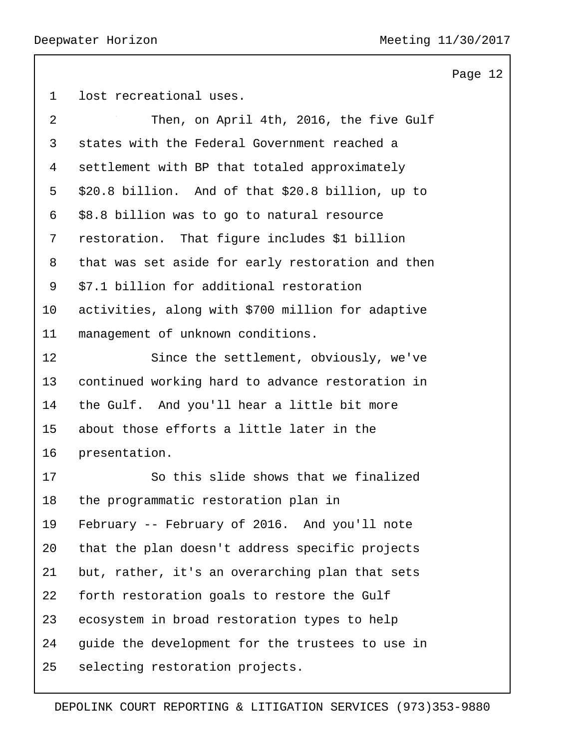lost recreational uses.

Then, on April 4th, 2016, the five Gulf states with the Federal Government reached a settlement with BP that totaled approximately $20.8 billion. And of that $20.8 billion, up to $8.8 billion was to go to natural resource restoration. That figure includes $1 billion that was set aside for early restoration and then $7.1 billion for additional restoration activities, along with $700 million for adaptive management of unknown conditions.

Since the settlement, obviously, we've continued working hard to advance restoration in the Gulf. And you'll hear a little bit more about those efforts a little later in the presentation.

So this slide shows that we finalized the programmatic restoration plan in February -- February of 2016. And you'll note that the plan doesn't address specific projects but, rather, it's an overarching plan that sets forth restoration goals to restore the Gulf ecosystem in broad restoration types to help guide the development for the trustees to use in selecting restoration projects.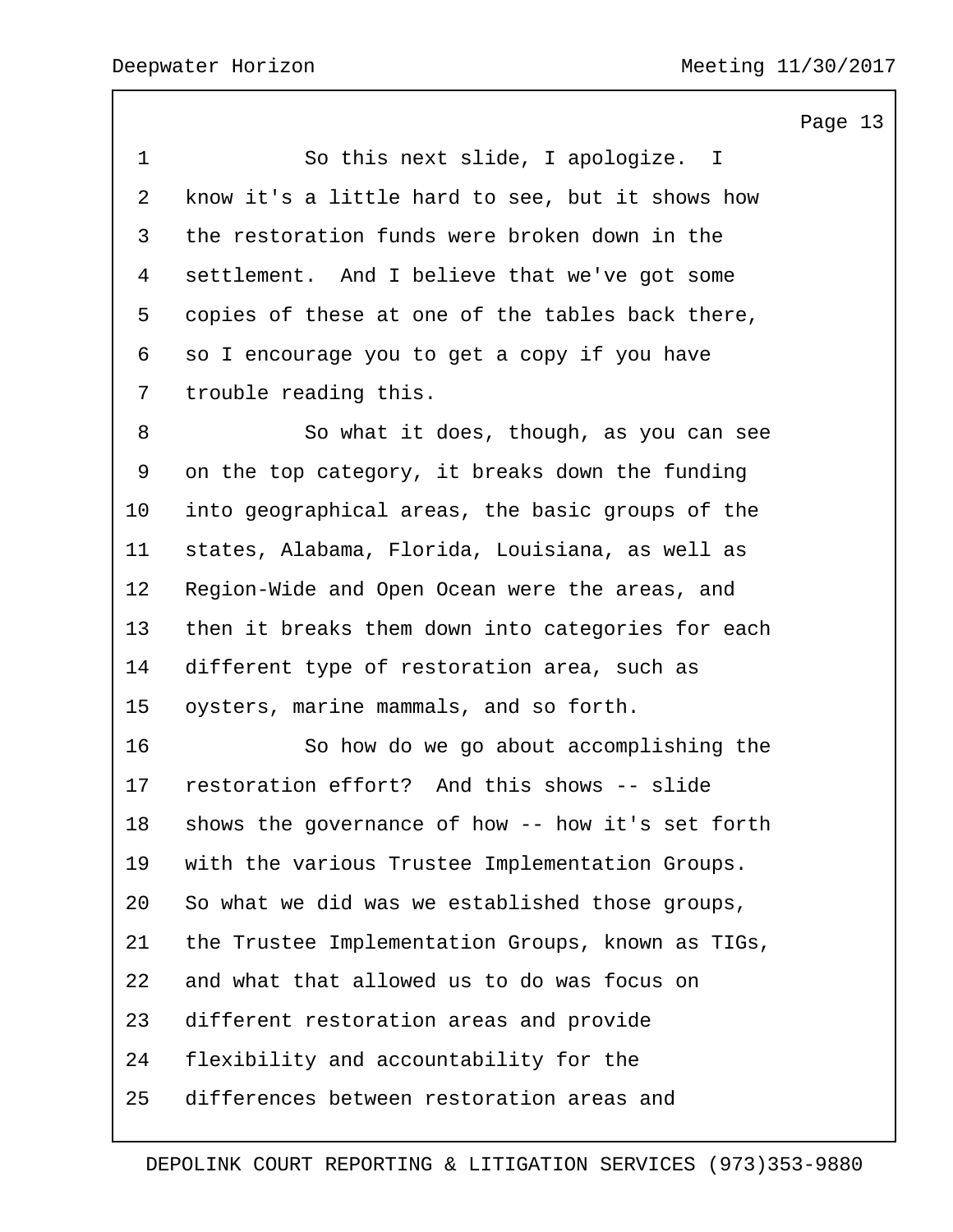So this next slide, I apologize. I know it's a little hard to see, but it shows how the restoration funds were broken down in the settlement. And I believe that we've got some copies of these at one of the tables back there, so I encourage you to get a copy if you have trouble reading this.

So what it does, though, as you can see on the top category, it breaks down the funding into geographical areas, the basic groups of the states, Alabama, Florida, Louisiana, as well as Region-Wide and Open Ocean were the areas, and then it breaks them down into categories for each different type of restoration area, such as oysters, marine mammals, and so forth.

So how do we go about accomplishing the restoration effort? And this shows -- slide shows the governance of how -- how it's set forth with the various Trustee Implementation Groups. So what we did was we established those groups, the Trustee Implementation Groups, known as TIGs, and what that allowed us to do was focus on different restoration areas and provide flexibility and accountability for the differences between restoration areas and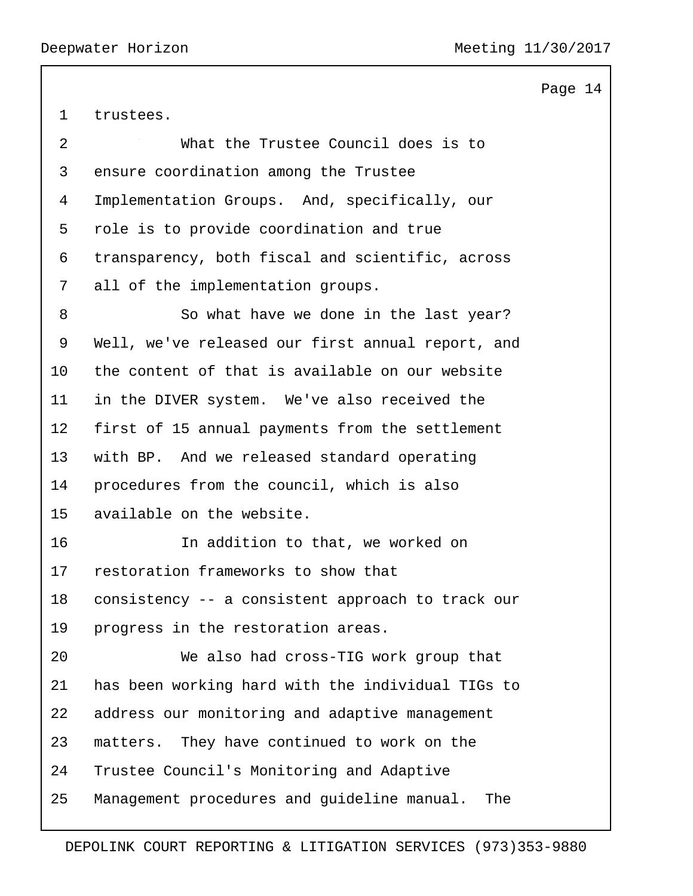trustees.

What the Trustee Council does is to ensure coordination among the Trustee Implementation Groups. And, specifically, our role is to provide coordination and true transparency, both fiscal and scientific, across all of the implementation groups.

So what have we done in the last year? Well, we've released our first annual report, and the content of that is available on our website in the DIVER system. We've also received the first of 15 annual payments from the settlement with BP. And we released standard operating procedures from the council, which is also available on the website.

In addition to that, we worked on restoration frameworks to show that consistency -- a consistent approach to track our progress in the restoration areas.

We also had cross-TIG work group that has been working hard with the individual TIGs to address our monitoring and adaptive management matters. They have continued to work on the Trustee Council's Monitoring and Adaptive Management procedures and guideline manual. The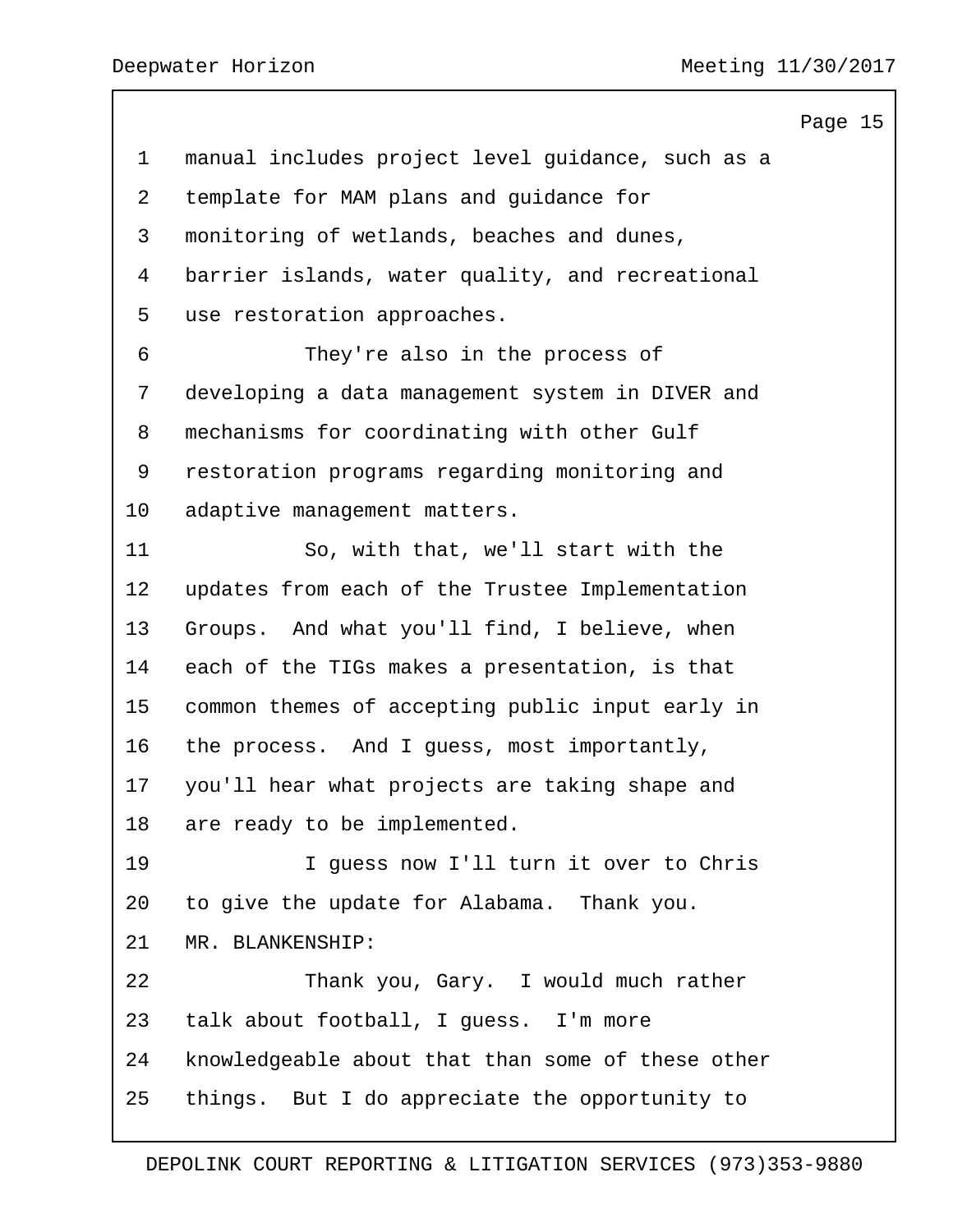manual includes project level guidance, such as a template for MAM plans and guidance for monitoring of wetlands, beaches and dunes, barrier islands, water quality, and recreational use restoration approaches.

They're also in the process of developing a data management system in DIVER and mechanisms for coordinating with other Gulf restoration programs regarding monitoring and adaptive management matters.

So, with that, we'll start with the updates from each of the Trustee Implementation Groups. And what you'll find, I believe, when each of the TIGs makes a presentation, is that common themes of accepting public input early in the process. And I guess, most importantly, you'll hear what projects are taking shape and are ready to be implemented.

I guess now I'll turn it over to Chris to give the update for Alabama. Thank you.

MR. BLANKENSHIP:

Thank you, Gary. I would much rather talk about football, I guess. I'm more knowledgeable about that than some of these other things. But I do appreciate the opportunity to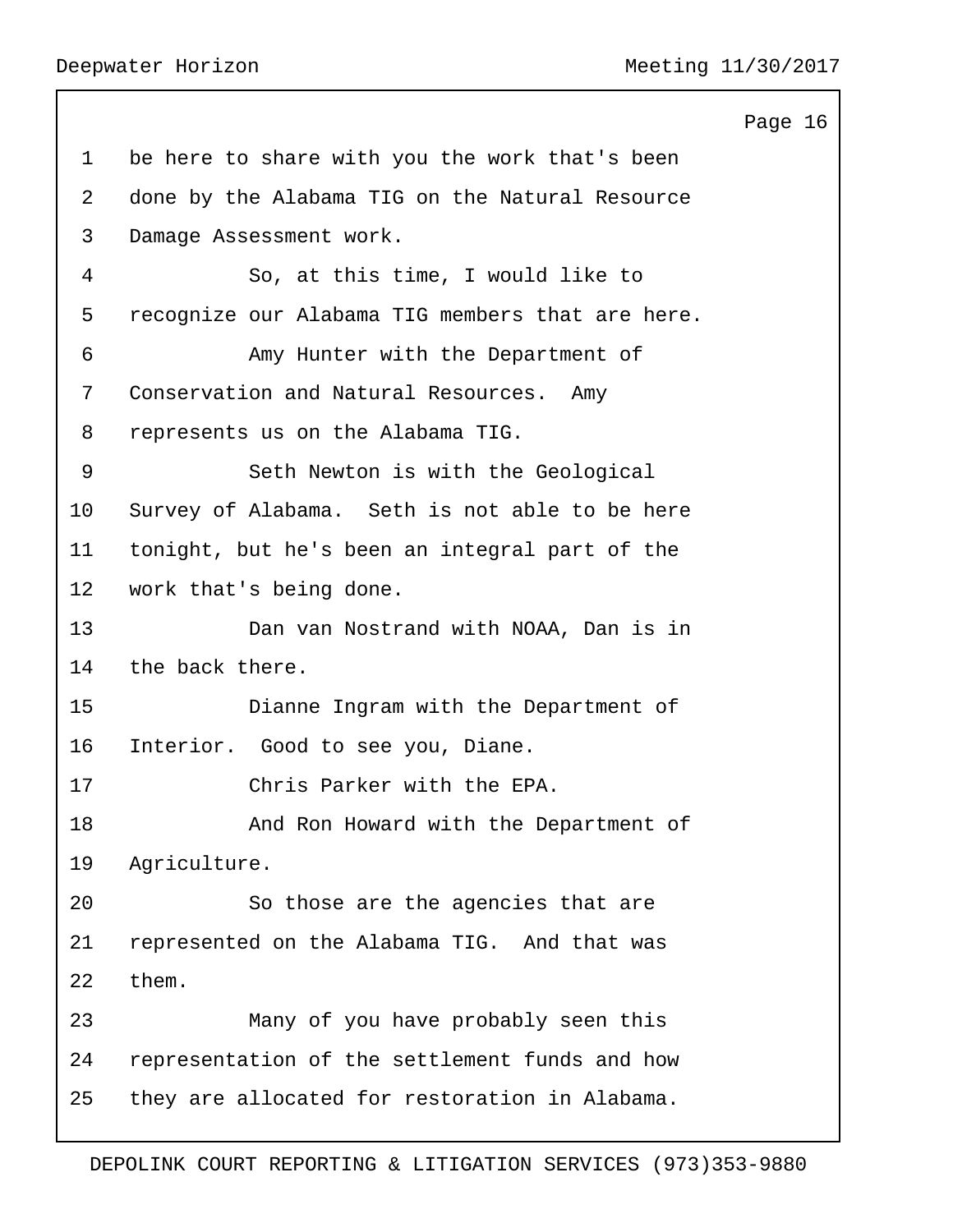be here to share with you the work that's been done by the Alabama TIG on the Natural Resource Damage Assessment work.

So, at this time, I would like to recognize our Alabama TIG members that are here.

Amy Hunter with the Department of Conservation and Natural Resources. Amy represents us on the Alabama TIG.

Seth Newton is with the Geological Survey of Alabama. Seth is not able to be here tonight, but he's been an integral part of the work that's being done.

Dan van Nostrand with NOAA, Dan is in the back there.

Dianne Ingram with the Department of Interior. Good to see you, Diane.

Chris Parker with the EPA.

And Ron Howard with the Department of Agriculture.

So those are the agencies that are represented on the Alabama TIG. And that was them.

Many of you have probably seen this representation of the settlement funds and how they are allocated for restoration in Alabama.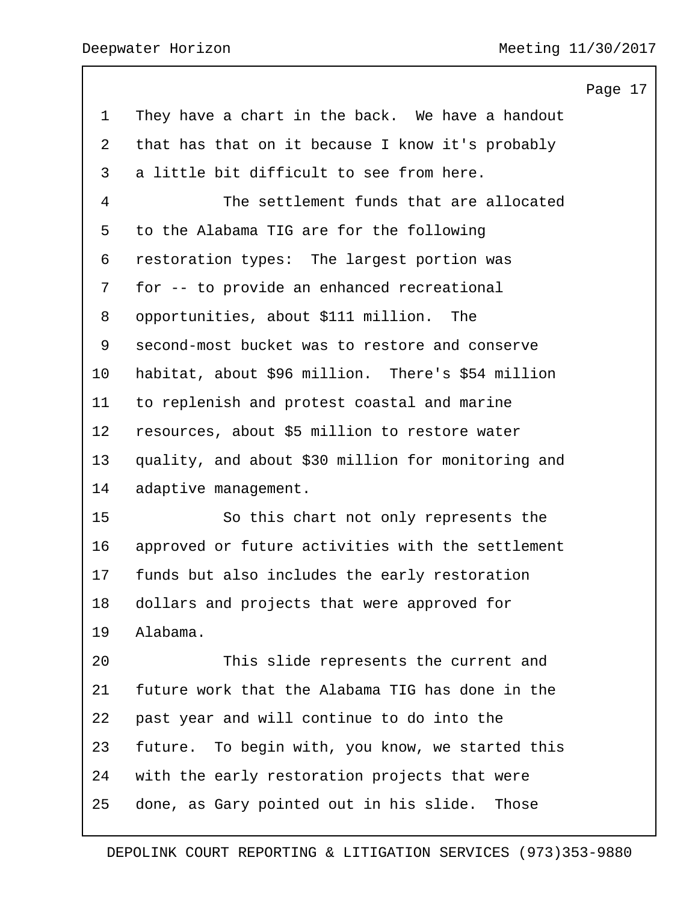They have a chart in the back. We have a handout that has that on it because I know it's probably a little bit difficult to see from here.

The settlement funds that are allocated to the Alabama TIG are for the following restoration types: The largest portion was for -- to provide an enhanced recreational opportunities, about $111 million. The second-most bucket was to restore and conserve habitat, about $96 million. There's $54 million to replenish and protest coastal and marine resources, about $5 million to restore water quality, and about $30 million for monitoring and adaptive management.

So this chart not only represents the approved or future activities with the settlement funds but also includes the early restoration dollars and projects that were approved for Alabama.

This slide represents the current and future work that the Alabama TIG has done in the past year and will continue to do into the future. To begin with, you know, we started this with the early restoration projects that were done, as Gary pointed out in his slide. Those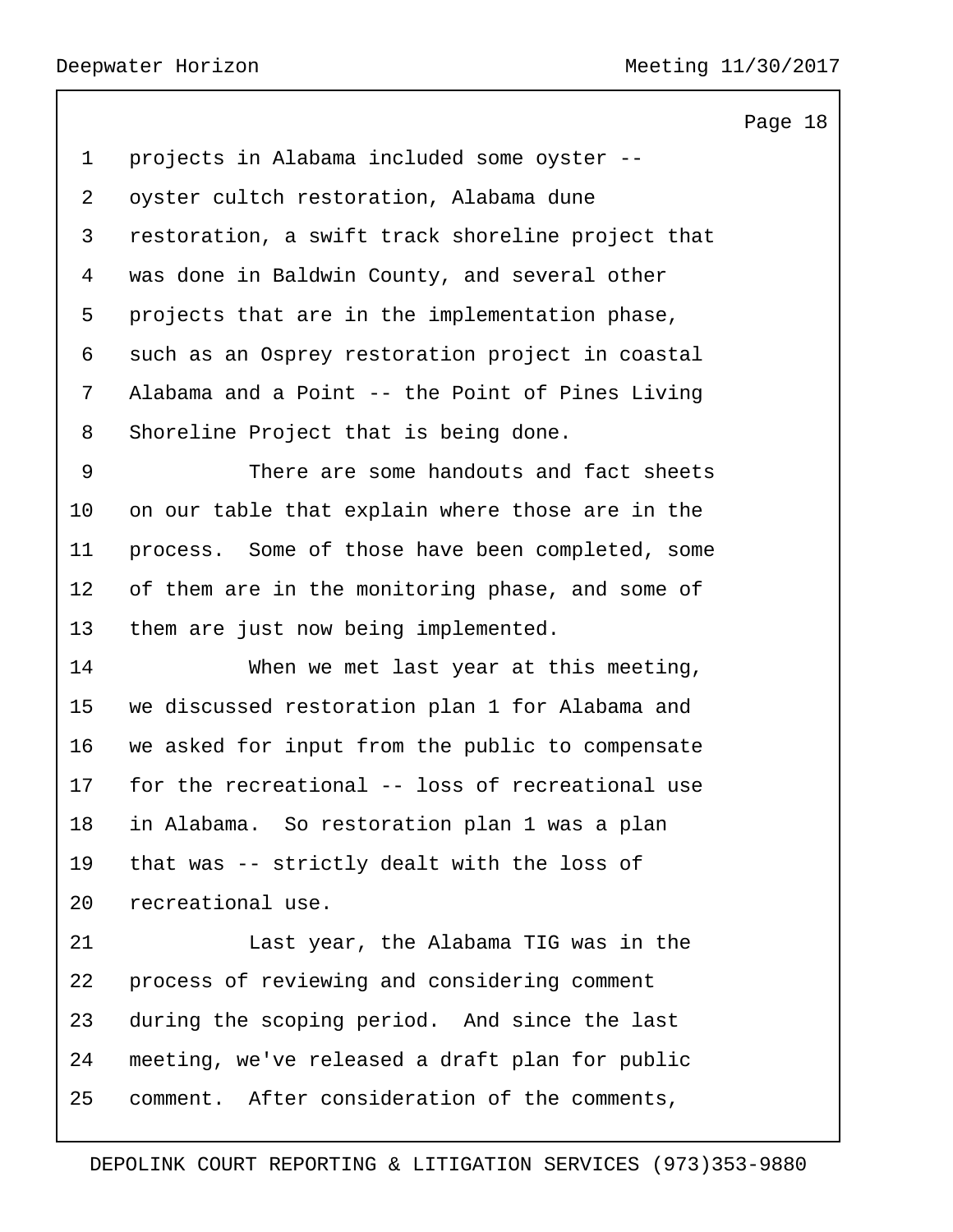projects in Alabama included some oyster -- oyster cultch restoration, Alabama dune restoration, a swift track shoreline project that was done in Baldwin County, and several other projects that are in the implementation phase, such as an Osprey restoration project in coastal Alabama and a Point -- the Point of Pines Living Shoreline Project that is being done.

There are some handouts and fact sheets on our table that explain where those are in the process. Some of those have been completed, some of them are in the monitoring phase, and some of them are just now being implemented.

When we met last year at this meeting, we discussed restoration plan 1 for Alabama and we asked for input from the public to compensate for the recreational -- loss of recreational use in Alabama. So restoration plan 1 was a plan that was -- strictly dealt with the loss of recreational use.

Last year, the Alabama TIG was in the process of reviewing and considering comment during the scoping period. And since the last meeting, we've released a draft plan for public comment. After consideration of the comments,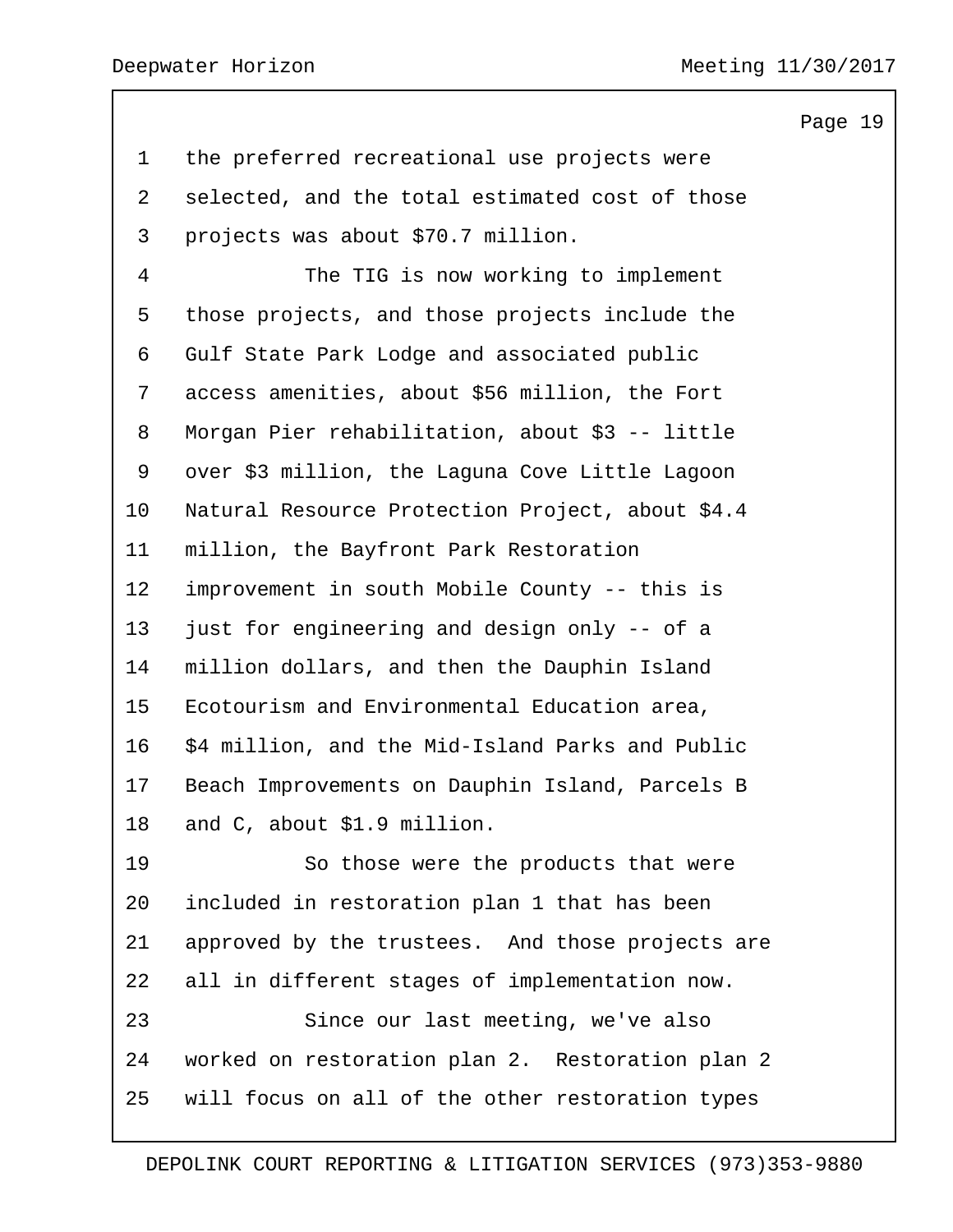the preferred recreational use projects were selected, and the total estimated cost of those projects was about $70.7 million.

The TIG is now working to implement those projects, and those projects include the Gulf State Park Lodge and associated public access amenities, about $56 million, the Fort Morgan Pier rehabilitation, about $3 -- little over $3 million, the Laguna Cove Little Lagoon Natural Resource Protection Project, about $4.4 million, the Bayfront Park Restoration improvement in south Mobile County -- this is just for engineering and design only -- of a million dollars, and then the Dauphin Island Ecotourism and Environmental Education area, $4 million, and the Mid-Island Parks and Public Beach Improvements on Dauphin Island, Parcels B and C, about $1.9 million.

So those were the products that were included in restoration plan 1 that has been approved by the trustees. And those projects are all in different stages of implementation now.

Since our last meeting, we've also worked on restoration plan 2. Restoration plan 2 will focus on all of the other restoration types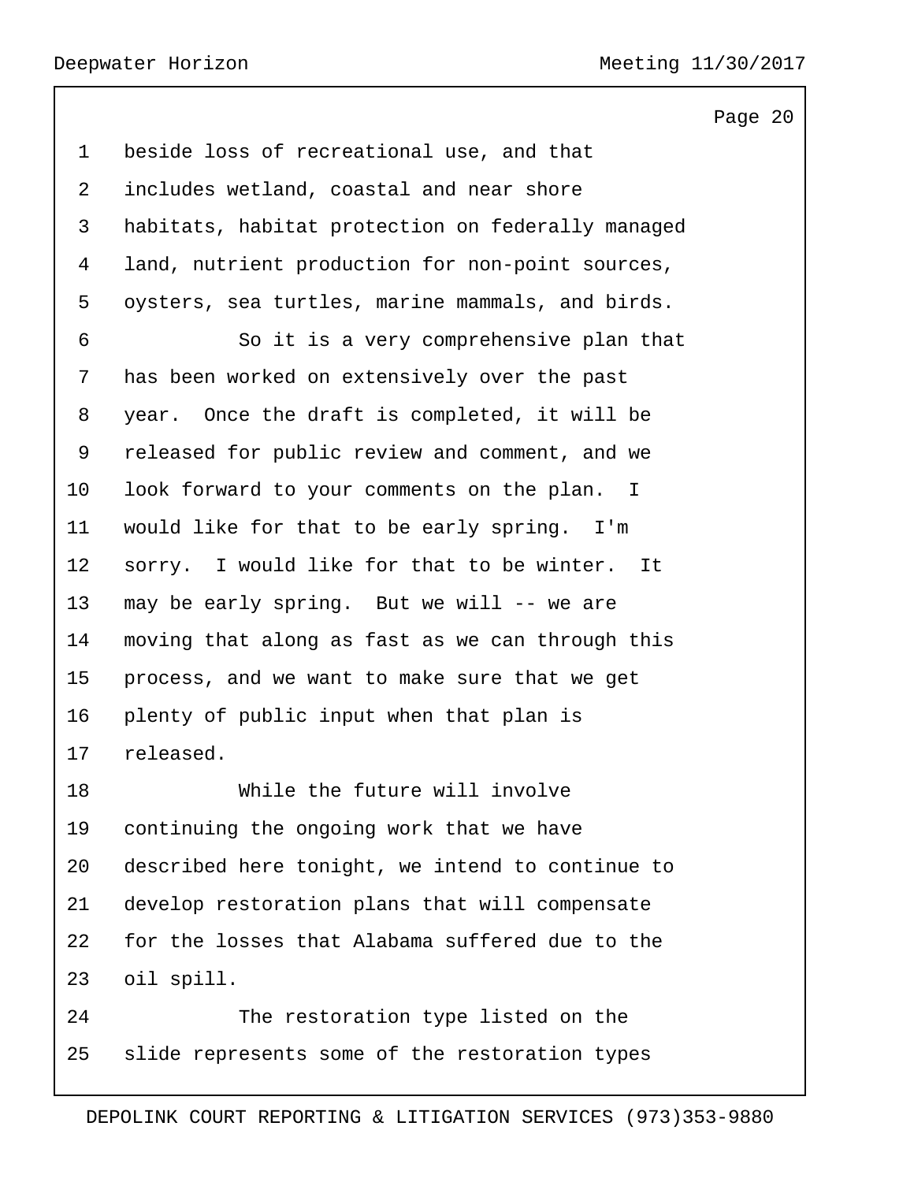beside loss of recreational use, and that includes wetland, coastal and near shore habitats, habitat protection on federally managed land, nutrient production for non-point sources, oysters, sea turtles, marine mammals, and birds.

So it is a very comprehensive plan that has been worked on extensively over the past year. Once the draft is completed, it will be released for public review and comment, and we look forward to your comments on the plan. I would like for that to be early spring. I'm sorry. I would like for that to be winter. It may be early spring. But we will -- we are moving that along as fast as we can through this process, and we want to make sure that we get plenty of public input when that plan is released.

While the future will involve continuing the ongoing work that we have described here tonight, we intend to continue to develop restoration plans that will compensate for the losses that Alabama suffered due to the oil spill.

The restoration type listed on the slide represents some of the restoration types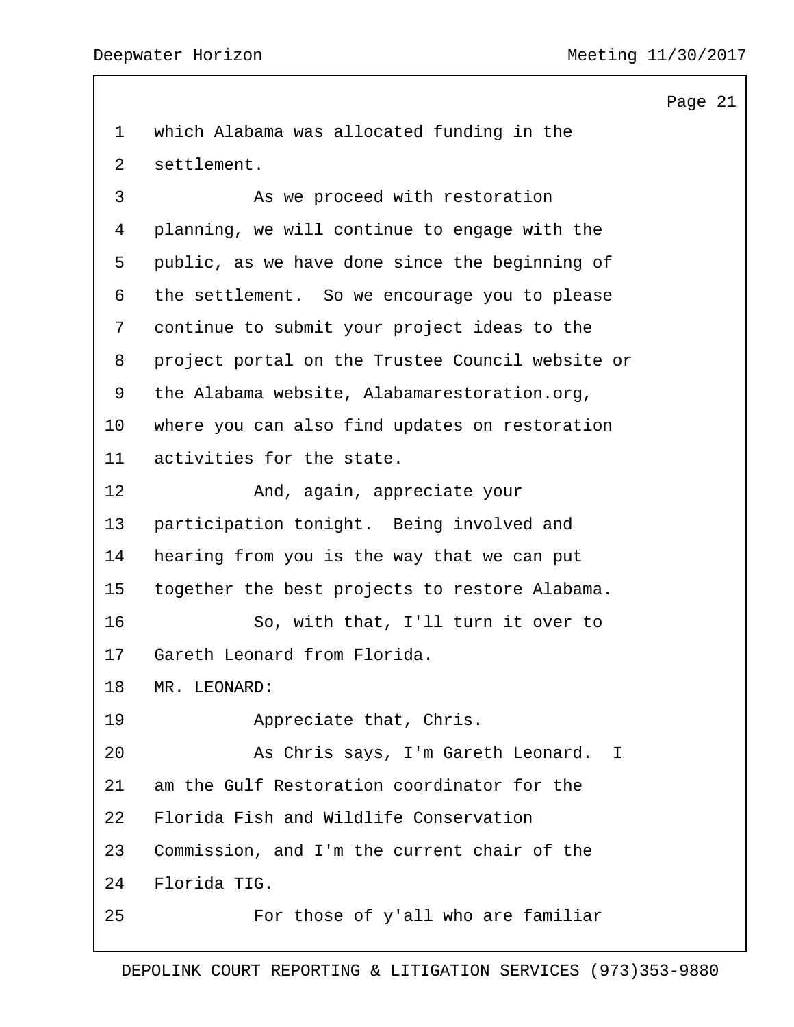which Alabama was allocated funding in the settlement.

As we proceed with restoration planning, we will continue to engage with the public, as we have done since the beginning of the settlement. So we encourage you to please continue to submit your project ideas to the project portal on the Trustee Council website or the Alabama website, Alabamarestoration.org, where you can also find updates on restoration activities for the state.

And, again, appreciate your participation tonight. Being involved and hearing from you is the way that we can put together the best projects to restore Alabama.

So, with that, I'll turn it over to Gareth Leonard from Florida.

MR. LEONARD:

Appreciate that, Chris.

As Chris says, I'm Gareth Leonard. I am the Gulf Restoration coordinator for the Florida Fish and Wildlife Conservation Commission, and I'm the current chair of the Florida TIG.

For those of y'all who are familiar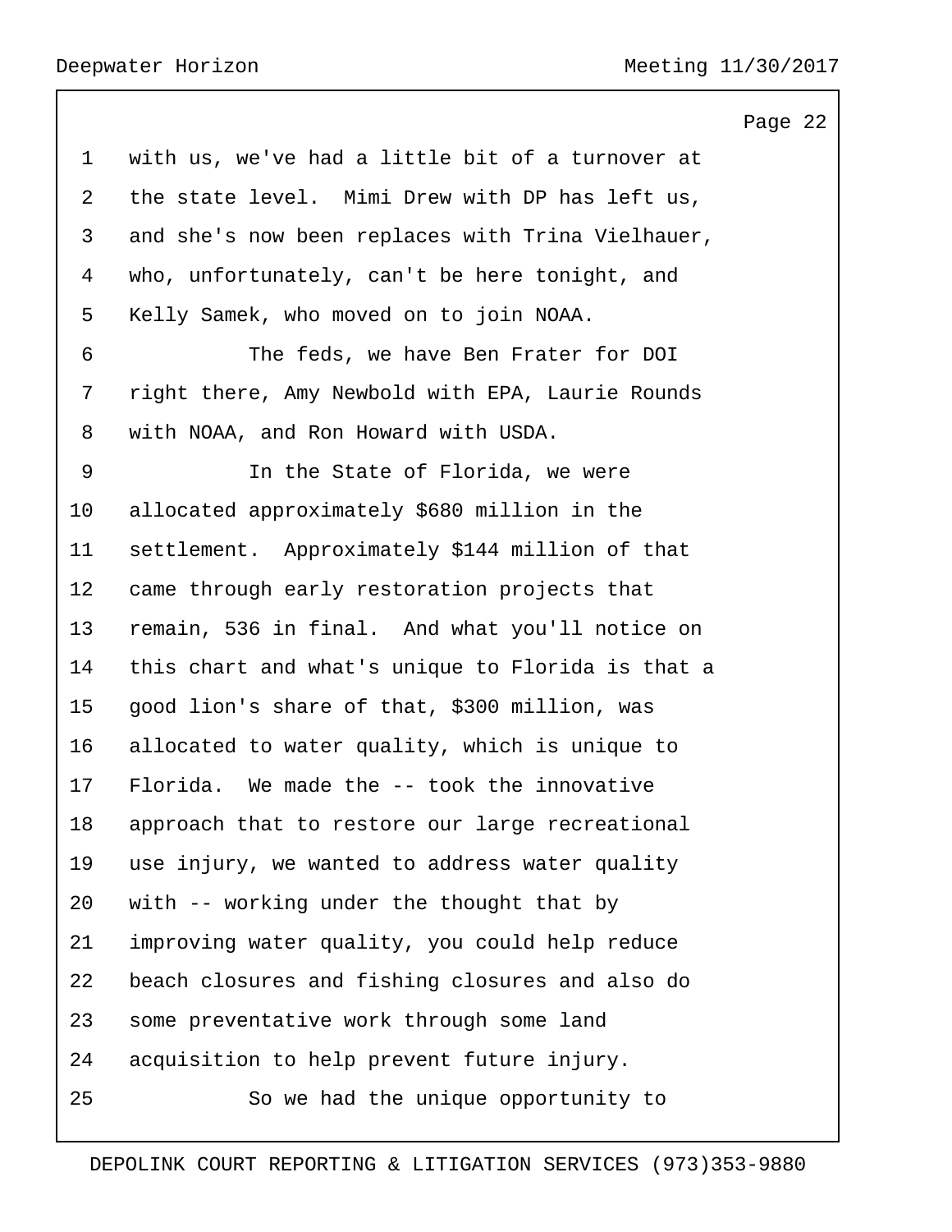with us, we've had a little bit of a turnover at the state level. Mimi Drew with DP has left us, and she's now been replaces with Trina Vielhauer, who, unfortunately, can't be here tonight, and Kelly Samek, who moved on to join NOAA.

The feds, we have Ben Frater for DOI right there, Amy Newbold with EPA, Laurie Rounds with NOAA, and Ron Howard with USDA.

In the State of Florida, we were allocated approximately $680 million in the settlement. Approximately $144 million of that came through early restoration projects that remain, 536 in final. And what you'll notice on this chart and what's unique to Florida is that a good lion's share of that, $300 million, was allocated to water quality, which is unique to Florida. We made the -- took the innovative approach that to restore our large recreational use injury, we wanted to address water quality with -- working under the thought that by improving water quality, you could help reduce beach closures and fishing closures and also do some preventative work through some land acquisition to help prevent future injury.

So we had the unique opportunity to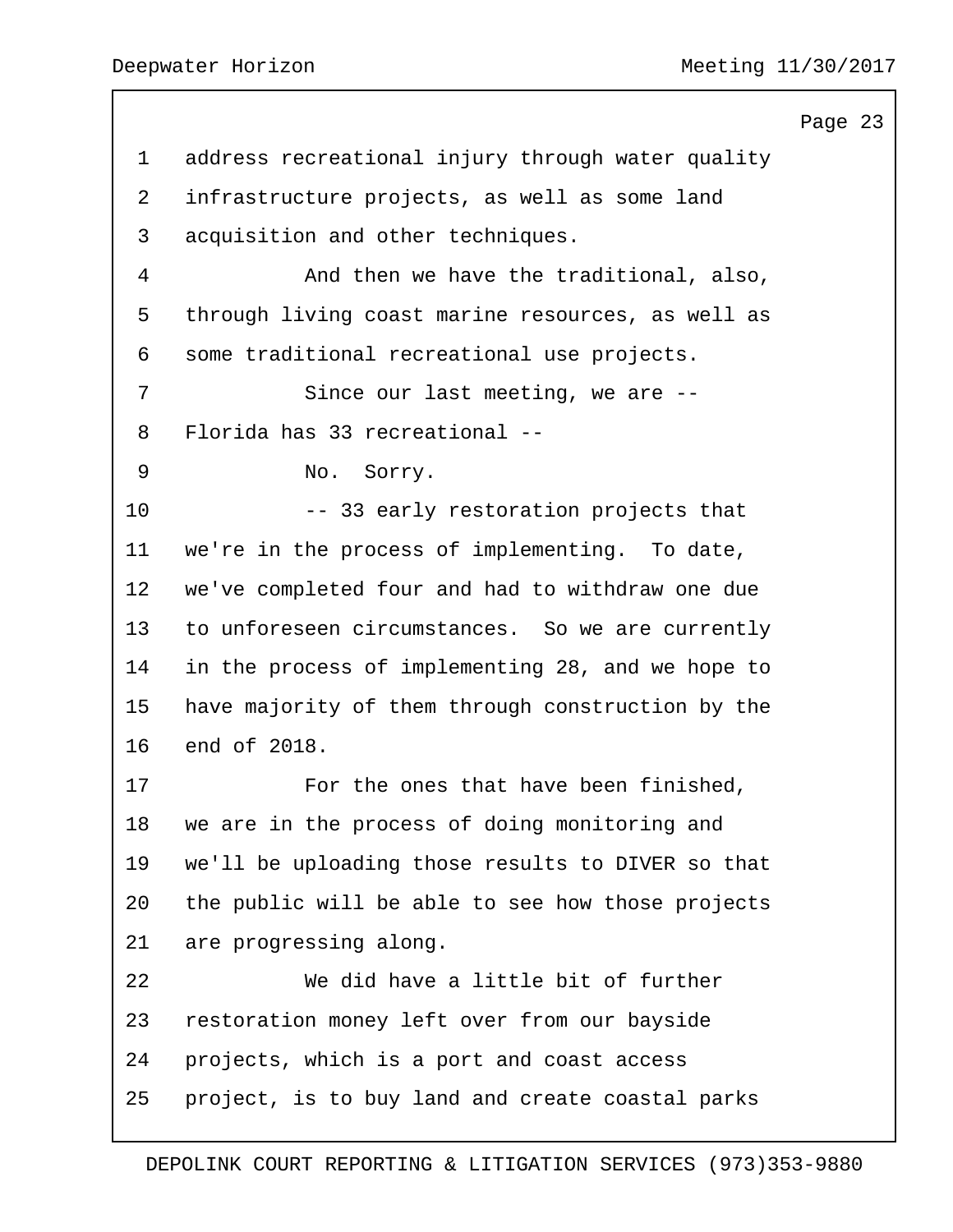address recreational injury through water quality infrastructure projects, as well as some land acquisition and other techniques.

And then we have the traditional, also, through living coast marine resources, as well as some traditional recreational use projects.

Since our last meeting, we are -- Florida has 33 recreational --

No. Sorry.

-- 33 early restoration projects that we're in the process of implementing. To date, we've completed four and had to withdraw one due to unforeseen circumstances. So we are currently in the process of implementing 28, and we hope to have majority of them through construction by the end of 2018.

For the ones that have been finished, we are in the process of doing monitoring and we'll be uploading those results to DIVER so that the public will be able to see how those projects are progressing along.

We did have a little bit of further restoration money left over from our bayside projects, which is a port and coast access project, is to buy land and create coastal parks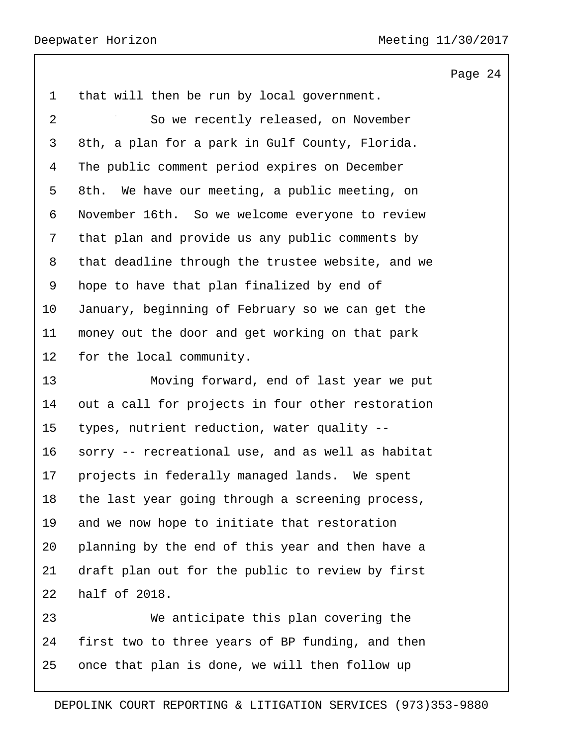that will then be run by local government.

So we recently released, on November 8th, a plan for a park in Gulf County, Florida. The public comment period expires on December 8th. We have our meeting, a public meeting, on November 16th. So we welcome everyone to review that plan and provide us any public comments by that deadline through the trustee website, and we hope to have that plan finalized by end of January, beginning of February so we can get the money out the door and get working on that park for the local community.

Moving forward, end of last year we put out a call for projects in four other restoration types, nutrient reduction, water quality -- sorry -- recreational use, and as well as habitat projects in federally managed lands. We spent the last year going through a screening process, and we now hope to initiate that restoration planning by the end of this year and then have a draft plan out for the public to review by first half of 2018.

We anticipate this plan covering the first two to three years of BP funding, and then once that plan is done, we will then follow up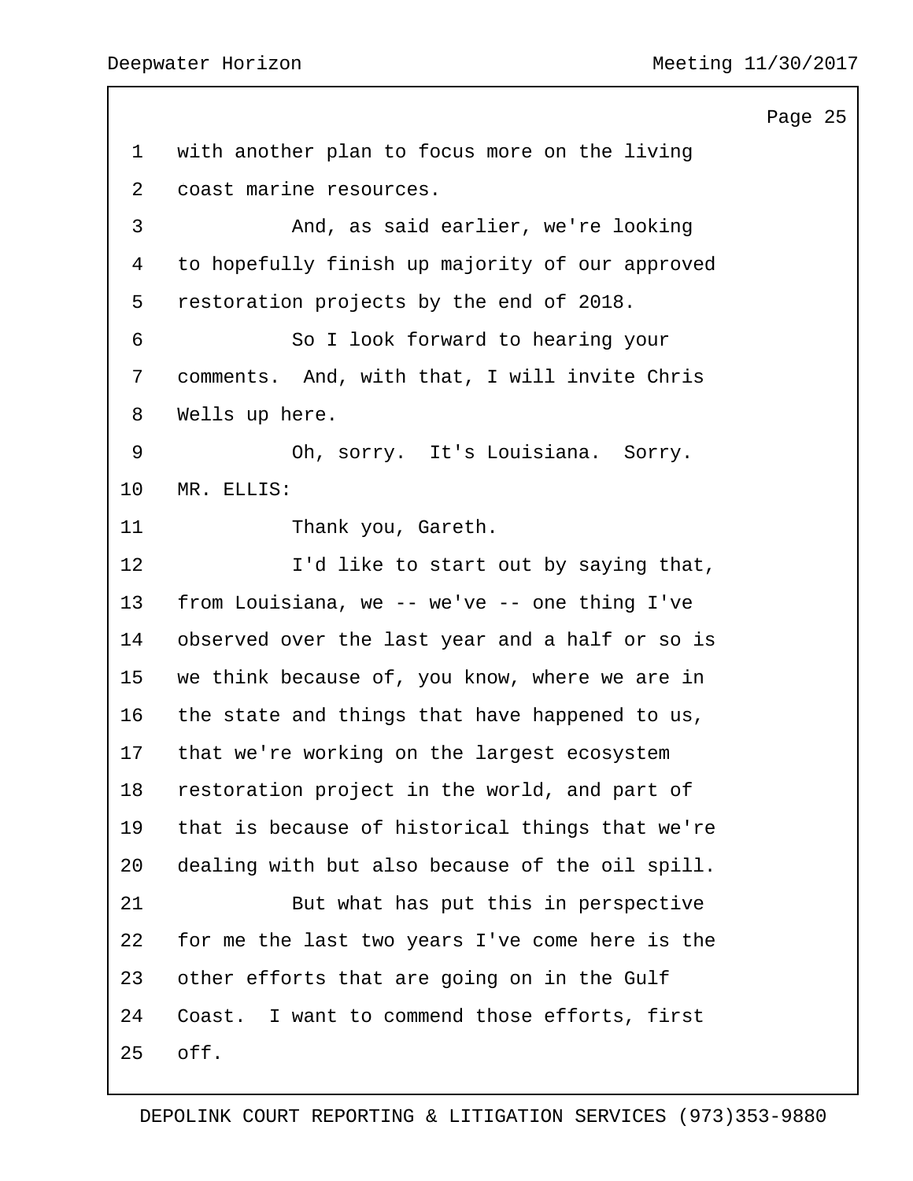with another plan to focus more on the living coast marine resources.

And, as said earlier, we're looking to hopefully finish up majority of our approved restoration projects by the end of 2018.

So I look forward to hearing your comments. And, with that, I will invite Chris Wells up here.

Oh, sorry. It's Louisiana. Sorry.

MR. ELLIS:

Thank you, Gareth.

I'd like to start out by saying that, from Louisiana, we -- we've -- one thing I've observed over the last year and a half or so is we think because of, you know, where we are in the state and things that have happened to us, that we're working on the largest ecosystem restoration project in the world, and part of that is because of historical things that we're dealing with but also because of the oil spill.

But what has put this in perspective for me the last two years I've come here is the other efforts that are going on in the Gulf Coast. I want to commend those efforts, first off.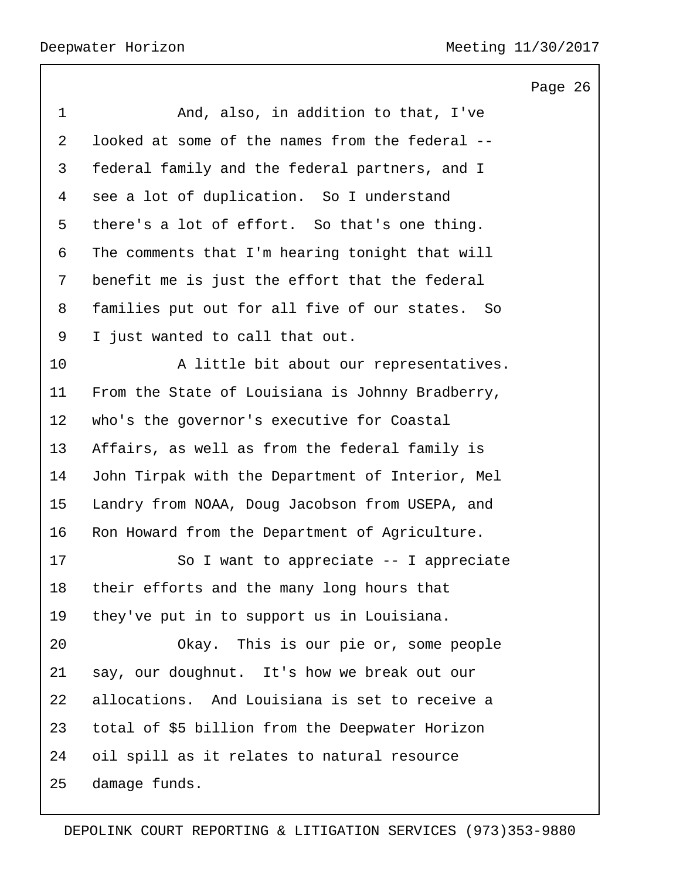And, also, in addition to that, I've looked at some of the names from the federal -- federal family and the federal partners, and I see a lot of duplication. So I understand there's a lot of effort. So that's one thing. The comments that I'm hearing tonight that will benefit me is just the effort that the federal families put out for all five of our states. So I just wanted to call that out.

A little bit about our representatives. From the State of Louisiana is Johnny Bradberry, who's the governor's executive for Coastal Affairs, as well as from the federal family is John Tirpak with the Department of Interior, Mel Landry from NOAA, Doug Jacobson from USEPA, and Ron Howard from the Department of Agriculture.

So I want to appreciate -- I appreciate their efforts and the many long hours that they've put in to support us in Louisiana.

Okay. This is our pie or, some people say, our doughnut. It's how we break out our allocations. And Louisiana is set to receive a total of $5 billion from the Deepwater Horizon oil spill as it relates to natural resource damage funds.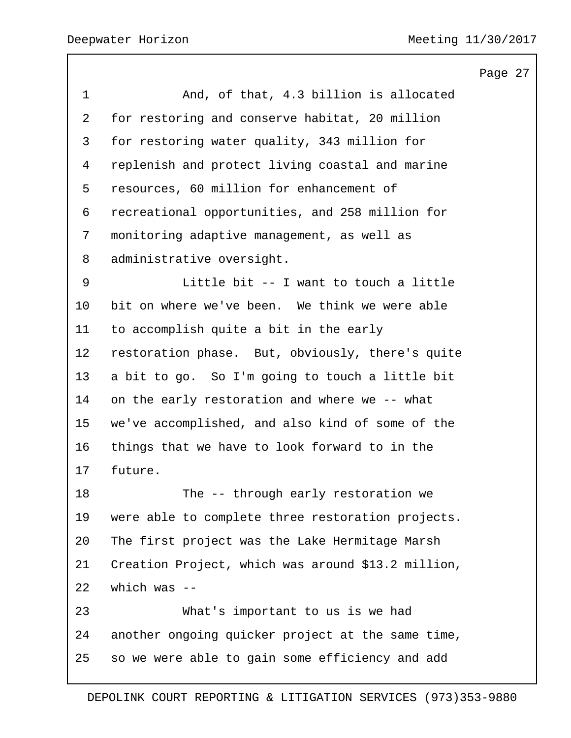And, of that, 4.3 billion is allocated for restoring and conserve habitat, 20 million for restoring water quality, 343 million for replenish and protect living coastal and marine resources, 60 million for enhancement of recreational opportunities, and 258 million for monitoring adaptive management, as well as administrative oversight.

Little bit -- I want to touch a little bit on where we've been. We think we were able to accomplish quite a bit in the early restoration phase. But, obviously, there's quite a bit to go. So I'm going to touch a little bit on the early restoration and where we -- what we've accomplished, and also kind of some of the things that we have to look forward to in the future.

The -- through early restoration we were able to complete three restoration projects. The first project was the Lake Hermitage Marsh Creation Project, which was around $13.2 million, which was --

What's important to us is we had another ongoing quicker project at the same time, so we were able to gain some efficiency and add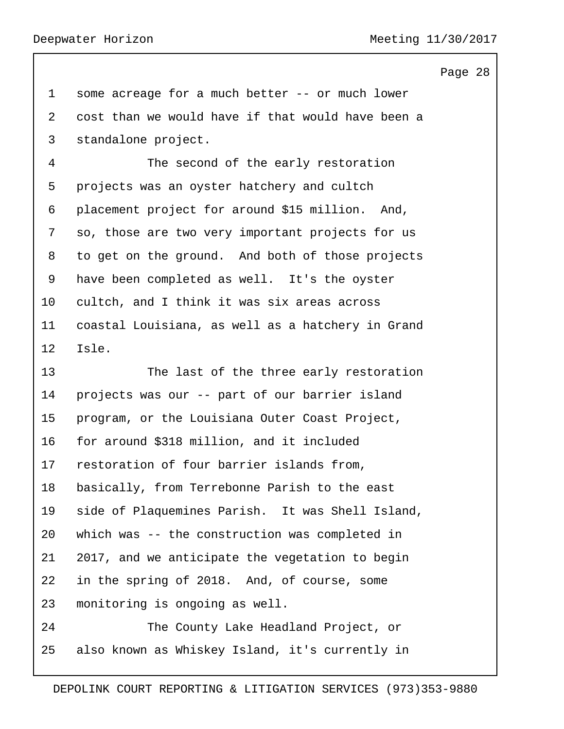some acreage for a much better -- or much lower cost than we would have if that would have been a standalone project.

The second of the early restoration projects was an oyster hatchery and cultch placement project for around $15 million. And, so, those are two very important projects for us to get on the ground. And both of those projects have been completed as well. It's the oyster cultch, and I think it was six areas across coastal Louisiana, as well as a hatchery in Grand Isle.

The last of the three early restoration projects was our -- part of our barrier island program, or the Louisiana Outer Coast Project, for around $318 million, and it included restoration of four barrier islands from, basically, from Terrebonne Parish to the east side of Plaquemines Parish. It was Shell Island, which was -- the construction was completed in 2017, and we anticipate the vegetation to begin in the spring of 2018. And, of course, some monitoring is ongoing as well.

The County Lake Headland Project, or also known as Whiskey Island, it's currently in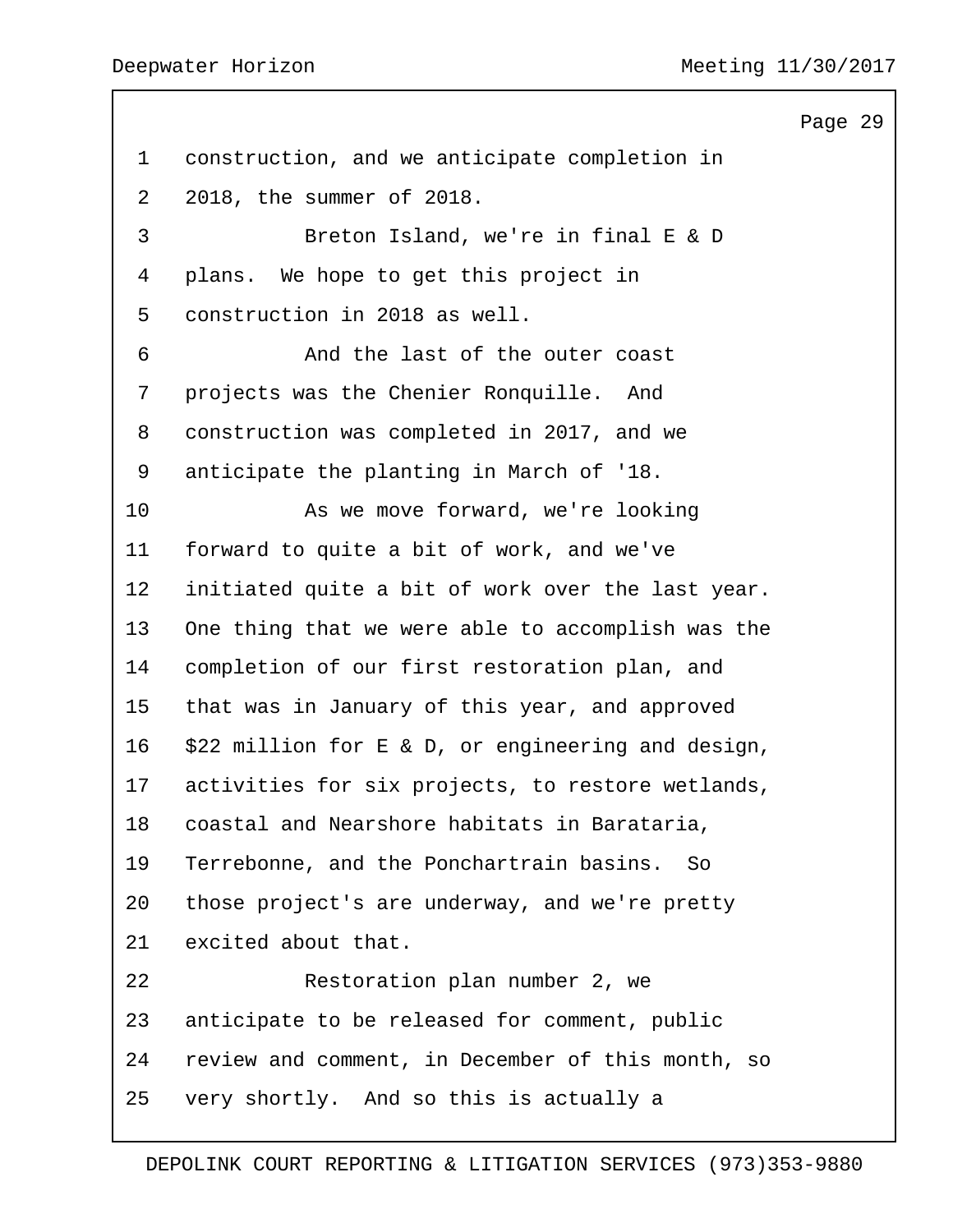construction, and we anticipate completion in 2018, the summer of 2018.

Breton Island, we're in final E & D plans. We hope to get this project in construction in 2018 as well.

And the last of the outer coast projects was the Chenier Ronquille. And construction was completed in 2017, and we anticipate the planting in March of '18.

As we move forward, we're looking forward to quite a bit of work, and we've initiated quite a bit of work over the last year. One thing that we were able to accomplish was the completion of our first restoration plan, and that was in January of this year, and approved $22 million for E & D, or engineering and design, activities for six projects, to restore wetlands, coastal and Nearshore habitats in Barataria, Terrebonne, and the Ponchartrain basins. So those project's are underway, and we're pretty excited about that.

Restoration plan number 2, we anticipate to be released for comment, public review and comment, in December of this month, so very shortly. And so this is actually a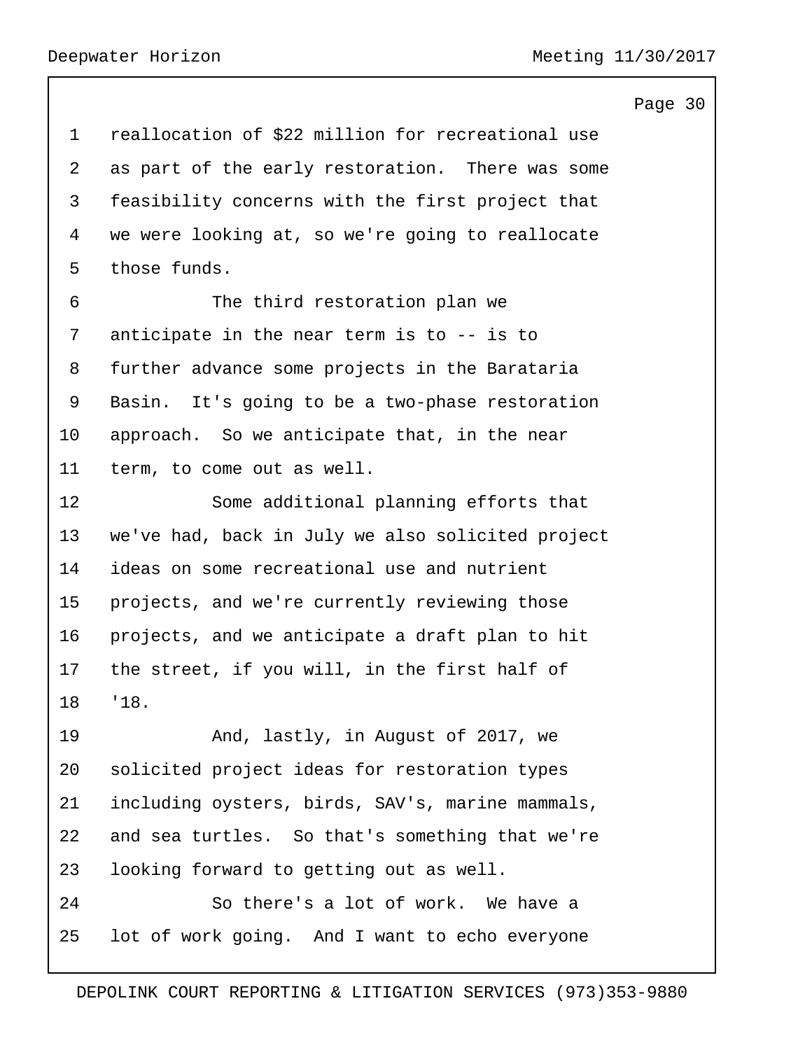reallocation of $22 million for recreational use as part of the early restoration. There was some feasibility concerns with the first project that we were looking at, so we're going to reallocate those funds.

The third restoration plan we anticipate in the near term is to -- is to further advance some projects in the Barataria Basin. It's going to be a two-phase restoration approach. So we anticipate that, in the near term, to come out as well.

Some additional planning efforts that we've had, back in July we also solicited project ideas on some recreational use and nutrient projects, and we're currently reviewing those projects, and we anticipate a draft plan to hit the street, if you will, in the first half of '18.

And, lastly, in August of 2017, we solicited project ideas for restoration types including oysters, birds, SAV's, marine mammals, and sea turtles. So that's something that we're looking forward to getting out as well.

So there's a lot of work. We have a lot of work going. And I want to echo everyone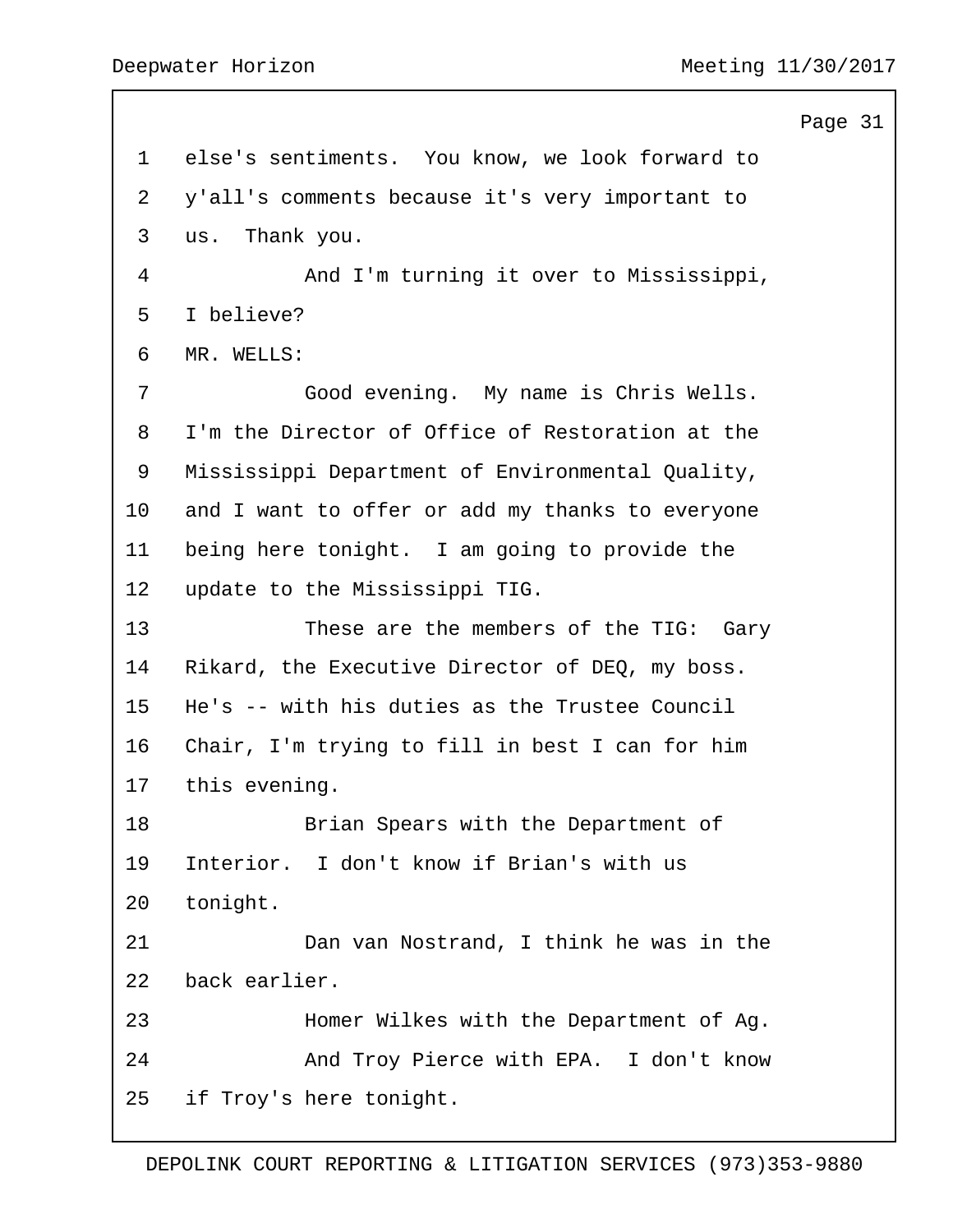else's sentiments. You know, we look forward to y'all's comments because it's very important to us. Thank you.

And I'm turning it over to Mississippi, I believe?

MR. WELLS:

Good evening. My name is Chris Wells. I'm the Director of Office of Restoration at the Mississippi Department of Environmental Quality, and I want to offer or add my thanks to everyone being here tonight. I am going to provide the update to the Mississippi TIG.

These are the members of the TIG: Gary Rikard, the Executive Director of DEQ, my boss. He's -- with his duties as the Trustee Council Chair, I'm trying to fill in best I can for him this evening.

Brian Spears with the Department of Interior. I don't know if Brian's with us tonight.

Dan van Nostrand, I think he was in the back earlier.

Homer Wilkes with the Department of Ag.

And Troy Pierce with EPA. I don't know if Troy's here tonight.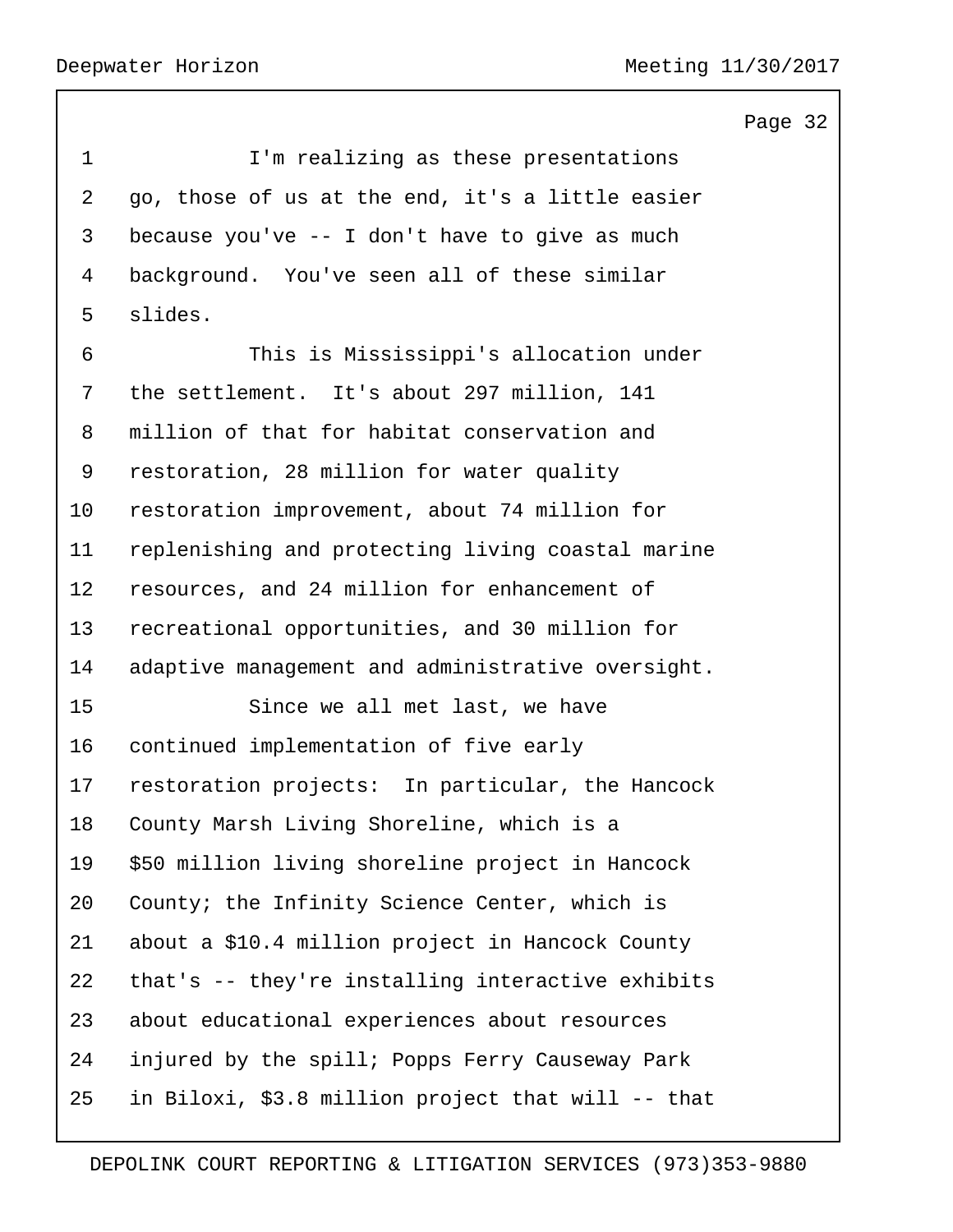I'm realizing as these presentations go, those of us at the end, it's a little easier because you've -- I don't have to give as much background. You've seen all of these similar slides.

This is Mississippi's allocation under the settlement. It's about 297 million, 141 million of that for habitat conservation and restoration, 28 million for water quality restoration improvement, about 74 million for replenishing and protecting living coastal marine resources, and 24 million for enhancement of recreational opportunities, and 30 million for adaptive management and administrative oversight.

Since we all met last, we have continued implementation of five early restoration projects: In particular, the Hancock County Marsh Living Shoreline, which is a $50 million living shoreline project in Hancock County; the Infinity Science Center, which is about a $10.4 million project in Hancock County that's -- they're installing interactive exhibits about educational experiences about resources injured by the spill; Popps Ferry Causeway Park in Biloxi, $3.8 million project that will -- that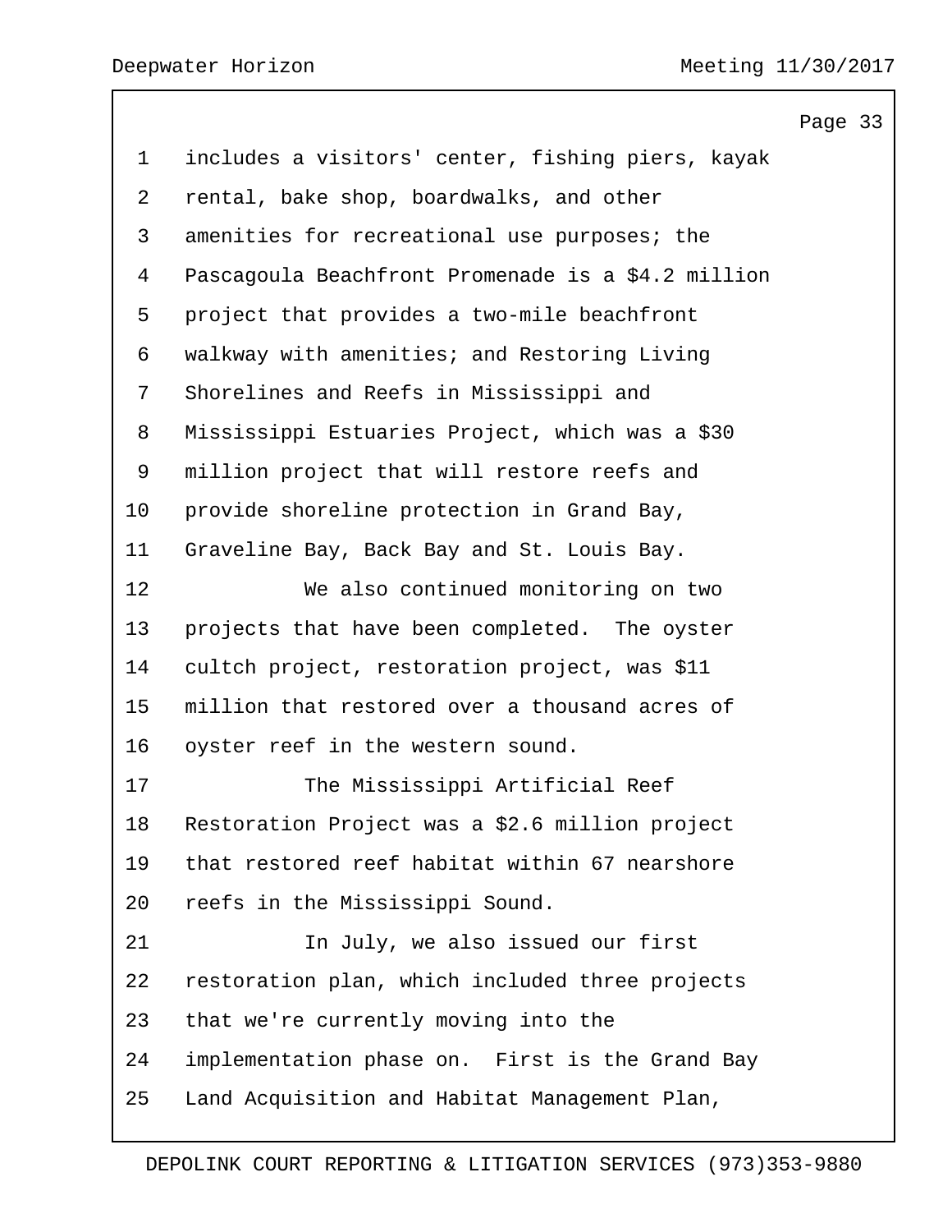includes a visitors' center, fishing piers, kayak rental, bake shop, boardwalks, and other amenities for recreational use purposes; the Pascagoula Beachfront Promenade is a $4.2 million project that provides a two-mile beachfront walkway with amenities; and Restoring Living Shorelines and Reefs in Mississippi and Mississippi Estuaries Project, which was a $30 million project that will restore reefs and provide shoreline protection in Grand Bay, Graveline Bay, Back Bay and St. Louis Bay.

We also continued monitoring on two projects that have been completed. The oyster cultch project, restoration project, was $11 million that restored over a thousand acres of oyster reef in the western sound.

The Mississippi Artificial Reef Restoration Project was a $2.6 million project that restored reef habitat within 67 nearshore reefs in the Mississippi Sound.

In July, we also issued our first restoration plan, which included three projects that we're currently moving into the implementation phase on. First is the Grand Bay Land Acquisition and Habitat Management Plan,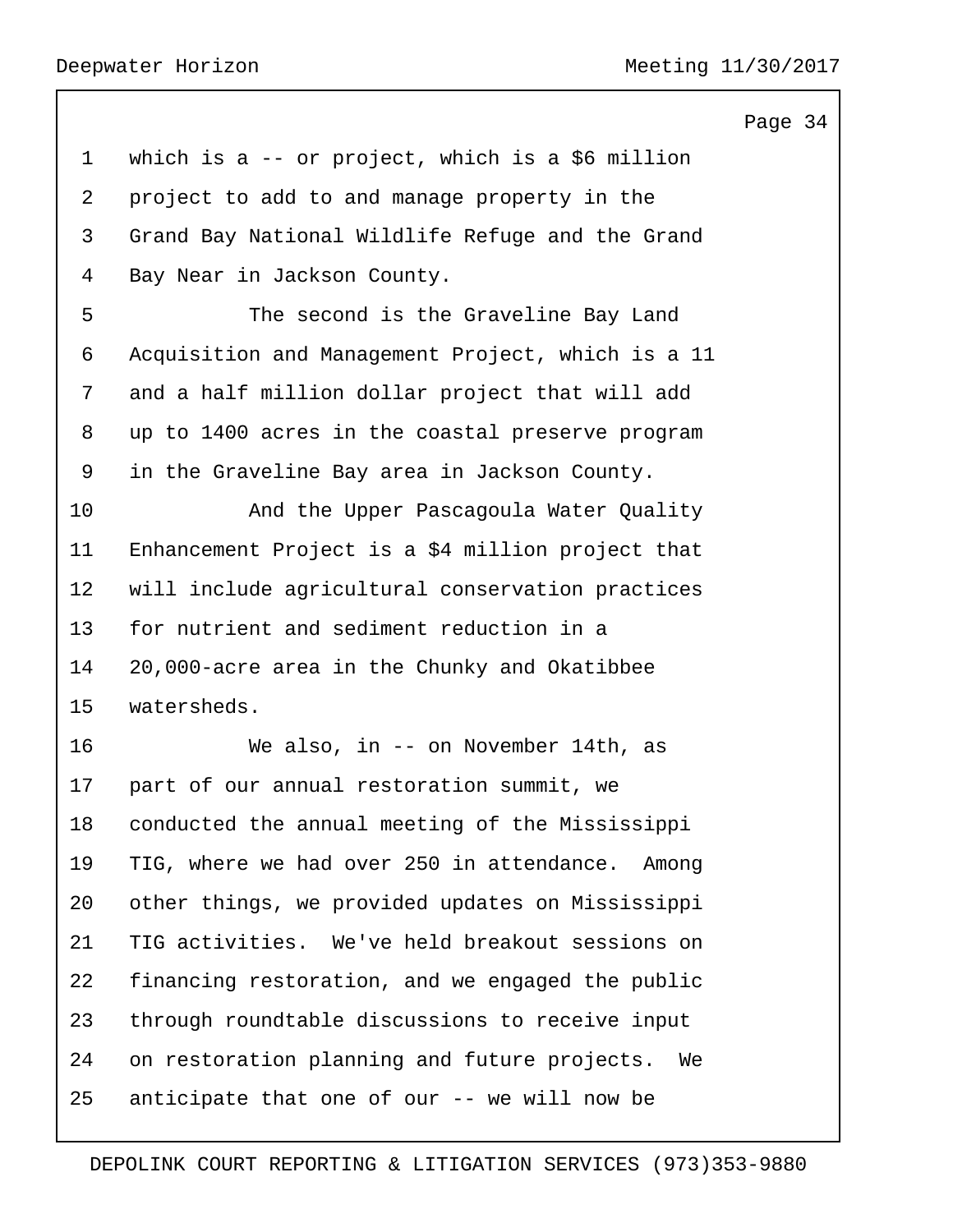which is a -- or project, which is a $6 million project to add to and manage property in the Grand Bay National Wildlife Refuge and the Grand Bay Near in Jackson County.

The second is the Graveline Bay Land Acquisition and Management Project, which is a 11 and a half million dollar project that will add up to 1400 acres in the coastal preserve program in the Graveline Bay area in Jackson County.

And the Upper Pascagoula Water Quality Enhancement Project is a $4 million project that will include agricultural conservation practices for nutrient and sediment reduction in a 20,000-acre area in the Chunky and Okatibbee watersheds.

We also, in -- on November 14th, as part of our annual restoration summit, we conducted the annual meeting of the Mississippi TIG, where we had over 250 in attendance. Among other things, we provided updates on Mississippi TIG activities. We've held breakout sessions on financing restoration, and we engaged the public through roundtable discussions to receive input on restoration planning and future projects. We anticipate that one of our -- we will now be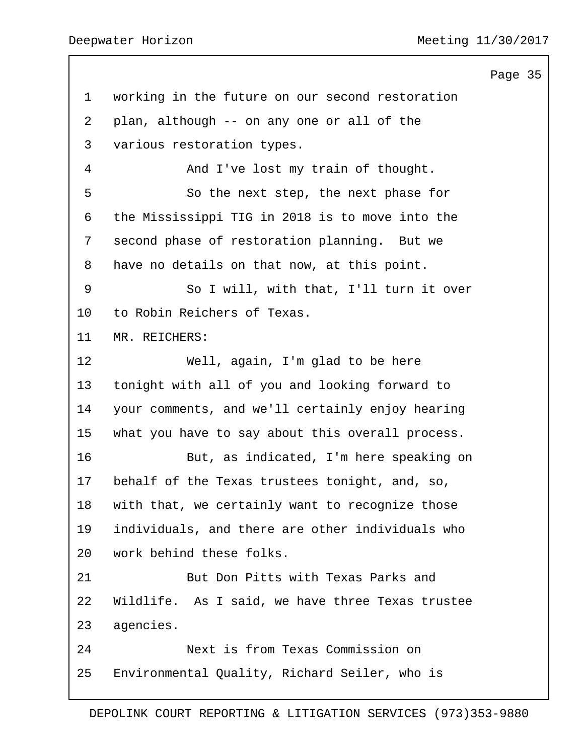working in the future on our second restoration plan, although -- on any one or all of the various restoration types.

And I've lost my train of thought.

So the next step, the next phase for the Mississippi TIG in 2018 is to move into the second phase of restoration planning. But we have no details on that now, at this point.

So I will, with that, I'll turn it over to Robin Reichers of Texas.

MR. REICHERS:

Well, again, I'm glad to be here tonight with all of you and looking forward to your comments, and we'll certainly enjoy hearing what you have to say about this overall process.

But, as indicated, I'm here speaking on behalf of the Texas trustees tonight, and, so, with that, we certainly want to recognize those individuals, and there are other individuals who work behind these folks.

But Don Pitts with Texas Parks and Wildlife. As I said, we have three Texas trustee agencies.

Next is from Texas Commission on Environmental Quality, Richard Seiler, who is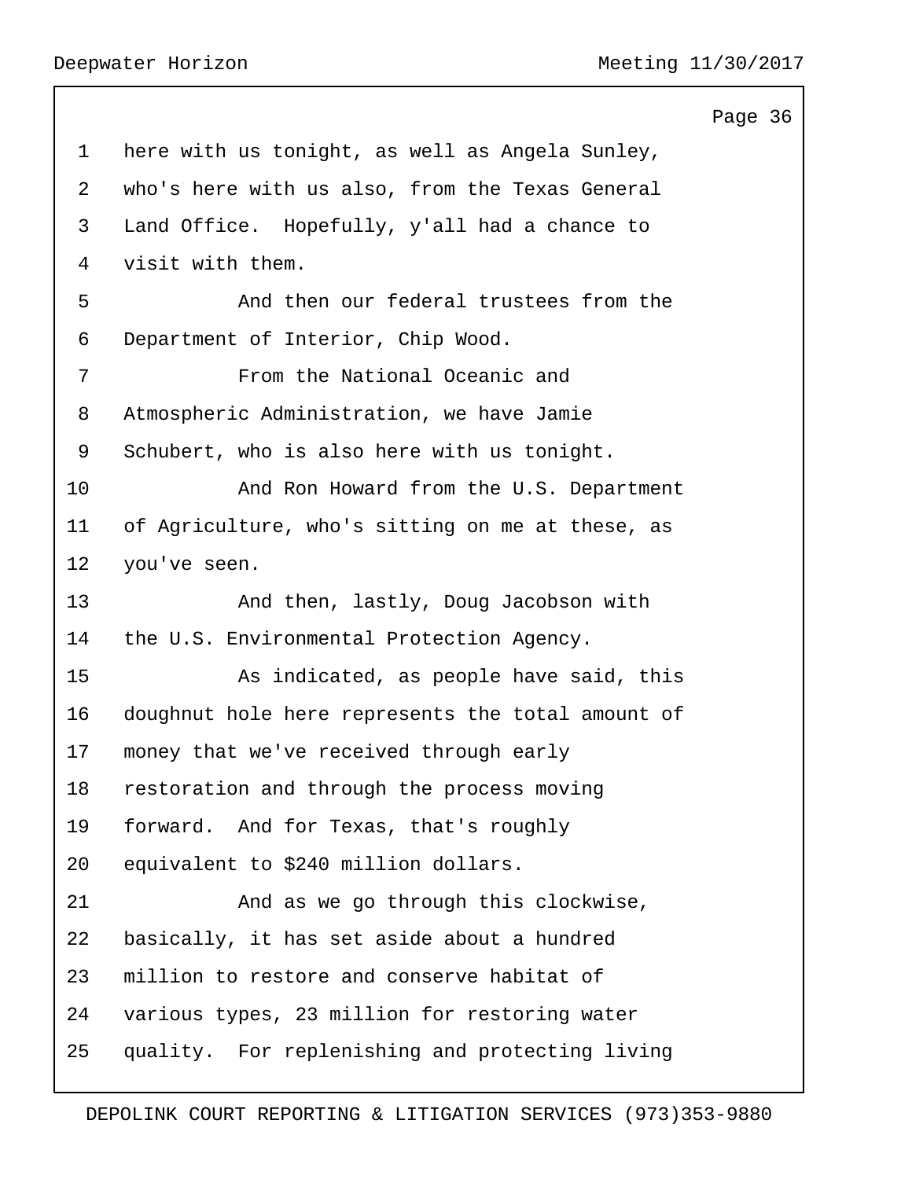here with us tonight, as well as Angela Sunley, who's here with us also, from the Texas General Land Office. Hopefully, y'all had a chance to visit with them.

And then our federal trustees from the Department of Interior, Chip Wood.

From the National Oceanic and Atmospheric Administration, we have Jamie Schubert, who is also here with us tonight.

And Ron Howard from the U.S. Department of Agriculture, who's sitting on me at these, as you've seen.

And then, lastly, Doug Jacobson with the U.S. Environmental Protection Agency.

As indicated, as people have said, this doughnut hole here represents the total amount of money that we've received through early restoration and through the process moving forward. And for Texas, that's roughly equivalent to $240 million dollars.

And as we go through this clockwise, basically, it has set aside about a hundred million to restore and conserve habitat of various types, 23 million for restoring water quality. For replenishing and protecting living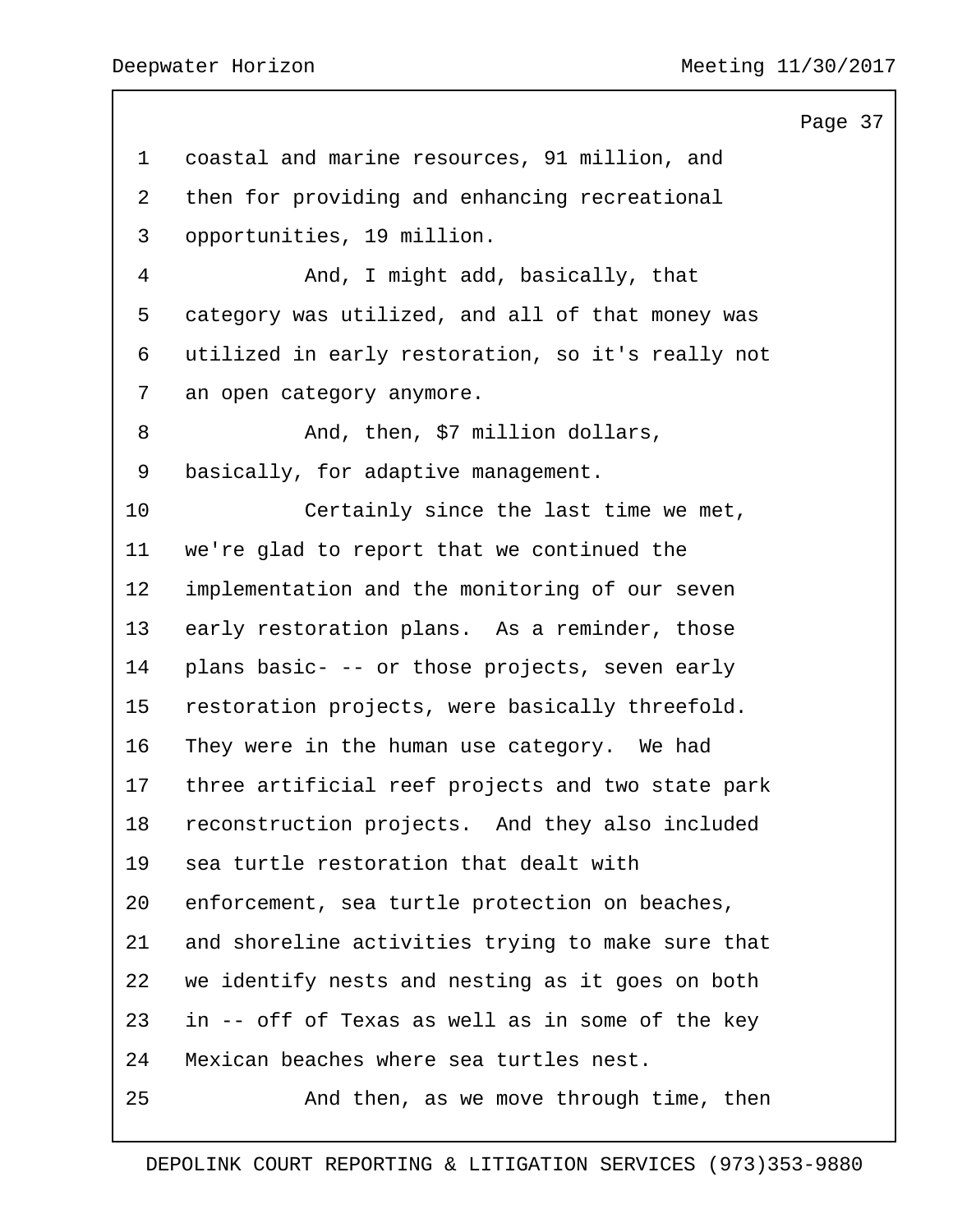coastal and marine resources, 91 million, and then for providing and enhancing recreational opportunities, 19 million.

And, I might add, basically, that category was utilized, and all of that money was utilized in early restoration, so it's really not an open category anymore.

And, then, $7 million dollars, basically, for adaptive management.

Certainly since the last time we met, we're glad to report that we continued the implementation and the monitoring of our seven early restoration plans. As a reminder, those plans basic- -- or those projects, seven early restoration projects, were basically threefold. They were in the human use category. We had three artificial reef projects and two state park reconstruction projects. And they also included sea turtle restoration that dealt with enforcement, sea turtle protection on beaches, and shoreline activities trying to make sure that we identify nests and nesting as it goes on both in -- off of Texas as well as in some of the key Mexican beaches where sea turtles nest.

And then, as we move through time, then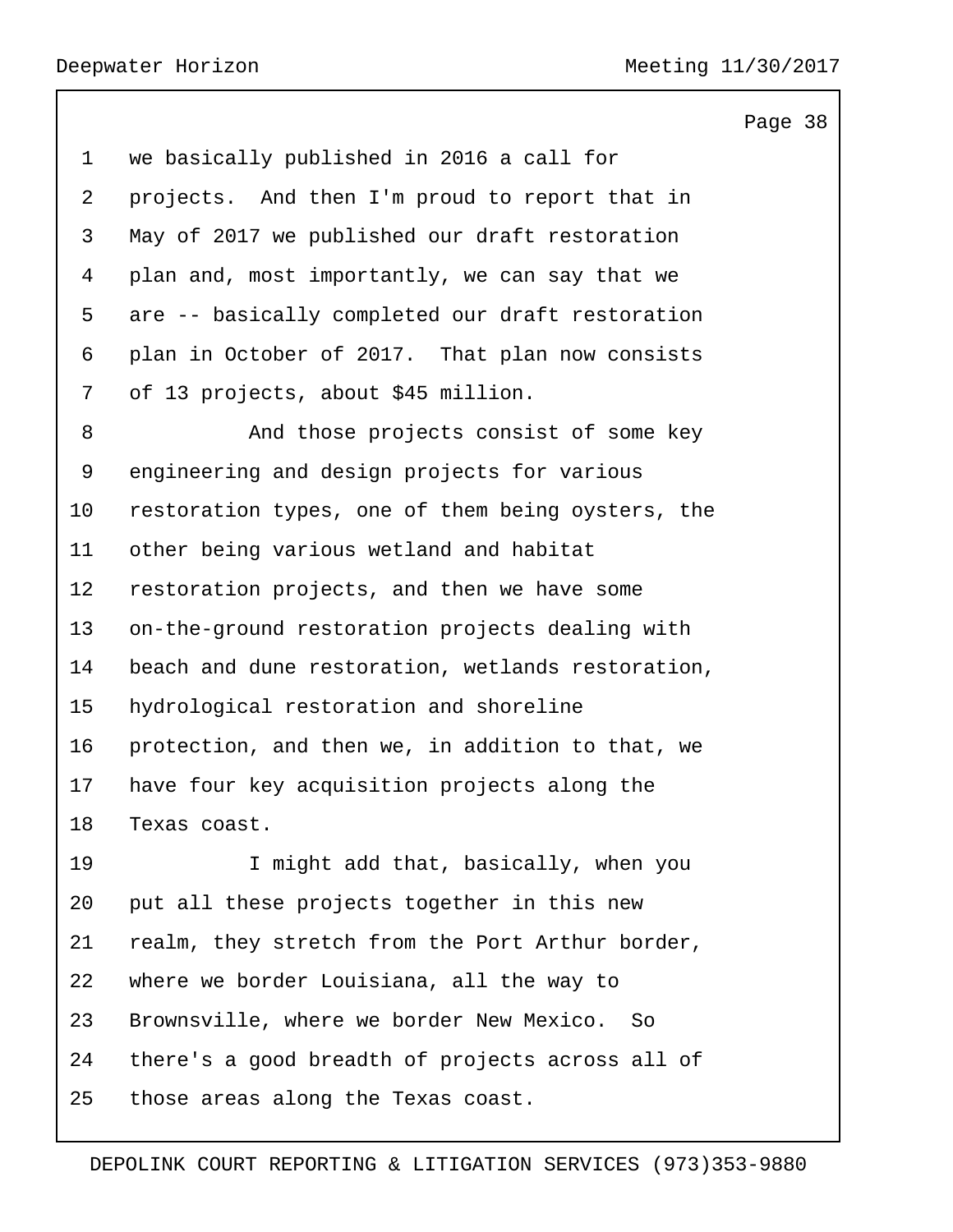we basically published in 2016 a call for projects. And then I'm proud to report that in May of 2017 we published our draft restoration plan and, most importantly, we can say that we are -- basically completed our draft restoration plan in October of 2017. That plan now consists of 13 projects, about $45 million.

And those projects consist of some key engineering and design projects for various restoration types, one of them being oysters, the other being various wetland and habitat restoration projects, and then we have some on-the-ground restoration projects dealing with beach and dune restoration, wetlands restoration, hydrological restoration and shoreline protection, and then we, in addition to that, we have four key acquisition projects along the Texas coast.

I might add that, basically, when you put all these projects together in this new realm, they stretch from the Port Arthur border, where we border Louisiana, all the way to Brownsville, where we border New Mexico. So there's a good breadth of projects across all of those areas along the Texas coast.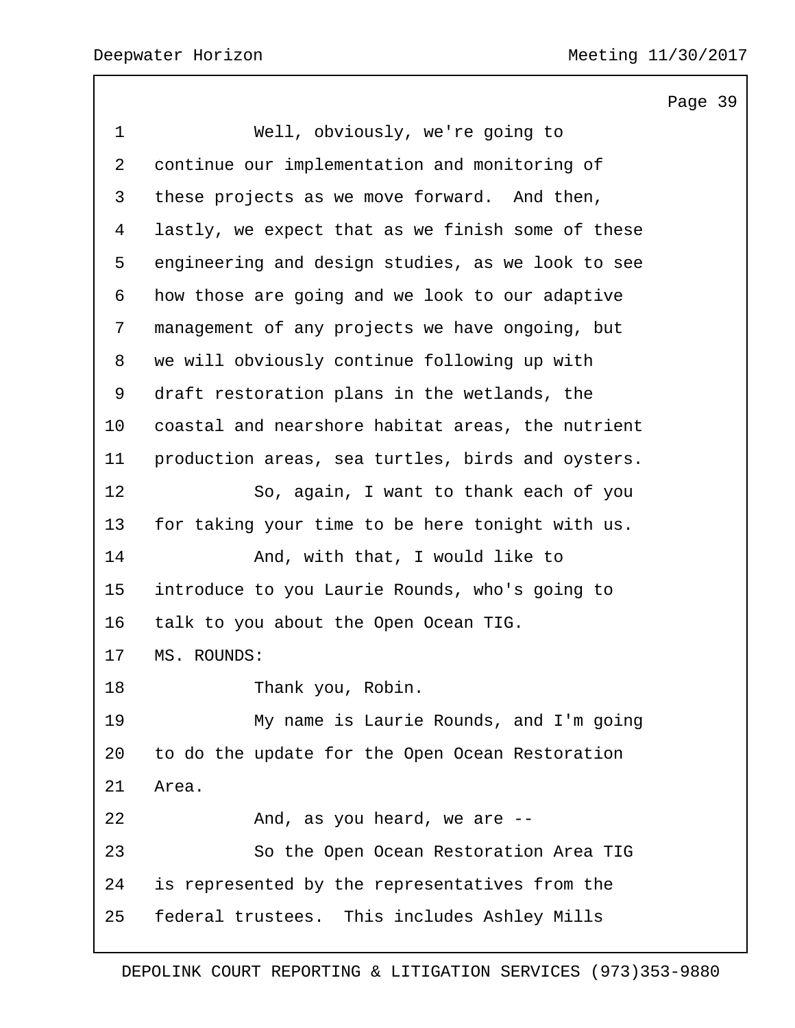Well, obviously, we're going to continue our implementation and monitoring of these projects as we move forward. And then, lastly, we expect that as we finish some of these engineering and design studies, as we look to see how those are going and we look to our adaptive management of any projects we have ongoing, but we will obviously continue following up with draft restoration plans in the wetlands, the coastal and nearshore habitat areas, the nutrient production areas, sea turtles, birds and oysters.

So, again, I want to thank each of you for taking your time to be here tonight with us.

And, with that, I would like to introduce to you Laurie Rounds, who's going to talk to you about the Open Ocean TIG.

MS. ROUNDS:

Thank you, Robin.

My name is Laurie Rounds, and I'm going to do the update for the Open Ocean Restoration Area.

And, as you heard, we are --

So the Open Ocean Restoration Area TIG is represented by the representatives from the federal trustees. This includes Ashley Mills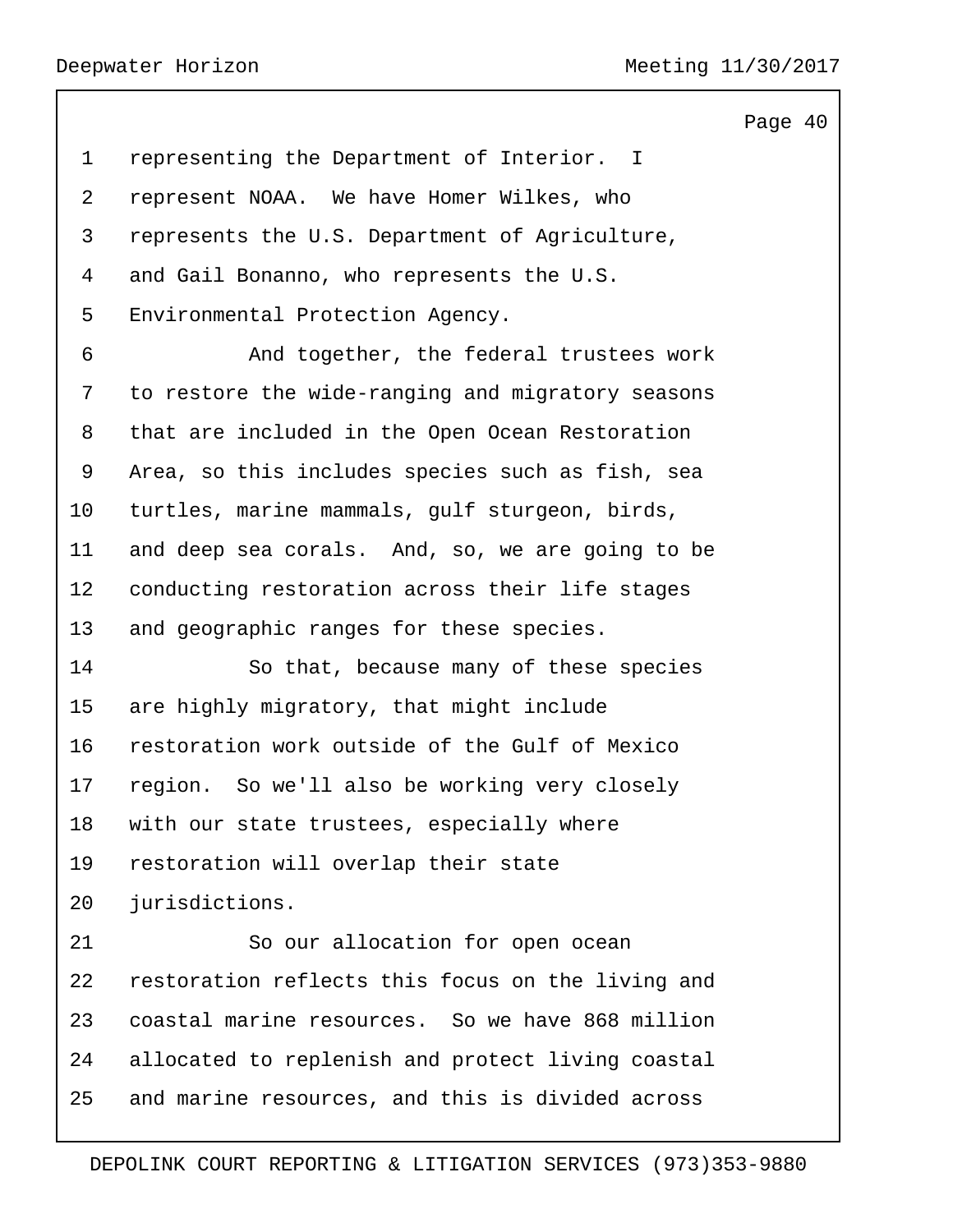representing the Department of Interior. I represent NOAA. We have Homer Wilkes, who represents the U.S. Department of Agriculture, and Gail Bonanno, who represents the U.S. Environmental Protection Agency.

And together, the federal trustees work to restore the wide-ranging and migratory seasons that are included in the Open Ocean Restoration Area, so this includes species such as fish, sea turtles, marine mammals, gulf sturgeon, birds, and deep sea corals. And, so, we are going to be conducting restoration across their life stages and geographic ranges for these species.

So that, because many of these species are highly migratory, that might include restoration work outside of the Gulf of Mexico region. So we'll also be working very closely with our state trustees, especially where restoration will overlap their state jurisdictions.

So our allocation for open ocean restoration reflects this focus on the living and coastal marine resources. So we have 868 million allocated to replenish and protect living coastal and marine resources, and this is divided across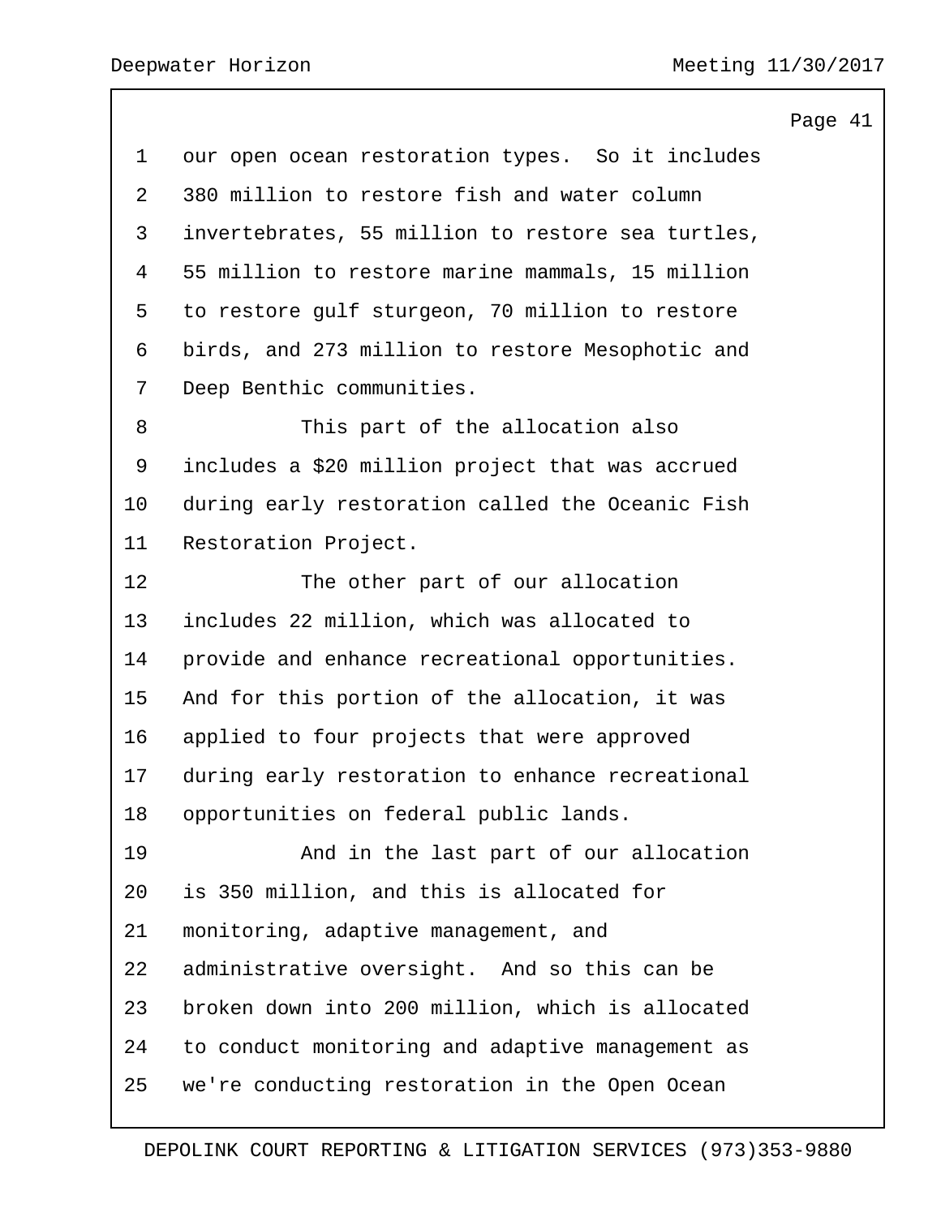our open ocean restoration types. So it includes 380 million to restore fish and water column invertebrates, 55 million to restore sea turtles, 55 million to restore marine mammals, 15 million to restore gulf sturgeon, 70 million to restore birds, and 273 million to restore Mesophotic and Deep Benthic communities.

This part of the allocation also includes a $20 million project that was accrued during early restoration called the Oceanic Fish Restoration Project.

The other part of our allocation includes 22 million, which was allocated to provide and enhance recreational opportunities. And for this portion of the allocation, it was applied to four projects that were approved during early restoration to enhance recreational opportunities on federal public lands.

And in the last part of our allocation is 350 million, and this is allocated for monitoring, adaptive management, and administrative oversight. And so this can be broken down into 200 million, which is allocated to conduct monitoring and adaptive management as we're conducting restoration in the Open Ocean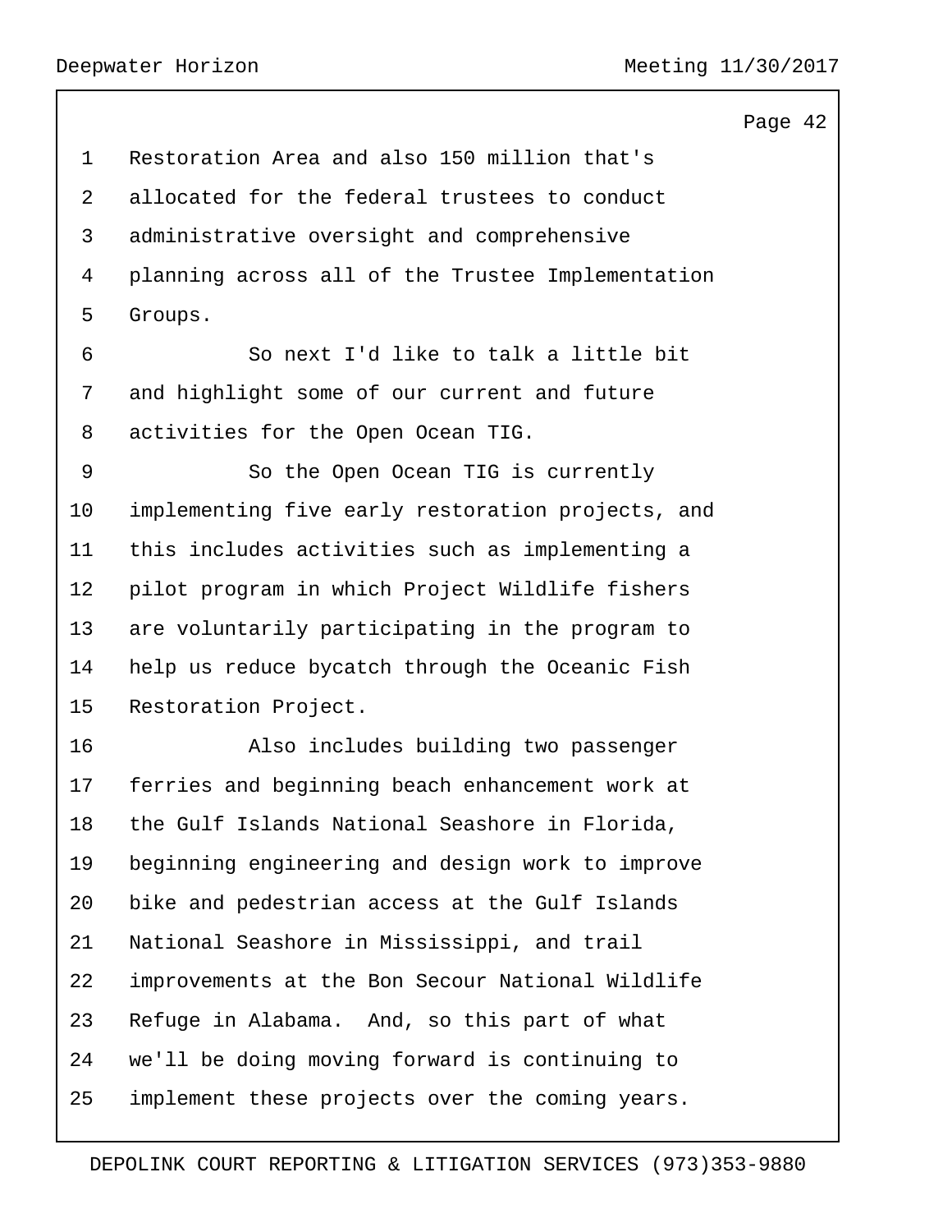Restoration Area and also 150 million that's allocated for the federal trustees to conduct administrative oversight and comprehensive planning across all of the Trustee Implementation Groups.

So next I'd like to talk a little bit and highlight some of our current and future activities for the Open Ocean TIG.

So the Open Ocean TIG is currently implementing five early restoration projects, and this includes activities such as implementing a pilot program in which Project Wildlife fishers are voluntarily participating in the program to help us reduce bycatch through the Oceanic Fish Restoration Project.

Also includes building two passenger ferries and beginning beach enhancement work at the Gulf Islands National Seashore in Florida, beginning engineering and design work to improve bike and pedestrian access at the Gulf Islands National Seashore in Mississippi, and trail improvements at the Bon Secour National Wildlife Refuge in Alabama. And, so this part of what we'll be doing moving forward is continuing to implement these projects over the coming years.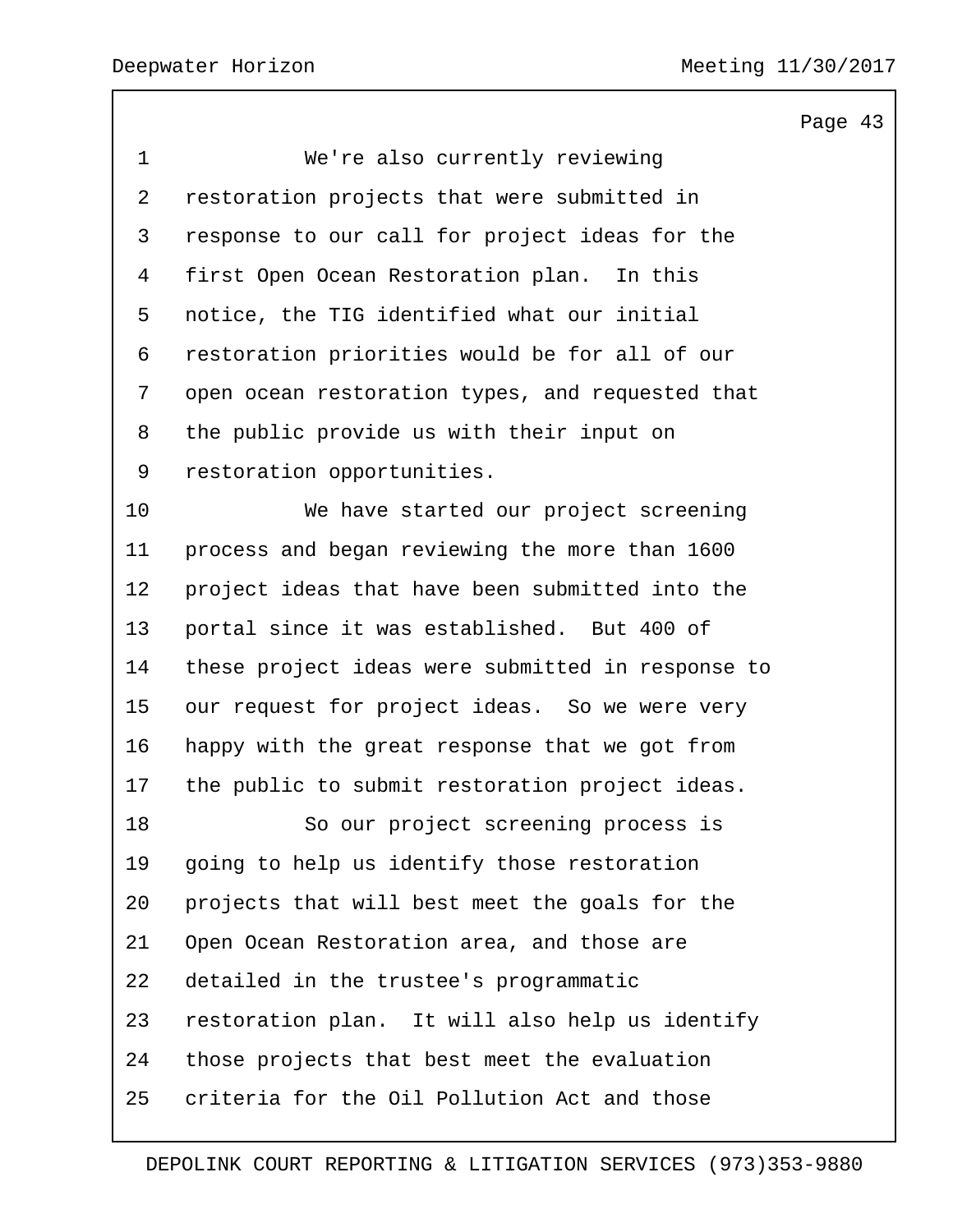We're also currently reviewing restoration projects that were submitted in response to our call for project ideas for the first Open Ocean Restoration plan. In this notice, the TIG identified what our initial restoration priorities would be for all of our open ocean restoration types, and requested that the public provide us with their input on restoration opportunities.

We have started our project screening process and began reviewing the more than 1600 project ideas that have been submitted into the portal since it was established. But 400 of these project ideas were submitted in response to our request for project ideas. So we were very happy with the great response that we got from the public to submit restoration project ideas.

So our project screening process is going to help us identify those restoration projects that will best meet the goals for the Open Ocean Restoration area, and those are detailed in the trustee's programmatic restoration plan. It will also help us identify those projects that best meet the evaluation criteria for the Oil Pollution Act and those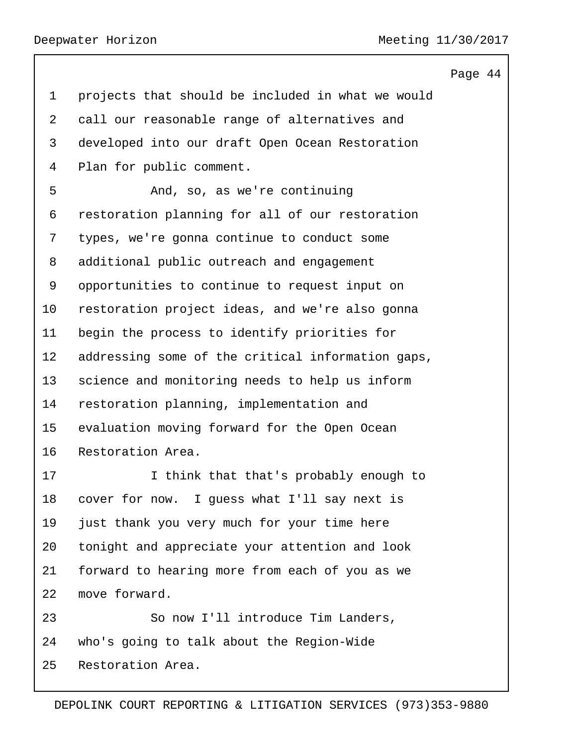projects that should be included in what we would call our reasonable range of alternatives and developed into our draft Open Ocean Restoration Plan for public comment.

And, so, as we're continuing restoration planning for all of our restoration types, we're gonna continue to conduct some additional public outreach and engagement opportunities to continue to request input on restoration project ideas, and we're also gonna begin the process to identify priorities for addressing some of the critical information gaps, science and monitoring needs to help us inform restoration planning, implementation and evaluation moving forward for the Open Ocean Restoration Area.

I think that that's probably enough to cover for now. I guess what I'll say next is just thank you very much for your time here tonight and appreciate your attention and look forward to hearing more from each of you as we move forward.

So now I'll introduce Tim Landers, who's going to talk about the Region-Wide Restoration Area.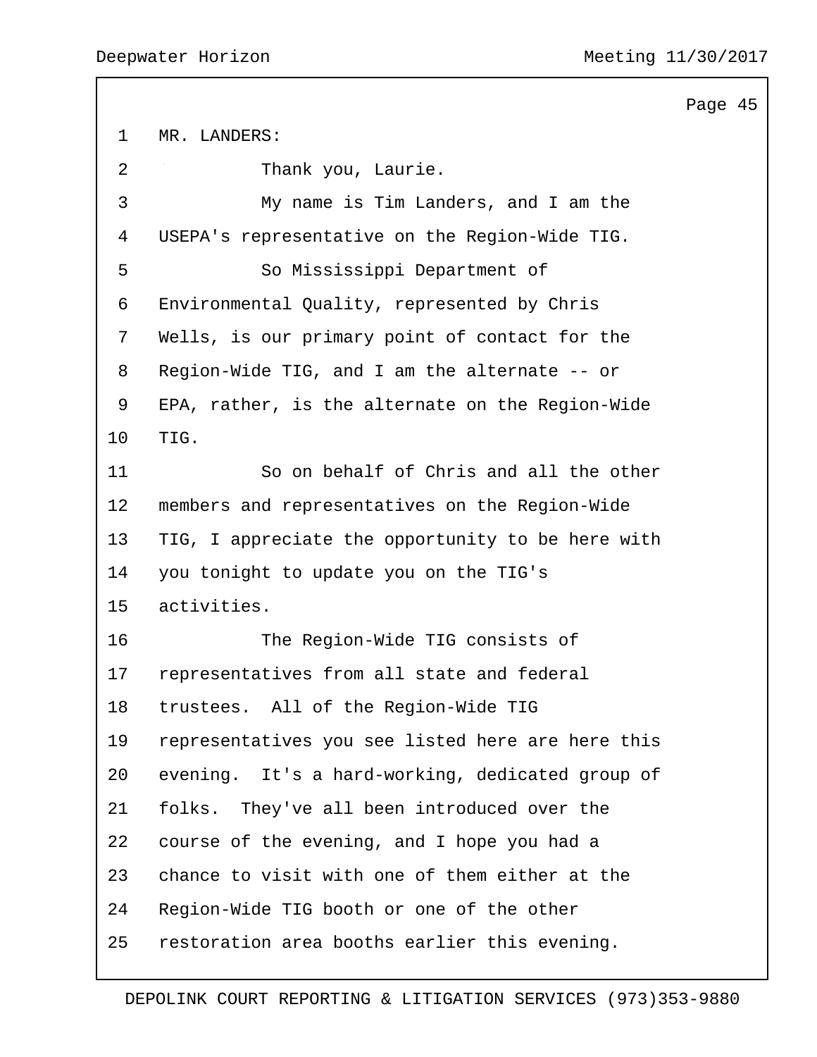MR. LANDERS:

Thank you, Laurie.

My name is Tim Landers, and I am the USEPA's representative on the Region-Wide TIG.

So Mississippi Department of Environmental Quality, represented by Chris Wells, is our primary point of contact for the Region-Wide TIG, and I am the alternate -- or EPA, rather, is the alternate on the Region-Wide TIG.

So on behalf of Chris and all the other members and representatives on the Region-Wide TIG, I appreciate the opportunity to be here with you tonight to update you on the TIG's activities.

The Region-Wide TIG consists of representatives from all state and federal trustees. All of the Region-Wide TIG representatives you see listed here are here this evening. It's a hard-working, dedicated group of folks. They've all been introduced over the course of the evening, and I hope you had a chance to visit with one of them either at the Region-Wide TIG booth or one of the other restoration area booths earlier this evening.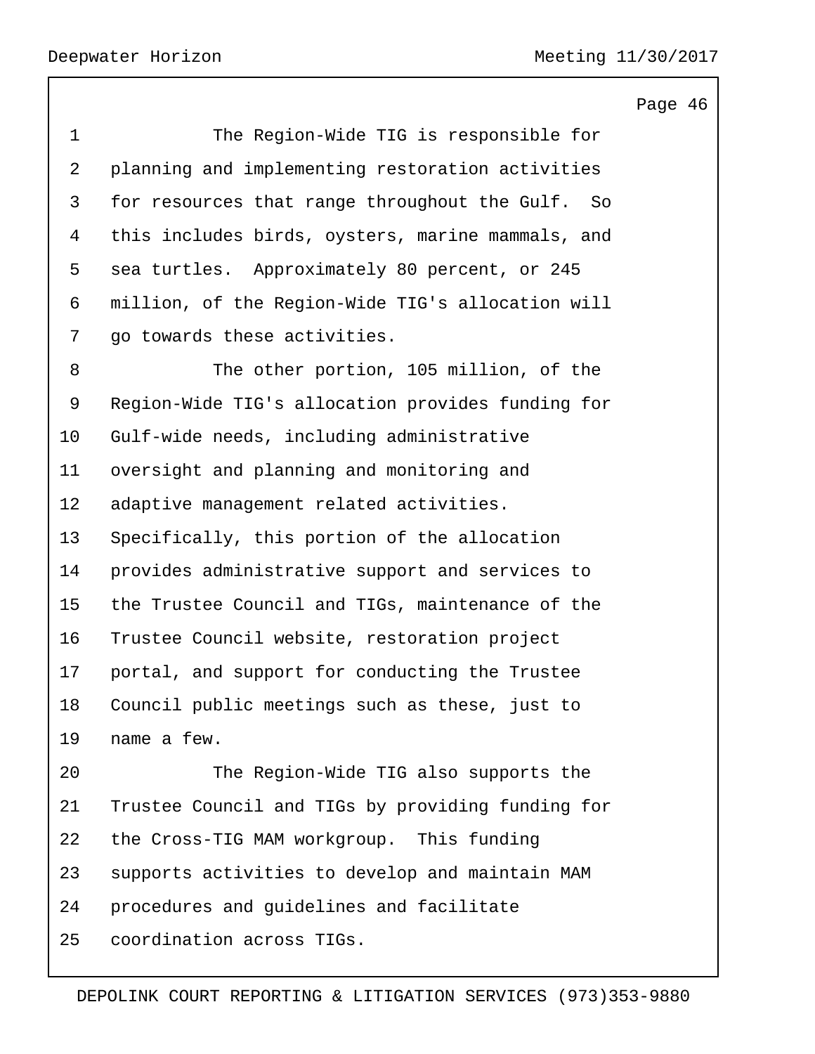The Region-Wide TIG is responsible for planning and implementing restoration activities for resources that range throughout the Gulf. So this includes birds, oysters, marine mammals, and sea turtles. Approximately 80 percent, or 245 million, of the Region-Wide TIG's allocation will go towards these activities.

The other portion, 105 million, of the Region-Wide TIG's allocation provides funding for Gulf-wide needs, including administrative oversight and planning and monitoring and adaptive management related activities. Specifically, this portion of the allocation provides administrative support and services to the Trustee Council and TIGs, maintenance of the Trustee Council website, restoration project portal, and support for conducting the Trustee Council public meetings such as these, just to name a few.

The Region-Wide TIG also supports the Trustee Council and TIGs by providing funding for the Cross-TIG MAM workgroup. This funding supports activities to develop and maintain MAM procedures and guidelines and facilitate coordination across TIGs.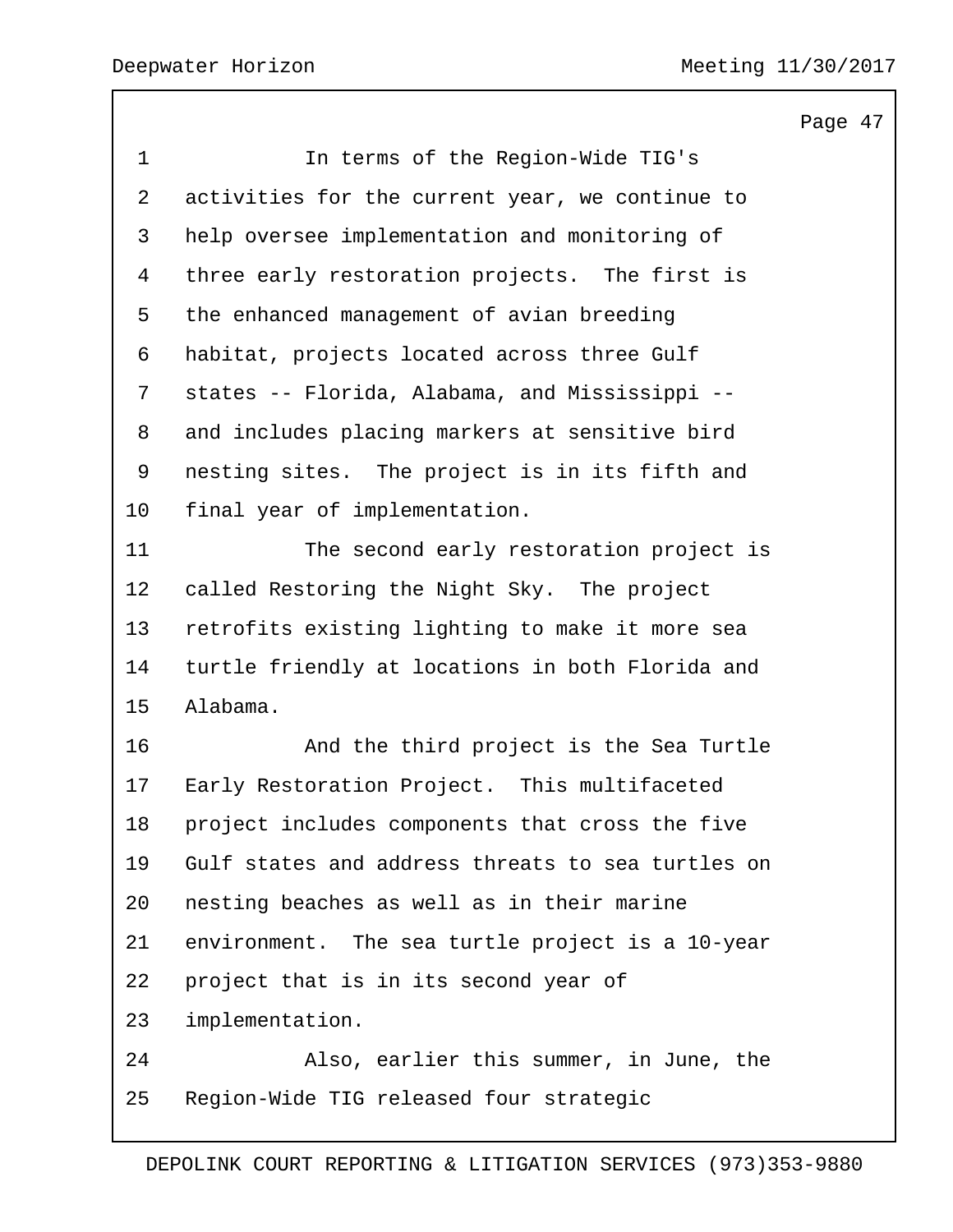In terms of the Region-Wide TIG's activities for the current year, we continue to help oversee implementation and monitoring of three early restoration projects. The first is the enhanced management of avian breeding habitat, projects located across three Gulf states -- Florida, Alabama, and Mississippi -- and includes placing markers at sensitive bird nesting sites. The project is in its fifth and final year of implementation.

The second early restoration project is called Restoring the Night Sky. The project retrofits existing lighting to make it more sea turtle friendly at locations in both Florida and Alabama.

And the third project is the Sea Turtle Early Restoration Project. This multifaceted project includes components that cross the five Gulf states and address threats to sea turtles on nesting beaches as well as in their marine environment. The sea turtle project is a 10-year project that is in its second year of implementation.

Also, earlier this summer, in June, the Region-Wide TIG released four strategic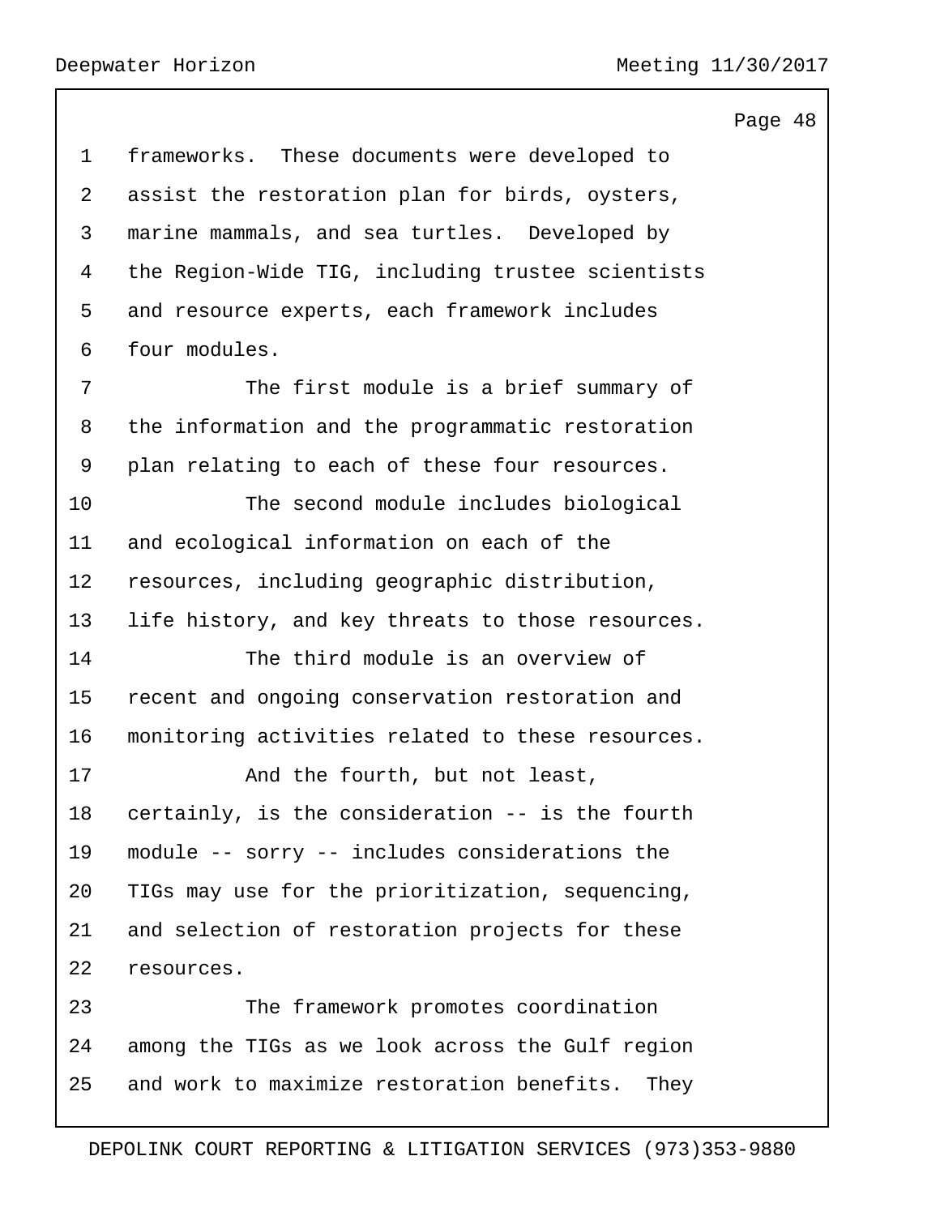frameworks. These documents were developed to assist the restoration plan for birds, oysters, marine mammals, and sea turtles. Developed by the Region-Wide TIG, including trustee scientists and resource experts, each framework includes four modules.

The first module is a brief summary of the information and the programmatic restoration plan relating to each of these four resources.

The second module includes biological and ecological information on each of the resources, including geographic distribution, life history, and key threats to those resources.

The third module is an overview of recent and ongoing conservation restoration and monitoring activities related to these resources.

And the fourth, but not least, certainly, is the consideration -- is the fourth module -- sorry -- includes considerations the TIGs may use for the prioritization, sequencing, and selection of restoration projects for these resources.

The framework promotes coordination among the TIGs as we look across the Gulf region and work to maximize restoration benefits. They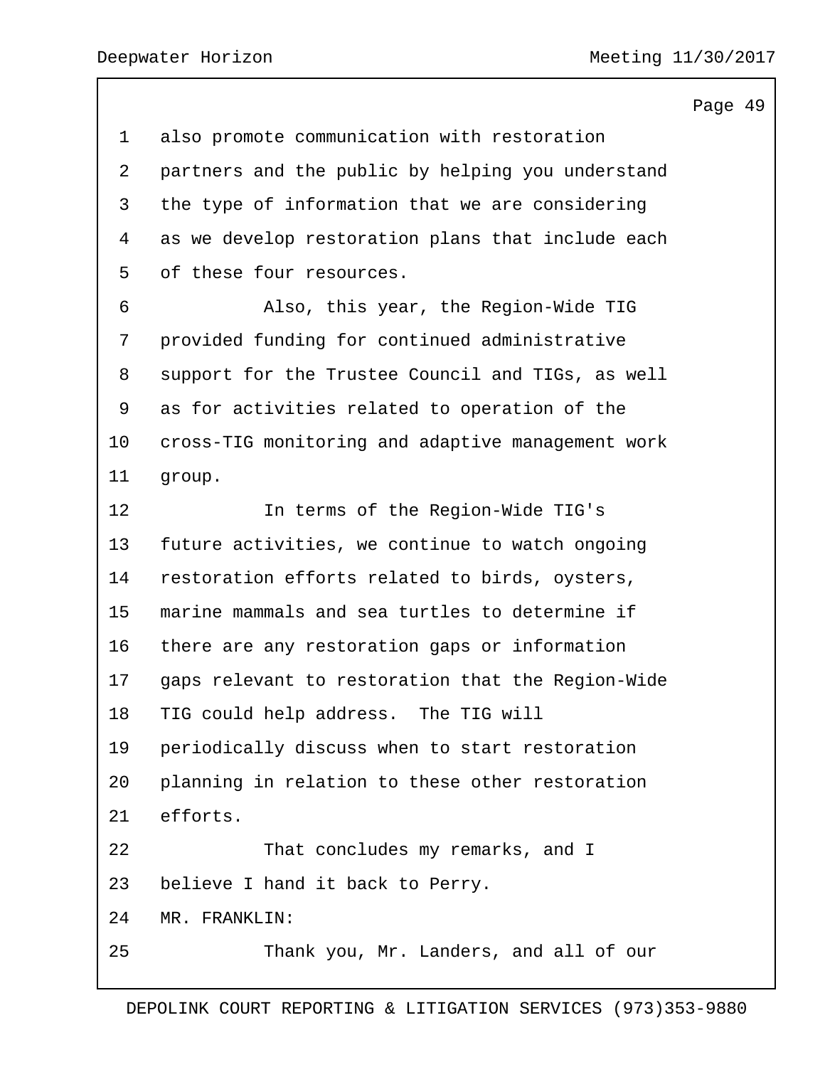also promote communication with restoration partners and the public by helping you understand the type of information that we are considering as we develop restoration plans that include each of these four resources.

Also, this year, the Region-Wide TIG provided funding for continued administrative support for the Trustee Council and TIGs, as well as for activities related to operation of the cross-TIG monitoring and adaptive management work group.

In terms of the Region-Wide TIG's future activities, we continue to watch ongoing restoration efforts related to birds, oysters, marine mammals and sea turtles to determine if there are any restoration gaps or information gaps relevant to restoration that the Region-Wide TIG could help address. The TIG will periodically discuss when to start restoration planning in relation to these other restoration efforts.

That concludes my remarks, and I believe I hand it back to Perry.

MR. FRANKLIN:

Thank you, Mr. Landers, and all of our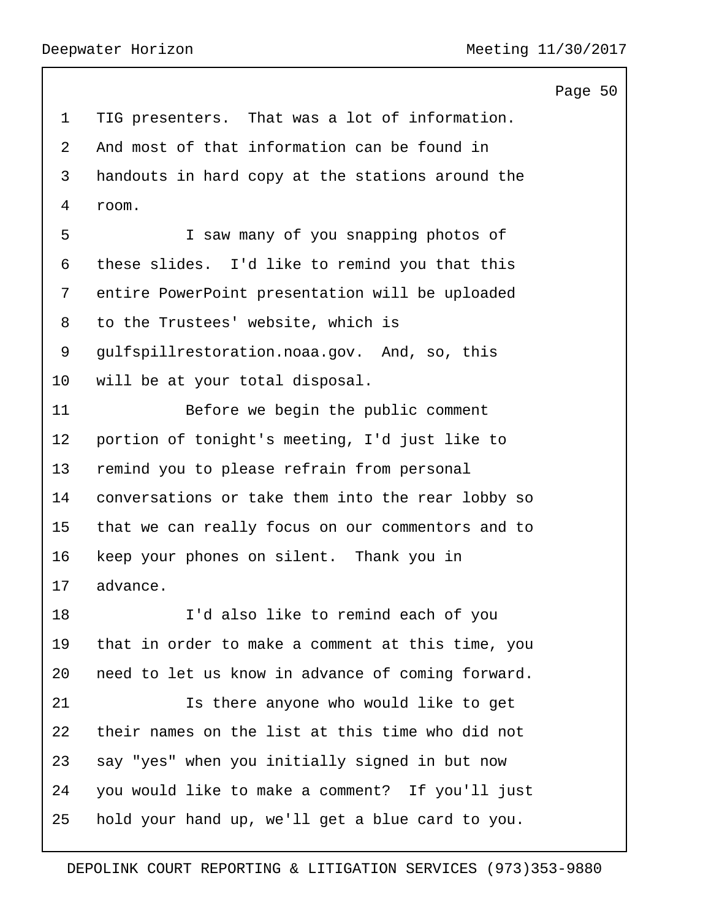TIG presenters. That was a lot of information. And most of that information can be found in handouts in hard copy at the stations around the room.

I saw many of you snapping photos of these slides. I'd like to remind you that this entire PowerPoint presentation will be uploaded to the Trustees' website, which is gulfspillrestoration.noaa.gov. And, so, this will be at your total disposal.

Before we begin the public comment portion of tonight's meeting, I'd just like to remind you to please refrain from personal conversations or take them into the rear lobby so that we can really focus on our commentors and to keep your phones on silent. Thank you in advance.

I'd also like to remind each of you that in order to make a comment at this time, you need to let us know in advance of coming forward.

Is there anyone who would like to get their names on the list at this time who did not say "yes" when you initially signed in but now you would like to make a comment? If you'll just hold your hand up, we'll get a blue card to you.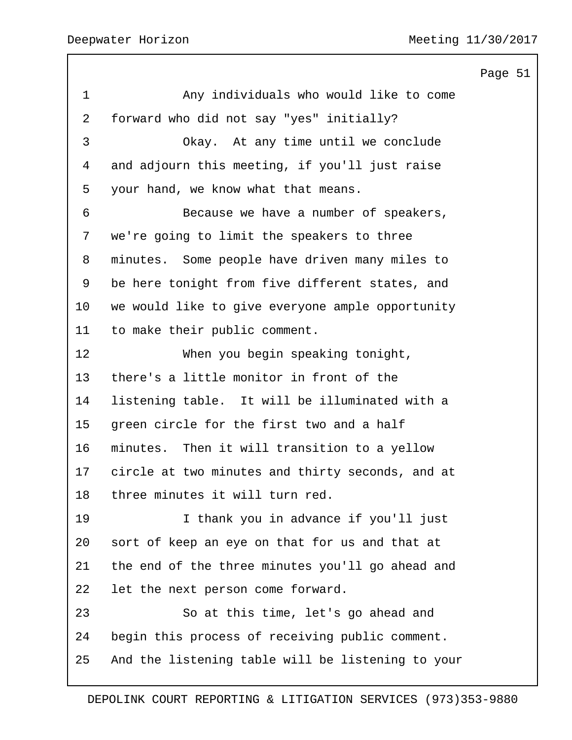Any individuals who would like to come forward who did not say "yes" initially?

Okay. At any time until we conclude and adjourn this meeting, if you'll just raise your hand, we know what that means.

Because we have a number of speakers, we're going to limit the speakers to three minutes. Some people have driven many miles to be here tonight from five different states, and we would like to give everyone ample opportunity to make their public comment.

When you begin speaking tonight, there's a little monitor in front of the listening table. It will be illuminated with a green circle for the first two and a half minutes. Then it will transition to a yellow circle at two minutes and thirty seconds, and at three minutes it will turn red.

I thank you in advance if you'll just sort of keep an eye on that for us and that at the end of the three minutes you'll go ahead and let the next person come forward.

So at this time, let's go ahead and begin this process of receiving public comment. And the listening table will be listening to your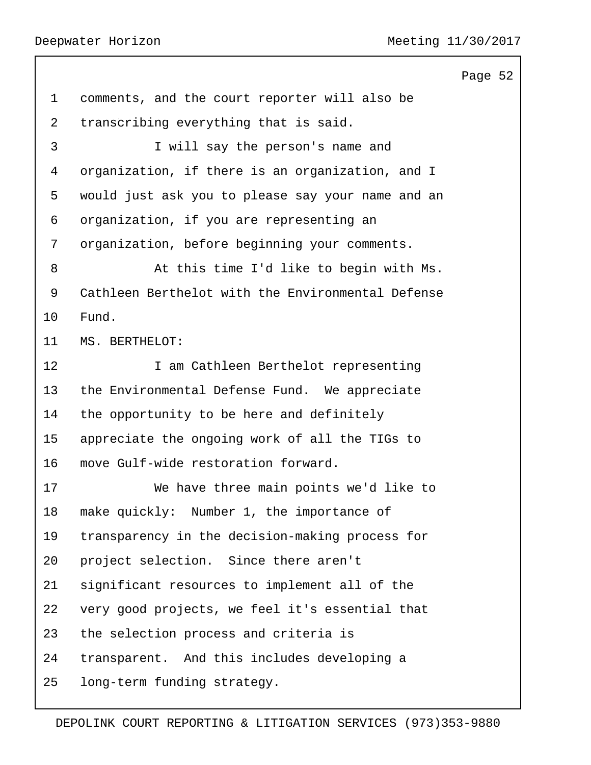comments, and the court reporter will also be transcribing everything that is said.

I will say the person's name and organization, if there is an organization, and I would just ask you to please say your name and an organization, if you are representing an organization, before beginning your comments.

At this time I'd like to begin with Ms. Cathleen Berthelot with the Environmental Defense Fund.

MS. BERTHELOT:

I am Cathleen Berthelot representing the Environmental Defense Fund. We appreciate the opportunity to be here and definitely appreciate the ongoing work of all the TIGs to move Gulf-wide restoration forward.

We have three main points we'd like to make quickly: Number 1, the importance of transparency in the decision-making process for project selection. Since there aren't significant resources to implement all of the very good projects, we feel it's essential that the selection process and criteria is transparent. And this includes developing a long-term funding strategy.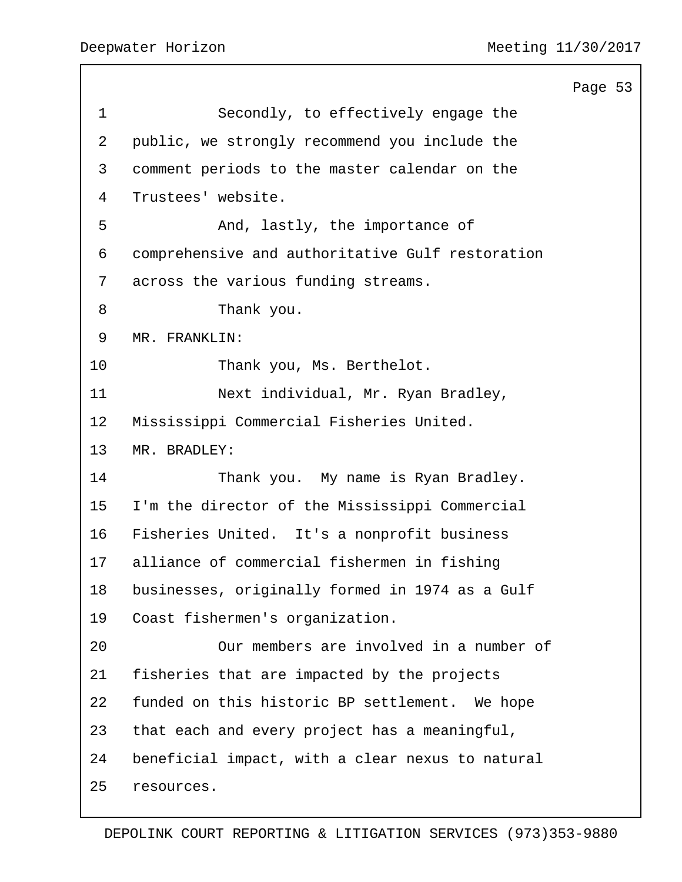Secondly, to effectively engage the public, we strongly recommend you include the comment periods to the master calendar on the Trustees' website.

And, lastly, the importance of comprehensive and authoritative Gulf restoration across the various funding streams.

Thank you.

MR. FRANKLIN:

Thank you, Ms. Berthelot.

Next individual, Mr. Ryan Bradley, Mississippi Commercial Fisheries United.

MR. BRADLEY:

Thank you. My name is Ryan Bradley. I'm the director of the Mississippi Commercial Fisheries United. It's a nonprofit business alliance of commercial fishermen in fishing businesses, originally formed in 1974 as a Gulf Coast fishermen's organization.

Our members are involved in a number of fisheries that are impacted by the projects funded on this historic BP settlement. We hope that each and every project has a meaningful, beneficial impact, with a clear nexus to natural resources.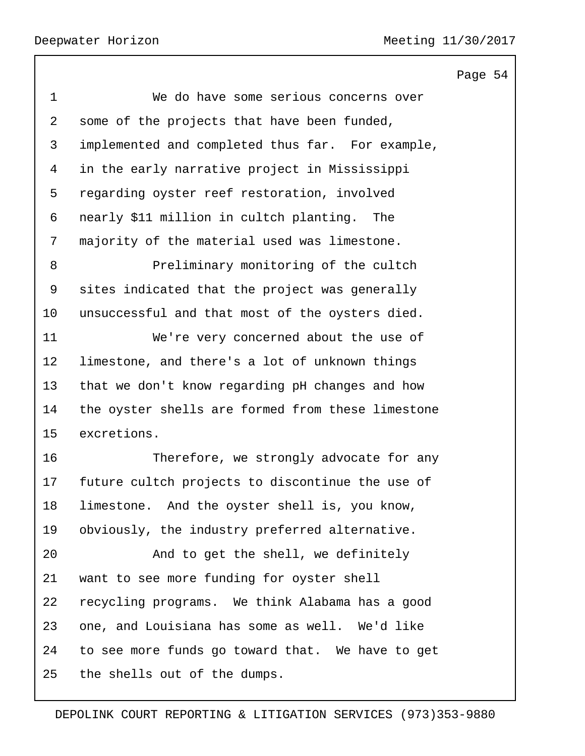We do have some serious concerns over some of the projects that have been funded, implemented and completed thus far. For example, in the early narrative project in Mississippi regarding oyster reef restoration, involved nearly $11 million in cultch planting. The majority of the material used was limestone.

Preliminary monitoring of the cultch sites indicated that the project was generally unsuccessful and that most of the oysters died.

We're very concerned about the use of limestone, and there's a lot of unknown things that we don't know regarding pH changes and how the oyster shells are formed from these limestone excretions.

Therefore, we strongly advocate for any future cultch projects to discontinue the use of limestone. And the oyster shell is, you know, obviously, the industry preferred alternative.

And to get the shell, we definitely want to see more funding for oyster shell recycling programs. We think Alabama has a good one, and Louisiana has some as well. We'd like to see more funds go toward that. We have to get the shells out of the dumps.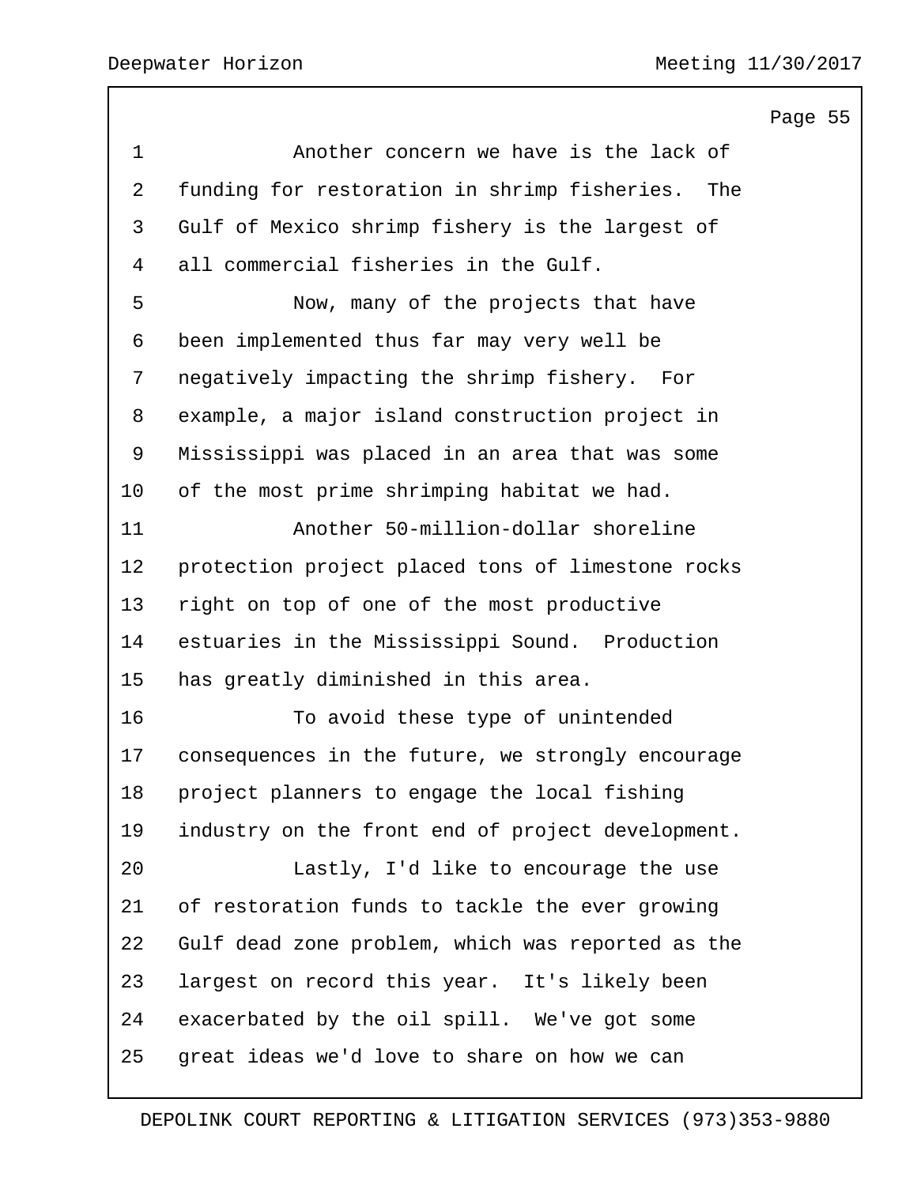Another concern we have is the lack of funding for restoration in shrimp fisheries. The Gulf of Mexico shrimp fishery is the largest of all commercial fisheries in the Gulf.

Now, many of the projects that have been implemented thus far may very well be negatively impacting the shrimp fishery. For example, a major island construction project in Mississippi was placed in an area that was some of the most prime shrimping habitat we had.

Another 50-million-dollar shoreline protection project placed tons of limestone rocks right on top of one of the most productive estuaries in the Mississippi Sound. Production has greatly diminished in this area.

To avoid these type of unintended consequences in the future, we strongly encourage project planners to engage the local fishing industry on the front end of project development.

Lastly, I'd like to encourage the use of restoration funds to tackle the ever growing Gulf dead zone problem, which was reported as the largest on record this year. It's likely been exacerbated by the oil spill. We've got some great ideas we'd love to share on how we can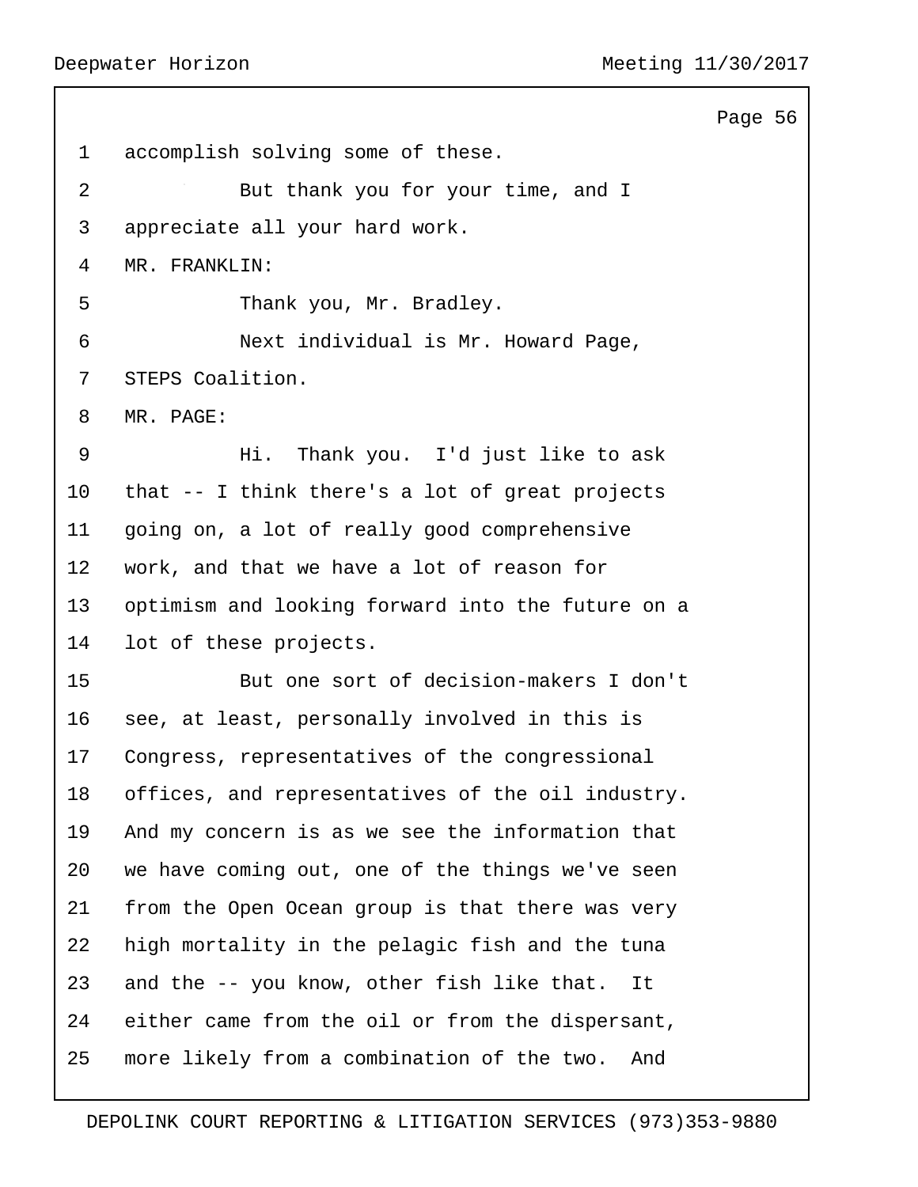accomplish solving some of these.

But thank you for your time, and I appreciate all your hard work.

MR. FRANKLIN:

Thank you, Mr. Bradley.

Next individual is Mr. Howard Page, STEPS Coalition.

MR. PAGE:

Hi. Thank you. I'd just like to ask that -- I think there's a lot of great projects going on, a lot of really good comprehensive work, and that we have a lot of reason for optimism and looking forward into the future on a lot of these projects.

But one sort of decision-makers I don't see, at least, personally involved in this is Congress, representatives of the congressional offices, and representatives of the oil industry. And my concern is as we see the information that we have coming out, one of the things we've seen from the Open Ocean group is that there was very high mortality in the pelagic fish and the tuna and the -- you know, other fish like that. It either came from the oil or from the dispersant, more likely from a combination of the two. And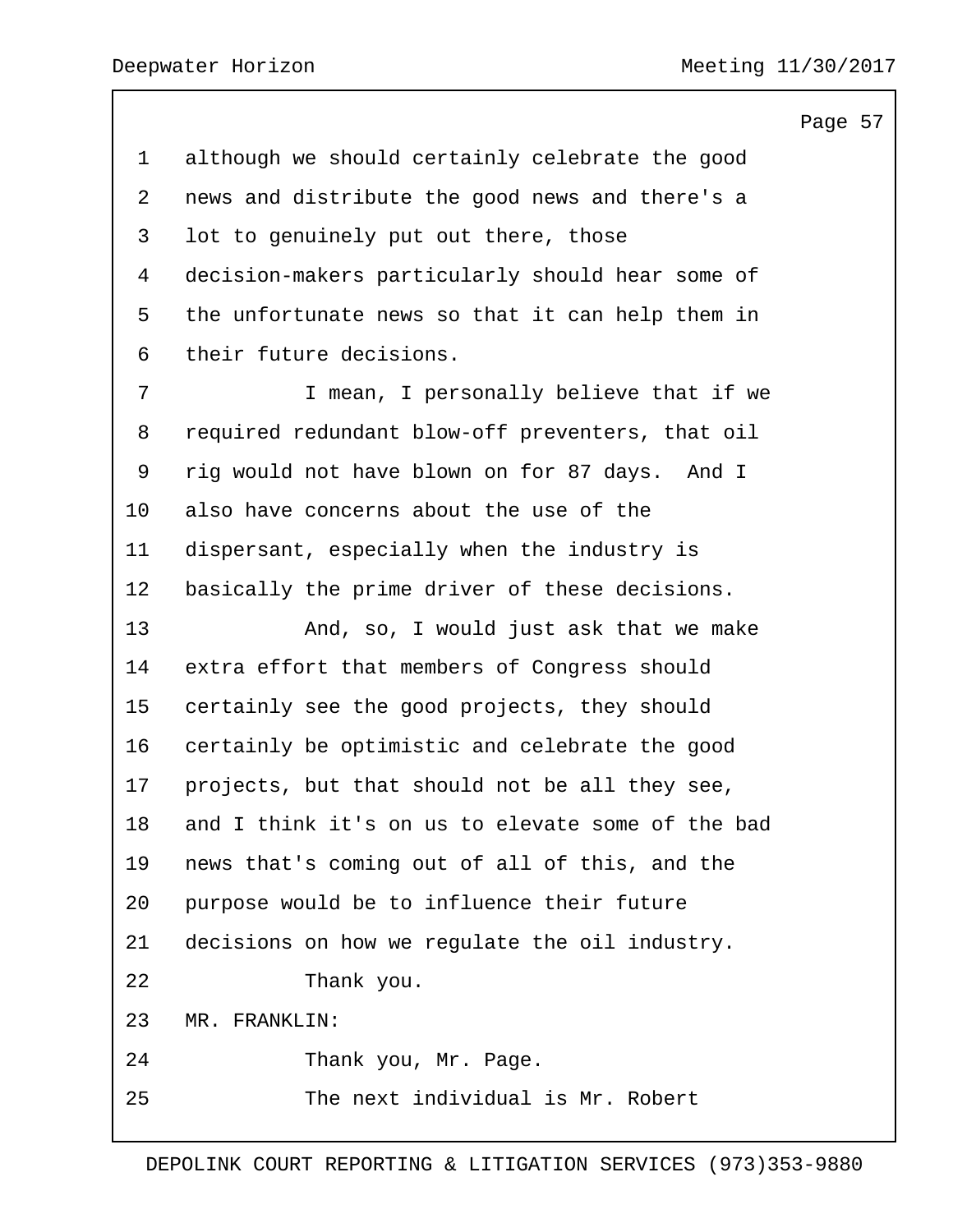although we should certainly celebrate the good news and distribute the good news and there's a lot to genuinely put out there, those decision-makers particularly should hear some of the unfortunate news so that it can help them in their future decisions.

I mean, I personally believe that if we required redundant blow-off preventers, that oil rig would not have blown on for 87 days. And I also have concerns about the use of the dispersant, especially when the industry is basically the prime driver of these decisions.

And, so, I would just ask that we make extra effort that members of Congress should certainly see the good projects, they should certainly be optimistic and celebrate the good projects, but that should not be all they see, and I think it's on us to elevate some of the bad news that's coming out of all of this, and the purpose would be to influence their future decisions on how we regulate the oil industry.

Thank you.

MR. FRANKLIN:

Thank you, Mr. Page.

The next individual is Mr. Robert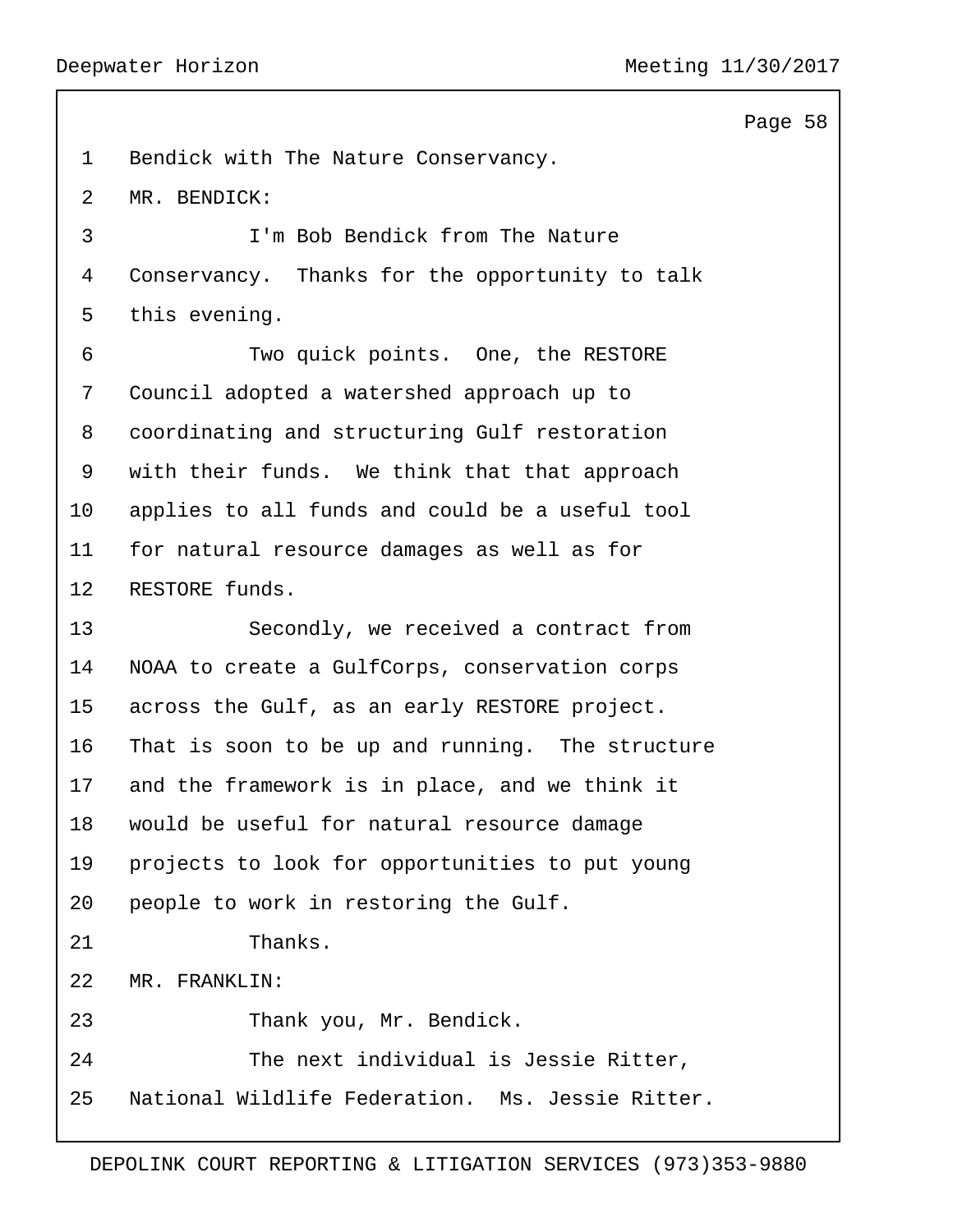Bendick with The Nature Conservancy.

MR. BENDICK:

I'm Bob Bendick from The Nature Conservancy. Thanks for the opportunity to talk this evening.

Two quick points. One, the RESTORE Council adopted a watershed approach up to coordinating and structuring Gulf restoration with their funds. We think that that approach applies to all funds and could be a useful tool for natural resource damages as well as for RESTORE funds.

Secondly, we received a contract from NOAA to create a GulfCorps, conservation corps across the Gulf, as an early RESTORE project. That is soon to be up and running. The structure and the framework is in place, and we think it would be useful for natural resource damage projects to look for opportunities to put young people to work in restoring the Gulf.

Thanks.

MR. FRANKLIN:

Thank you, Mr. Bendick.

The next individual is Jessie Ritter, National Wildlife Federation. Ms. Jessie Ritter.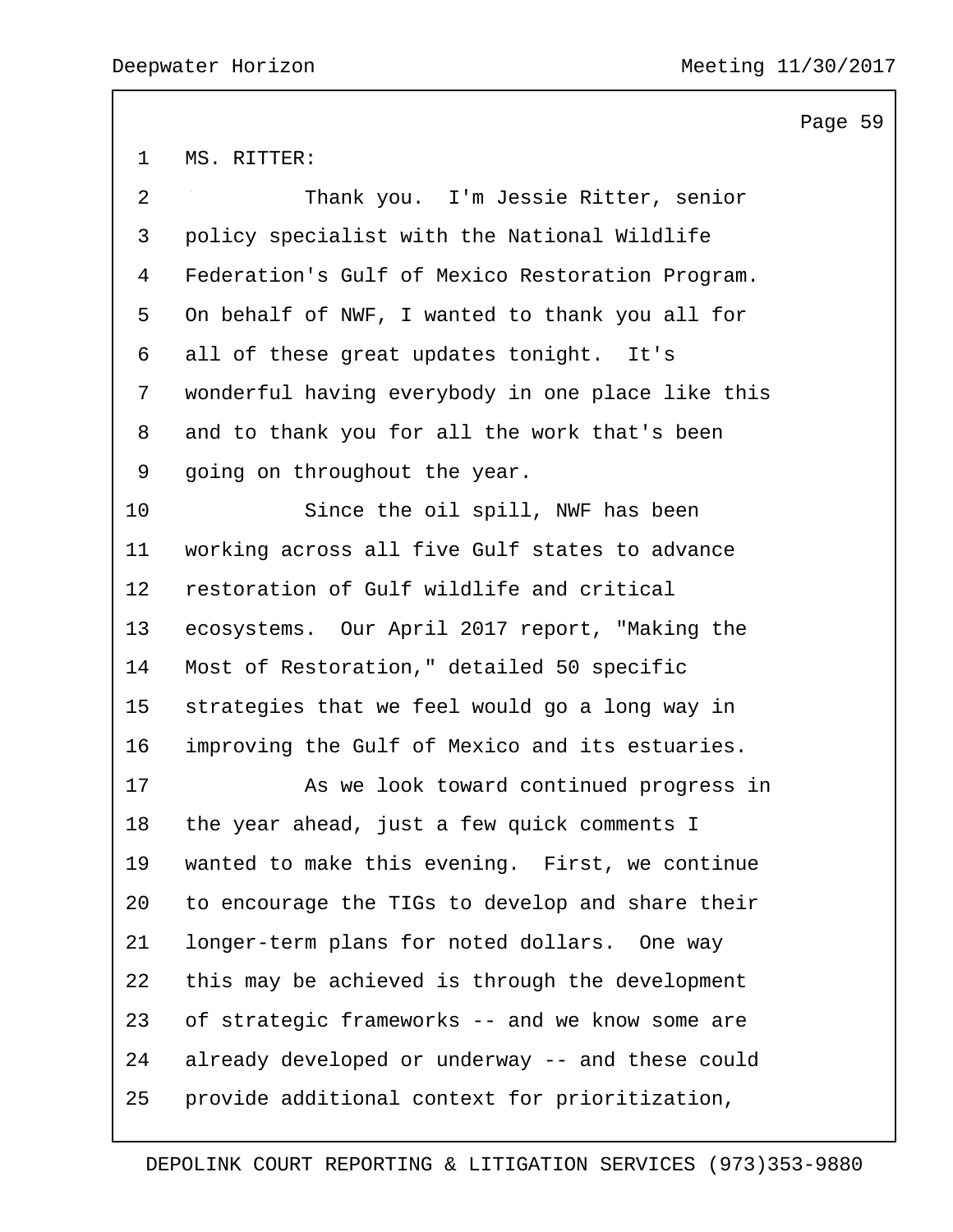MS. RITTER:

Thank you. I'm Jessie Ritter, senior policy specialist with the National Wildlife Federation's Gulf of Mexico Restoration Program. On behalf of NWF, I wanted to thank you all for all of these great updates tonight. It's wonderful having everybody in one place like this and to thank you for all the work that's been going on throughout the year.

Since the oil spill, NWF has been working across all five Gulf states to advance restoration of Gulf wildlife and critical ecosystems. Our April 2017 report, "Making the Most of Restoration," detailed 50 specific strategies that we feel would go a long way in improving the Gulf of Mexico and its estuaries.

As we look toward continued progress in the year ahead, just a few quick comments I wanted to make this evening. First, we continue to encourage the TIGs to develop and share their longer-term plans for noted dollars. One way this may be achieved is through the development of strategic frameworks -- and we know some are already developed or underway -- and these could provide additional context for prioritization,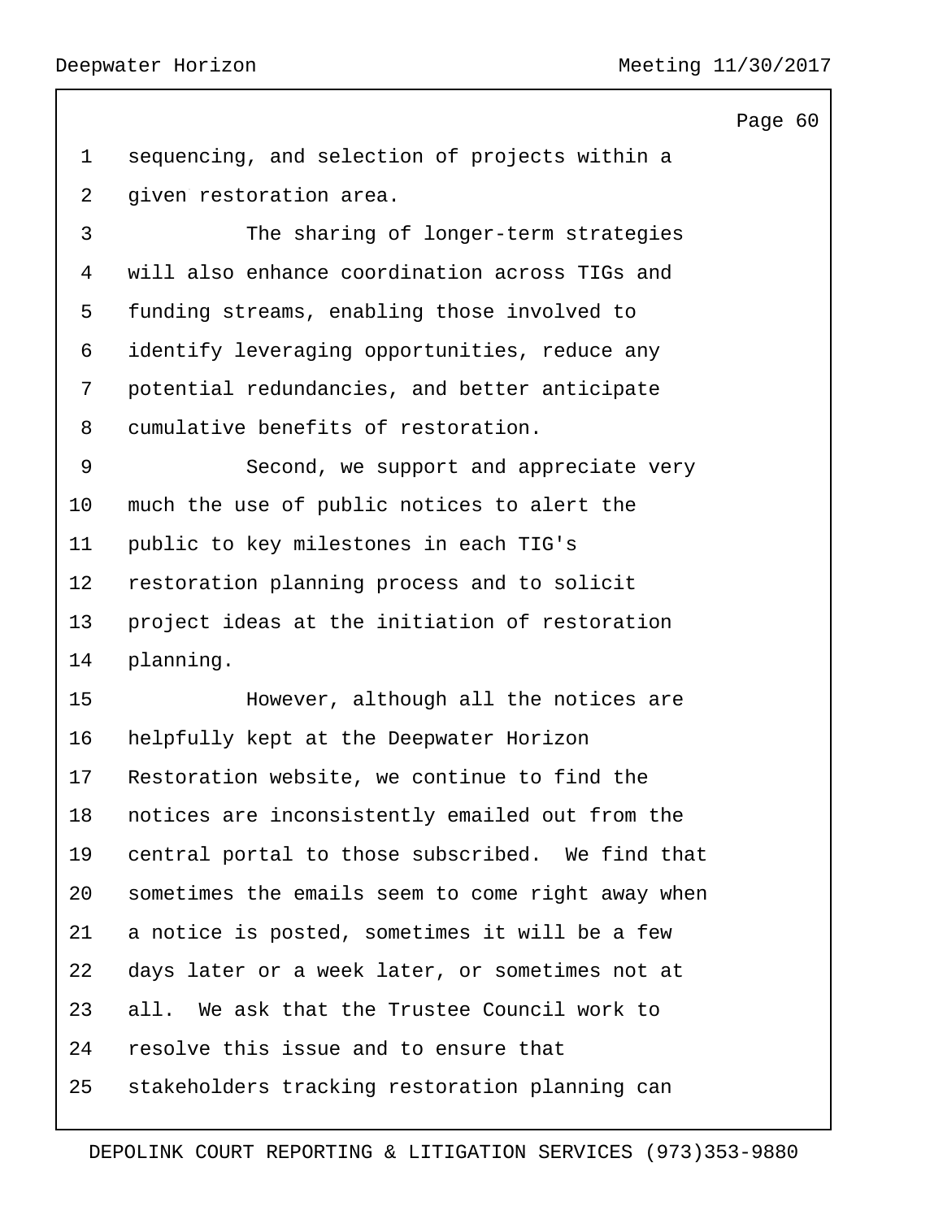sequencing, and selection of projects within a given restoration area.

The sharing of longer-term strategies will also enhance coordination across TIGs and funding streams, enabling those involved to identify leveraging opportunities, reduce any potential redundancies, and better anticipate cumulative benefits of restoration.

Second, we support and appreciate very much the use of public notices to alert the public to key milestones in each TIG's restoration planning process and to solicit project ideas at the initiation of restoration planning.

However, although all the notices are helpfully kept at the Deepwater Horizon Restoration website, we continue to find the notices are inconsistently emailed out from the central portal to those subscribed. We find that sometimes the emails seem to come right away when a notice is posted, sometimes it will be a few days later or a week later, or sometimes not at all. We ask that the Trustee Council work to resolve this issue and to ensure that stakeholders tracking restoration planning can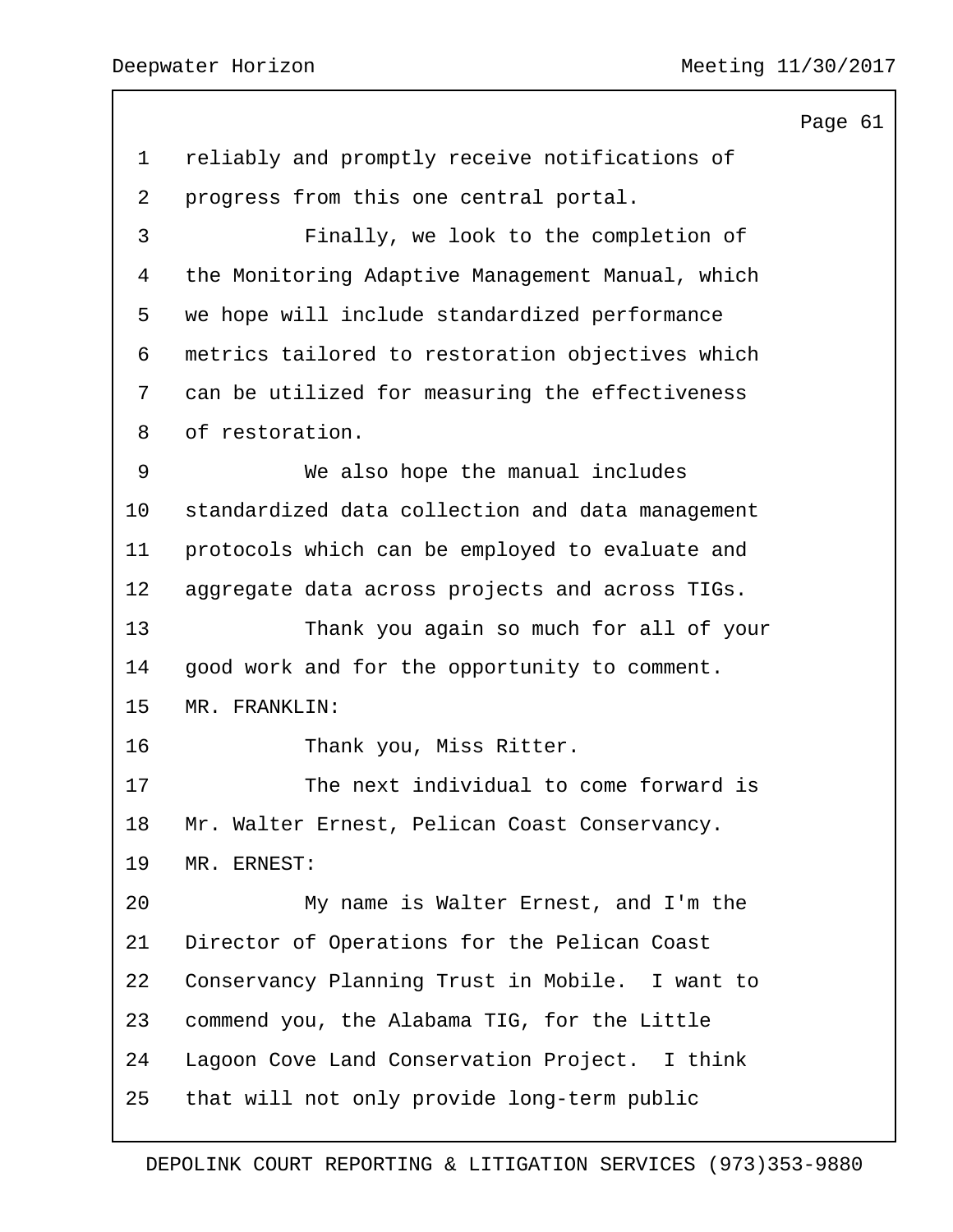reliably and promptly receive notifications of progress from this one central portal.

Finally, we look to the completion of the Monitoring Adaptive Management Manual, which we hope will include standardized performance metrics tailored to restoration objectives which can be utilized for measuring the effectiveness of restoration.

We also hope the manual includes standardized data collection and data management protocols which can be employed to evaluate and aggregate data across projects and across TIGs.

Thank you again so much for all of your good work and for the opportunity to comment.

MR. FRANKLIN:

Thank you, Miss Ritter.

The next individual to come forward is Mr. Walter Ernest, Pelican Coast Conservancy.

MR. ERNEST:

My name is Walter Ernest, and I'm the Director of Operations for the Pelican Coast Conservancy Planning Trust in Mobile. I want to commend you, the Alabama TIG, for the Little Lagoon Cove Land Conservation Project. I think that will not only provide long-term public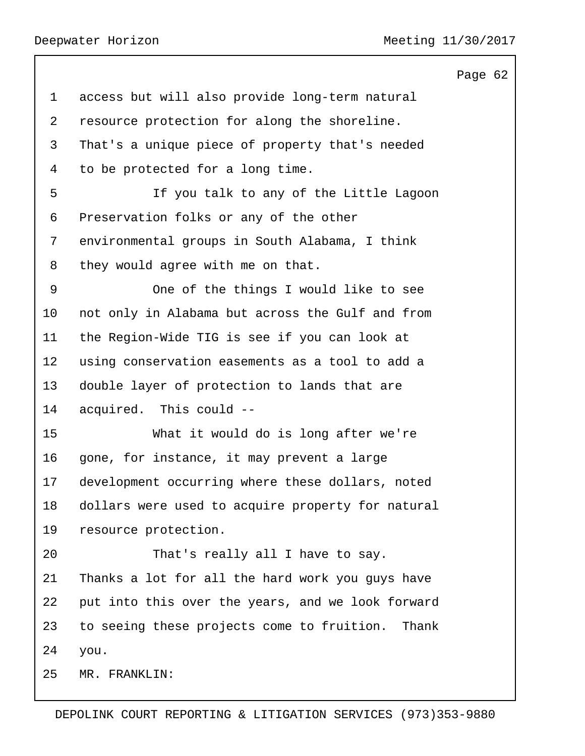access but will also provide long-term natural resource protection for along the shoreline. That's a unique piece of property that's needed to be protected for a long time.

If you talk to any of the Little Lagoon Preservation folks or any of the other environmental groups in South Alabama, I think they would agree with me on that.

One of the things I would like to see not only in Alabama but across the Gulf and from the Region-Wide TIG is see if you can look at using conservation easements as a tool to add a double layer of protection to lands that are acquired. This could --

What it would do is long after we're gone, for instance, it may prevent a large development occurring where these dollars, noted dollars were used to acquire property for natural resource protection.

That's really all I have to say. Thanks a lot for all the hard work you guys have put into this over the years, and we look forward to seeing these projects come to fruition. Thank you.

MR. FRANKLIN: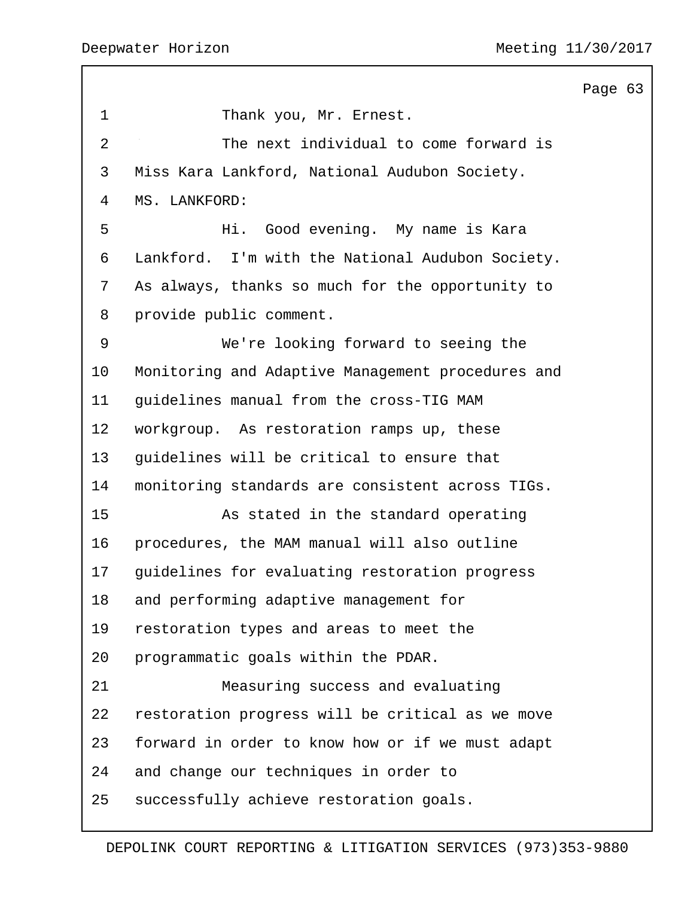Thank you, Mr. Ernest.

The next individual to come forward is Miss Kara Lankford, National Audubon Society.

MS. LANKFORD:

Hi. Good evening. My name is Kara Lankford. I'm with the National Audubon Society. As always, thanks so much for the opportunity to provide public comment.

We're looking forward to seeing the Monitoring and Adaptive Management procedures and guidelines manual from the cross-TIG MAM workgroup. As restoration ramps up, these guidelines will be critical to ensure that monitoring standards are consistent across TIGs.

As stated in the standard operating procedures, the MAM manual will also outline guidelines for evaluating restoration progress and performing adaptive management for restoration types and areas to meet the programmatic goals within the PDAR.

Measuring success and evaluating restoration progress will be critical as we move forward in order to know how or if we must adapt and change our techniques in order to successfully achieve restoration goals.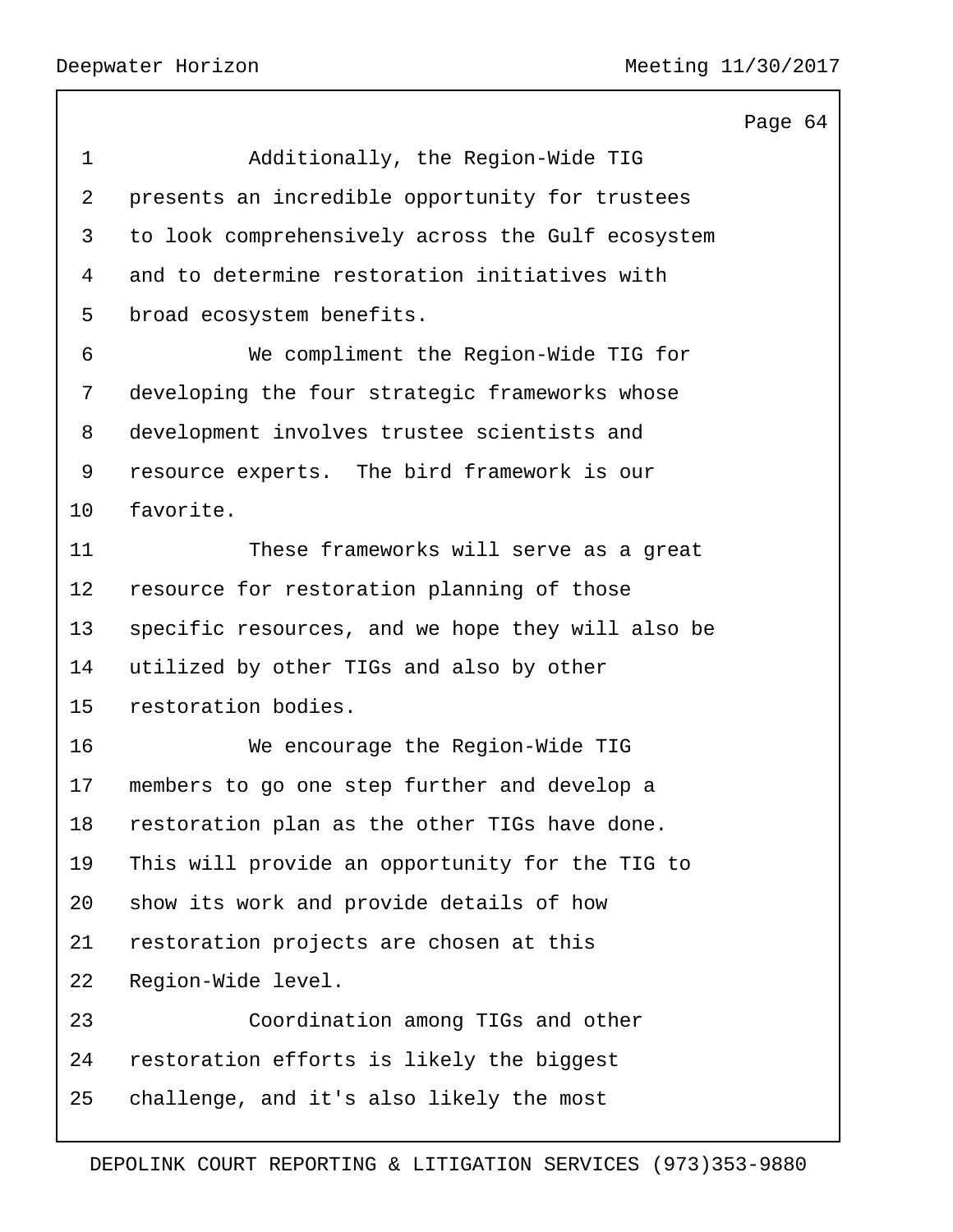Additionally, the Region-Wide TIG presents an incredible opportunity for trustees to look comprehensively across the Gulf ecosystem and to determine restoration initiatives with broad ecosystem benefits.

We compliment the Region-Wide TIG for developing the four strategic frameworks whose development involves trustee scientists and resource experts. The bird framework is our favorite.

These frameworks will serve as a great resource for restoration planning of those specific resources, and we hope they will also be utilized by other TIGs and also by other restoration bodies.

We encourage the Region-Wide TIG members to go one step further and develop a restoration plan as the other TIGs have done. This will provide an opportunity for the TIG to show its work and provide details of how restoration projects are chosen at this Region-Wide level.

Coordination among TIGs and other restoration efforts is likely the biggest challenge, and it's also likely the most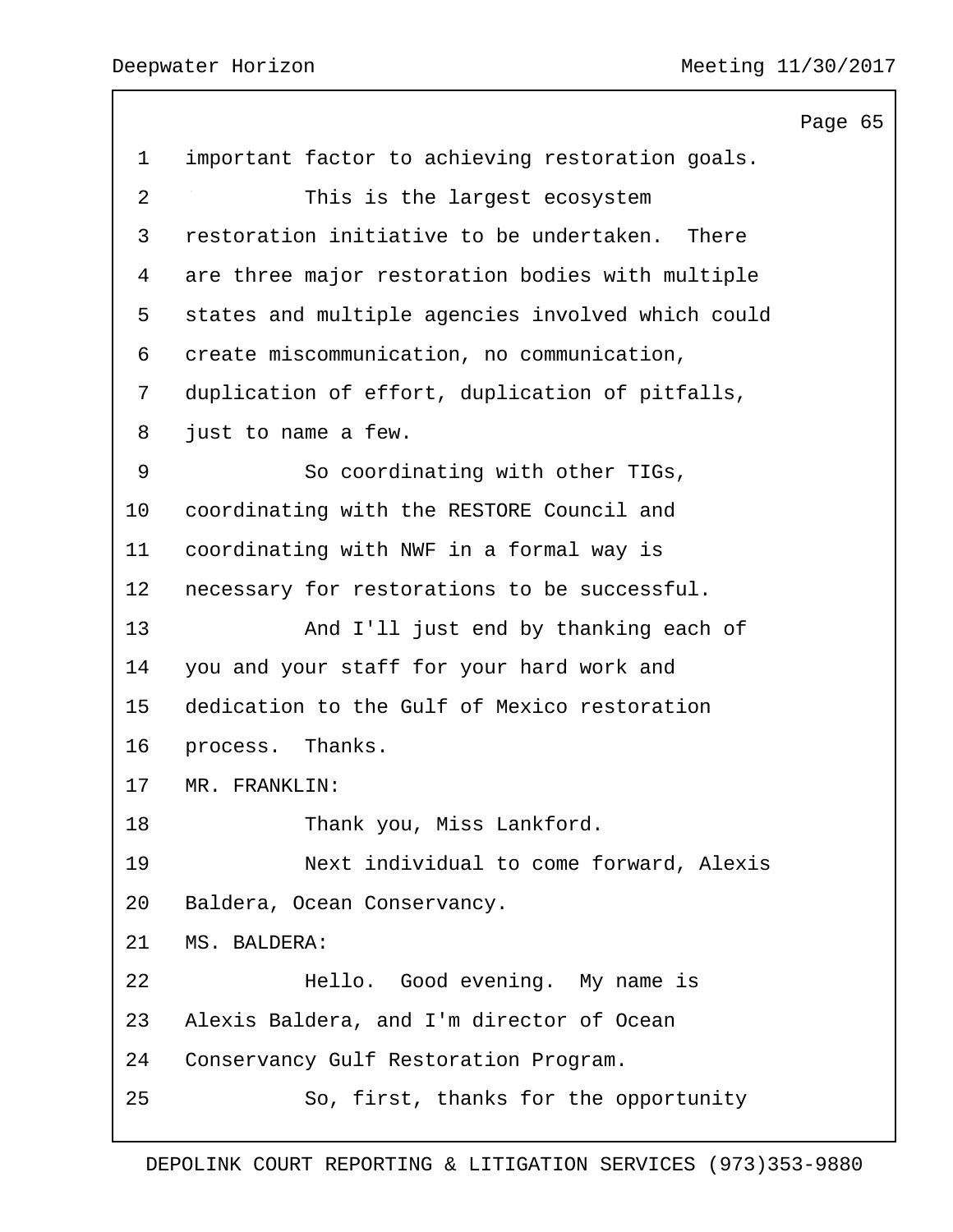important factor to achieving restoration goals.

This is the largest ecosystem restoration initiative to be undertaken. There are three major restoration bodies with multiple states and multiple agencies involved which could create miscommunication, no communication, duplication of effort, duplication of pitfalls, just to name a few.

So coordinating with other TIGs, coordinating with the RESTORE Council and coordinating with NWF in a formal way is necessary for restorations to be successful.

And I'll just end by thanking each of you and your staff for your hard work and dedication to the Gulf of Mexico restoration process. Thanks.

MR. FRANKLIN:

Thank you, Miss Lankford.

Next individual to come forward, Alexis Baldera, Ocean Conservancy.

MS. BALDERA:

Hello. Good evening. My name is Alexis Baldera, and I'm director of Ocean Conservancy Gulf Restoration Program.

So, first, thanks for the opportunity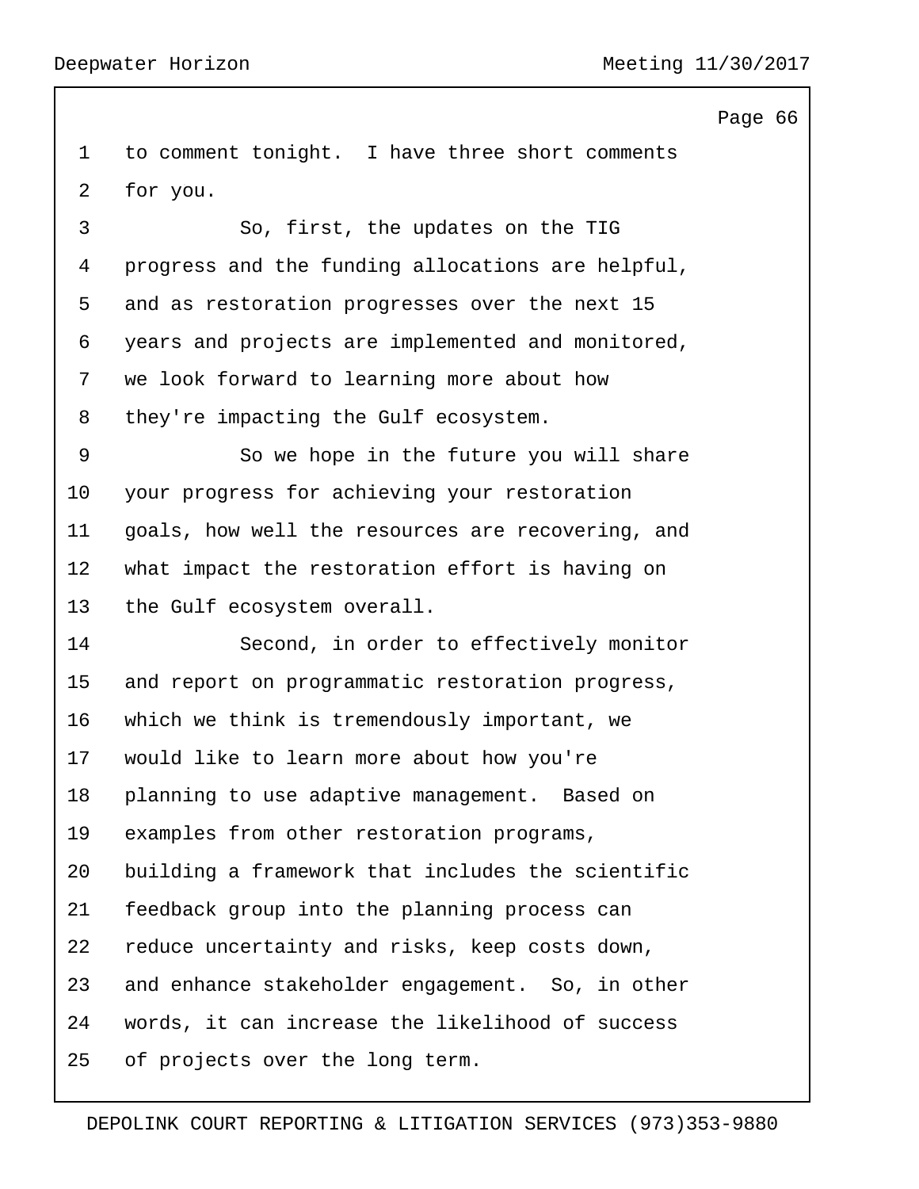to comment tonight. I have three short comments for you.

So, first, the updates on the TIG progress and the funding allocations are helpful, and as restoration progresses over the next 15 years and projects are implemented and monitored, we look forward to learning more about how they're impacting the Gulf ecosystem.

So we hope in the future you will share your progress for achieving your restoration goals, how well the resources are recovering, and what impact the restoration effort is having on the Gulf ecosystem overall.

Second, in order to effectively monitor and report on programmatic restoration progress, which we think is tremendously important, we would like to learn more about how you're planning to use adaptive management. Based on examples from other restoration programs, building a framework that includes the scientific feedback group into the planning process can reduce uncertainty and risks, keep costs down, and enhance stakeholder engagement. So, in other words, it can increase the likelihood of success of projects over the long term.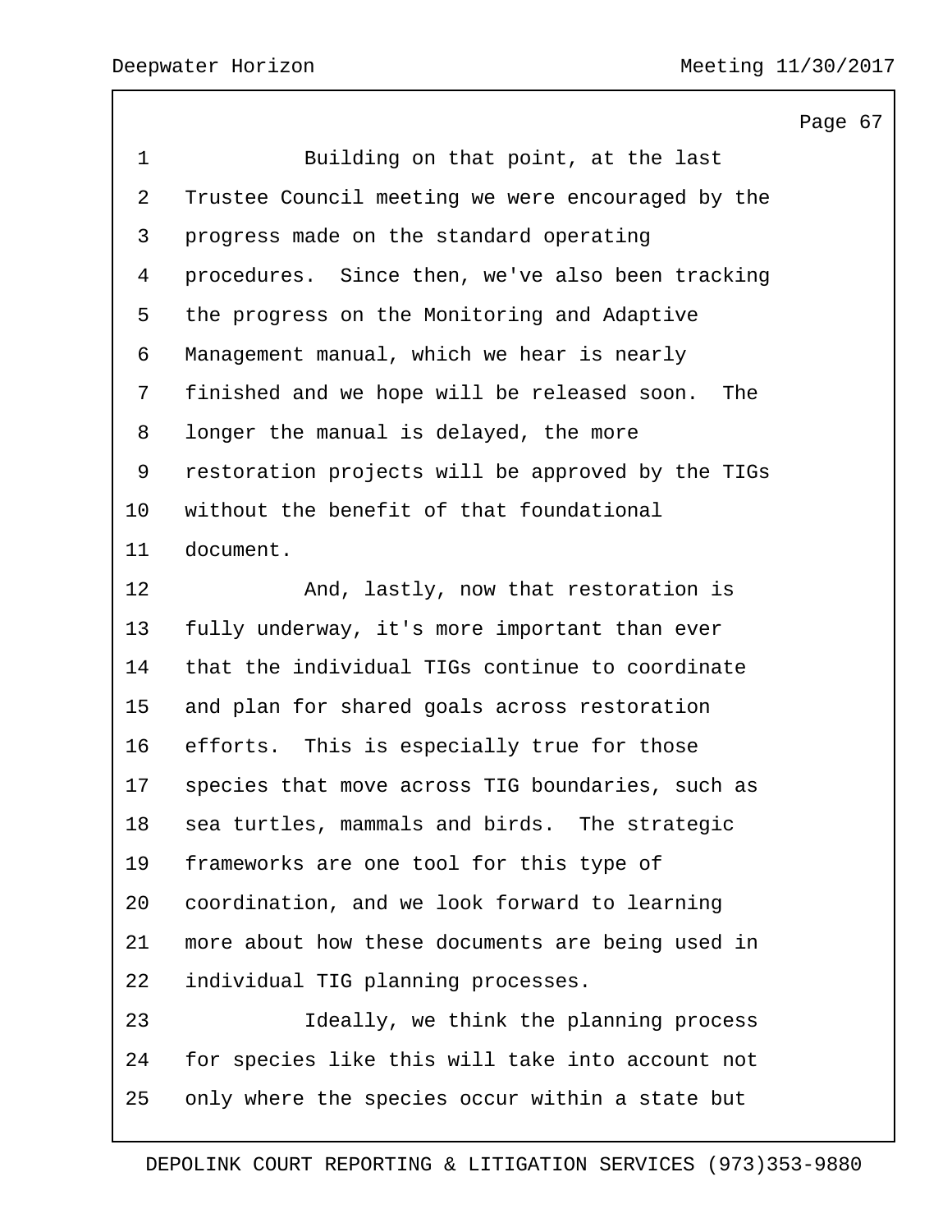Building on that point, at the last Trustee Council meeting we were encouraged by the progress made on the standard operating procedures. Since then, we've also been tracking the progress on the Monitoring and Adaptive Management manual, which we hear is nearly finished and we hope will be released soon. The longer the manual is delayed, the more restoration projects will be approved by the TIGs without the benefit of that foundational document.

And, lastly, now that restoration is fully underway, it's more important than ever that the individual TIGs continue to coordinate and plan for shared goals across restoration efforts. This is especially true for those species that move across TIG boundaries, such as sea turtles, mammals and birds. The strategic frameworks are one tool for this type of coordination, and we look forward to learning more about how these documents are being used in individual TIG planning processes.

Ideally, we think the planning process for species like this will take into account not only where the species occur within a state but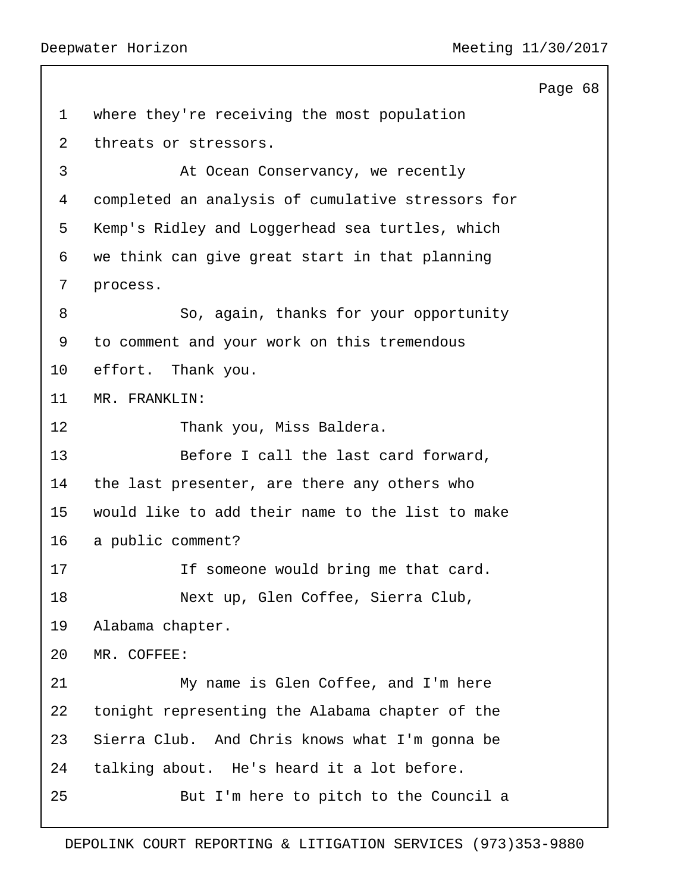where they're receiving the most population threats or stressors.

At Ocean Conservancy, we recently completed an analysis of cumulative stressors for Kemp's Ridley and Loggerhead sea turtles, which we think can give great start in that planning process.

So, again, thanks for your opportunity to comment and your work on this tremendous effort. Thank you.

MR. FRANKLIN:

Thank you, Miss Baldera.

Before I call the last card forward, the last presenter, are there any others who would like to add their name to the list to make a public comment?

If someone would bring me that card.

Next up, Glen Coffee, Sierra Club, Alabama chapter.

MR. COFFEE:

My name is Glen Coffee, and I'm here tonight representing the Alabama chapter of the Sierra Club. And Chris knows what I'm gonna be talking about. He's heard it a lot before.

But I'm here to pitch to the Council a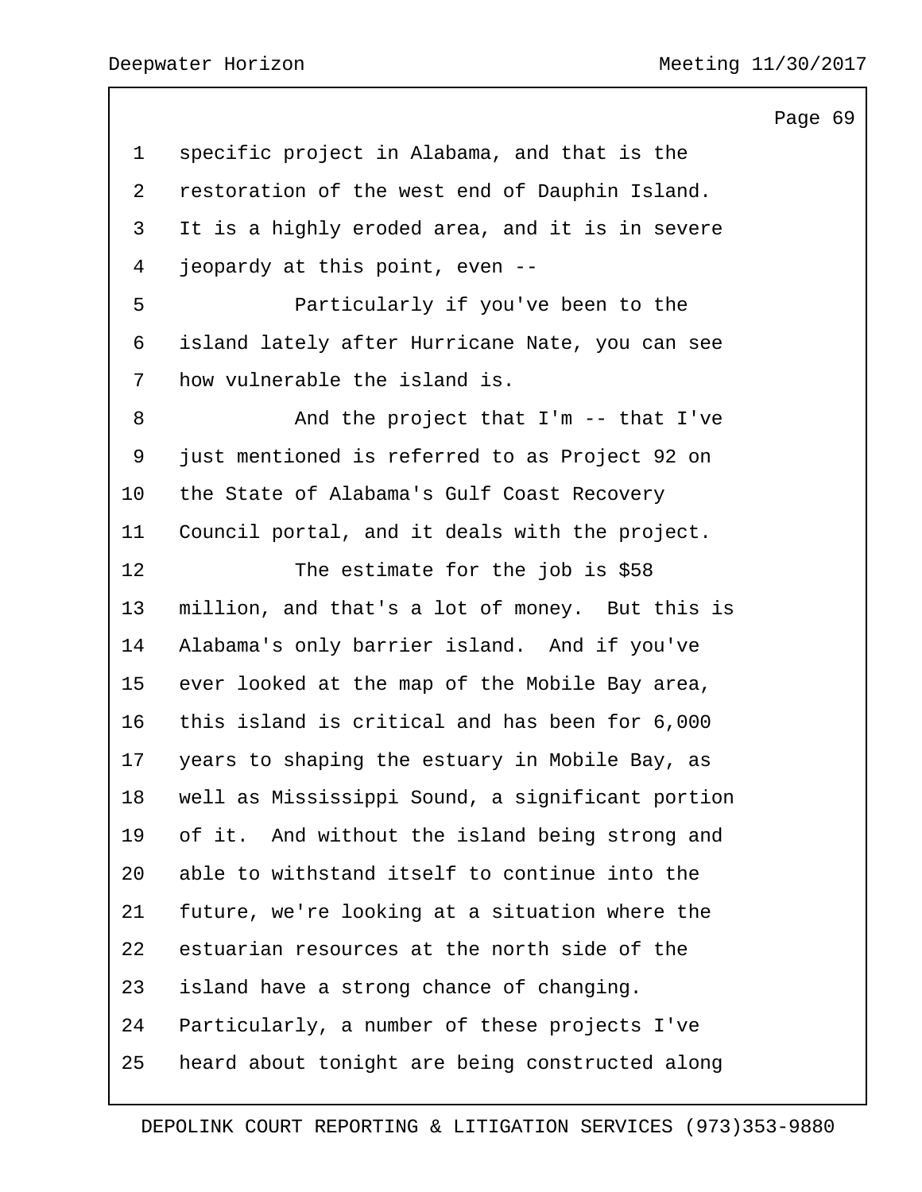specific project in Alabama, and that is the restoration of the west end of Dauphin Island. It is a highly eroded area, and it is in severe jeopardy at this point, even --

Particularly if you've been to the island lately after Hurricane Nate, you can see how vulnerable the island is.

And the project that I'm -- that I've just mentioned is referred to as Project 92 on the State of Alabama's Gulf Coast Recovery Council portal, and it deals with the project.

The estimate for the job is $58 million, and that's a lot of money. But this is Alabama's only barrier island. And if you've ever looked at the map of the Mobile Bay area, this island is critical and has been for 6,000 years to shaping the estuary in Mobile Bay, as well as Mississippi Sound, a significant portion of it. And without the island being strong and able to withstand itself to continue into the future, we're looking at a situation where the estuarian resources at the north side of the island have a strong chance of changing. Particularly, a number of these projects I've heard about tonight are being constructed along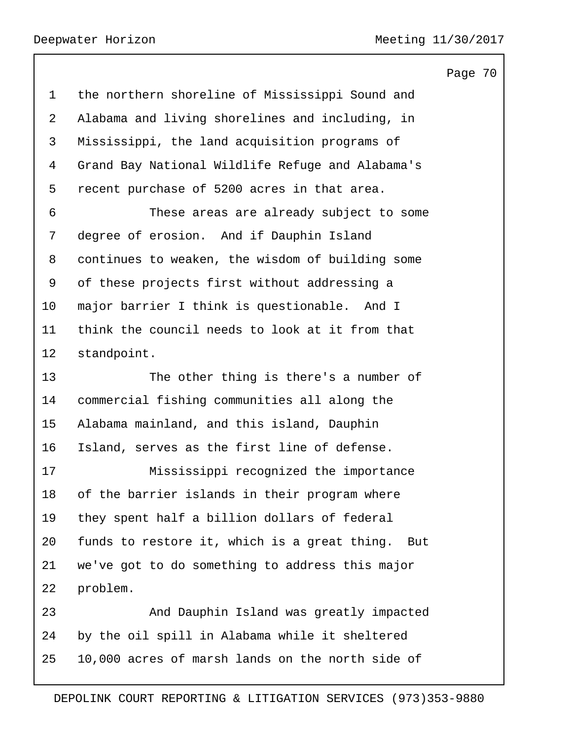the northern shoreline of Mississippi Sound and Alabama and living shorelines and including, in Mississippi, the land acquisition programs of Grand Bay National Wildlife Refuge and Alabama's recent purchase of 5200 acres in that area.

These areas are already subject to some degree of erosion. And if Dauphin Island continues to weaken, the wisdom of building some of these projects first without addressing a major barrier I think is questionable. And I think the council needs to look at it from that standpoint.

The other thing is there's a number of commercial fishing communities all along the Alabama mainland, and this island, Dauphin Island, serves as the first line of defense.

Mississippi recognized the importance of the barrier islands in their program where they spent half a billion dollars of federal funds to restore it, which is a great thing. But we've got to do something to address this major problem.

And Dauphin Island was greatly impacted by the oil spill in Alabama while it sheltered 10,000 acres of marsh lands on the north side of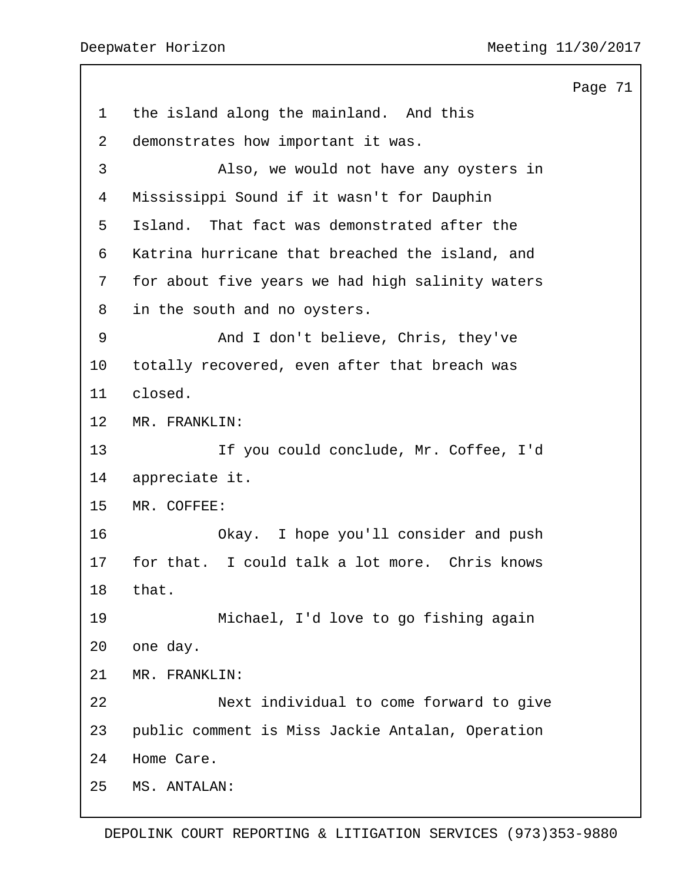1 the island along the mainland. And this
2 demonstrates how important it was.
3 Also, we would not have any oysters in
4 Mississippi Sound if it wasn't for Dauphin
5 Island. That fact was demonstrated after the
6 Katrina hurricane that breached the island, and
7 for about five years we had high salinity waters
8 in the south and no oysters.
9 And I don't believe, Chris, they've
10 totally recovered, even after that breach was
11 closed.
12 MR. FRANKLIN:
13 If you could conclude, Mr. Coffee, I'd
14 appreciate it.
15 MR. COFFEE:
16 Okay. I hope you'll consider and push
17 for that. I could talk a lot more. Chris knows
18 that.
19 Michael, I'd love to go fishing again
20 one day.
21 MR. FRANKLIN:
22 Next individual to come forward to give
23 public comment is Miss Jackie Antalan, Operation
24 Home Care.
25 MS. ANTALAN: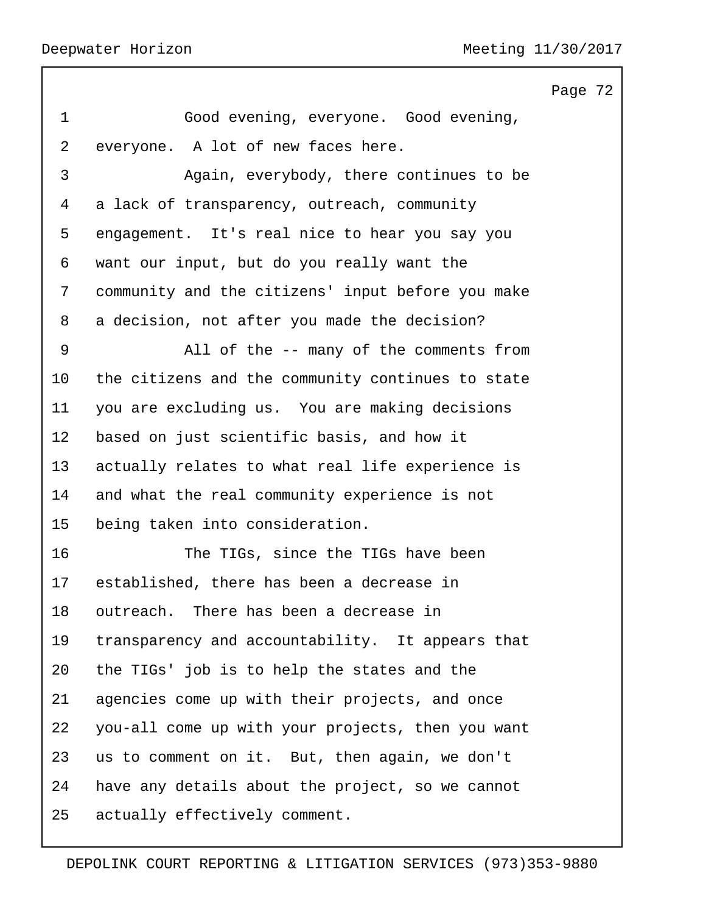Good evening, everyone. Good evening, everyone. A lot of new faces here.

Again, everybody, there continues to be a lack of transparency, outreach, community engagement. It's real nice to hear you say you want our input, but do you really want the community and the citizens' input before you make a decision, not after you made the decision?

All of the -- many of the comments from the citizens and the community continues to state you are excluding us. You are making decisions based on just scientific basis, and how it actually relates to what real life experience is and what the real community experience is not being taken into consideration.

The TIGs, since the TIGs have been established, there has been a decrease in outreach. There has been a decrease in transparency and accountability. It appears that the TIGs' job is to help the states and the agencies come up with their projects, and once you-all come up with your projects, then you want us to comment on it. But, then again, we don't have any details about the project, so we cannot actually effectively comment.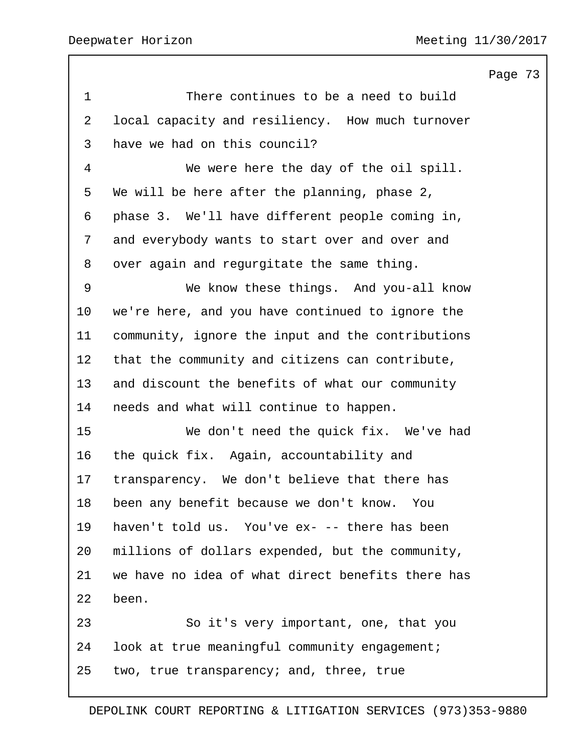There continues to be a need to build local capacity and resiliency. How much turnover have we had on this council?

We were here the day of the oil spill. We will be here after the planning, phase 2, phase 3. We'll have different people coming in, and everybody wants to start over and over and over again and regurgitate the same thing.

We know these things. And you-all know we're here, and you have continued to ignore the community, ignore the input and the contributions that the community and citizens can contribute, and discount the benefits of what our community needs and what will continue to happen.

We don't need the quick fix. We've had the quick fix. Again, accountability and transparency. We don't believe that there has been any benefit because we don't know. You haven't told us. You've ex- -- there has been millions of dollars expended, but the community, we have no idea of what direct benefits there has been.

So it's very important, one, that you look at true meaningful community engagement; two, true transparency; and, three, true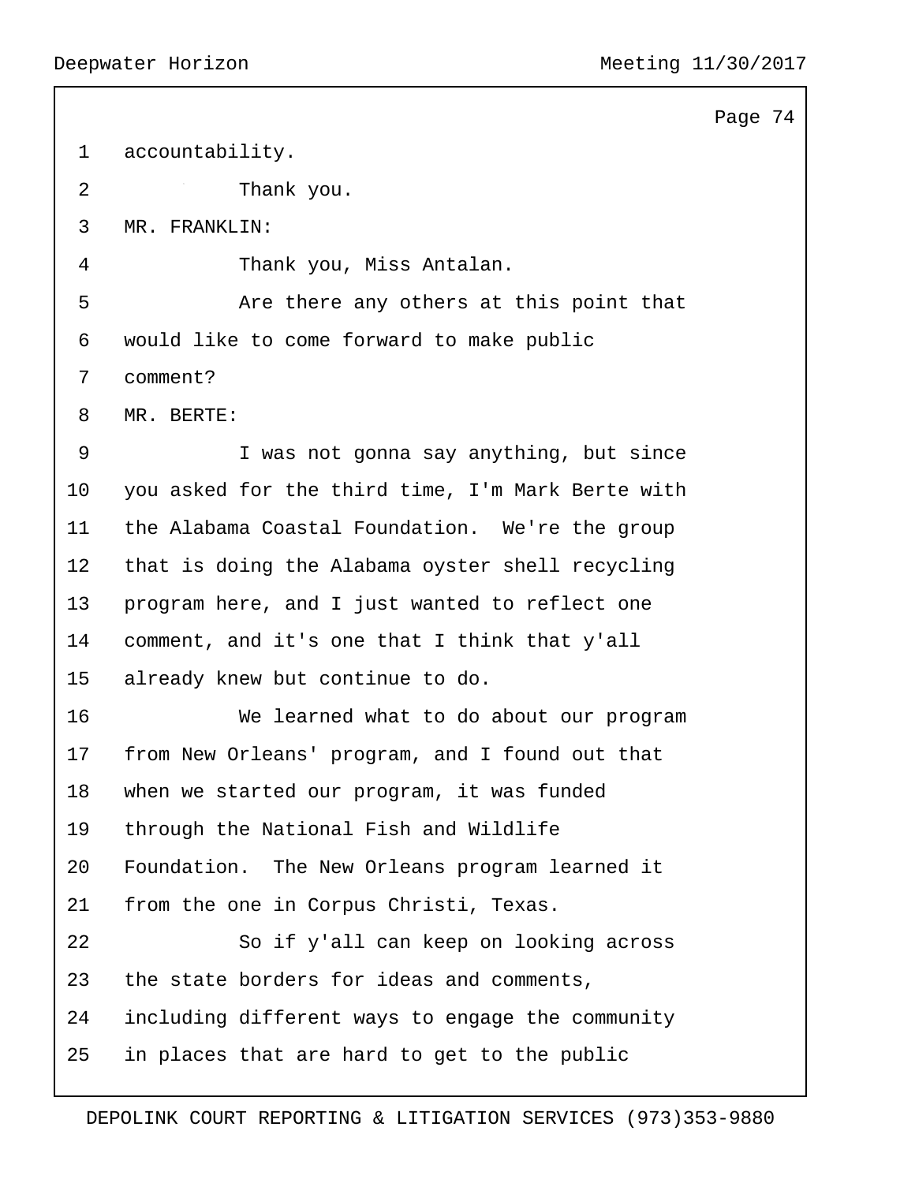accountability.

Thank you.

MR. FRANKLIN:

Thank you, Miss Antalan.

Are there any others at this point that would like to come forward to make public comment?

MR. BERTE:

I was not gonna say anything, but since you asked for the third time, I'm Mark Berte with the Alabama Coastal Foundation. We're the group that is doing the Alabama oyster shell recycling program here, and I just wanted to reflect one comment, and it's one that I think that y'all already knew but continue to do.

We learned what to do about our program from New Orleans' program, and I found out that when we started our program, it was funded through the National Fish and Wildlife Foundation. The New Orleans program learned it from the one in Corpus Christi, Texas.

So if y'all can keep on looking across the state borders for ideas and comments, including different ways to engage the community in places that are hard to get to the public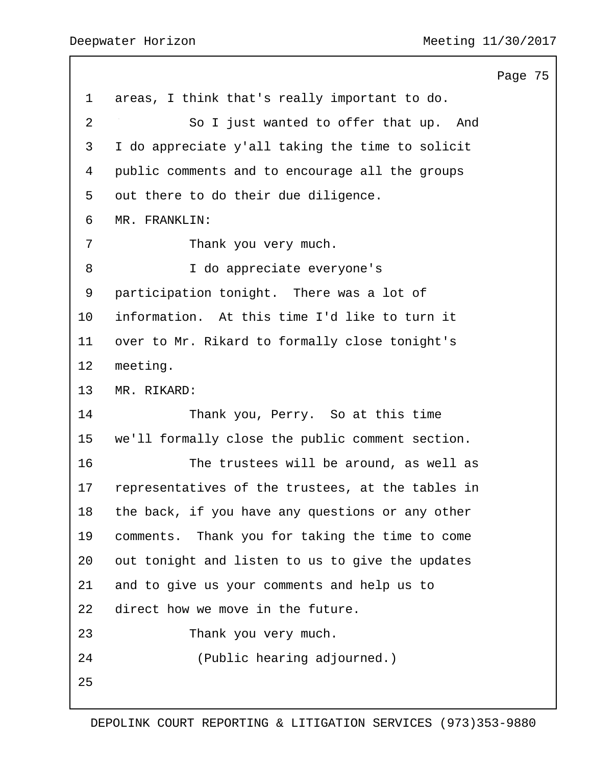areas, I think that's really important to do.

So I just wanted to offer that up. And I do appreciate y'all taking the time to solicit public comments and to encourage all the groups out there to do their due diligence.

MR. FRANKLIN:

Thank you very much.

I do appreciate everyone's participation tonight. There was a lot of information. At this time I'd like to turn it over to Mr. Rikard to formally close tonight's meeting.

MR. RIKARD:

Thank you, Perry. So at this time we'll formally close the public comment section.

The trustees will be around, as well as representatives of the trustees, at the tables in the back, if you have any questions or any other comments. Thank you for taking the time to come out tonight and listen to us to give the updates and to give us your comments and help us to direct how we move in the future.

Thank you very much.

(Public hearing adjourned.)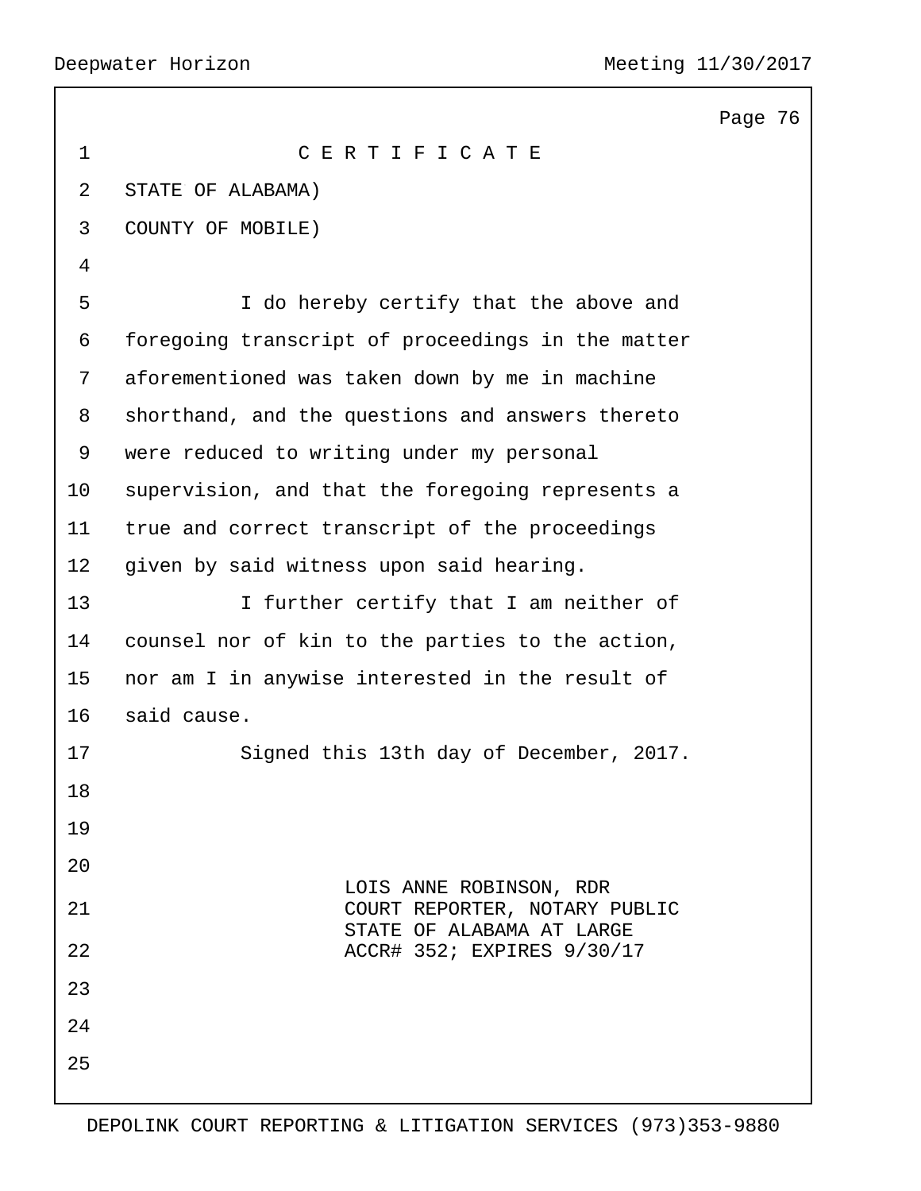# C E R T I F I C A T E

STATE OF ALABAMA)
COUNTY OF MOBILE)

I do hereby certify that the above and foregoing transcript of proceedings in the matter aforementioned was taken down by me in machine shorthand, and the questions and answers thereto were reduced to writing under my personal supervision, and that the foregoing represents a true and correct transcript of the proceedings given by said witness upon said hearing.

I further certify that I am neither of counsel nor of kin to the parties to the action, nor am I in anywise interested in the result of said cause.

Signed this 13th day of December, 2017.

LOIS ANNE ROBINSON, RDR
COURT REPORTER, NOTARY PUBLIC
STATE OF ALABAMA AT LARGE
ACCR# 352; EXPIRES 9/30/17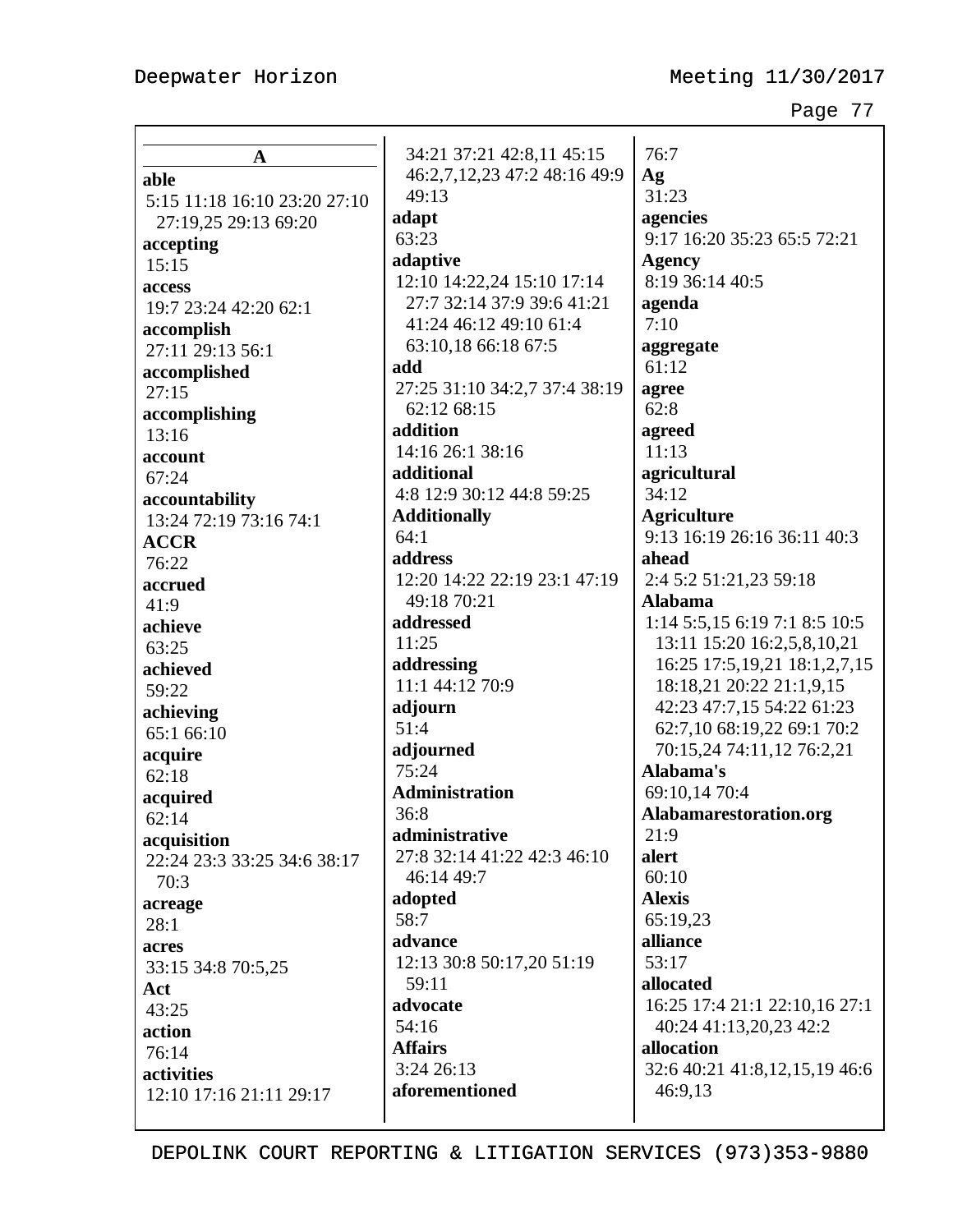**A**

**able**
5:15 11:18 16:10 23:20 27:10 27:19,25 29:13 69:20

**accepting**
15:15

**access**
19:7 23:24 42:20 62:1

**accomplish**
27:11 29:13 56:1

**accomplished**
27:15

**accomplishing**
13:16

**account**
67:24

**accountability**
13:24 72:19 73:16 74:1

**ACCR**
76:22

**accrued**
41:9

**achieve**
63:25

**achieved**
59:22

**achieving**
65:1 66:10

**acquire**
62:18

**acquired**
62:14

**acquisition**
22:24 23:3 33:25 34:6 38:17 70:3

**acreage**
28:1

**acres**
33:15 34:8 70:5,25

**Act**
43:25

**action**
76:14

**activities**
12:10 17:16 21:11 29:17 34:21 37:21 42:8,11 45:15 46:2,7,12,23 47:2 48:16 49:9 49:13

**adapt**
63:23

**adaptive**
12:10 14:22,24 15:10 17:14 27:7 32:14 37:9 39:6 41:21 41:24 46:12 49:10 61:4 63:10,18 66:18 67:5

**add**
27:25 31:10 34:2,7 37:4 38:19 62:12 68:15

**addition**
14:16 26:1 38:16

**additional**
4:8 12:9 30:12 44:8 59:25

**Additionally**
64:1

**address**
12:20 14:22 22:19 23:1 47:19 49:18 70:21

**addressed**
11:25

**addressing**
11:1 44:12 70:9

**adjourn**
51:4

**adjourned**
75:24

**Administration**
36:8

**administrative**
27:8 32:14 41:22 42:3 46:10 46:14 49:7

**adopted**
58:7

**advance**
12:13 30:8 50:17,20 51:19 59:11

**advocate**
54:16

**Affairs**
3:24 26:13

**aforementioned**
76:7

**Ag**
31:23

**agencies**
9:17 16:20 35:23 65:5 72:21

**Agency**
8:19 36:14 40:5

**agenda**
7:10

**aggregate**
61:12

**agree**
62:8

**agreed**
11:13

**agricultural**
34:12

**Agriculture**
9:13 16:19 26:16 36:11 40:3

**ahead**
2:4 5:2 51:21,23 59:18

**Alabama**
1:14 5:5,15 6:19 7:1 8:5 10:5 13:11 15:20 16:2,5,8,10,21 16:25 17:5,19,21 18:1,2,7,15 18:18,21 20:22 21:1,9,15 42:23 47:7,15 54:22 61:23 62:7,10 68:19,22 69:1 70:2 70:15,24 74:11,12 76:2,21

**Alabama's**
69:10,14 70:4

**Alabamarestoration.org**
21:9

**alert**
60:10

**Alexis**
65:19,23

**alliance**
53:17

**allocated**
16:25 17:4 21:1 22:10,16 27:1 40:24 41:13,20,23 42:2

**allocation**
32:6 40:21 41:8,12,15,19 46:6 46:9,13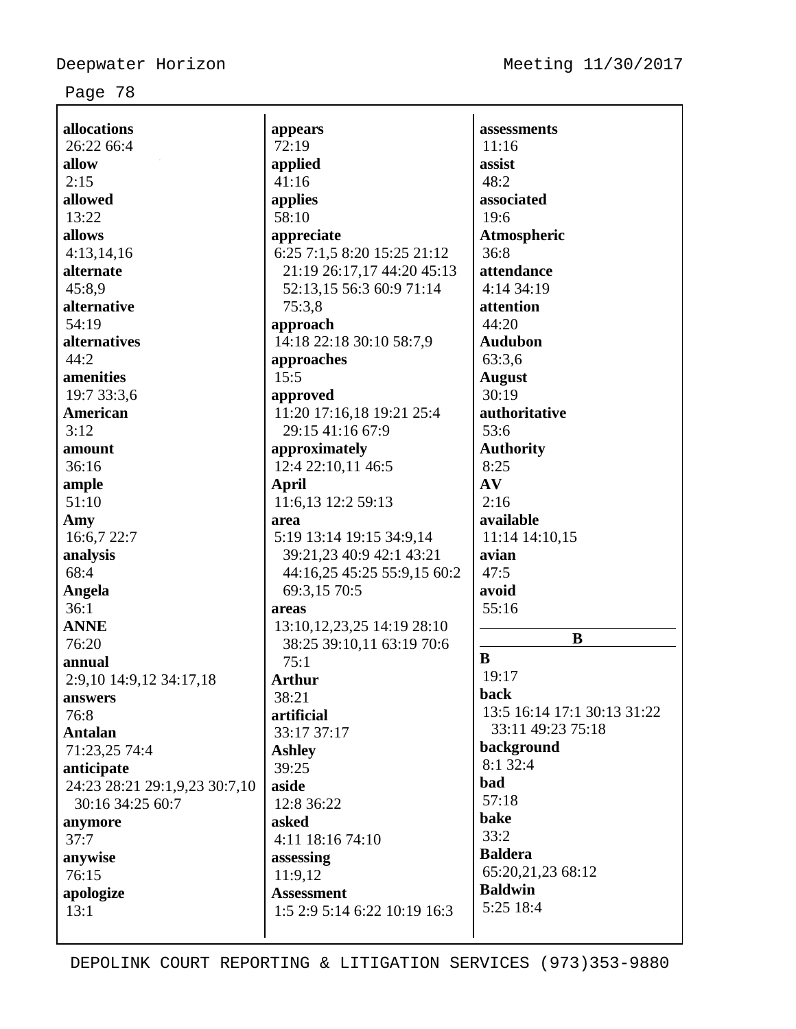**allocations**
26:22 66:4
**allow**
2:15
**allowed**
13:22
**allows**
4:13,14,16
**alternate**
45:8,9
**alternative**
54:19
**alternatives**
44:2
**amenities**
19:7 33:3,6
**American**
3:12
**amount**
36:16
**ample**
51:10
**Amy**
16:6,7 22:7
**analysis**
68:4
**Angela**
36:1
**ANNE**
76:20
**annual**
2:9,10 14:9,12 34:17,18
**answers**
76:8
**Antalan**
71:23,25 74:4
**anticipate**
24:23 28:21 29:1,9,23 30:7,10 30:16 34:25 60:7
**anymore**
37:7
**anywise**
76:15
**apologize**
13:1
**appears**
72:19
**applied**
41:16
**applies**
58:10
**appreciate**
6:25 7:1,5 8:20 15:25 21:12 21:19 26:17,17 44:20 45:13 52:13,15 56:3 60:9 71:14 75:3,8
**approach**
14:18 22:18 30:10 58:7,9
**approaches**
15:5
**approved**
11:20 17:16,18 19:21 25:4 29:15 41:16 67:9
**approximately**
12:4 22:10,11 46:5
**April**
11:6,13 12:2 59:13
**area**
5:19 13:14 19:15 34:9,14 39:21,23 40:9 42:1 43:21 44:16,25 45:25 55:9,15 60:2 69:3,15 70:5
**areas**
13:10,12,23,25 14:19 28:10 38:25 39:10,11 63:19 70:6 75:1
**Arthur**
38:21
**artificial**
33:17 37:17
**Ashley**
39:25
**aside**
12:8 36:22
**asked**
4:11 18:16 74:10
**assessing**
11:9,12
**Assessment**
1:5 2:9 5:14 6:22 10:19 16:3
**assessments**
11:16
**assist**
48:2
**associated**
19:6
**Atmospheric**
36:8
**attendance**
4:14 34:19
**attention**
44:20
**Audubon**
63:3,6
**August**
30:19
**authoritative**
53:6
**Authority**
8:25
**AV**
2:16
**available**
11:14 14:10,15
**avian**
47:5
**avoid**
55:16

## B

**B**
19:17
**back**
13:5 16:14 17:1 30:13 31:22 33:11 49:23 75:18
**background**
8:1 32:4
**bad**
57:18
**bake**
33:2
**Baldera**
65:20,21,23 68:12
**Baldwin**
5:25 18:4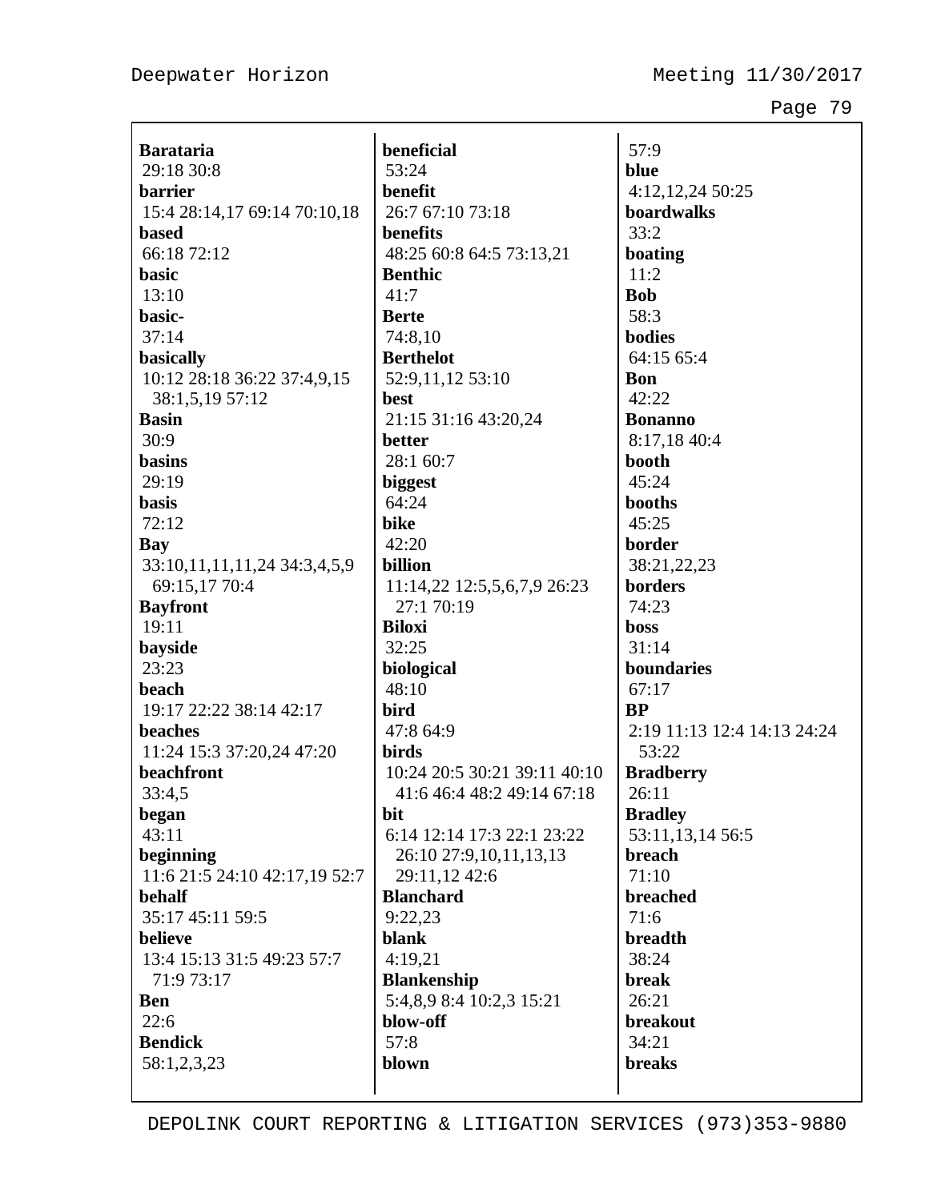**Barataria**
29:18 30:8
**barrier**
15:4 28:14,17 69:14 70:10,18
**based**
66:18 72:12
**basic**
13:10
**basic-**
37:14
**basically**
10:12 28:18 36:22 37:4,9,15 38:1,5,19 57:12
**Basin**
30:9
**basins**
29:19
**basis**
72:12
**Bay**
33:10,11,11,11,24 34:3,4,5,9 69:15,17 70:4
**Bayfront**
19:11
**bayside**
23:23
**beach**
19:17 22:22 38:14 42:17
**beaches**
11:24 15:3 37:20,24 47:20
**beachfront**
33:4,5
**began**
43:11
**beginning**
11:6 21:5 24:10 42:17,19 52:7
**behalf**
35:17 45:11 59:5
**believe**
13:4 15:13 31:5 49:23 57:7 71:9 73:17
**Ben**
22:6
**Bendick**
58:1,2,3,23
**beneficial**
53:24
**benefit**
26:7 67:10 73:18
**benefits**
48:25 60:8 64:5 73:13,21
**Benthic**
41:7
**Berte**
74:8,10
**Berthelot**
52:9,11,12 53:10
**best**
21:15 31:16 43:20,24
**better**
28:1 60:7
**biggest**
64:24
**bike**
42:20
**billion**
11:14,22 12:5,5,6,7,9 26:23 27:1 70:19
**Biloxi**
32:25
**biological**
48:10
**bird**
47:8 64:9
**birds**
10:24 20:5 30:21 39:11 40:10 41:6 46:4 48:2 49:14 67:18
**bit**
6:14 12:14 17:3 22:1 23:22 26:10 27:9,10,11,13,13 29:11,12 42:6
**Blanchard**
9:22,23
**blank**
4:19,21
**Blankenship**
5:4,8,9 8:4 10:2,3 15:21
**blow-off**
57:8
**blown**
57:9
**blue**
4:12,12,24 50:25
**boardwalks**
33:2
**boating**
11:2
**Bob**
58:3
**bodies**
64:15 65:4
**Bon**
42:22
**Bonanno**
8:17,18 40:4
**booth**
45:24
**booths**
45:25
**border**
38:21,22,23
**borders**
74:23
**boss**
31:14
**boundaries**
67:17
**BP**
2:19 11:13 12:4 14:13 24:24 53:22
**Bradberry**
26:11
**Bradley**
53:11,13,14 56:5
**breach**
71:10
**breached**
71:6
**breadth**
38:24
**break**
26:21
**breakout**
34:21
**breaks**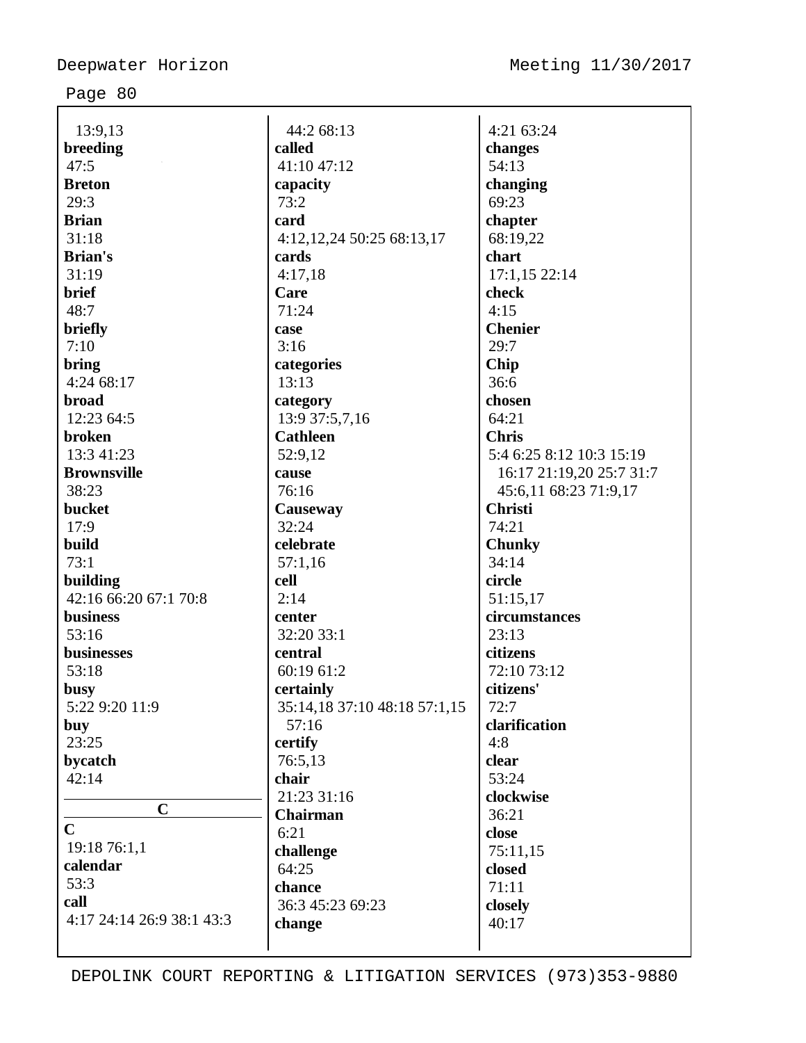13:9,13
**breeding**
47:5
**Breton**
29:3
**Brian**
31:18
**Brian's**
31:19
**brief**
48:7
**briefly**
7:10
**bring**
4:24 68:17
**broad**
12:23 64:5
**broken**
13:3 41:23
**Brownsville**
38:23
**bucket**
17:9
**build**
73:1
**building**
42:16 66:20 67:1 70:8
**business**
53:16
**businesses**
53:18
**busy**
5:22 9:20 11:9
**buy**
23:25
**bycatch**
42:14

**C**

**C**
19:18 76:1,1
**calendar**
53:3
**call**
4:17 24:14 26:9 38:1 43:3
44:2 68:13
**called**
41:10 47:12
**capacity**
73:2
**card**
4:12,12,24 50:25 68:13,17
**cards**
4:17,18
**Care**
71:24
**case**
3:16
**categories**
13:13
**category**
13:9 37:5,7,16
**Cathleen**
52:9,12
**cause**
76:16
**Causeway**
32:24
**celebrate**
57:1,16
**cell**
2:14
**center**
32:20 33:1
**central**
60:19 61:2
**certainly**
35:14,18 37:10 48:18 57:1,15
57:16
**certify**
76:5,13
**chair**
21:23 31:16
**Chairman**
6:21
**challenge**
64:25
**chance**
36:3 45:23 69:23
**change**
4:21 63:24
**changes**
54:13
**changing**
69:23
**chapter**
68:19,22
**chart**
17:1,15 22:14
**check**
4:15
**Chenier**
29:7
**Chip**
36:6
**chosen**
64:21
**Chris**
5:4 6:25 8:12 10:3 15:19
16:17 21:19,20 25:7 31:7
45:6,11 68:23 71:9,17
**Christi**
74:21
**Chunky**
34:14
**circle**
51:15,17
**circumstances**
23:13
**citizens**
72:10 73:12
**citizens'**
72:7
**clarification**
4:8
**clear**
53:24
**clockwise**
36:21
**close**
75:11,15
**closed**
71:11
**closely**
40:17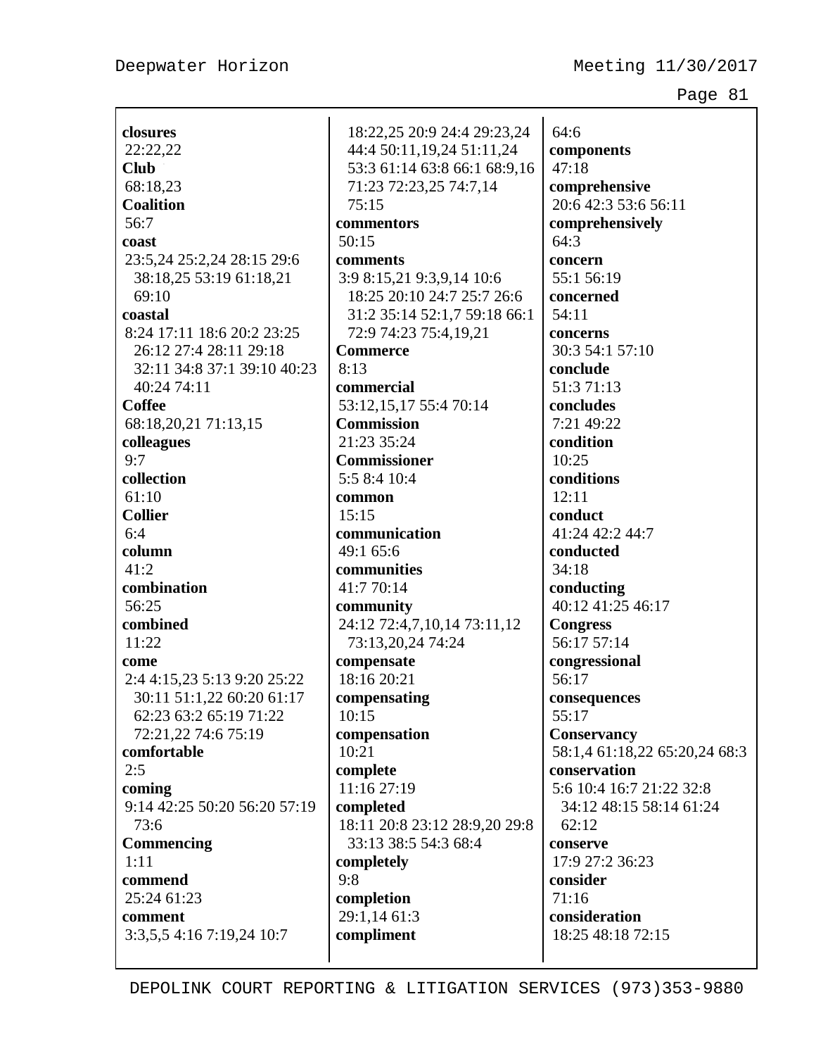**closures**
22:22,22
**Club**
68:18,23
**Coalition**
56:7
**coast**
23:5,24 25:2,24 28:15 29:6 38:18,25 53:19 61:18,21 69:10
**coastal**
8:24 17:11 18:6 20:2 23:25 26:12 27:4 28:11 29:18 32:11 34:8 37:1 39:10 40:23 40:24 74:11
**Coffee**
68:18,20,21 71:13,15
**colleagues**
9:7
**collection**
61:10
**Collier**
6:4
**column**
41:2
**combination**
56:25
**combined**
11:22
**come**
2:4 4:15,23 5:13 9:20 25:22 30:11 51:1,22 60:20 61:17 62:23 63:2 65:19 71:22 72:21,22 74:6 75:19
**comfortable**
2:5
**coming**
9:14 42:25 50:20 56:20 57:19 73:6
**Commencing**
1:11
**commend**
25:24 61:23
**comment**
3:3,5,5 4:16 7:19,24 10:7 18:22,25 20:9 24:4 29:23,24 44:4 50:11,19,24 51:11,24 53:3 61:14 63:8 66:1 68:9,16 71:23 72:23,25 74:7,14 75:15
**commentors**
50:15
**comments**
3:9 8:15,21 9:3,9,14 10:6 18:25 20:10 24:7 25:7 26:6 31:2 35:14 52:1,7 59:18 66:1 72:9 74:23 75:4,19,21
**Commerce**
8:13
**commercial**
53:12,15,17 55:4 70:14
**Commission**
21:23 35:24
**Commissioner**
5:5 8:4 10:4
**common**
15:15
**communication**
49:1 65:6
**communities**
41:7 70:14
**community**
24:12 72:4,7,10,14 73:11,12 73:13,20,24 74:24
**compensate**
18:16 20:21
**compensating**
10:15
**compensation**
10:21
**complete**
11:16 27:19
**completed**
18:11 20:8 23:12 28:9,20 29:8 33:13 38:5 54:3 68:4
**completely**
9:8
**completion**
29:1,14 61:3
**compliment**
64:6
**components**
47:18
**comprehensive**
20:6 42:3 53:6 56:11
**comprehensively**
64:3
**concern**
55:1 56:19
**concerned**
54:11
**concerns**
30:3 54:1 57:10
**conclude**
51:3 71:13
**concludes**
7:21 49:22
**condition**
10:25
**conditions**
12:11
**conduct**
41:24 42:2 44:7
**conducted**
34:18
**conducting**
40:12 41:25 46:17
**Congress**
56:17 57:14
**congressional**
56:17
**consequences**
55:17
**Conservancy**
58:1,4 61:18,22 65:20,24 68:3
**conservation**
5:6 10:4 16:7 21:22 32:8 34:12 48:15 58:14 61:24 62:12
**conserve**
17:9 27:2 36:23
**consider**
71:16
**consideration**
18:25 48:18 72:15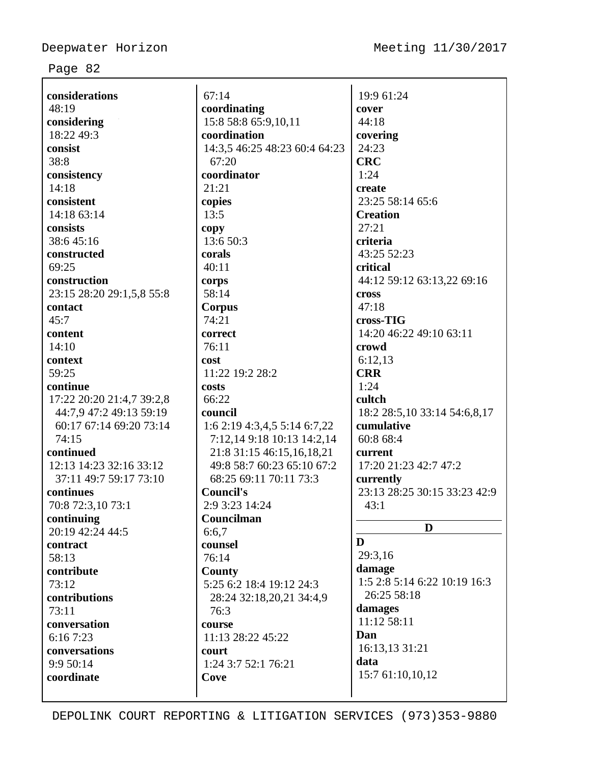**considerations**
48:19
**considering**
18:22 49:3
**consist**
38:8
**consistency**
14:18
**consistent**
14:18 63:14
**consists**
38:6 45:16
**constructed**
69:25
**construction**
23:15 28:20 29:1,5,8 55:8
**contact**
45:7
**content**
14:10
**context**
59:25
**continue**
17:22 20:20 21:4,7 39:2,8 44:7,9 47:2 49:13 59:19 60:17 67:14 69:20 73:14 74:15
**continued**
12:13 14:23 32:16 33:12 37:11 49:7 59:17 73:10
**continues**
70:8 72:3,10 73:1
**continuing**
20:19 42:24 44:5
**contract**
58:13
**contribute**
73:12
**contributions**
73:11
**conversation**
6:16 7:23
**conversations**
9:9 50:14
**coordinate**
67:14
**coordinating**
15:8 58:8 65:9,10,11
**coordination**
14:3,5 46:25 48:23 60:4 64:23 67:20
**coordinator**
21:21
**copies**
13:5
**copy**
13:6 50:3
**corals**
40:11
**corps**
58:14
**Corpus**
74:21
**correct**
76:11
**cost**
11:22 19:2 28:2
**costs**
66:22
**council**
1:6 2:19 4:3,4,5 5:14 6:7,22 7:12,14 9:18 10:13 14:2,14 21:8 31:15 46:15,16,18,21 49:8 58:7 60:23 65:10 67:2 68:25 69:11 70:11 73:3
**Council's**
2:9 3:23 14:24
**Councilman**
6:6,7
**counsel**
76:14
**County**
5:25 6:2 18:4 19:12 24:3 28:24 32:18,20,21 34:4,9 76:3
**course**
11:13 28:22 45:22
**court**
1:24 3:7 52:1 76:21
**Cove**
19:9 61:24
**cover**
44:18
**covering**
24:23
**CRC**
1:24
**create**
23:25 58:14 65:6
**Creation**
27:21
**criteria**
43:25 52:23
**critical**
44:12 59:12 63:13,22 69:16
**cross**
47:18
**cross-TIG**
14:20 46:22 49:10 63:11
**crowd**
6:12,13
**CRR**
1:24
**cultch**
18:2 28:5,10 33:14 54:6,8,17
**cumulative**
60:8 68:4
**current**
17:20 21:23 42:7 47:2
**currently**
23:13 28:25 30:15 33:23 42:9 43:1

## D

**D**
29:3,16
**damage**
1:5 2:8 5:14 6:22 10:19 16:3 26:25 58:18
**damages**
11:12 58:11
**Dan**
16:13,13 31:21
**data**
15:7 61:10,10,12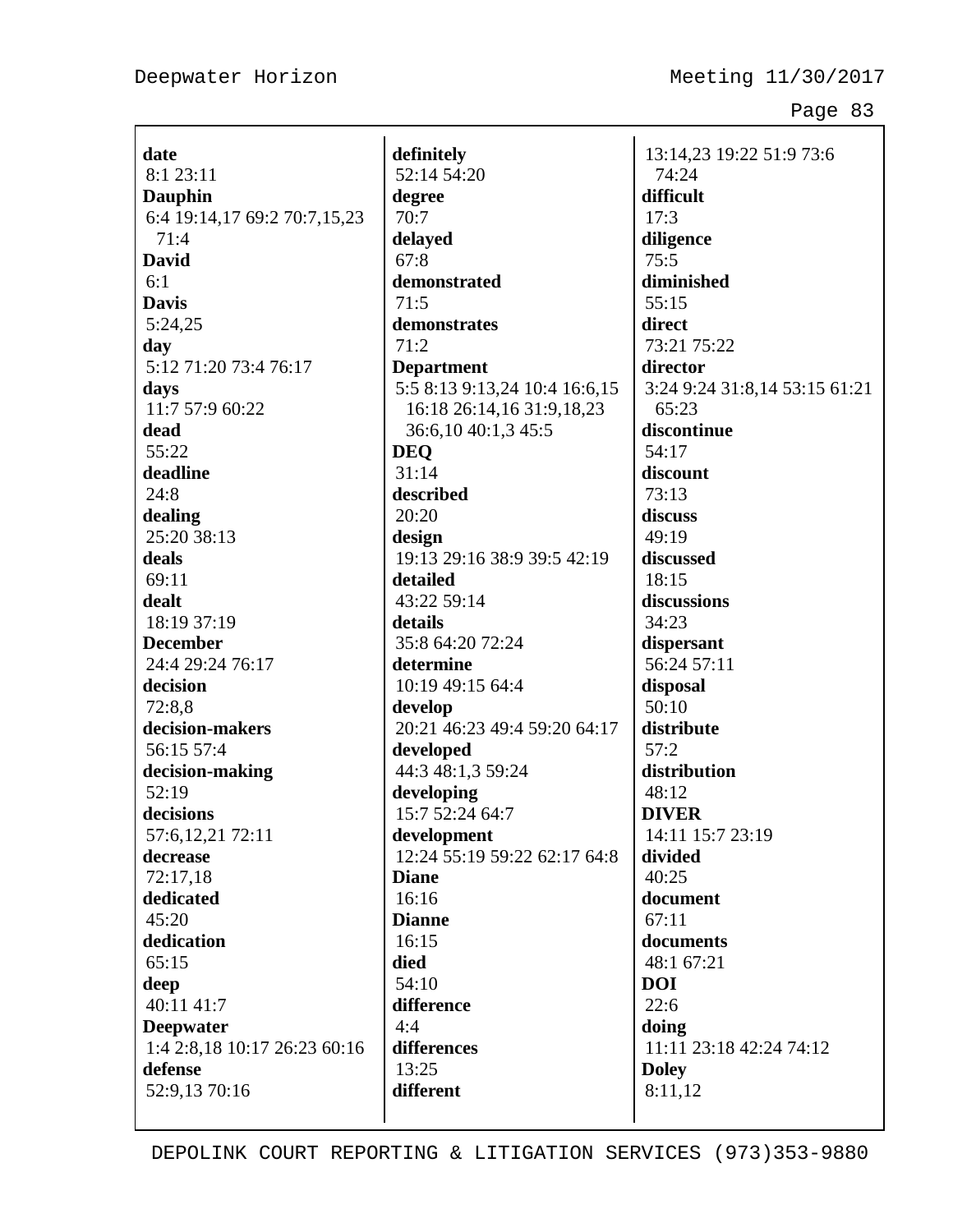**date**
8:1 23:11

**Dauphin**
6:4 19:14,17 69:2 70:7,15,23 71:4

**David**
6:1

**Davis**
5:24,25

**day**
5:12 71:20 73:4 76:17

**days**
11:7 57:9 60:22

**dead**
55:22

**deadline**
24:8

**dealing**
25:20 38:13

**deals**
69:11

**dealt**
18:19 37:19

**December**
24:4 29:24 76:17

**decision**
72:8,8

**decision-makers**
56:15 57:4

**decision-making**
52:19

**decisions**
57:6,12,21 72:11

**decrease**
72:17,18

**dedicated**
45:20

**dedication**
65:15

**deep**
40:11 41:7

**Deepwater**
1:4 2:8,18 10:17 26:23 60:16

**defense**
52:9,13 70:16

**definitely**
52:14 54:20

**degree**
70:7

**delayed**
67:8

**demonstrated**
71:5

**demonstrates**
71:2

**Department**
5:5 8:13 9:13,24 10:4 16:6,15 16:18 26:14,16 31:9,18,23 36:6,10 40:1,3 45:5

**DEQ**
31:14

**described**
20:20

**design**
19:13 29:16 38:9 39:5 42:19

**detailed**
43:22 59:14

**details**
35:8 64:20 72:24

**determine**
10:19 49:15 64:4

**develop**
20:21 46:23 49:4 59:20 64:17

**developed**
44:3 48:1,3 59:24

**developing**
15:7 52:24 64:7

**development**
12:24 55:19 59:22 62:17 64:8

**Diane**
16:16

**Dianne**
16:15

**died**
54:10

**difference**
4:4

**differences**
13:25

**different**
13:14,23 19:22 51:9 73:6 74:24

**difficult**
17:3

**diligence**
75:5

**diminished**
55:15

**direct**
73:21 75:22

**director**
3:24 9:24 31:8,14 53:15 61:21 65:23

**discontinue**
54:17

**discount**
73:13

**discuss**
49:19

**discussed**
18:15

**discussions**
34:23

**dispersant**
56:24 57:11

**disposal**
50:10

**distribute**
57:2

**distribution**
48:12

**DIVER**
14:11 15:7 23:19

**divided**
40:25

**document**
67:11

**documents**
48:1 67:21

**DOI**
22:6

**doing**
11:11 23:18 42:24 74:12

**Doley**
8:11,12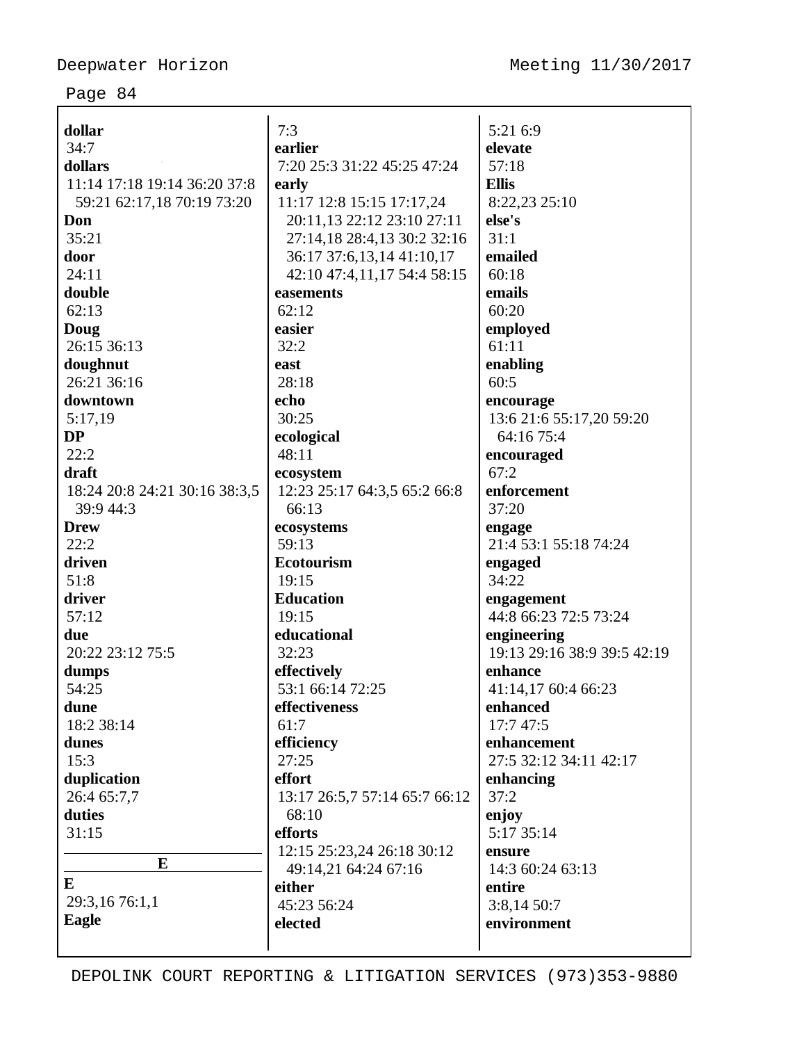**dollar**
34:7
**dollars**
11:14 17:18 19:14 36:20 37:8
59:21 62:17,18 70:19 73:20
**Don**
35:21
**door**
24:11
**double**
62:13
**Doug**
26:15 36:13
**doughnut**
26:21 36:16
**downtown**
5:17,19
**DP**
22:2
**draft**
18:24 20:8 24:21 30:16 38:3,5
39:9 44:3
**Drew**
22:2
**driven**
51:8
**driver**
57:12
**due**
20:22 23:12 75:5
**dumps**
54:25
**dune**
18:2 38:14
**dunes**
15:3
**duplication**
26:4 65:7,7
**duties**
31:15

**E**

**E**
29:3,16 76:1,1
**Eagle**
7:3
**earlier**
7:20 25:3 31:22 45:25 47:24
**early**
11:17 12:8 15:15 17:17,24
20:11,13 22:12 23:10 27:11
27:14,18 28:4,13 30:2 32:16
36:17 37:6,13,14 41:10,17
42:10 47:4,11,17 54:4 58:15
**easements**
62:12
**easier**
32:2
**east**
28:18
**echo**
30:25
**ecological**
48:11
**ecosystem**
12:23 25:17 64:3,5 65:2 66:8
66:13
**ecosystems**
59:13
**Ecotourism**
19:15
**Education**
19:15
**educational**
32:23
**effectively**
53:1 66:14 72:25
**effectiveness**
61:7
**efficiency**
27:25
**effort**
13:17 26:5,7 57:14 65:7 66:12
68:10
**efforts**
12:15 25:23,24 26:18 30:12
49:14,21 64:24 67:16
**either**
45:23 56:24
**elected**
5:21 6:9
**elevate**
57:18
**Ellis**
8:22,23 25:10
**else's**
31:1
**emailed**
60:18
**emails**
60:20
**employed**
61:11
**enabling**
60:5
**encourage**
13:6 21:6 55:17,20 59:20
64:16 75:4
**encouraged**
67:2
**enforcement**
37:20
**engage**
21:4 53:1 55:18 74:24
**engaged**
34:22
**engagement**
44:8 66:23 72:5 73:24
**engineering**
19:13 29:16 38:9 39:5 42:19
**enhance**
41:14,17 60:4 66:23
**enhanced**
17:7 47:5
**enhancement**
27:5 32:12 34:11 42:17
**enhancing**
37:2
**enjoy**
5:17 35:14
**ensure**
14:3 60:24 63:13
**entire**
3:8,14 50:7
**environment**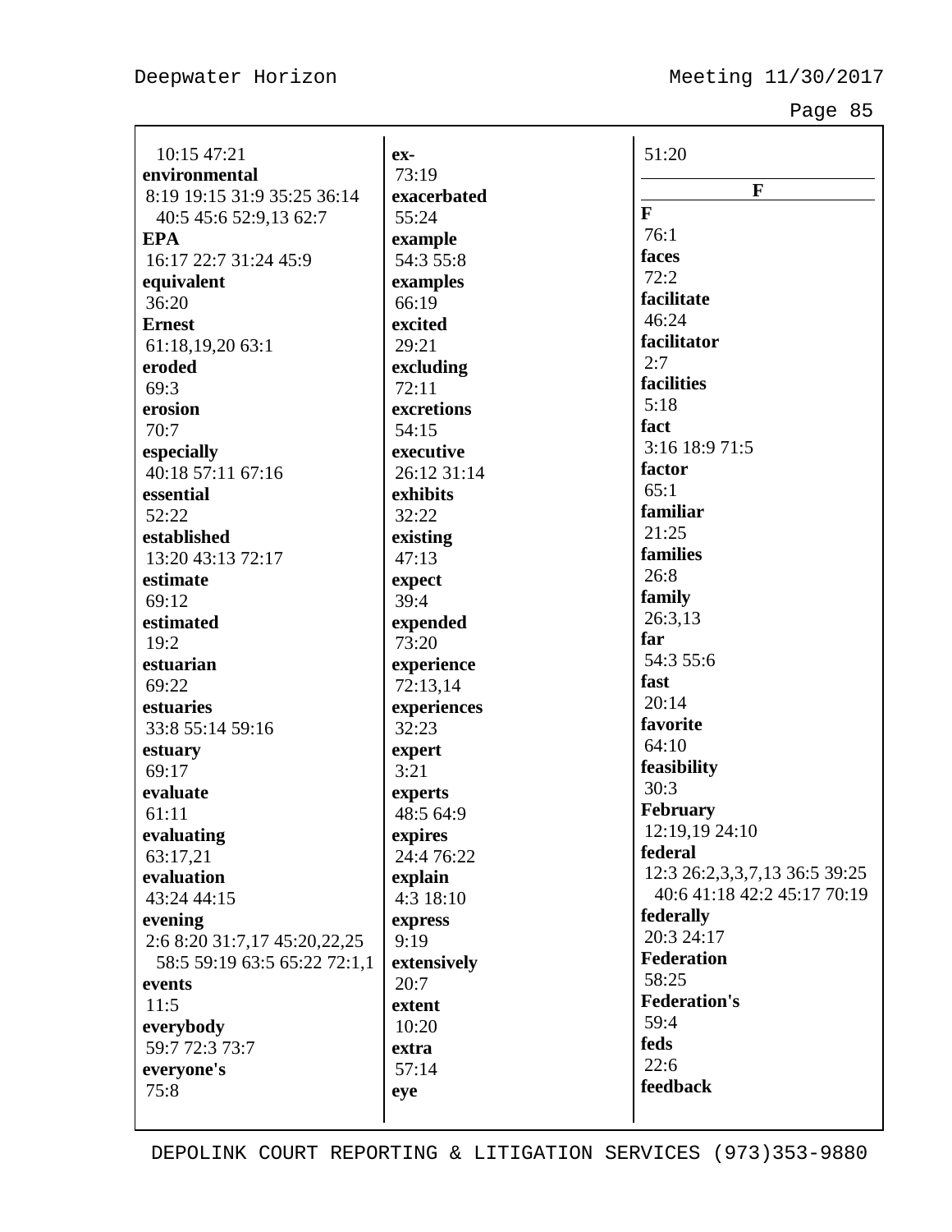10:15 47:21
**environmental**
8:19 19:15 31:9 35:25 36:14 40:5 45:6 52:9,13 62:7
**EPA**
16:17 22:7 31:24 45:9
**equivalent**
36:20
**Ernest**
61:18,19,20 63:1
**eroded**
69:3
**erosion**
70:7
**especially**
40:18 57:11 67:16
**essential**
52:22
**established**
13:20 43:13 72:17
**estimate**
69:12
**estimated**
19:2
**estuarian**
69:22
**estuaries**
33:8 55:14 59:16
**estuary**
69:17
**evaluate**
61:11
**evaluating**
63:17,21
**evaluation**
43:24 44:15
**evening**
2:6 8:20 31:7,17 45:20,22,25 58:5 59:19 63:5 65:22 72:1,1
**events**
11:5
**everybody**
59:7 72:3 73:7
**everyone's**
75:8

**ex-**
73:19
**exacerbated**
55:24
**example**
54:3 55:8
**examples**
66:19
**excited**
29:21
**excluding**
72:11
**excretions**
54:15
**executive**
26:12 31:14
**exhibits**
32:22
**existing**
47:13
**expect**
39:4
**expended**
73:20
**experience**
72:13,14
**experiences**
32:23
**expert**
3:21
**experts**
48:5 64:9
**expires**
24:4 76:22
**explain**
4:3 18:10
**express**
9:19
**extensively**
20:7
**extent**
10:20
**extra**
57:14
**eye**
51:20

## F

**F**
76:1
**faces**
72:2
**facilitate**
46:24
**facilitator**
2:7
**facilities**
5:18
**fact**
3:16 18:9 71:5
**factor**
65:1
**familiar**
21:25
**families**
26:8
**family**
26:3,13
**far**
54:3 55:6
**fast**
20:14
**favorite**
64:10
**feasibility**
30:3
**February**
12:19,19 24:10
**federal**
12:3 26:2,3,3,7,13 36:5 39:25 40:6 41:18 42:2 45:17 70:19
**federally**
20:3 24:17
**Federation**
58:25
**Federation's**
59:4
**feds**
22:6
**feedback**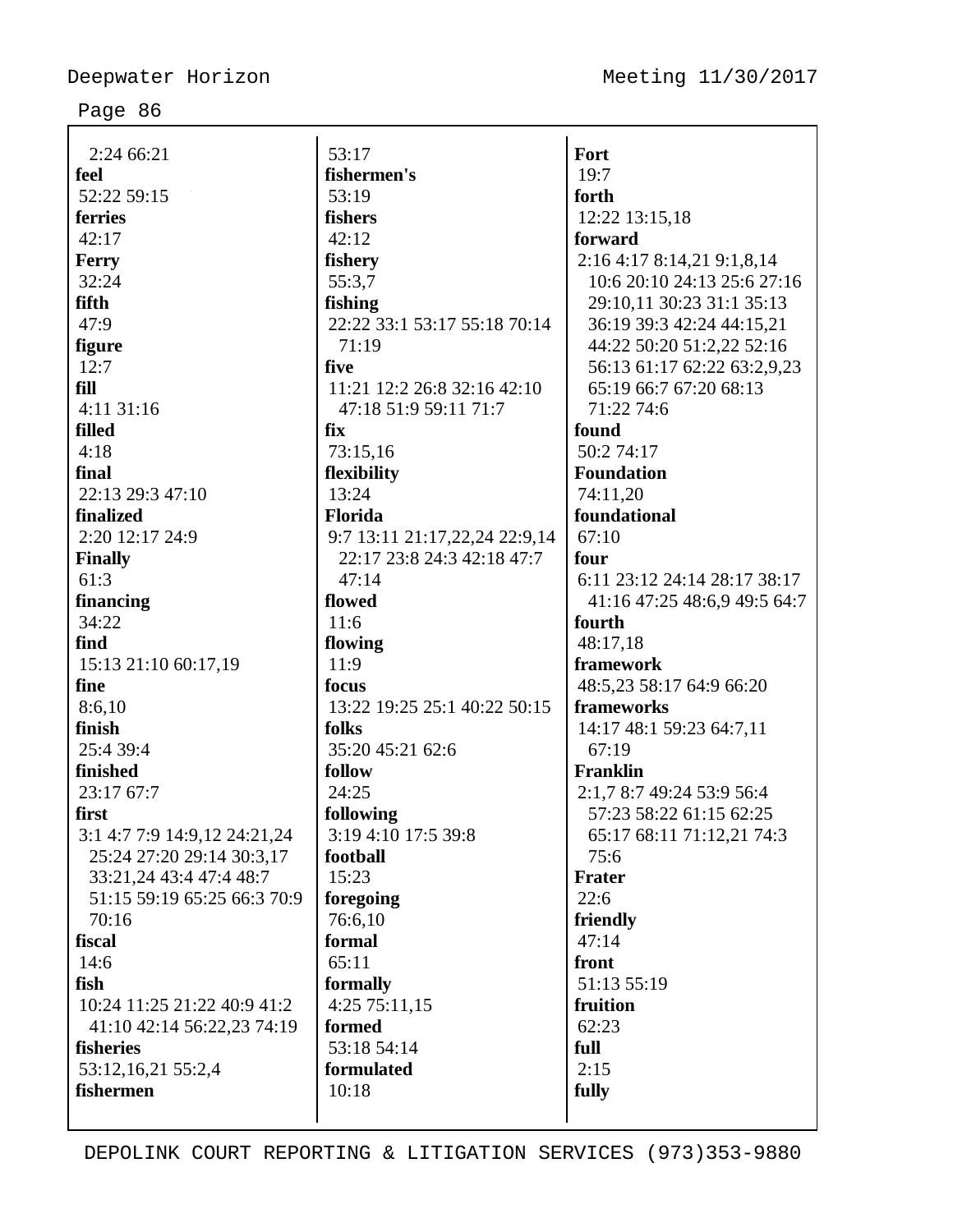2:24 66:21
**feel**
52:22 59:15
**ferries**
42:17
**Ferry**
32:24
**fifth**
47:9
**figure**
12:7
**fill**
4:11 31:16
**filled**
4:18
**final**
22:13 29:3 47:10
**finalized**
2:20 12:17 24:9
**Finally**
61:3
**financing**
34:22
**find**
15:13 21:10 60:17,19
**fine**
8:6,10
**finish**
25:4 39:4
**finished**
23:17 67:7
**first**
3:1 4:7 7:9 14:9,12 24:21,24 25:24 27:20 29:14 30:3,17 33:21,24 43:4 47:4 48:7 51:15 59:19 65:25 66:3 70:9 70:16
**fiscal**
14:6
**fish**
10:24 11:25 21:22 40:9 41:2 41:10 42:14 56:22,23 74:19
**fisheries**
53:12,16,21 55:2,4
**fishermen**
53:17
**fishermen's**
53:19
**fishers**
42:12
**fishery**
55:3,7
**fishing**
22:22 33:1 53:17 55:18 70:14 71:19
**five**
11:21 12:2 26:8 32:16 42:10 47:18 51:9 59:11 71:7
**fix**
73:15,16
**flexibility**
13:24
**Florida**
9:7 13:11 21:17,22,24 22:9,14 22:17 23:8 24:3 42:18 47:7 47:14
**flowed**
11:6
**flowing**
11:9
**focus**
13:22 19:25 25:1 40:22 50:15
**folks**
35:20 45:21 62:6
**follow**
24:25
**following**
3:19 4:10 17:5 39:8
**football**
15:23
**foregoing**
76:6,10
**formal**
65:11
**formally**
4:25 75:11,15
**formed**
53:18 54:14
**formulated**
10:18
**Fort**
19:7
**forth**
12:22 13:15,18
**forward**
2:16 4:17 8:14,21 9:1,8,14 10:6 20:10 24:13 25:6 27:16 29:10,11 30:23 31:1 35:13 36:19 39:3 42:24 44:15,21 44:22 50:20 51:2,22 52:16 56:13 61:17 62:22 63:2,9,23 65:19 66:7 67:20 68:13 71:22 74:6
**found**
50:2 74:17
**Foundation**
74:11,20
**foundational**
67:10
**four**
6:11 23:12 24:14 28:17 38:17 41:16 47:25 48:6,9 49:5 64:7
**fourth**
48:17,18
**framework**
48:5,23 58:17 64:9 66:20
**frameworks**
14:17 48:1 59:23 64:7,11 67:19
**Franklin**
2:1,7 8:7 49:24 53:9 56:4 57:23 58:22 61:15 62:25 65:17 68:11 71:12,21 74:3 75:6
**Frater**
22:6
**friendly**
47:14
**front**
51:13 55:19
**fruition**
62:23
**full**
2:15
**fully**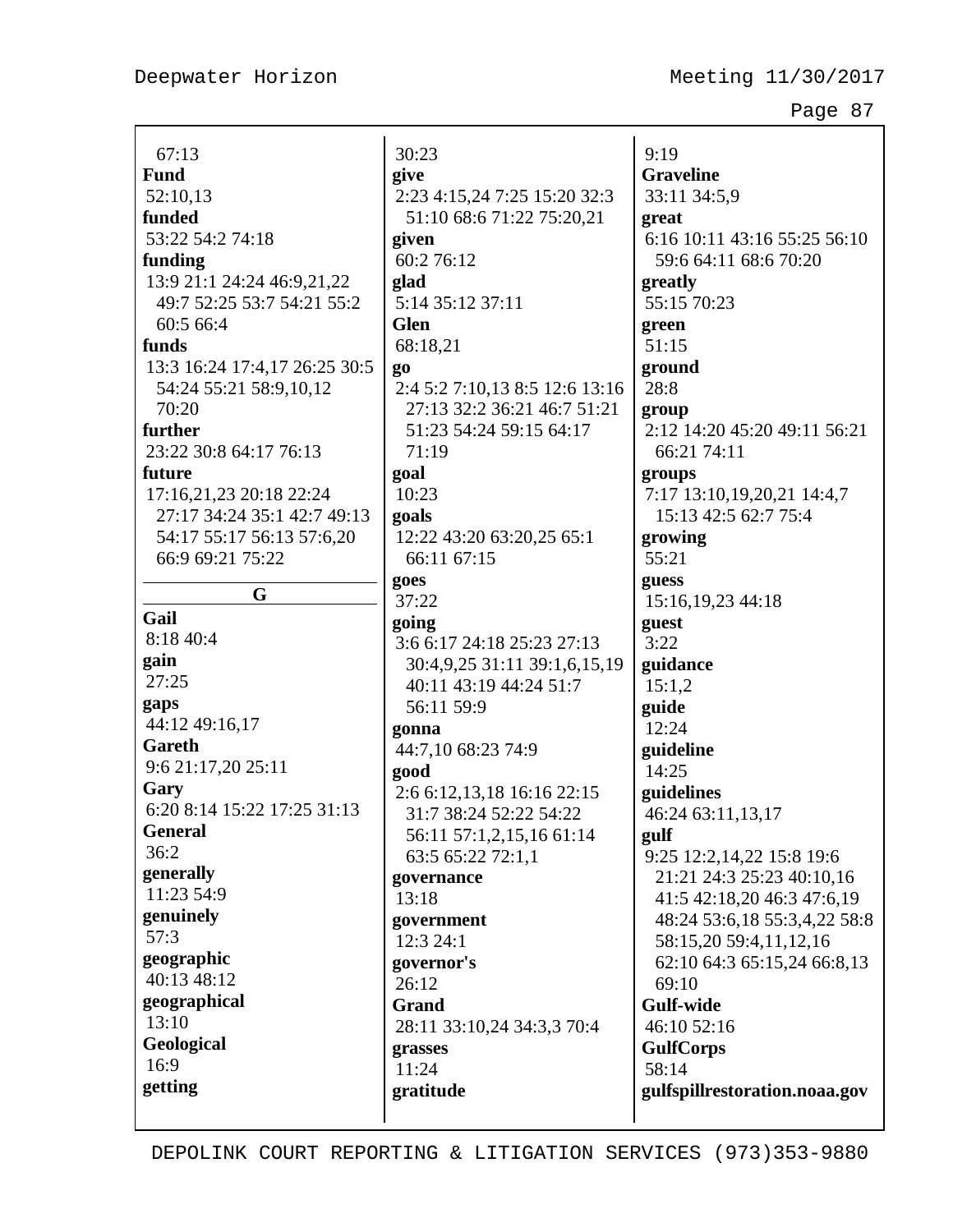67:13
**Fund**
52:10,13
**funded**
53:22 54:2 74:18
**funding**
13:9 21:1 24:24 46:9,21,22 49:7 52:25 53:7 54:21 55:2 60:5 66:4
**funds**
13:3 16:24 17:4,17 26:25 30:5 54:24 55:21 58:9,10,12 70:20
**further**
23:22 30:8 64:17 76:13
**future**
17:16,21,23 20:18 22:24 27:17 34:24 35:1 42:7 49:13 54:17 55:17 56:13 57:6,20 66:9 69:21 75:22

## G

**Gail**
8:18 40:4
**gain**
27:25
**gaps**
44:12 49:16,17
**Gareth**
9:6 21:17,20 25:11
**Gary**
6:20 8:14 15:22 17:25 31:13
**General**
36:2
**generally**
11:23 54:9
**genuinely**
57:3
**geographic**
40:13 48:12
**geographical**
13:10
**Geological**
16:9
**getting**
30:23
**give**
2:23 4:15,24 7:25 15:20 32:3 51:10 68:6 71:22 75:20,21
**given**
60:2 76:12
**glad**
5:14 35:12 37:11
**Glen**
68:18,21
**go**
2:4 5:2 7:10,13 8:5 12:6 13:16 27:13 32:2 36:21 46:7 51:21 51:23 54:24 59:15 64:17 71:19
**goal**
10:23
**goals**
12:22 43:20 63:20,25 65:1 66:11 67:15
**goes**
37:22
**going**
3:6 6:17 24:18 25:23 27:13 30:4,9,25 31:11 39:1,6,15,19 40:11 43:19 44:24 51:7 56:11 59:9
**gonna**
44:7,10 68:23 74:9
**good**
2:6 6:12,13,18 16:16 22:15 31:7 38:24 52:22 54:22 56:11 57:1,2,15,16 61:14 63:5 65:22 72:1,1
**governance**
13:18
**government**
12:3 24:1
**governor's**
26:12
**Grand**
28:11 33:10,24 34:3,3 70:4
**grasses**
11:24
**gratitude**
9:19
**Graveline**
33:11 34:5,9
**great**
6:16 10:11 43:16 55:25 56:10 59:6 64:11 68:6 70:20
**greatly**
55:15 70:23
**green**
51:15
**ground**
28:8
**group**
2:12 14:20 45:20 49:11 56:21 66:21 74:11
**groups**
7:17 13:10,19,20,21 14:4,7 15:13 42:5 62:7 75:4
**growing**
55:21
**guess**
15:16,19,23 44:18
**guest**
3:22
**guidance**
15:1,2
**guide**
12:24
**guideline**
14:25
**guidelines**
46:24 63:11,13,17
**gulf**
9:25 12:2,14,22 15:8 19:6 21:21 24:3 25:23 40:10,16 41:5 42:18,20 46:3 47:6,19 48:24 53:6,18 55:3,4,22 58:8 58:15,20 59:4,11,12,16 62:10 64:3 65:15,24 66:8,13 69:10
**Gulf-wide**
46:10 52:16
**GulfCorps**
58:14
**gulfspillrestoration.noaa.gov**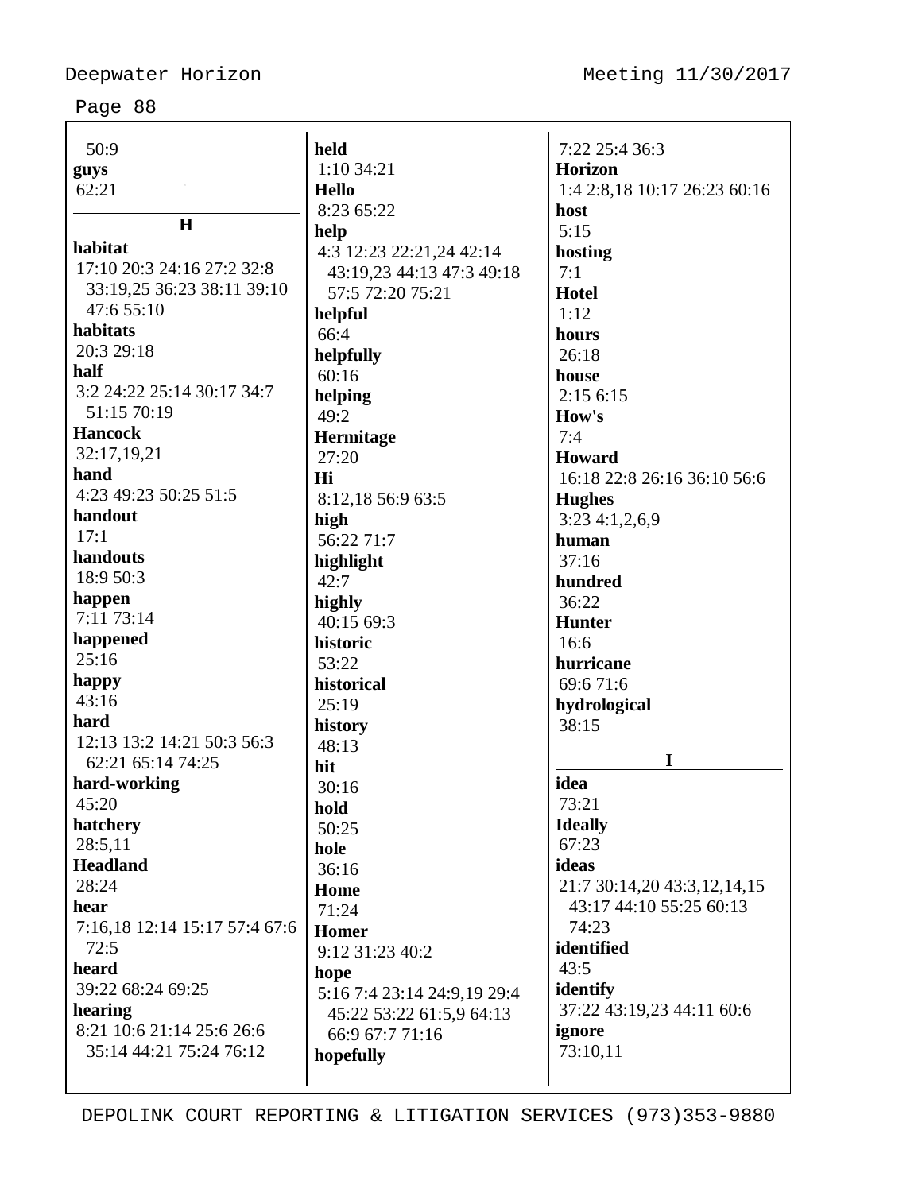50:9
**guys**
62:21

## H

**habitat**
17:10 20:3 24:16 27:2 32:8 33:19,25 36:23 38:11 39:10 47:6 55:10
**habitats**
20:3 29:18
**half**
3:2 24:22 25:14 30:17 34:7 51:15 70:19
**Hancock**
32:17,19,21
**hand**
4:23 49:23 50:25 51:5
**handout**
17:1
**handouts**
18:9 50:3
**happen**
7:11 73:14
**happened**
25:16
**happy**
43:16
**hard**
12:13 13:2 14:21 50:3 56:3 62:21 65:14 74:25
**hard-working**
45:20
**hatchery**
28:5,11
**Headland**
28:24
**hear**
7:16,18 12:14 15:17 57:4 67:6 72:5
**heard**
39:22 68:24 69:25
**hearing**
8:21 10:6 21:14 25:6 26:6 35:14 44:21 75:24 76:12
**held**
1:10 34:21
**Hello**
8:23 65:22
**help**
4:3 12:23 22:21,24 42:14 43:19,23 44:13 47:3 49:18 57:5 72:20 75:21
**helpful**
66:4
**helpfully**
60:16
**helping**
49:2
**Hermitage**
27:20
**Hi**
8:12,18 56:9 63:5
**high**
56:22 71:7
**highlight**
42:7
**highly**
40:15 69:3
**historic**
53:22
**historical**
25:19
**history**
48:13
**hit**
30:16
**hold**
50:25
**hole**
36:16
**Home**
71:24
**Homer**
9:12 31:23 40:2
**hope**
5:16 7:4 23:14 24:9,19 29:4 45:22 53:22 61:5,9 64:13 66:9 67:7 71:16
**hopefully**
7:22 25:4 36:3
**Horizon**
1:4 2:8,18 10:17 26:23 60:16
**host**
5:15
**hosting**
7:1
**Hotel**
1:12
**hours**
26:18
**house**
2:15 6:15
**How's**
7:4
**Howard**
16:18 22:8 26:16 36:10 56:6
**Hughes**
3:23 4:1,2,6,9
**human**
37:16
**hundred**
36:22
**Hunter**
16:6
**hurricane**
69:6 71:6
**hydrological**
38:15

## I

**idea**
73:21
**Ideally**
67:23
**ideas**
21:7 30:14,20 43:3,12,14,15 43:17 44:10 55:25 60:13 74:23
**identified**
43:5
**identify**
37:22 43:19,23 44:11 60:6
**ignore**
73:10,11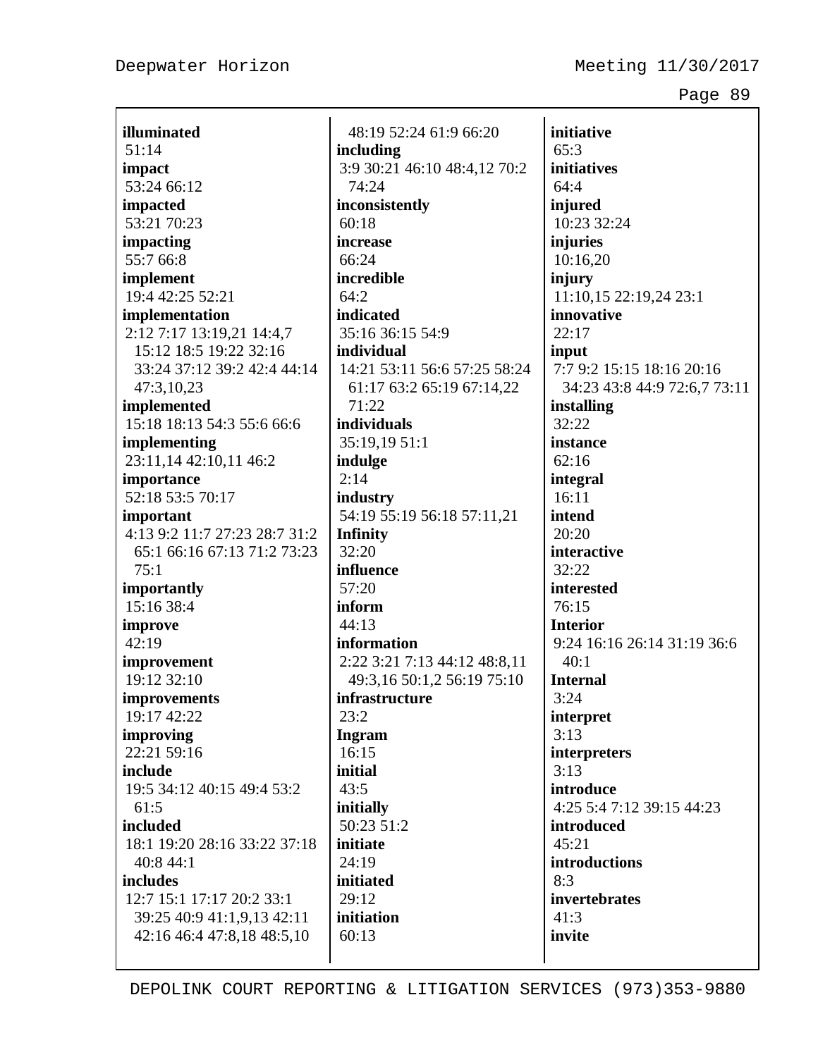**illuminated**
51:14
**impact**
53:24 66:12
**impacted**
53:21 70:23
**impacting**
55:7 66:8
**implement**
19:4 42:25 52:21
**implementation**
2:12 7:17 13:19,21 14:4,7 15:12 18:5 19:22 32:16 33:24 37:12 39:2 42:4 44:14 47:3,10,23
**implemented**
15:18 18:13 54:3 55:6 66:6
**implementing**
23:11,14 42:10,11 46:2
**importance**
52:18 53:5 70:17
**important**
4:13 9:2 11:7 27:23 28:7 31:2 65:1 66:16 67:13 71:2 73:23 75:1
**importantly**
15:16 38:4
**improve**
42:19
**improvement**
19:12 32:10
**improvements**
19:17 42:22
**improving**
22:21 59:16
**include**
19:5 34:12 40:15 49:4 53:2 61:5
**included**
18:1 19:20 28:16 33:22 37:18 40:8 44:1
**includes**
12:7 15:1 17:17 20:2 33:1 39:25 40:9 41:1,9,13 42:11 42:16 46:4 47:8,18 48:5,10 48:19 52:24 61:9 66:20
**including**
3:9 30:21 46:10 48:4,12 70:2 74:24
**inconsistently**
60:18
**increase**
66:24
**incredible**
64:2
**indicated**
35:16 36:15 54:9
**individual**
14:21 53:11 56:6 57:25 58:24 61:17 63:2 65:19 67:14,22 71:22
**individuals**
35:19,19 51:1
**indulge**
2:14
**industry**
54:19 55:19 56:18 57:11,21
**Infinity**
32:20
**influence**
57:20
**inform**
44:13
**information**
2:22 3:21 7:13 44:12 48:8,11 49:3,16 50:1,2 56:19 75:10
**infrastructure**
23:2
**Ingram**
16:15
**initial**
43:5
**initially**
50:23 51:2
**initiate**
24:19
**initiated**
29:12
**initiation**
60:13
**initiative**
65:3
**initiatives**
64:4
**injured**
10:23 32:24
**injuries**
10:16,20
**injury**
11:10,15 22:19,24 23:1
**innovative**
22:17
**input**
7:7 9:2 15:15 18:16 20:16 34:23 43:8 44:9 72:6,7 73:11
**installing**
32:22
**instance**
62:16
**integral**
16:11
**intend**
20:20
**interactive**
32:22
**interested**
76:15
**Interior**
9:24 16:16 26:14 31:19 36:6 40:1
**Internal**
3:24
**interpret**
3:13
**interpreters**
3:13
**introduce**
4:25 5:4 7:12 39:15 44:23
**introduced**
45:21
**introductions**
8:3
**invertebrates**
41:3
**invite**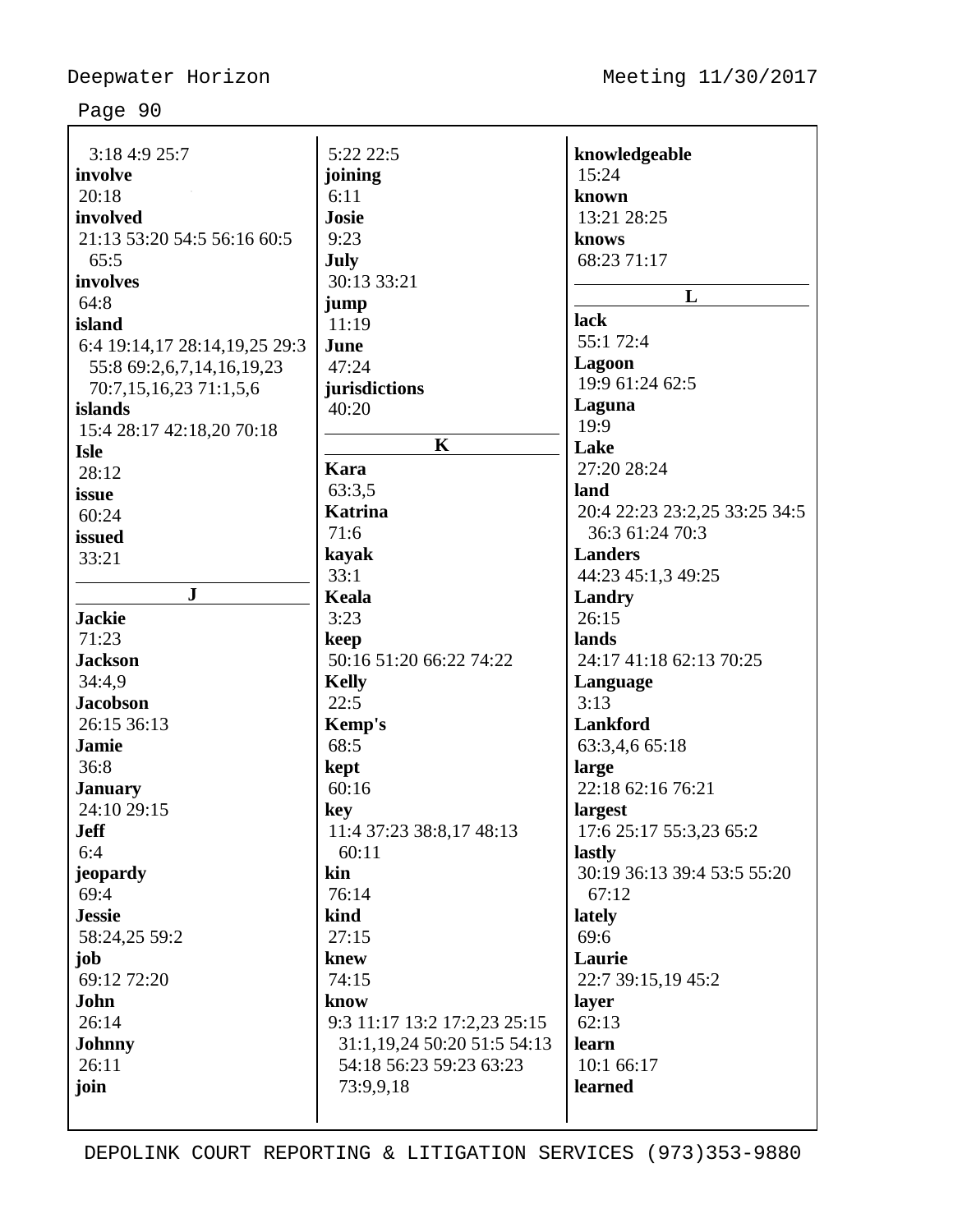3:18 4:9 25:7

**involve**
20:18

**involved**
21:13 53:20 54:5 56:16 60:5 65:5

**involves**
64:8

**island**
6:4 19:14,17 28:14,19,25 29:3 55:8 69:2,6,7,14,16,19,23 70:7,15,16,23 71:1,5,6

**islands**
15:4 28:17 42:18,20 70:18

**Isle**
28:12

**issue**
60:24

**issued**
33:21

## J

**Jackie**
71:23

**Jackson**
34:4,9

**Jacobson**
26:15 36:13

**Jamie**
36:8

**January**
24:10 29:15

**Jeff**
6:4

**jeopardy**
69:4

**Jessie**
58:24,25 59:2

**job**
69:12 72:20

**John**
26:14

**Johnny**
26:11

**join**
5:22 22:5

**joining**
6:11

**Josie**
9:23

**July**
30:13 33:21

**jump**
11:19

**June**
47:24

**jurisdictions**
40:20

## K

**Kara**
63:3,5

**Katrina**
71:6

**kayak**
33:1

**Keala**
3:23

**keep**
50:16 51:20 66:22 74:22

**Kelly**
22:5

**Kemp's**
68:5

**kept**
60:16

**key**
11:4 37:23 38:8,17 48:13 60:11

**kin**
76:14

**kind**
27:15

**knew**
74:15

**know**
9:3 11:17 13:2 17:2,23 25:15 31:1,19,24 50:20 51:5 54:13 54:18 56:23 59:23 63:23 73:9,9,18

**knowledgeable**
15:24

**known**
13:21 28:25

**knows**
68:23 71:17

## L

**lack**
55:1 72:4

**Lagoon**
19:9 61:24 62:5

**Laguna**
19:9

**Lake**
27:20 28:24

**land**
20:4 22:23 23:2,25 33:25 34:5 36:3 61:24 70:3

**Landers**
44:23 45:1,3 49:25

**Landry**
26:15

**lands**
24:17 41:18 62:13 70:25

**Language**
3:13

**Lankford**
63:3,4,6 65:18

**large**
22:18 62:16 76:21

**largest**
17:6 25:17 55:3,23 65:2

**lastly**
30:19 36:13 39:4 53:5 55:20 67:12

**lately**
69:6

**Laurie**
22:7 39:15,19 45:2

**layer**
62:13

**learn**
10:1 66:17

**learned**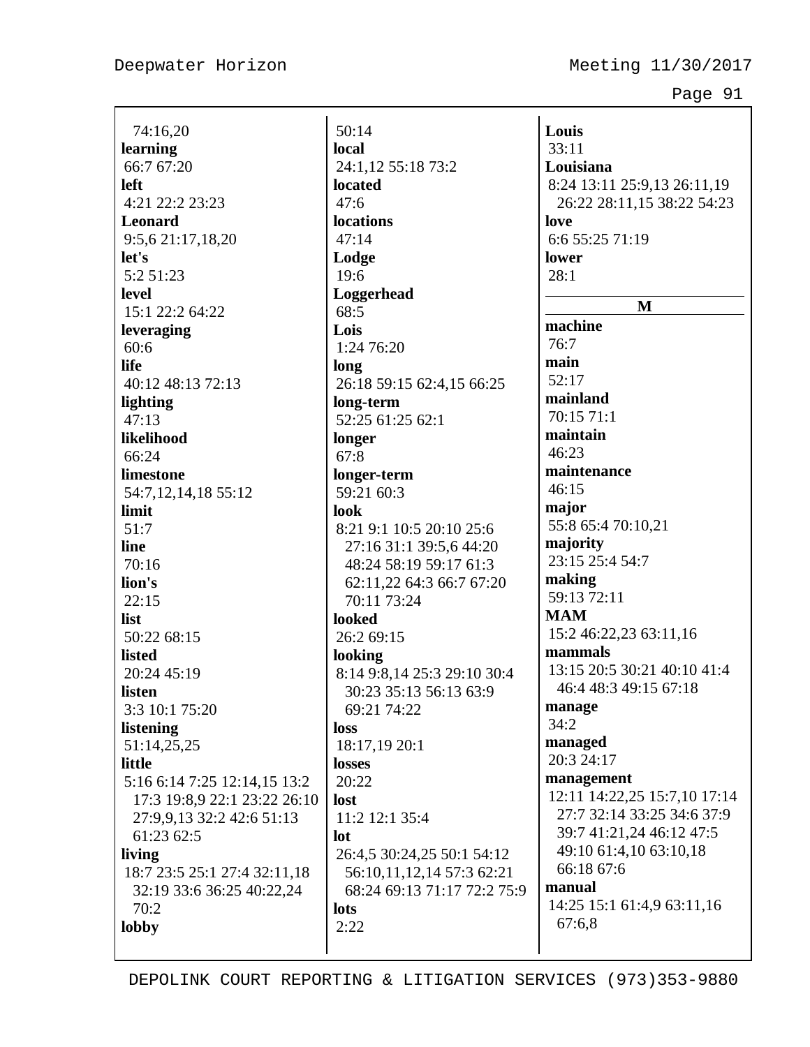74:16,20

**learning**
66:7 67:20

**left**
4:21 22:2 23:23

**Leonard**
9:5,6 21:17,18,20

**let's**
5:2 51:23

**level**
15:1 22:2 64:22

**leveraging**
60:6

**life**
40:12 48:13 72:13

**lighting**
47:13

**likelihood**
66:24

**limestone**
54:7,12,14,18 55:12

**limit**
51:7

**line**
70:16

**lion's**
22:15

**list**
50:22 68:15

**listed**
20:24 45:19

**listen**
3:3 10:1 75:20

**listening**
51:14,25,25

**little**
5:16 6:14 7:25 12:14,15 13:2 17:3 19:8,9 22:1 23:22 26:10 27:9,9,13 32:2 42:6 51:13 61:23 62:5

**living**
18:7 23:5 25:1 27:4 32:11,18 32:19 33:6 36:25 40:22,24 70:2

**lobby**
50:14

**local**
24:1,12 55:18 73:2

**located**
47:6

**locations**
47:14

**Lodge**
19:6

**Loggerhead**
68:5

**Lois**
1:24 76:20

**long**
26:18 59:15 62:4,15 66:25

**long-term**
52:25 61:25 62:1

**longer**
67:8

**longer-term**
59:21 60:3

**look**
8:21 9:1 10:5 20:10 25:6 27:16 31:1 39:5,6 44:20 48:24 58:19 59:17 61:3 62:11,22 64:3 66:7 67:20 70:11 73:24

**looked**
26:2 69:15

**looking**
8:14 9:8,14 25:3 29:10 30:4 30:23 35:13 56:13 63:9 69:21 74:22

**loss**
18:17,19 20:1

**losses**
20:22

**lost**
11:2 12:1 35:4

**lot**
26:4,5 30:24,25 50:1 54:12 56:10,11,12,14 57:3 62:21 68:24 69:13 71:17 72:2 75:9

**lots**
2:22

**Louis**
33:11

**Louisiana**
8:24 13:11 25:9,13 26:11,19 26:22 28:11,15 38:22 54:23

**love**
6:6 55:25 71:19

**lower**
28:1

## M

**machine**
76:7

**main**
52:17

**mainland**
70:15 71:1

**maintain**
46:23

**maintenance**
46:15

**major**
55:8 65:4 70:10,21

**majority**
23:15 25:4 54:7

**making**
59:13 72:11

**MAM**
15:2 46:22,23 63:11,16

**mammals**
13:15 20:5 30:21 40:10 41:4 46:4 48:3 49:15 67:18

**manage**
34:2

**managed**
20:3 24:17

**management**
12:11 14:22,25 15:7,10 17:14 27:7 32:14 33:25 34:6 37:9 39:7 41:21,24 46:12 47:5 49:10 61:4,10 63:10,18 66:18 67:6

**manual**
14:25 15:1 61:4,9 63:11,16 67:6,8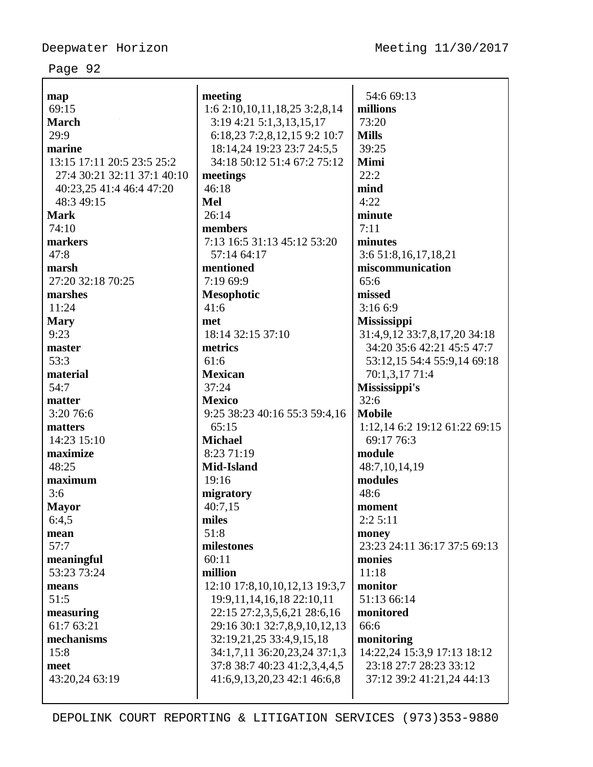**map**
69:15
**March**
29:9
**marine**
13:15 17:11 20:5 23:5 25:2
27:4 30:21 32:11 37:1 40:10
40:23,25 41:4 46:4 47:20
48:3 49:15
**Mark**
74:10
**markers**
47:8
**marsh**
27:20 32:18 70:25
**marshes**
11:24
**Mary**
9:23
**master**
53:3
**material**
54:7
**matter**
3:20 76:6
**matters**
14:23 15:10
**maximize**
48:25
**maximum**
3:6
**Mayor**
6:4,5
**mean**
57:7
**meaningful**
53:23 73:24
**means**
51:5
**measuring**
61:7 63:21
**mechanisms**
15:8
**meet**
43:20,24 63:19

**meeting**
1:6 2:10,10,11,18,25 3:2,8,14
3:19 4:21 5:1,3,13,15,17
6:18,23 7:2,8,12,15 9:2 10:7
18:14,24 19:23 23:7 24:5,5
34:18 50:12 51:4 67:2 75:12
**meetings**
46:18
**Mel**
26:14
**members**
7:13 16:5 31:13 45:12 53:20
57:14 64:17
**mentioned**
7:19 69:9
**Mesophotic**
41:6
**met**
18:14 32:15 37:10
**metrics**
61:6
**Mexican**
37:24
**Mexico**
9:25 38:23 40:16 55:3 59:4,16
65:15
**Michael**
8:23 71:19
**Mid-Island**
19:16
**migratory**
40:7,15
**miles**
51:8
**milestones**
60:11
**million**
12:10 17:8,10,10,12,13 19:3,7
19:9,11,14,16,18 22:10,11
22:15 27:2,3,5,6,21 28:6,16
29:16 30:1 32:7,8,9,10,12,13
32:19,21,25 33:4,9,15,18
34:1,7,11 36:20,23,24 37:1,3
37:8 38:7 40:23 41:2,3,4,4,5
41:6,9,13,20,23 42:1 46:6,8

54:6 69:13
**millions**
73:20
**Mills**
39:25
**Mimi**
22:2
**mind**
4:22
**minute**
7:11
**minutes**
3:6 51:8,16,17,18,21
**miscommunication**
65:6
**missed**
3:16 6:9
**Mississippi**
31:4,9,12 33:7,8,17,20 34:18
34:20 35:6 42:21 45:5 47:7
53:12,15 54:4 55:9,14 69:18
70:1,3,17 71:4
**Mississippi's**
32:6
**Mobile**
1:12,14 6:2 19:12 61:22 69:15
69:17 76:3
**module**
48:7,10,14,19
**modules**
48:6
**moment**
2:2 5:11
**money**
23:23 24:11 36:17 37:5 69:13
**monies**
11:18
**monitor**
51:13 66:14
**monitored**
66:6
**monitoring**
14:22,24 15:3,9 17:13 18:12
23:18 27:7 28:23 33:12
37:12 39:2 41:21,24 44:13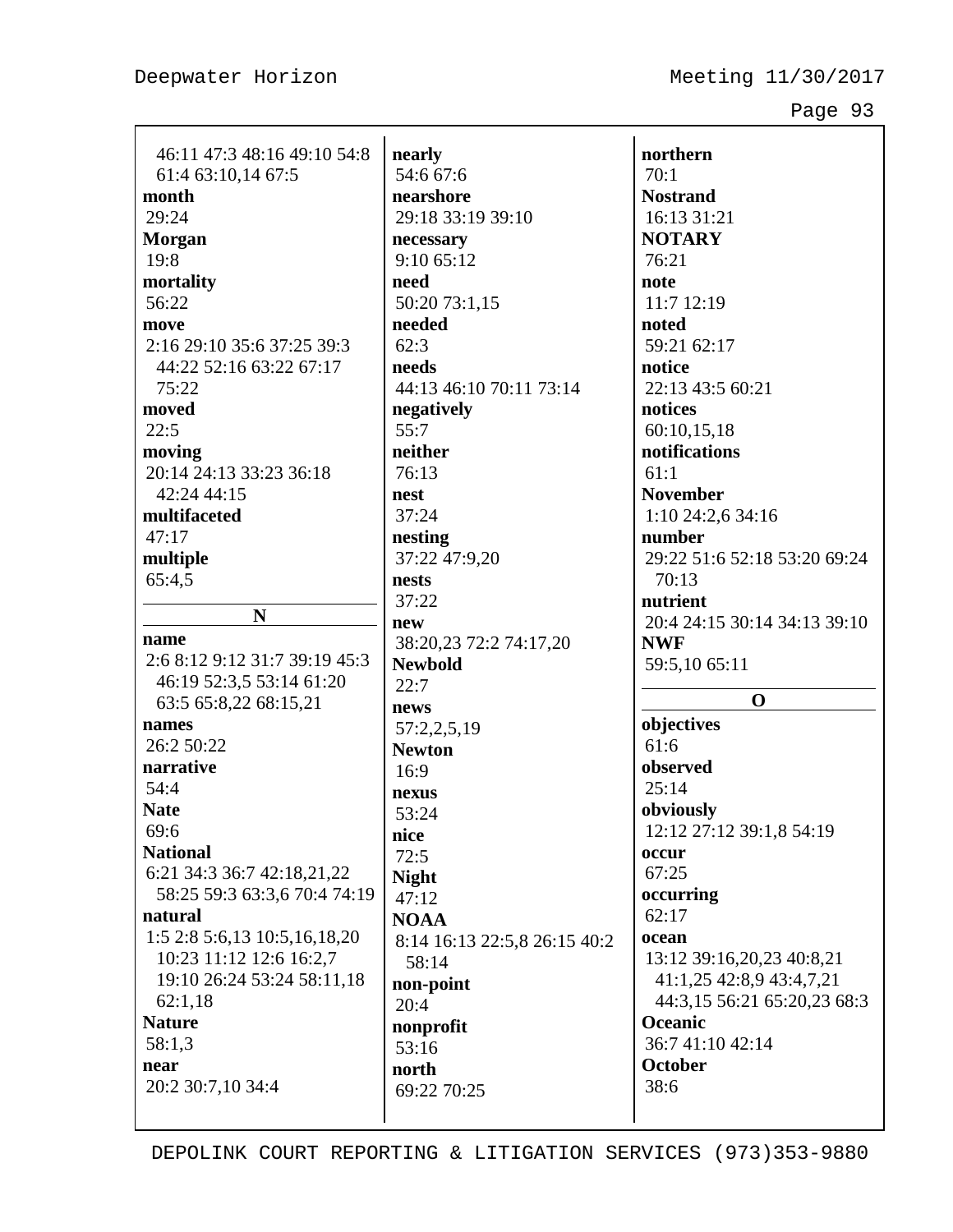46:11 47:3 48:16 49:10 54:8
61:4 63:10,14 67:5

**month**
29:24

**Morgan**
19:8

**mortality**
56:22

**move**
2:16 29:10 35:6 37:25 39:3
44:22 52:16 63:22 67:17
75:22

**moved**
22:5

**moving**
20:14 24:13 33:23 36:18
42:24 44:15

**multifaceted**
47:17

**multiple**
65:4,5

**N**

**name**
2:6 8:12 9:12 31:7 39:19 45:3
46:19 52:3,5 53:14 61:20
63:5 65:8,22 68:15,21

**names**
26:2 50:22

**narrative**
54:4

**Nate**
69:6

**National**
6:21 34:3 36:7 42:18,21,22
58:25 59:3 63:3,6 70:4 74:19

**natural**
1:5 2:8 5:6,13 10:5,16,18,20
10:23 11:12 12:6 16:2,7
19:10 26:24 53:24 58:11,18
62:1,18

**Nature**
58:1,3

**near**
20:2 30:7,10 34:4

**nearly**
54:6 67:6

**nearshore**
29:18 33:19 39:10

**necessary**
9:10 65:12

**need**
50:20 73:1,15

**needed**
62:3

**needs**
44:13 46:10 70:11 73:14

**negatively**
55:7

**neither**
76:13

**nest**
37:24

**nesting**
37:22 47:9,20

**nests**
37:22

**new**
38:20,23 72:2 74:17,20

**Newbold**
22:7

**news**
57:2,2,5,19

**Newton**
16:9

**nexus**
53:24

**nice**
72:5

**Night**
47:12

**NOAA**
8:14 16:13 22:5,8 26:15 40:2
58:14

**non-point**
20:4

**nonprofit**
53:16

**north**
69:22 70:25

**northern**
70:1

**Nostrand**
16:13 31:21

**NOTARY**
76:21

**note**
11:7 12:19

**noted**
59:21 62:17

**notice**
22:13 43:5 60:21

**notices**
60:10,15,18

**notifications**
61:1

**November**
1:10 24:2,6 34:16

**number**
29:22 51:6 52:18 53:20 69:24
70:13

**nutrient**
20:4 24:15 30:14 34:13 39:10

**NWF**
59:5,10 65:11

**O**

**objectives**
61:6

**observed**
25:14

**obviously**
12:12 27:12 39:1,8 54:19

**occur**
67:25

**occurring**
62:17

**ocean**
13:12 39:16,20,23 40:8,21
41:1,25 42:8,9 43:4,7,21
44:3,15 56:21 65:20,23 68:3

**Oceanic**
36:7 41:10 42:14

**October**
38:6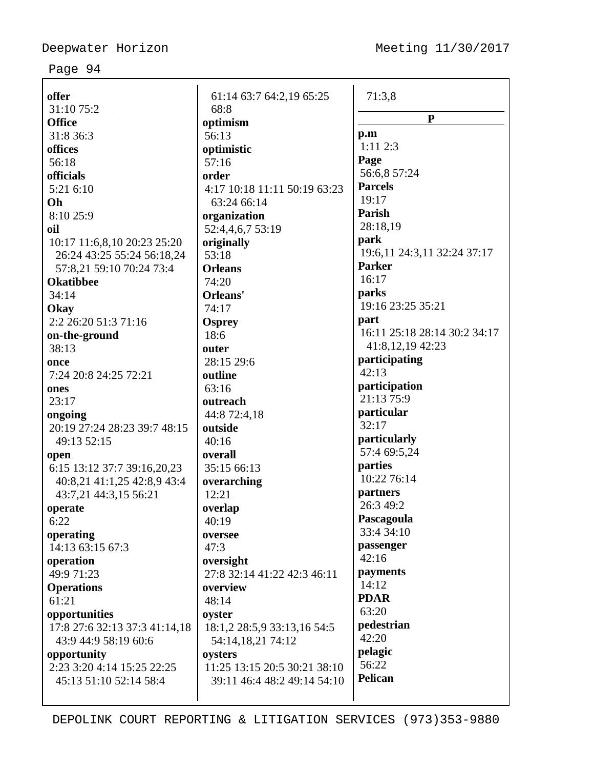**offer**
31:10 75:2
**Office**
31:8 36:3
**offices**
56:18
**officials**
5:21 6:10
**Oh**
8:10 25:9
**oil**
10:17 11:6,8,10 20:23 25:20 26:24 43:25 55:24 56:18,24 57:8,21 59:10 70:24 73:4
**Okatibbee**
34:14
**Okay**
2:2 26:20 51:3 71:16
**on-the-ground**
38:13
**once**
7:24 20:8 24:25 72:21
**ones**
23:17
**ongoing**
20:19 27:24 28:23 39:7 48:15 49:13 52:15
**open**
6:15 13:12 37:7 39:16,20,23 40:8,21 41:1,25 42:8,9 43:4 43:7,21 44:3,15 56:21
**operate**
6:22
**operating**
14:13 63:15 67:3
**operation**
49:9 71:23
**Operations**
61:21
**opportunities**
17:8 27:6 32:13 37:3 41:14,18 43:9 44:9 58:19 60:6
**opportunity**
2:23 3:20 4:14 15:25 22:25 45:13 51:10 52:14 58:4 61:14 63:7 64:2,19 65:25 68:8
**optimism**
56:13
**optimistic**
57:16
**order**
4:17 10:18 11:11 50:19 63:23 63:24 66:14
**organization**
52:4,4,6,7 53:19
**originally**
53:18
**Orleans**
74:20
**Orleans'**
74:17
**Osprey**
18:6
**outer**
28:15 29:6
**outline**
63:16
**outreach**
44:8 72:4,18
**outside**
40:16
**overall**
35:15 66:13
**overarching**
12:21
**overlap**
40:19
**oversee**
47:3
**oversight**
27:8 32:14 41:22 42:3 46:11
**overview**
48:14
**oyster**
18:1,2 28:5,9 33:13,16 54:5 54:14,18,21 74:12
**oysters**
11:25 13:15 20:5 30:21 38:10 39:11 46:4 48:2 49:14 54:10 71:3,8

## P

**p.m**
1:11 2:3
**Page**
56:6,8 57:24
**Parcels**
19:17
**Parish**
28:18,19
**park**
19:6,11 24:3,11 32:24 37:17
**Parker**
16:17
**parks**
19:16 23:25 35:21
**part**
16:11 25:18 28:14 30:2 34:17 41:8,12,19 42:23
**participating**
42:13
**participation**
21:13 75:9
**particular**
32:17
**particularly**
57:4 69:5,24
**parties**
10:22 76:14
**partners**
26:3 49:2
**Pascagoula**
33:4 34:10
**passenger**
42:16
**payments**
14:12
**PDAR**
63:20
**pedestrian**
42:20
**pelagic**
56:22
**Pelican**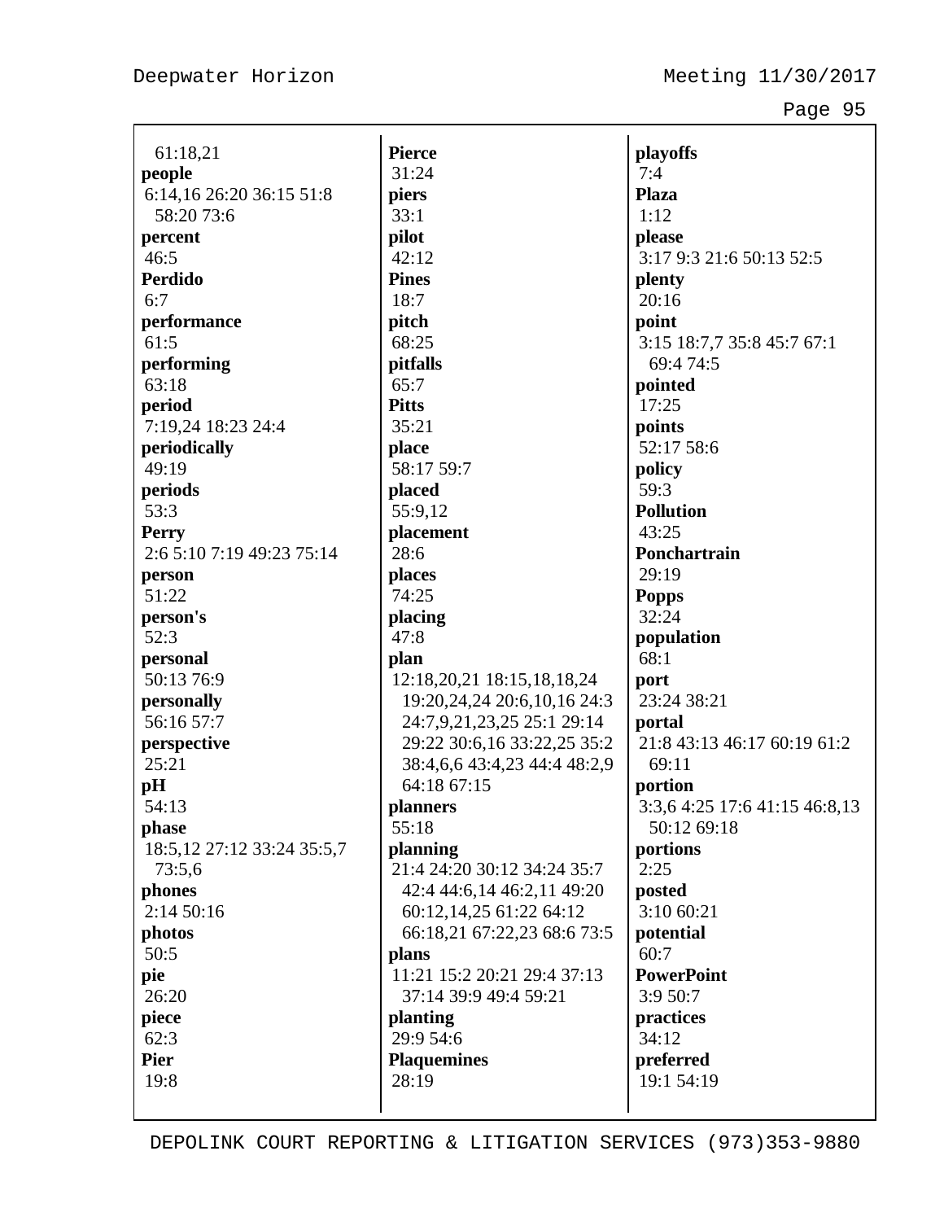61:18,21
**people**
6:14,16 26:20 36:15 51:8 58:20 73:6
**percent**
46:5
**Perdido**
6:7
**performance**
61:5
**performing**
63:18
**period**
7:19,24 18:23 24:4
**periodically**
49:19
**periods**
53:3
**Perry**
2:6 5:10 7:19 49:23 75:14
**person**
51:22
**person's**
52:3
**personal**
50:13 76:9
**personally**
56:16 57:7
**perspective**
25:21
**pH**
54:13
**phase**
18:5,12 27:12 33:24 35:5,7 73:5,6
**phones**
2:14 50:16
**photos**
50:5
**pie**
26:20
**piece**
62:3
**Pier**
19:8
**Pierce**
31:24
**piers**
33:1
**pilot**
42:12
**Pines**
18:7
**pitch**
68:25
**pitfalls**
65:7
**Pitts**
35:21
**place**
58:17 59:7
**placed**
55:9,12
**placement**
28:6
**places**
74:25
**placing**
47:8
**plan**
12:18,20,21 18:15,18,18,24 19:20,24,24 20:6,10,16 24:3 24:7,9,21,23,25 25:1 29:14 29:22 30:6,16 33:22,25 35:2 38:4,6,6 43:4,23 44:4 48:2,9 64:18 67:15
**planners**
55:18
**planning**
21:4 24:20 30:12 34:24 35:7 42:4 44:6,14 46:2,11 49:20 60:12,14,25 61:22 64:12 66:18,21 67:22,23 68:6 73:5
**plans**
11:21 15:2 20:21 29:4 37:13 37:14 39:9 49:4 59:21
**planting**
29:9 54:6
**Plaquemines**
28:19
**playoffs**
7:4
**Plaza**
1:12
**please**
3:17 9:3 21:6 50:13 52:5
**plenty**
20:16
**point**
3:15 18:7,7 35:8 45:7 67:1 69:4 74:5
**pointed**
17:25
**points**
52:17 58:6
**policy**
59:3
**Pollution**
43:25
**Ponchartrain**
29:19
**Popps**
32:24
**population**
68:1
**port**
23:24 38:21
**portal**
21:8 43:13 46:17 60:19 61:2 69:11
**portion**
3:3,6 4:25 17:6 41:15 46:8,13 50:12 69:18
**portions**
2:25
**posted**
3:10 60:21
**potential**
60:7
**PowerPoint**
3:9 50:7
**practices**
34:12
**preferred**
19:1 54:19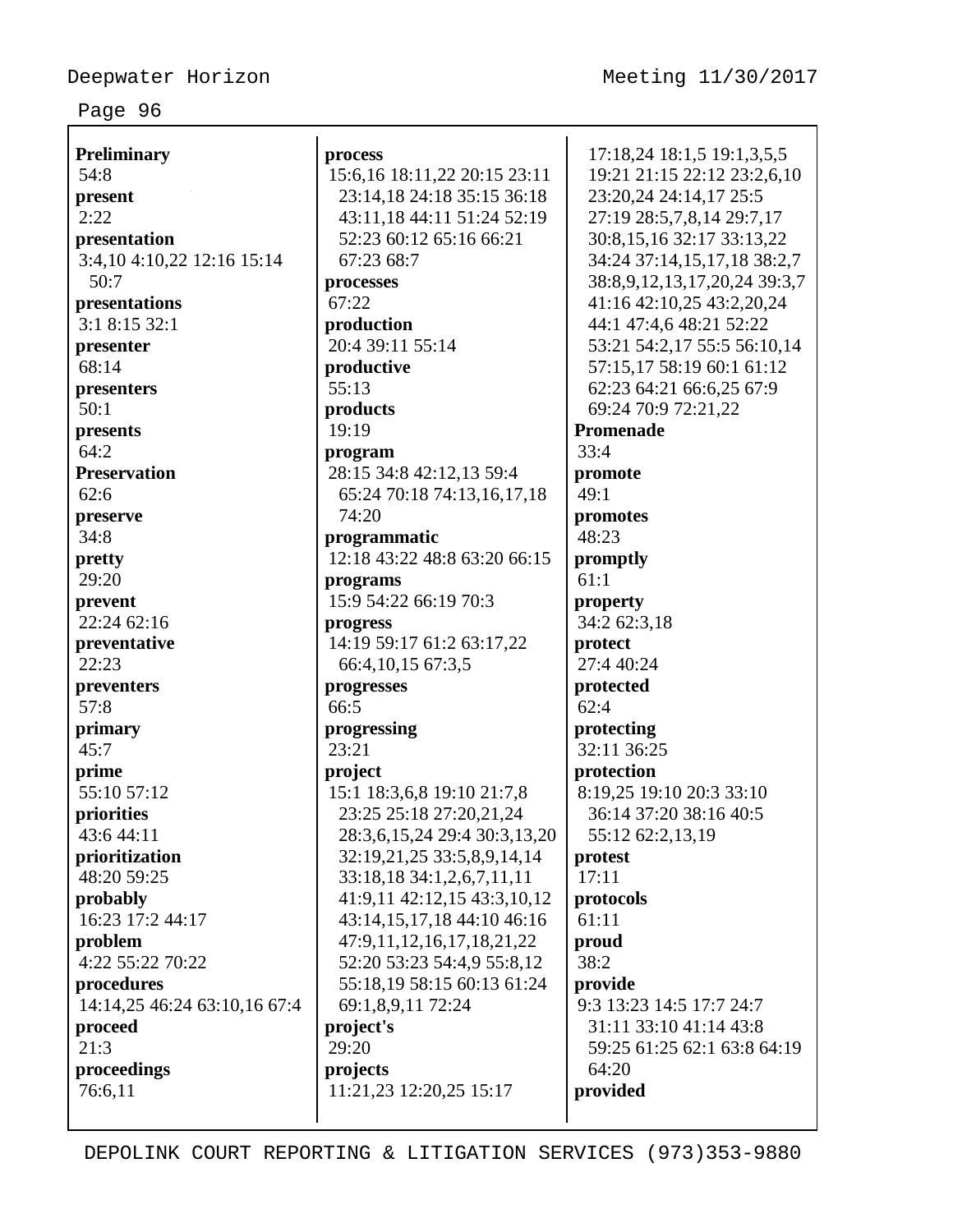**Preliminary**
54:8
**present**
2:22
**presentation**
3:4,10 4:10,22 12:16 15:14 50:7
**presentations**
3:1 8:15 32:1
**presenter**
68:14
**presenters**
50:1
**presents**
64:2
**Preservation**
62:6
**preserve**
34:8
**pretty**
29:20
**prevent**
22:24 62:16
**preventative**
22:23
**preventers**
57:8
**primary**
45:7
**prime**
55:10 57:12
**priorities**
43:6 44:11
**prioritization**
48:20 59:25
**probably**
16:23 17:2 44:17
**problem**
4:22 55:22 70:22
**procedures**
14:14,25 46:24 63:10,16 67:4
**proceed**
21:3
**proceedings**
76:6,11

**process**
15:6,16 18:11,22 20:15 23:11 23:14,18 24:18 35:15 36:18 43:11,18 44:11 51:24 52:19 52:23 60:12 65:16 66:21 67:23 68:7
**processes**
67:22
**production**
20:4 39:11 55:14
**productive**
55:13
**products**
19:19
**program**
28:15 34:8 42:12,13 59:4 65:24 70:18 74:13,16,17,18 74:20
**programmatic**
12:18 43:22 48:8 63:20 66:15
**programs**
15:9 54:22 66:19 70:3
**progress**
14:19 59:17 61:2 63:17,22 66:4,10,15 67:3,5
**progresses**
66:5
**progressing**
23:21
**project**
15:1 18:3,6,8 19:10 21:7,8 23:25 25:18 27:20,21,24 28:3,6,15,24 29:4 30:3,13,20 32:19,21,25 33:5,8,9,14,14 33:18,18 34:1,2,6,7,11,11 41:9,11 42:12,15 43:3,10,12 43:14,15,17,18 44:10 46:16 47:9,11,12,16,17,18,21,22 52:20 53:23 54:4,9 55:8,12 55:18,19 58:15 60:13 61:24 69:1,8,9,11 72:24
**project's**
29:20
**projects**
11:21,23 12:20,25 15:17 17:18,24 18:1,5 19:1,3,5,5 19:21 21:15 22:12 23:2,6,10 23:20,24 24:14,17 25:5 27:19 28:5,7,8,14 29:7,17 30:8,15,16 32:17 33:13,22 34:24 37:14,15,17,18 38:2,7 38:8,9,12,13,17,20,24 39:3,7 41:16 42:10,25 43:2,20,24 44:1 47:4,6 48:21 52:22 53:21 54:2,17 55:5 56:10,14 57:15,17 58:19 60:1 61:12 62:23 64:21 66:6,25 67:9 69:24 70:9 72:21,22

**Promenade**
33:4
**promote**
49:1
**promotes**
48:23
**promptly**
61:1
**property**
34:2 62:3,18
**protect**
27:4 40:24
**protected**
62:4
**protecting**
32:11 36:25
**protection**
8:19,25 19:10 20:3 33:10 36:14 37:20 38:16 40:5 55:12 62:2,13,19
**protest**
17:11
**protocols**
61:11
**proud**
38:2
**provide**
9:3 13:23 14:5 17:7 24:7 31:11 33:10 41:14 43:8 59:25 61:25 62:1 63:8 64:19 64:20
**provided**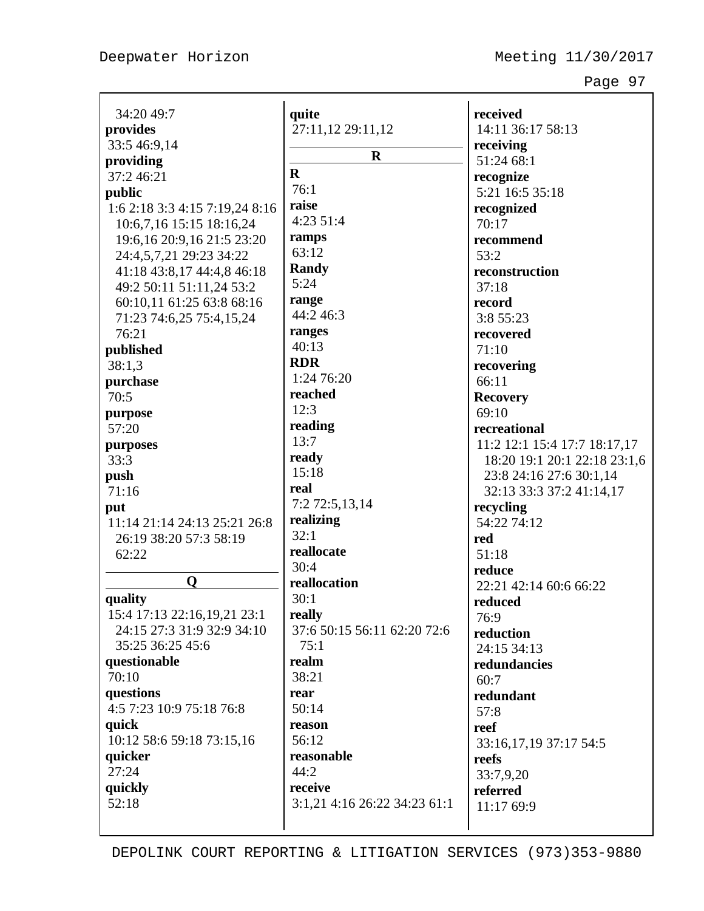34:20 49:7

**provides**
33:5 46:9,14

**providing**
37:2 46:21

**public**
1:6 2:18 3:3 4:15 7:19,24 8:16 10:6,7,16 15:15 18:16,24 19:6,16 20:9,16 21:5 23:20 24:4,5,7,21 29:23 34:22 41:18 43:8,17 44:4,8 46:18 49:2 50:11 51:11,24 53:2 60:10,11 61:25 63:8 68:16 71:23 74:6,25 75:4,15,24 76:21

**published**
38:1,3

**purchase**
70:5

**purpose**
57:20

**purposes**
33:3

**push**
71:16

**put**
11:14 21:14 24:13 25:21 26:8 26:19 38:20 57:3 58:19 62:22

## Q

**quality**
15:4 17:13 22:16,19,21 23:1 24:15 27:3 31:9 32:9 34:10 35:25 36:25 45:6

**questionable**
70:10

**questions**
4:5 7:23 10:9 75:18 76:8

**quick**
10:12 58:6 59:18 73:15,16

**quicker**
27:24

**quickly**
52:18

**quite**
27:11,12 29:11,12

## R

**R**
76:1

**raise**
4:23 51:4

**ramps**
63:12

**Randy**
5:24

**range**
44:2 46:3

**ranges**
40:13

**RDR**
1:24 76:20

**reached**
12:3

**reading**
13:7

**ready**
15:18

**real**
7:2 72:5,13,14

**realizing**
32:1

**reallocate**
30:4

**reallocation**
30:1

**really**
37:6 50:15 56:11 62:20 72:6 75:1

**realm**
38:21

**rear**
50:14

**reason**
56:12

**reasonable**
44:2

**receive**
3:1,21 4:16 26:22 34:23 61:1

**received**
14:11 36:17 58:13

**receiving**
51:24 68:1

**recognize**
5:21 16:5 35:18

**recognized**
70:17

**recommend**
53:2

**reconstruction**
37:18

**record**
3:8 55:23

**recovered**
71:10

**recovering**
66:11

**Recovery**
69:10

**recreational**
11:2 12:1 15:4 17:7 18:17,17 18:20 19:1 20:1 22:18 23:1,6 23:8 24:16 27:6 30:1,14 32:13 33:3 37:2 41:14,17

**recycling**
54:22 74:12

**red**
51:18

**reduce**
22:21 42:14 60:6 66:22

**reduced**
76:9

**reduction**
24:15 34:13

**redundancies**
60:7

**redundant**
57:8

**reef**
33:16,17,19 37:17 54:5

**reefs**
33:7,9,20

**referred**
11:17 69:9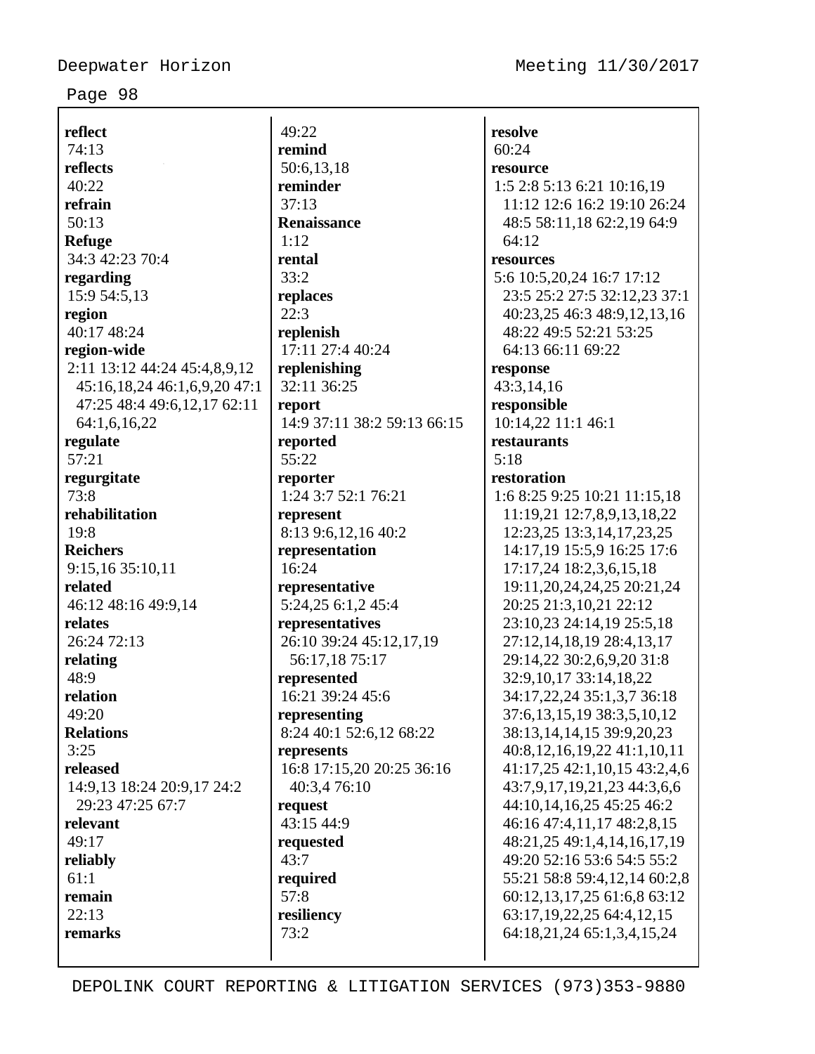**reflect**
74:13
**reflects**
40:22
**refrain**
50:13
**Refuge**
34:3 42:23 70:4
**regarding**
15:9 54:5,13
**region**
40:17 48:24
**region-wide**
2:11 13:12 44:24 45:4,8,9,12
45:16,18,24 46:1,6,9,20 47:1
47:25 48:4 49:6,12,17 62:11
64:1,6,16,22
**regulate**
57:21
**regurgitate**
73:8
**rehabilitation**
19:8
**Reichers**
9:15,16 35:10,11
**related**
46:12 48:16 49:9,14
**relates**
26:24 72:13
**relating**
48:9
**relation**
49:20
**Relations**
3:25
**released**
14:9,13 18:24 20:9,17 24:2
29:23 47:25 67:7
**relevant**
49:17
**reliably**
61:1
**remain**
22:13
**remarks**
49:22
**remind**
50:6,13,18
**reminder**
37:13
**Renaissance**
1:12
**rental**
33:2
**replaces**
22:3
**replenish**
17:11 27:4 40:24
**replenishing**
32:11 36:25
**report**
14:9 37:11 38:2 59:13 66:15
**reported**
55:22
**reporter**
1:24 3:7 52:1 76:21
**represent**
8:13 9:6,12,16 40:2
**representation**
16:24
**representative**
5:24,25 6:1,2 45:4
**representatives**
26:10 39:24 45:12,17,19
56:17,18 75:17
**represented**
16:21 39:24 45:6
**representing**
8:24 40:1 52:6,12 68:22
**represents**
16:8 17:15,20 20:25 36:16
40:3,4 76:10
**request**
43:15 44:9
**requested**
43:7
**required**
57:8
**resiliency**
73:2
**resolve**
60:24
**resource**
1:5 2:8 5:13 6:21 10:16,19
11:12 12:6 16:2 19:10 26:24
48:5 58:11,18 62:2,19 64:9
64:12
**resources**
5:6 10:5,20,24 16:7 17:12
23:5 25:2 27:5 32:12,23 37:1
40:23,25 46:3 48:9,12,13,16
48:22 49:5 52:21 53:25
64:13 66:11 69:22
**response**
43:3,14,16
**responsible**
10:14,22 11:1 46:1
**restaurants**
5:18
**restoration**
1:6 8:25 9:25 10:21 11:15,18
11:19,21 12:7,8,9,13,18,22
12:23,25 13:3,14,17,23,25
14:17,19 15:5,9 16:25 17:6
17:17,24 18:2,3,6,15,18
19:11,20,24,24,25 20:21,24
20:25 21:3,10,21 22:12
23:10,23 24:14,19 25:5,18
27:12,14,18,19 28:4,13,17
29:14,22 30:2,6,9,20 31:8
32:9,10,17 33:14,18,22
34:17,22,24 35:1,3,7 36:18
37:6,13,15,19 38:3,5,10,12
38:13,14,14,15 39:9,20,23
40:8,12,16,19,22 41:1,10,11
41:17,25 42:1,10,15 43:2,4,6
43:7,9,17,19,21,23 44:3,6,6
44:10,14,16,25 45:25 46:2
46:16 47:4,11,17 48:2,8,15
48:21,25 49:1,4,14,16,17,19
49:20 52:16 53:6 54:5 55:2
55:21 58:8 59:4,12,14 60:2,8
60:12,13,17,25 61:6,8 63:12
63:17,19,22,25 64:4,12,15
64:18,21,24 65:1,3,4,15,24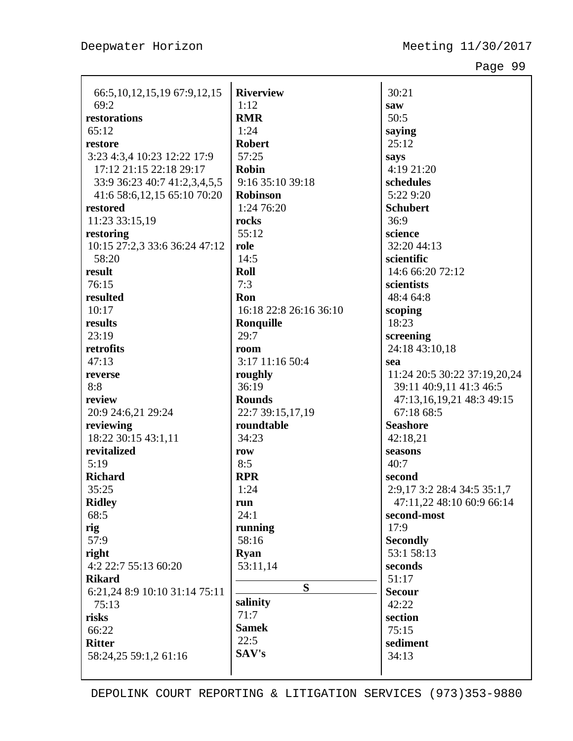66:5,10,12,15,19 67:9,12,15
69:2

**restorations**
65:12

**restore**
3:23 4:3,4 10:23 12:22 17:9
17:12 21:15 22:18 29:17
33:9 36:23 40:7 41:2,3,4,5,5
41:6 58:6,12,15 65:10 70:20

**restored**
11:23 33:15,19

**restoring**
10:15 27:2,3 33:6 36:24 47:12
58:20

**result**
76:15

**resulted**
10:17

**results**
23:19

**retrofits**
47:13

**reverse**
8:8

**review**
20:9 24:6,21 29:24

**reviewing**
18:22 30:15 43:1,11

**revitalized**
5:19

**Richard**
35:25

**Ridley**
68:5

**rig**
57:9

**right**
4:2 22:7 55:13 60:20

**Rikard**
6:21,24 8:9 10:10 31:14 75:11
75:13

**risks**
66:22

**Ritter**
58:24,25 59:1,2 61:16

**Riverview**
1:12

**RMR**
1:24

**Robert**
57:25

**Robin**
9:16 35:10 39:18

**Robinson**
1:24 76:20

**rocks**
55:12

**role**
14:5

**Roll**
7:3

**Ron**
16:18 22:8 26:16 36:10

**Ronquille**
29:7

**room**
3:17 11:16 50:4

**roughly**
36:19

**Rounds**
22:7 39:15,17,19

**roundtable**
34:23

**row**
8:5

**RPR**
1:24

**run**
24:1

**running**
58:16

**Ryan**
53:11,14

## S

**salinity**
71:7

**Samek**
22:5

**SAV's**
30:21

**saw**
50:5

**saying**
25:12

**says**
4:19 21:20

**schedules**
5:22 9:20

**Schubert**
36:9

**science**
32:20 44:13

**scientific**
14:6 66:20 72:12

**scientists**
48:4 64:8

**scoping**
18:23

**screening**
24:18 43:10,18

**sea**
11:24 20:5 30:22 37:19,20,24
39:11 40:9,11 41:3 46:5
47:13,16,19,21 48:3 49:15
67:18 68:5

**Seashore**
42:18,21

**seasons**
40:7

**second**
2:9,17 3:2 28:4 34:5 35:1,7
47:11,22 48:10 60:9 66:14

**second-most**
17:9

**Secondly**
53:1 58:13

**seconds**
51:17

**Secour**
42:22

**section**
75:15

**sediment**
34:13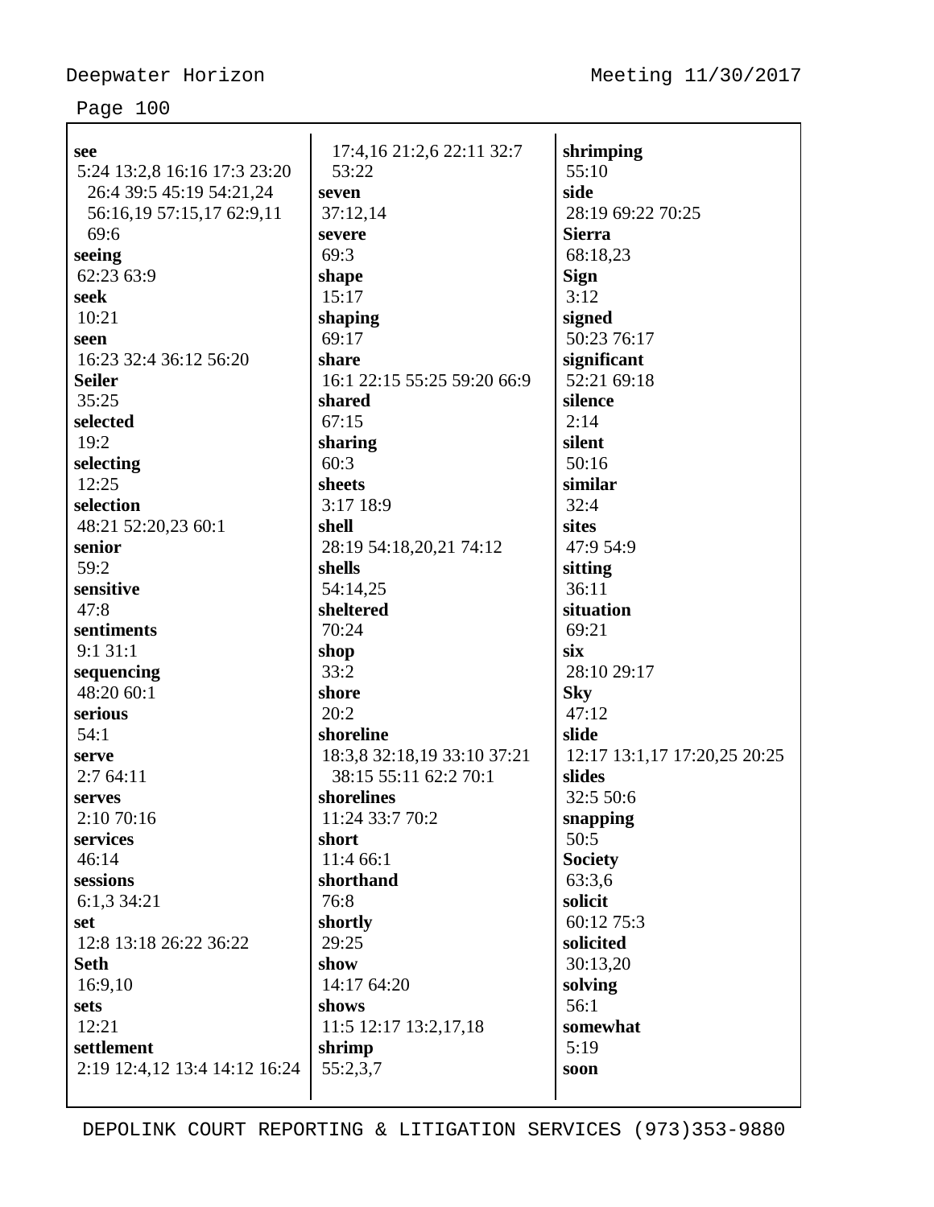**see**
5:24 13:2,8 16:16 17:3 23:20 26:4 39:5 45:19 54:21,24 56:16,19 57:15,17 62:9,11 69:6

**seeing**
62:23 63:9

**seek**
10:21

**seen**
16:23 32:4 36:12 56:20

**Seiler**
35:25

**selected**
19:2

**selecting**
12:25

**selection**
48:21 52:20,23 60:1

**senior**
59:2

**sensitive**
47:8

**sentiments**
9:1 31:1

**sequencing**
48:20 60:1

**serious**
54:1

**serve**
2:7 64:11

**serves**
2:10 70:16

**services**
46:14

**sessions**
6:1,3 34:21

**set**
12:8 13:18 26:22 36:22

**Seth**
16:9,10

**sets**
12:21

**settlement**
2:19 12:4,12 13:4 14:12 16:24 17:4,16 21:2,6 22:11 32:7 53:22

**seven**
37:12,14

**severe**
69:3

**shape**
15:17

**shaping**
69:17

**share**
16:1 22:15 55:25 59:20 66:9

**shared**
67:15

**sharing**
60:3

**sheets**
3:17 18:9

**shell**
28:19 54:18,20,21 74:12

**shells**
54:14,25

**sheltered**
70:24

**shop**
33:2

**shore**
20:2

**shoreline**
18:3,8 32:18,19 33:10 37:21 38:15 55:11 62:2 70:1

**shorelines**
11:24 33:7 70:2

**short**
11:4 66:1

**shorthand**
76:8

**shortly**
29:25

**show**
14:17 64:20

**shows**
11:5 12:17 13:2,17,18

**shrimp**
55:2,3,7

**shrimping**
55:10

**side**
28:19 69:22 70:25

**Sierra**
68:18,23

**Sign**
3:12

**signed**
50:23 76:17

**significant**
52:21 69:18

**silence**
2:14

**silent**
50:16

**similar**
32:4

**sites**
47:9 54:9

**sitting**
36:11

**situation**
69:21

**six**
28:10 29:17

**Sky**
47:12

**slide**
12:17 13:1,17 17:20,25 20:25

**slides**
32:5 50:6

**snapping**
50:5

**Society**
63:3,6

**solicit**
60:12 75:3

**solicited**
30:13,20

**solving**
56:1

**somewhat**
5:19

**soon**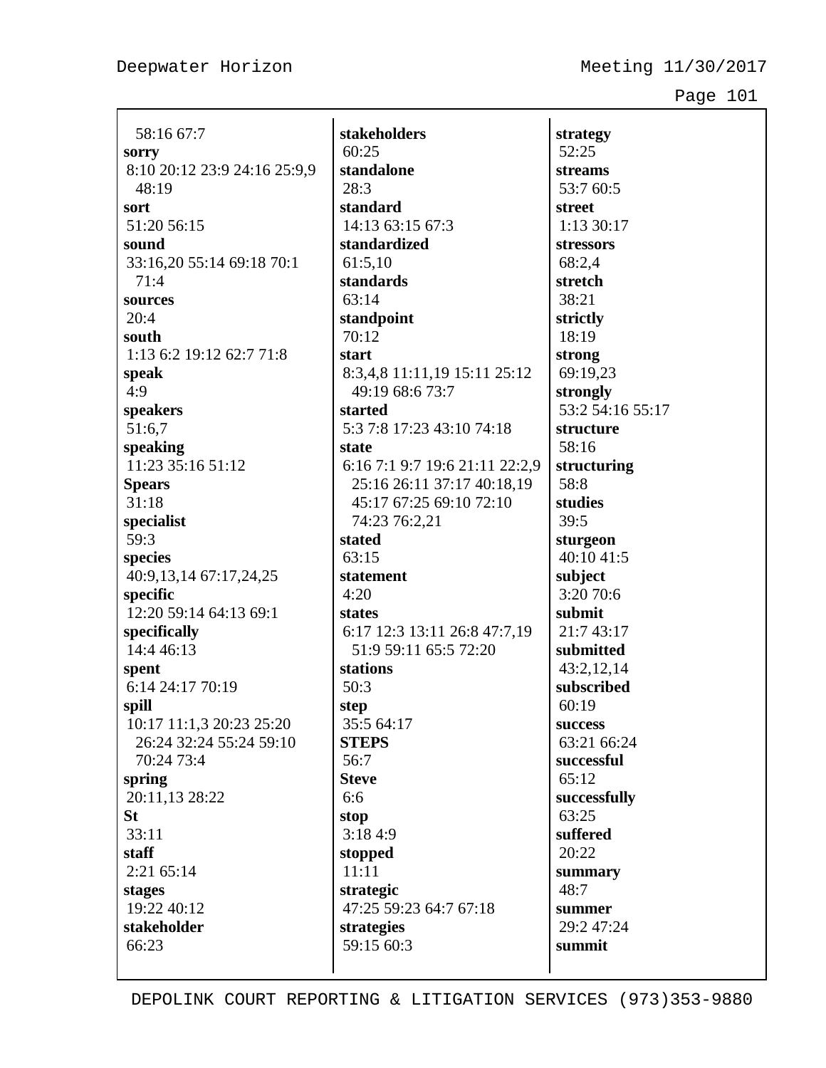58:16 67:7

**sorry**
8:10 20:12 23:9 24:16 25:9,9 48:19

**sort**
51:20 56:15

**sound**
33:16,20 55:14 69:18 70:1 71:4

**sources**
20:4

**south**
1:13 6:2 19:12 62:7 71:8

**speak**
4:9

**speakers**
51:6,7

**speaking**
11:23 35:16 51:12

**Spears**
31:18

**specialist**
59:3

**species**
40:9,13,14 67:17,24,25

**specific**
12:20 59:14 64:13 69:1

**specifically**
14:4 46:13

**spent**
6:14 24:17 70:19

**spill**
10:17 11:1,3 20:23 25:20 26:24 32:24 55:24 59:10 70:24 73:4

**spring**
20:11,13 28:22

**St**
33:11

**staff**
2:21 65:14

**stages**
19:22 40:12

**stakeholder**
66:23

**stakeholders**
60:25

**standalone**
28:3

**standard**
14:13 63:15 67:3

**standardized**
61:5,10

**standards**
63:14

**standpoint**
70:12

**start**
8:3,4,8 11:11,19 15:11 25:12 49:19 68:6 73:7

**started**
5:3 7:8 17:23 43:10 74:18

**state**
6:16 7:1 9:7 19:6 21:11 22:2,9 25:16 26:11 37:17 40:18,19 45:17 67:25 69:10 72:10 74:23 76:2,21

**stated**
63:15

**statement**
4:20

**states**
6:17 12:3 13:11 26:8 47:7,19 51:9 59:11 65:5 72:20

**stations**
50:3

**step**
35:5 64:17

**STEPS**
56:7

**Steve**
6:6

**stop**
3:18 4:9

**stopped**
11:11

**strategic**
47:25 59:23 64:7 67:18

**strategies**
59:15 60:3

**strategy**
52:25

**streams**
53:7 60:5

**street**
1:13 30:17

**stressors**
68:2,4

**stretch**
38:21

**strictly**
18:19

**strong**
69:19,23

**strongly**
53:2 54:16 55:17

**structure**
58:16

**structuring**
58:8

**studies**
39:5

**sturgeon**
40:10 41:5

**subject**
3:20 70:6

**submit**
21:7 43:17

**submitted**
43:2,12,14

**subscribed**
60:19

**success**
63:21 66:24

**successful**
65:12

**successfully**
63:25

**suffered**
20:22

**summary**
48:7

**summer**
29:2 47:24

**summit**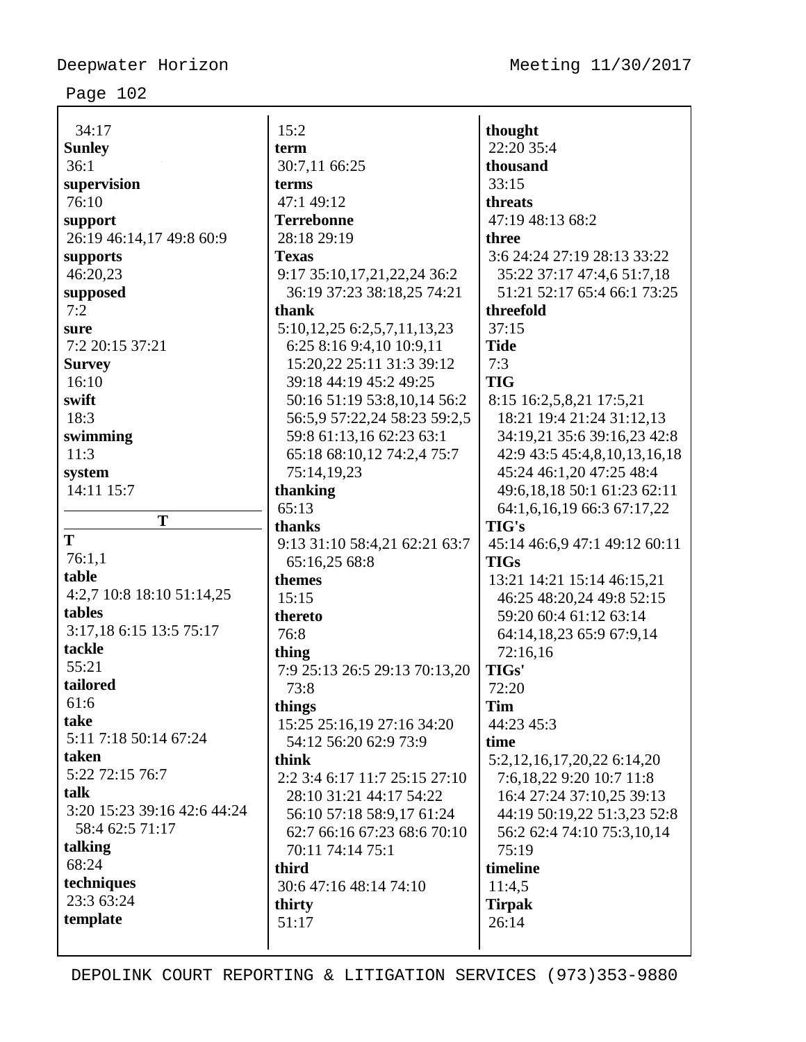34:17
**Sunley**
36:1
**supervision**
76:10
**support**
26:19 46:14,17 49:8 60:9
**supports**
46:20,23
**supposed**
7:2
**sure**
7:2 20:15 37:21
**Survey**
16:10
**swift**
18:3
**swimming**
11:3
**system**
14:11 15:7

**T**

**T**
76:1,1
**table**
4:2,7 10:8 18:10 51:14,25
**tables**
3:17,18 6:15 13:5 75:17
**tackle**
55:21
**tailored**
61:6
**take**
5:11 7:18 50:14 67:24
**taken**
5:22 72:15 76:7
**talk**
3:20 15:23 39:16 42:6 44:24 58:4 62:5 71:17
**talking**
68:24
**techniques**
23:3 63:24
**template**
15:2
**term**
30:7,11 66:25
**terms**
47:1 49:12
**Terrebonne**
28:18 29:19
**Texas**
9:17 35:10,17,21,22,24 36:2 36:19 37:23 38:18,25 74:21
**thank**
5:10,12,25 6:2,5,7,11,13,23 6:25 8:16 9:4,10 10:9,11 15:20,22 25:11 31:3 39:12 39:18 44:19 45:2 49:25 50:16 51:19 53:8,10,14 56:2 56:5,9 57:22,24 58:23 59:2,5 59:8 61:13,16 62:23 63:1 65:18 68:10,12 74:2,4 75:7 75:14,19,23
**thanking**
65:13
**thanks**
9:13 31:10 58:4,21 62:21 63:7 65:16,25 68:8
**themes**
15:15
**thereto**
76:8
**thing**
7:9 25:13 26:5 29:13 70:13,20 73:8
**things**
15:25 25:16,19 27:16 34:20 54:12 56:20 62:9 73:9
**think**
2:2 3:4 6:17 11:7 25:15 27:10 28:10 31:21 44:17 54:22 56:10 57:18 58:9,17 61:24 62:7 66:16 67:23 68:6 70:10 70:11 74:14 75:1
**third**
30:6 47:16 48:14 74:10
**thirty**
51:17
**thought**
22:20 35:4
**thousand**
33:15
**threats**
47:19 48:13 68:2
**three**
3:6 24:24 27:19 28:13 33:22 35:22 37:17 47:4,6 51:7,18 51:21 52:17 65:4 66:1 73:25
**threefold**
37:15
**Tide**
7:3
**TIG**
8:15 16:2,5,8,21 17:5,21 18:21 19:4 21:24 31:12,13 34:19,21 35:6 39:16,23 42:8 42:9 43:5 45:4,8,10,13,16,18 45:24 46:1,20 47:25 48:4 49:6,18,18 50:1 61:23 62:11 64:1,6,16,19 66:3 67:17,22
**TIG's**
45:14 46:6,9 47:1 49:12 60:11
**TIGs**
13:21 14:21 15:14 46:15,21 46:25 48:20,24 49:8 52:15 59:20 60:4 61:12 63:14 64:14,18,23 65:9 67:9,14 72:16,16
**TIGs'**
72:20
**Tim**
44:23 45:3
**time**
5:2,12,16,17,20,22 6:14,20 7:6,18,22 9:20 10:7 11:8 16:4 27:24 37:10,25 39:13 44:19 50:19,22 51:3,23 52:8 56:2 62:4 74:10 75:3,10,14 75:19
**timeline**
11:4,5
**Tirpak**
26:14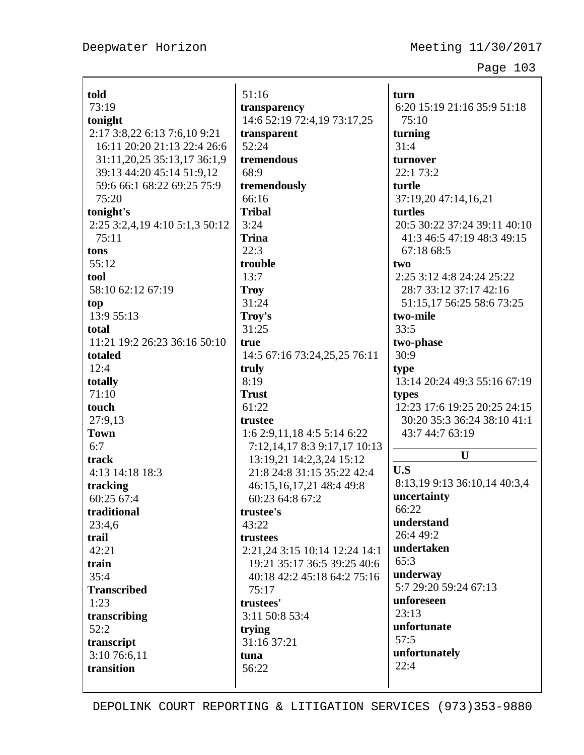**told**
73:19

**tonight**
2:17 3:8,22 6:13 7:6,10 9:21 16:11 20:20 21:13 22:4 26:6 31:11,20,25 35:13,17 36:1,9 39:13 44:20 45:14 51:9,12 59:6 66:1 68:22 69:25 75:9 75:20

**tonight's**
2:25 3:2,4,19 4:10 5:1,3 50:12 75:11

**tons**
55:12

**tool**
58:10 62:12 67:19

**top**
13:9 55:13

**total**
11:21 19:2 26:23 36:16 50:10

**totaled**
12:4

**totally**
71:10

**touch**
27:9,13

**Town**
6:7

**track**
4:13 14:18 18:3

**tracking**
60:25 67:4

**traditional**
23:4,6

**trail**
42:21

**train**
35:4

**Transcribed**
1:23

**transcribing**
52:2

**transcript**
3:10 76:6,11

**transition**
51:16

**transparency**
14:6 52:19 72:4,19 73:17,25

**transparent**
52:24

**tremendous**
68:9

**tremendously**
66:16

**Tribal**
3:24

**Trina**
22:3

**trouble**
13:7

**Troy**
31:24

**Troy's**
31:25

**true**
14:5 67:16 73:24,25,25 76:11

**truly**
8:19

**Trust**
61:22

**trustee**
1:6 2:9,11,18 4:5 5:14 6:22 7:12,14,17 8:3 9:17,17 10:13 13:19,21 14:2,3,24 15:12 21:8 24:8 31:15 35:22 42:4 46:15,16,17,21 48:4 49:8 60:23 64:8 67:2

**trustee's**
43:22

**trustees**
2:21,24 3:15 10:14 12:24 14:1 19:21 35:17 36:5 39:25 40:6 40:18 42:2 45:18 64:2 75:16 75:17

**trustees'**
3:11 50:8 53:4

**trying**
31:16 37:21

**tuna**
56:22

**turn**
6:20 15:19 21:16 35:9 51:18 75:10

**turning**
31:4

**turnover**
22:1 73:2

**turtle**
37:19,20 47:14,16,21

**turtles**
20:5 30:22 37:24 39:11 40:10 41:3 46:5 47:19 48:3 49:15 67:18 68:5

**two**
2:25 3:12 4:8 24:24 25:22 28:7 33:12 37:17 42:16 51:15,17 56:25 58:6 73:25

**two-mile**
33:5

**two-phase**
30:9

**type**
13:14 20:24 49:3 55:16 67:19

**types**
12:23 17:6 19:25 20:25 24:15 30:20 35:3 36:24 38:10 41:1 43:7 44:7 63:19

## U

**U.S**
8:13,19 9:13 36:10,14 40:3,4

**uncertainty**
66:22

**understand**
26:4 49:2

**undertaken**
65:3

**underway**
5:7 29:20 59:24 67:13

**unforeseen**
23:13

**unfortunate**
57:5

**unfortunately**
22:4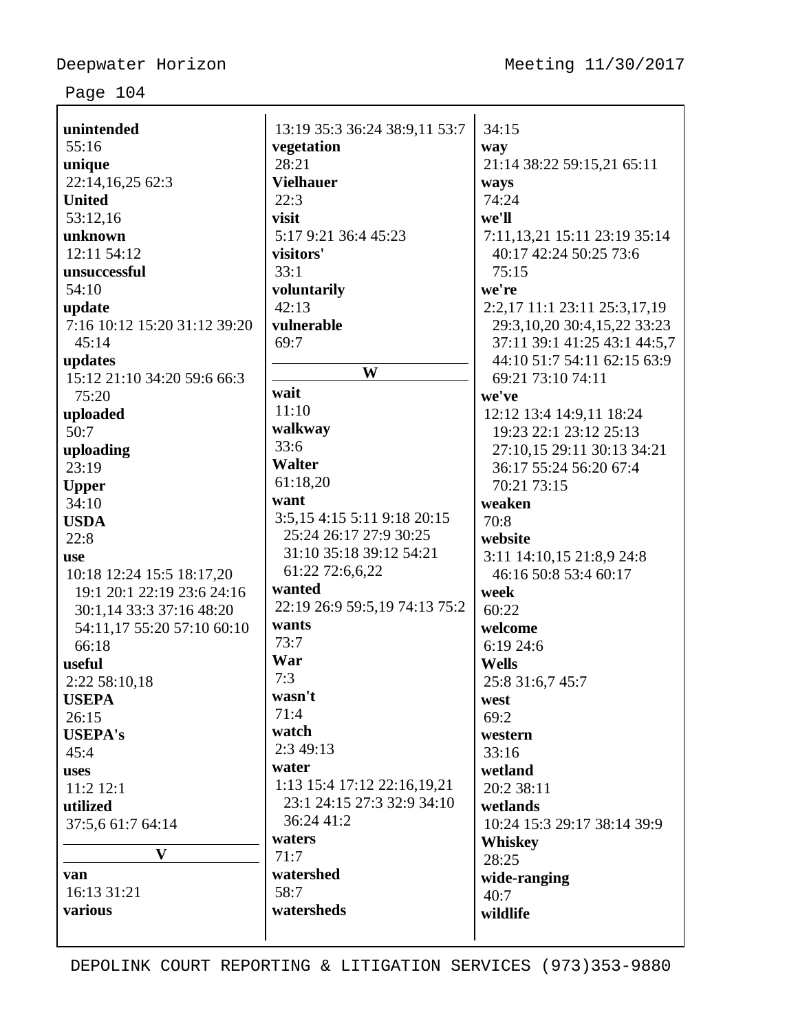**unintended**
55:16
**unique**
22:14,16,25 62:3
**United**
53:12,16
**unknown**
12:11 54:12
**unsuccessful**
54:10
**update**
7:16 10:12 15:20 31:12 39:20 45:14
**updates**
15:12 21:10 34:20 59:6 66:3 75:20
**uploaded**
50:7
**uploading**
23:19
**Upper**
34:10
**USDA**
22:8
**use**
10:18 12:24 15:5 18:17,20 19:1 20:1 22:19 23:6 24:16 30:1,14 33:3 37:16 48:20 54:11,17 55:20 57:10 60:10 66:18
**useful**
2:22 58:10,18
**USEPA**
26:15
**USEPA's**
45:4
**uses**
11:2 12:1
**utilized**
37:5,6 61:7 64:14

## V

**van**
16:13 31:21
**various**
13:19 35:3 36:24 38:9,11 53:7
**vegetation**
28:21
**Vielhauer**
22:3
**visit**
5:17 9:21 36:4 45:23
**visitors'**
33:1
**voluntarily**
42:13
**vulnerable**
69:7

## W

**wait**
11:10
**walkway**
33:6
**Walter**
61:18,20
**want**
3:5,15 4:15 5:11 9:18 20:15 25:24 26:17 27:9 30:25 31:10 35:18 39:12 54:21 61:22 72:6,6,22
**wanted**
22:19 26:9 59:5,19 74:13 75:2
**wants**
73:7
**War**
7:3
**wasn't**
71:4
**watch**
2:3 49:13
**water**
1:13 15:4 17:12 22:16,19,21 23:1 24:15 27:3 32:9 34:10 36:24 41:2
**waters**
71:7
**watershed**
58:7
**watersheds**
34:15
**way**
21:14 38:22 59:15,21 65:11
**ways**
74:24
**we'll**
7:11,13,21 15:11 23:19 35:14 40:17 42:24 50:25 73:6 75:15
**we're**
2:2,17 11:1 23:11 25:3,17,19 29:3,10,20 30:4,15,22 33:23 37:11 39:1 41:25 43:1 44:5,7 44:10 51:7 54:11 62:15 63:9 69:21 73:10 74:11
**we've**
12:12 13:4 14:9,11 18:24 19:23 22:1 23:12 25:13 27:10,15 29:11 30:13 34:21 36:17 55:24 56:20 67:4 70:21 73:15
**weaken**
70:8
**website**
3:11 14:10,15 21:8,9 24:8 46:16 50:8 53:4 60:17
**week**
60:22
**welcome**
6:19 24:6
**Wells**
25:8 31:6,7 45:7
**west**
69:2
**western**
33:16
**wetland**
20:2 38:11
**wetlands**
10:24 15:3 29:17 38:14 39:9
**Whiskey**
28:25
**wide-ranging**
40:7
**wildlife**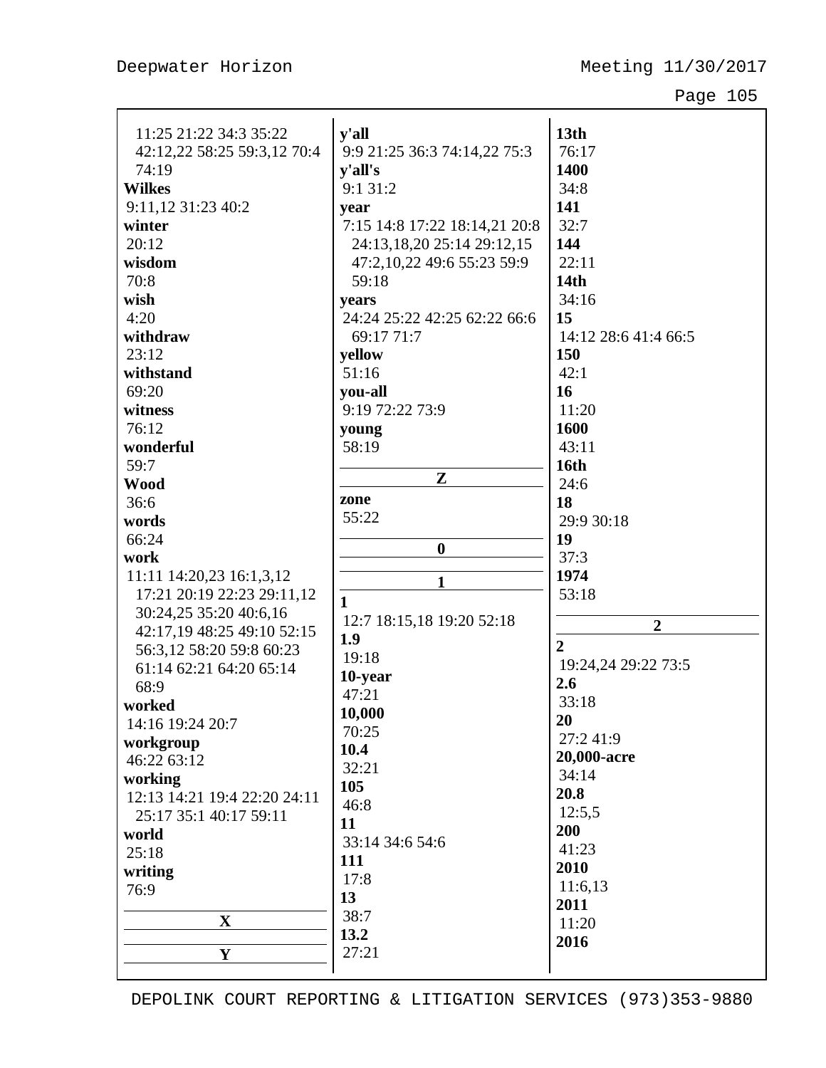11:25 21:22 34:3 35:22 42:12,22 58:25 59:3,12 70:4 74:19

**Wilkes**
9:11,12 31:23 40:2

**winter**
20:12

**wisdom**
70:8

**wish**
4:20

**withdraw**
23:12

**withstand**
69:20

**witness**
76:12

**wonderful**
59:7

**Wood**
36:6

**words**
66:24

**work**
11:11 14:20,23 16:1,3,12 17:21 20:19 22:23 29:11,12 30:24,25 35:20 40:6,16 42:17,19 48:25 49:10 52:15 56:3,12 58:20 59:8 60:23 61:14 62:21 64:20 65:14 68:9

**worked**
14:16 19:24 20:7

**workgroup**
46:22 63:12

**working**
12:13 14:21 19:4 22:20 24:11 25:17 35:1 40:17 59:11

**world**
25:18

**writing**
76:9

**X**

**Y**

**y'all**
9:9 21:25 36:3 74:14,22 75:3

**y'all's**
9:1 31:2

**year**
7:15 14:8 17:22 18:14,21 20:8 24:13,18,20 25:14 29:12,15 47:2,10,22 49:6 55:23 59:9 59:18

**years**
24:24 25:22 42:25 62:22 66:6 69:17 71:7

**yellow**
51:16

**you-all**
9:19 72:22 73:9

**young**
58:19

**Z**

**zone**
55:22

**0**

**1**

**1**
12:7 18:15,18 19:20 52:18

**1.9**
19:18

**10-year**
47:21

**10,000**
70:25

**10.4**
32:21

**105**
46:8

**11**
33:14 34:6 54:6

**111**
17:8

**13**
38:7

**13.2**
27:21

**13th**
76:17

**1400**
34:8

**141**
32:7

**144**
22:11

**14th**
34:16

**15**
14:12 28:6 41:4 66:5

**150**
42:1

**16**
11:20

**1600**
43:11

**16th**
24:6

**18**
29:9 30:18

**19**
37:3

**1974**
53:18

**2**

**2**
19:24,24 29:22 73:5

**2.6**
33:18

**20**
27:2 41:9

**20,000-acre**
34:14

**20.8**
12:5,5

**200**
41:23

**2010**
11:6,13

**2011**
11:20

**2016**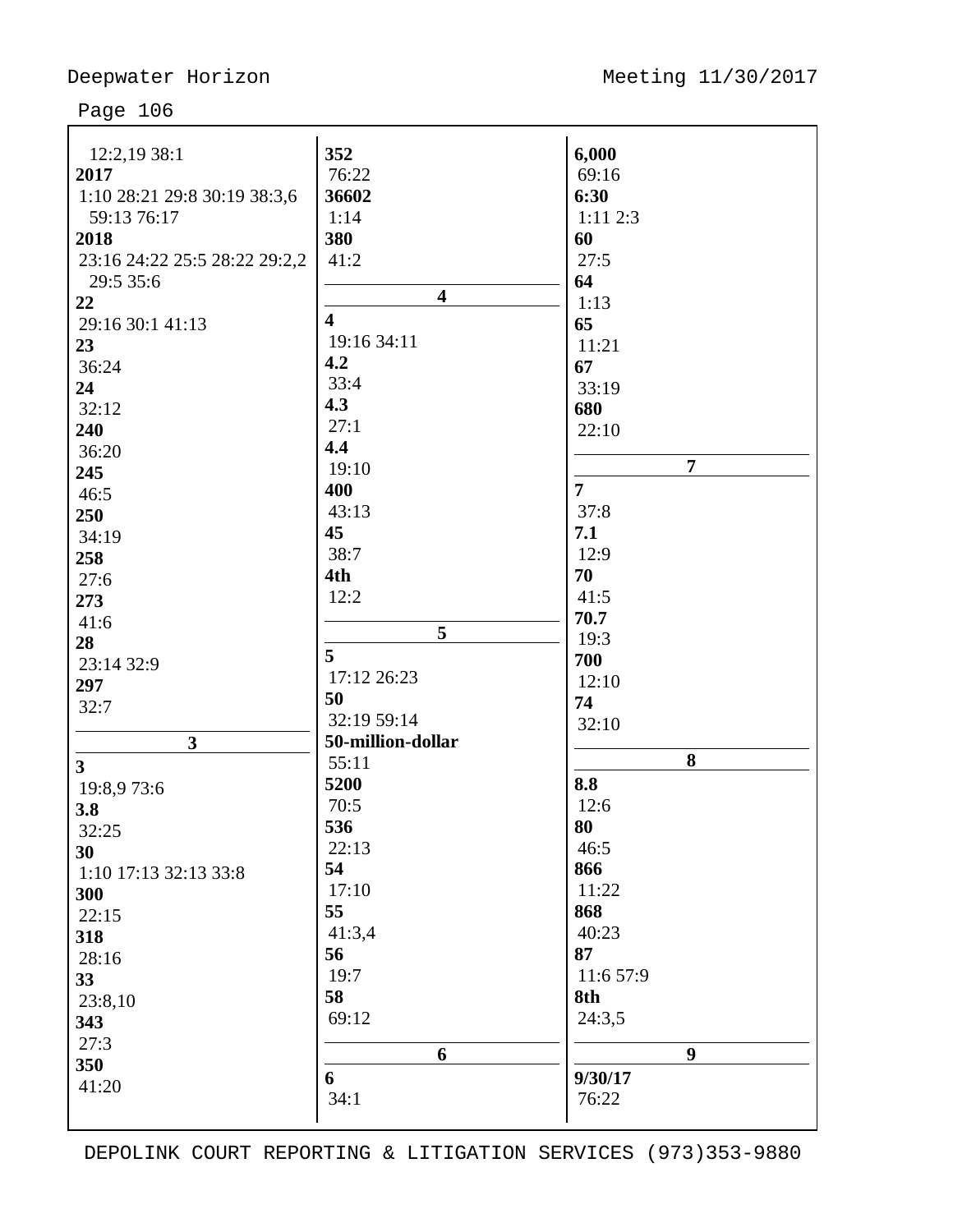12:2,19 38:1

**2017**
1:10 28:21 29:8 30:19 38:3,6 59:13 76:17

**2018**
23:16 24:22 25:5 28:22 29:2,2 29:5 35:6

**22**
29:16 30:1 41:13

**23**
36:24

**24**
32:12

**240**
36:20

**245**
46:5

**250**
34:19

**258**
27:6

**273**
41:6

**28**
23:14 32:9

**297**
32:7

### 3

**3**
19:8,9 73:6

**3.8**
32:25

**30**
1:10 17:13 32:13 33:8

**300**
22:15

**318**
28:16

**33**
23:8,10

**343**
27:3

**350**
41:20

**352**
76:22

**36602**
1:14

**380**
41:2

### 4

**4**
19:16 34:11

**4.2**
33:4

**4.3**
27:1

**4.4**
19:10

**400**
43:13

**45**
38:7

**4th**
12:2

### 5

**5**
17:12 26:23

**50**
32:19 59:14

**50-million-dollar**
55:11

**5200**
70:5

**536**
22:13

**54**
17:10

**55**
41:3,4

**56**
19:7

**58**
69:12

### 6

**6**
34:1

**6,000**
69:16

**6:30**
1:11 2:3

**60**
27:5

**64**
1:13

**65**
11:21

**67**
33:19

**680**
22:10

### 7

**7**
37:8

**7.1**
12:9

**70**
41:5

**70.7**
19:3

**700**
12:10

**74**
32:10

### 8

**8.8**
12:6

**80**
46:5

**866**
11:22

**868**
40:23

**87**
11:6 57:9

**8th**
24:3,5

### 9

**9/30/17**
76:22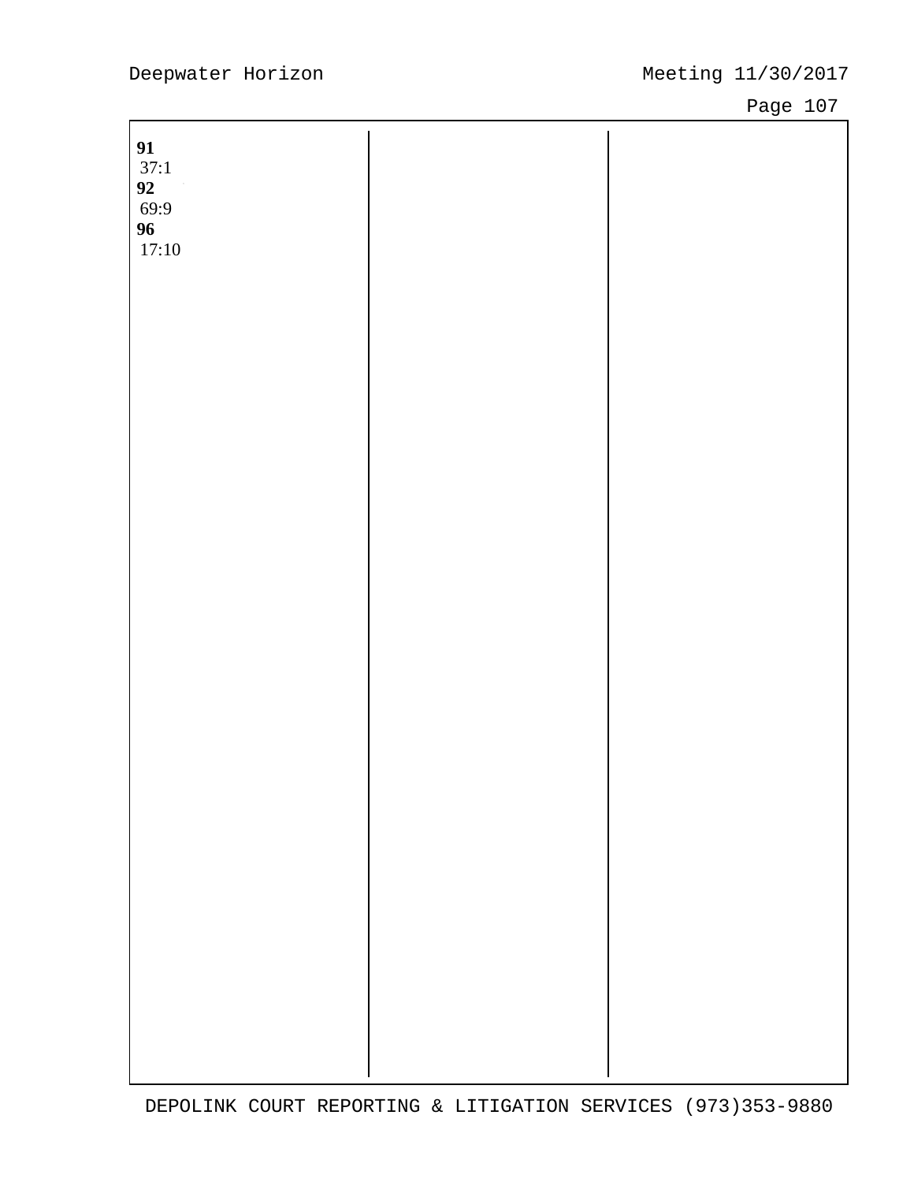**91**
37:1
**92**
69:9
**96**
17:10